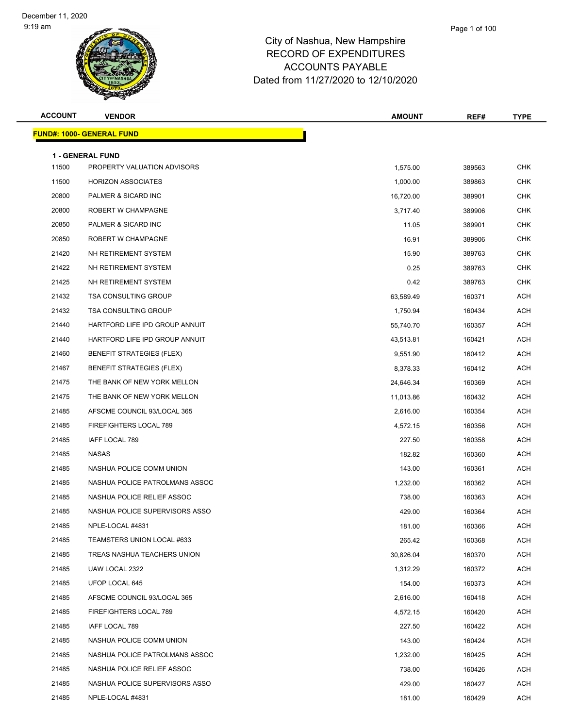December 11, 2020
9:19 am

# City of Nashua, New Hampshire
## RECORD OF EXPENDITURES
## ACCOUNTS PAYABLE
## Dated from 11/27/2020 to 12/10/2020

| ACCOUNT | VENDOR | AMOUNT | REF# | TYPE |
|---|---|---|---|---|
| **FUND#: 1000- GENERAL FUND** | | | | |
| **1 - GENERAL FUND** | | | | |
| 11500 | PROPERTY VALUATION ADVISORS | 1,575.00 | 389563 | CHK |
| 11500 | HORIZON ASSOCIATES | 1,000.00 | 389863 | CHK |
| 20800 | PALMER & SICARD INC | 16,720.00 | 389901 | CHK |
| 20800 | ROBERT W CHAMPAGNE | 3,717.40 | 389906 | CHK |
| 20850 | PALMER & SICARD INC | 11.05 | 389901 | CHK |
| 20850 | ROBERT W CHAMPAGNE | 16.91 | 389906 | CHK |
| 21420 | NH RETIREMENT SYSTEM | 15.90 | 389763 | CHK |
| 21422 | NH RETIREMENT SYSTEM | 0.25 | 389763 | CHK |
| 21425 | NH RETIREMENT SYSTEM | 0.42 | 389763 | CHK |
| 21432 | TSA CONSULTING GROUP | 63,589.49 | 160371 | ACH |
| 21432 | TSA CONSULTING GROUP | 1,750.94 | 160434 | ACH |
| 21440 | HARTFORD LIFE IPD GROUP ANNUIT | 55,740.70 | 160357 | ACH |
| 21440 | HARTFORD LIFE IPD GROUP ANNUIT | 43,513.81 | 160421 | ACH |
| 21460 | BENEFIT STRATEGIES (FLEX) | 9,551.90 | 160412 | ACH |
| 21467 | BENEFIT STRATEGIES (FLEX) | 8,378.33 | 160412 | ACH |
| 21475 | THE BANK OF NEW YORK MELLON | 24,646.34 | 160369 | ACH |
| 21475 | THE BANK OF NEW YORK MELLON | 11,013.86 | 160432 | ACH |
| 21485 | AFSCME COUNCIL 93/LOCAL 365 | 2,616.00 | 160354 | ACH |
| 21485 | FIREFIGHTERS LOCAL 789 | 4,572.15 | 160356 | ACH |
| 21485 | IAFF LOCAL 789 | 227.50 | 160358 | ACH |
| 21485 | NASAS | 182.82 | 160360 | ACH |
| 21485 | NASHUA POLICE COMM UNION | 143.00 | 160361 | ACH |
| 21485 | NASHUA POLICE PATROLMANS ASSOC | 1,232.00 | 160362 | ACH |
| 21485 | NASHUA POLICE RELIEF ASSOC | 738.00 | 160363 | ACH |
| 21485 | NASHUA POLICE SUPERVISORS ASSO | 429.00 | 160364 | ACH |
| 21485 | NPLE-LOCAL #4831 | 181.00 | 160366 | ACH |
| 21485 | TEAMSTERS UNION LOCAL #633 | 265.42 | 160368 | ACH |
| 21485 | TREAS NASHUA TEACHERS UNION | 30,826.04 | 160370 | ACH |
| 21485 | UAW LOCAL 2322 | 1,312.29 | 160372 | ACH |
| 21485 | UFOP LOCAL 645 | 154.00 | 160373 | ACH |
| 21485 | AFSCME COUNCIL 93/LOCAL 365 | 2,616.00 | 160418 | ACH |
| 21485 | FIREFIGHTERS LOCAL 789 | 4,572.15 | 160420 | ACH |
| 21485 | IAFF LOCAL 789 | 227.50 | 160422 | ACH |
| 21485 | NASHUA POLICE COMM UNION | 143.00 | 160424 | ACH |
| 21485 | NASHUA POLICE PATROLMANS ASSOC | 1,232.00 | 160425 | ACH |
| 21485 | NASHUA POLICE RELIEF ASSOC | 738.00 | 160426 | ACH |
| 21485 | NASHUA POLICE SUPERVISORS ASSO | 429.00 | 160427 | ACH |
| 21485 | NPLE-LOCAL #4831 | 181.00 | 160429 | ACH |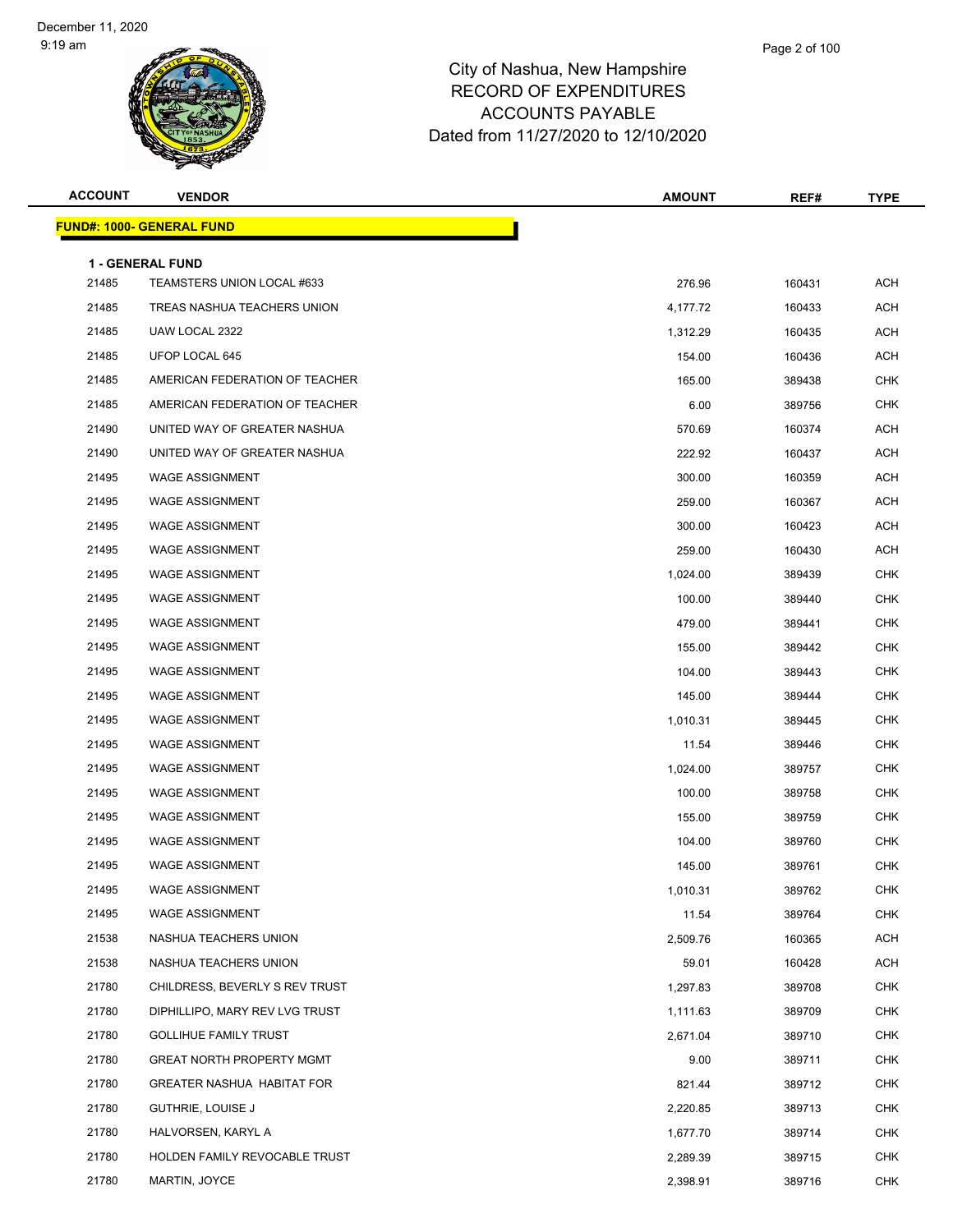# City of Nashua, New Hampshire
## RECORD OF EXPENDITURES
## ACCOUNTS PAYABLE
### Dated from 11/27/2020 to 12/10/2020

December 11, 2020
9:19 am

**FUND#: 1000- GENERAL FUND**

**1 - GENERAL FUND**

| ACCOUNT | VENDOR | AMOUNT | REF# | TYPE |
|---|---|---|---|---|
| 21485 | TEAMSTERS UNION LOCAL #633 | 276.96 | 160431 | ACH |
| 21485 | TREAS NASHUA TEACHERS UNION | 4,177.72 | 160433 | ACH |
| 21485 | UAW LOCAL 2322 | 1,312.29 | 160435 | ACH |
| 21485 | UFOP LOCAL 645 | 154.00 | 160436 | ACH |
| 21485 | AMERICAN FEDERATION OF TEACHER | 165.00 | 389438 | CHK |
| 21485 | AMERICAN FEDERATION OF TEACHER | 6.00 | 389756 | CHK |
| 21490 | UNITED WAY OF GREATER NASHUA | 570.69 | 160374 | ACH |
| 21490 | UNITED WAY OF GREATER NASHUA | 222.92 | 160437 | ACH |
| 21495 | WAGE ASSIGNMENT | 300.00 | 160359 | ACH |
| 21495 | WAGE ASSIGNMENT | 259.00 | 160367 | ACH |
| 21495 | WAGE ASSIGNMENT | 300.00 | 160423 | ACH |
| 21495 | WAGE ASSIGNMENT | 259.00 | 160430 | ACH |
| 21495 | WAGE ASSIGNMENT | 1,024.00 | 389439 | CHK |
| 21495 | WAGE ASSIGNMENT | 100.00 | 389440 | CHK |
| 21495 | WAGE ASSIGNMENT | 479.00 | 389441 | CHK |
| 21495 | WAGE ASSIGNMENT | 155.00 | 389442 | CHK |
| 21495 | WAGE ASSIGNMENT | 104.00 | 389443 | CHK |
| 21495 | WAGE ASSIGNMENT | 145.00 | 389444 | CHK |
| 21495 | WAGE ASSIGNMENT | 1,010.31 | 389445 | CHK |
| 21495 | WAGE ASSIGNMENT | 11.54 | 389446 | CHK |
| 21495 | WAGE ASSIGNMENT | 1,024.00 | 389757 | CHK |
| 21495 | WAGE ASSIGNMENT | 100.00 | 389758 | CHK |
| 21495 | WAGE ASSIGNMENT | 155.00 | 389759 | CHK |
| 21495 | WAGE ASSIGNMENT | 104.00 | 389760 | CHK |
| 21495 | WAGE ASSIGNMENT | 145.00 | 389761 | CHK |
| 21495 | WAGE ASSIGNMENT | 1,010.31 | 389762 | CHK |
| 21495 | WAGE ASSIGNMENT | 11.54 | 389764 | CHK |
| 21538 | NASHUA TEACHERS UNION | 2,509.76 | 160365 | ACH |
| 21538 | NASHUA TEACHERS UNION | 59.01 | 160428 | ACH |
| 21780 | CHILDRESS, BEVERLY S REV TRUST | 1,297.83 | 389708 | CHK |
| 21780 | DIPHILLIPO, MARY REV LVG TRUST | 1,111.63 | 389709 | CHK |
| 21780 | GOLLIHUE FAMILY TRUST | 2,671.04 | 389710 | CHK |
| 21780 | GREAT NORTH PROPERTY MGMT | 9.00 | 389711 | CHK |
| 21780 | GREATER NASHUA HABITAT FOR | 821.44 | 389712 | CHK |
| 21780 | GUTHRIE, LOUISE J | 2,220.85 | 389713 | CHK |
| 21780 | HALVORSEN, KARYL A | 1,677.70 | 389714 | CHK |
| 21780 | HOLDEN FAMILY REVOCABLE TRUST | 2,289.39 | 389715 | CHK |
| 21780 | MARTIN, JOYCE | 2,398.91 | 389716 | CHK |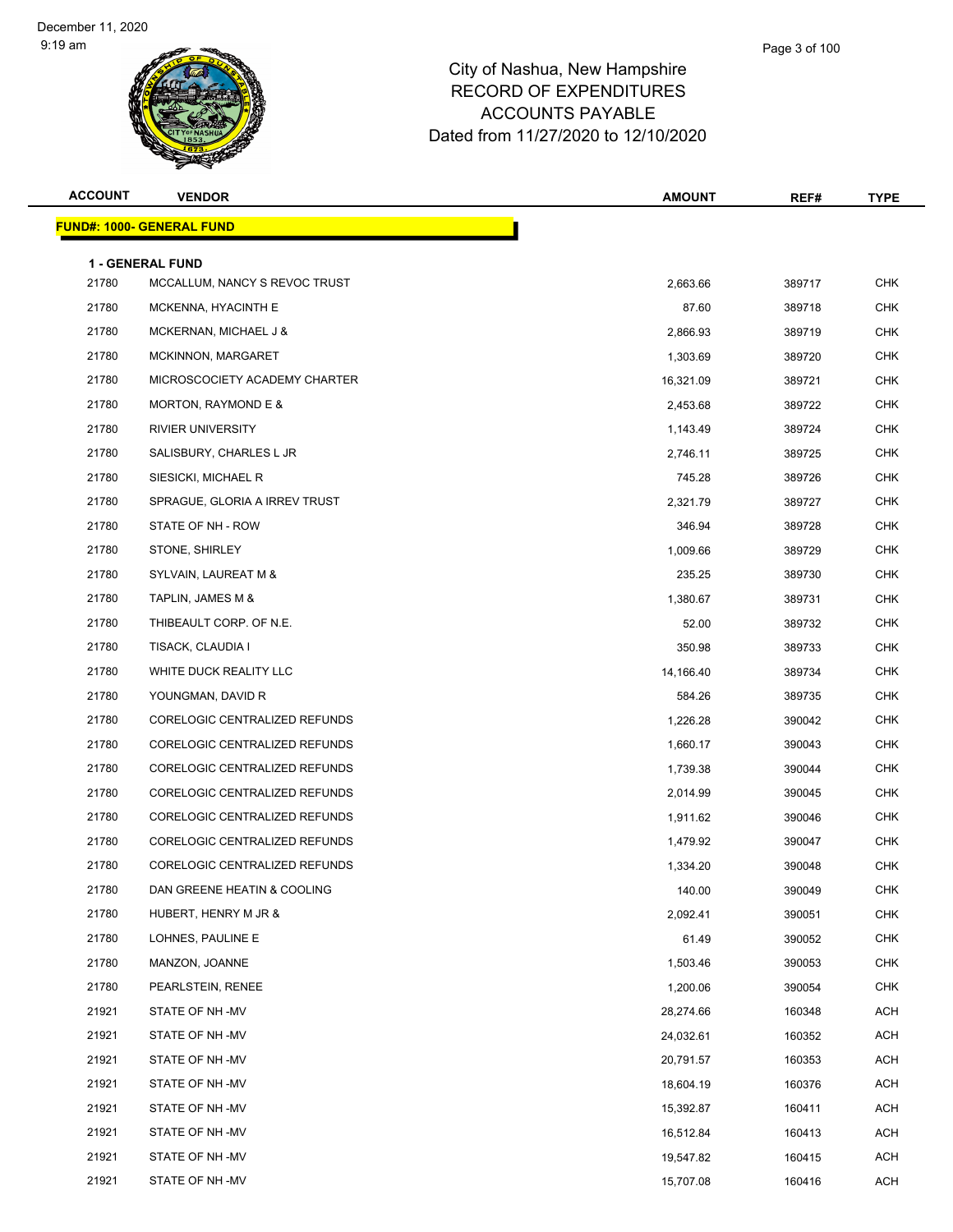City of Nashua, New Hampshire
RECORD OF EXPENDITURES
ACCOUNTS PAYABLE
Dated from 11/27/2020 to 12/10/2020

December 11, 2020
9:19 am

**FUND#: 1000- GENERAL FUND**

**1 - GENERAL FUND**

| ACCOUNT | VENDOR | AMOUNT | REF# | TYPE |
|---|---|---|---|---|
| 21780 | MCCALLUM, NANCY S REVOC TRUST | 2,663.66 | 389717 | CHK |
| 21780 | MCKENNA, HYACINTH E | 87.60 | 389718 | CHK |
| 21780 | MCKERNAN, MICHAEL J & | 2,866.93 | 389719 | CHK |
| 21780 | MCKINNON, MARGARET | 1,303.69 | 389720 | CHK |
| 21780 | MICROSCOCIETY ACADEMY CHARTER | 16,321.09 | 389721 | CHK |
| 21780 | MORTON, RAYMOND E & | 2,453.68 | 389722 | CHK |
| 21780 | RIVIER UNIVERSITY | 1,143.49 | 389724 | CHK |
| 21780 | SALISBURY, CHARLES L JR | 2,746.11 | 389725 | CHK |
| 21780 | SIESICKI, MICHAEL R | 745.28 | 389726 | CHK |
| 21780 | SPRAGUE, GLORIA A IRREV TRUST | 2,321.79 | 389727 | CHK |
| 21780 | STATE OF NH - ROW | 346.94 | 389728 | CHK |
| 21780 | STONE, SHIRLEY | 1,009.66 | 389729 | CHK |
| 21780 | SYLVAIN, LAUREAT M & | 235.25 | 389730 | CHK |
| 21780 | TAPLIN, JAMES M & | 1,380.67 | 389731 | CHK |
| 21780 | THIBEAULT CORP. OF N.E. | 52.00 | 389732 | CHK |
| 21780 | TISACK, CLAUDIA I | 350.98 | 389733 | CHK |
| 21780 | WHITE DUCK REALITY LLC | 14,166.40 | 389734 | CHK |
| 21780 | YOUNGMAN, DAVID R | 584.26 | 389735 | CHK |
| 21780 | CORELOGIC CENTRALIZED REFUNDS | 1,226.28 | 390042 | CHK |
| 21780 | CORELOGIC CENTRALIZED REFUNDS | 1,660.17 | 390043 | CHK |
| 21780 | CORELOGIC CENTRALIZED REFUNDS | 1,739.38 | 390044 | CHK |
| 21780 | CORELOGIC CENTRALIZED REFUNDS | 2,014.99 | 390045 | CHK |
| 21780 | CORELOGIC CENTRALIZED REFUNDS | 1,911.62 | 390046 | CHK |
| 21780 | CORELOGIC CENTRALIZED REFUNDS | 1,479.92 | 390047 | CHK |
| 21780 | CORELOGIC CENTRALIZED REFUNDS | 1,334.20 | 390048 | CHK |
| 21780 | DAN GREENE HEATIN & COOLING | 140.00 | 390049 | CHK |
| 21780 | HUBERT, HENRY M JR & | 2,092.41 | 390051 | CHK |
| 21780 | LOHNES, PAULINE E | 61.49 | 390052 | CHK |
| 21780 | MANZON, JOANNE | 1,503.46 | 390053 | CHK |
| 21780 | PEARLSTEIN, RENEE | 1,200.06 | 390054 | CHK |
| 21921 | STATE OF NH -MV | 28,274.66 | 160348 | ACH |
| 21921 | STATE OF NH -MV | 24,032.61 | 160352 | ACH |
| 21921 | STATE OF NH -MV | 20,791.57 | 160353 | ACH |
| 21921 | STATE OF NH -MV | 18,604.19 | 160376 | ACH |
| 21921 | STATE OF NH -MV | 15,392.87 | 160411 | ACH |
| 21921 | STATE OF NH -MV | 16,512.84 | 160413 | ACH |
| 21921 | STATE OF NH -MV | 19,547.82 | 160415 | ACH |
| 21921 | STATE OF NH -MV | 15,707.08 | 160416 | ACH |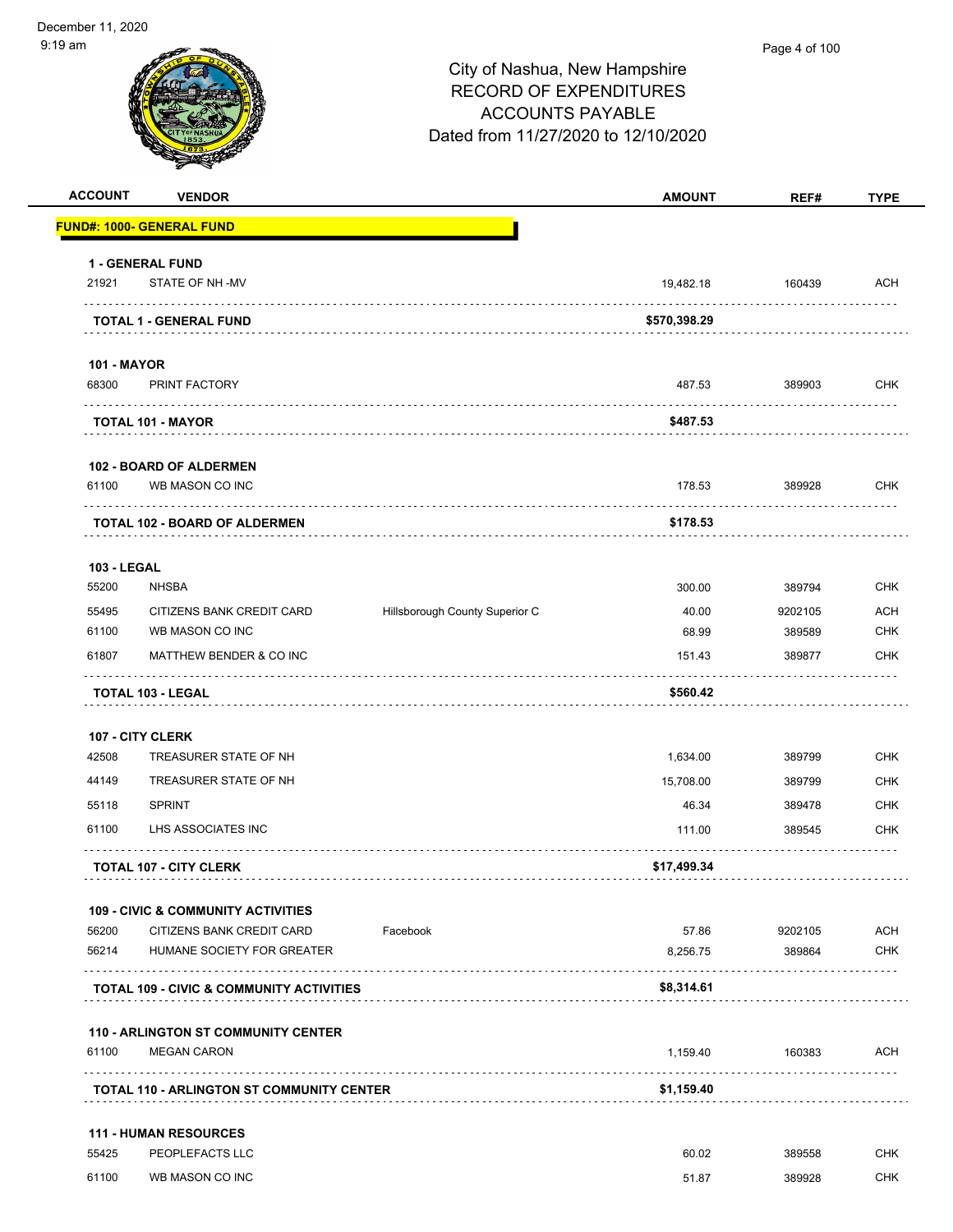City of Nashua, New Hampshire
RECORD OF EXPENDITURES
ACCOUNTS PAYABLE
Dated from 11/27/2020 to 12/10/2020

| ACCOUNT | VENDOR | | AMOUNT | REF# | TYPE |
|---|---|---|---|---|---|
| **FUND#: 1000- GENERAL FUND** | | | | | |
| **1 - GENERAL FUND** | | | | | |
| 21921 | STATE OF NH -MV | | 19,482.18 | 160439 | ACH |
| **TOTAL 1 - GENERAL FUND** | | | **$570,398.29** | | |
| **101 - MAYOR** | | | | | |
| 68300 | PRINT FACTORY | | 487.53 | 389903 | CHK |
| **TOTAL 101 - MAYOR** | | | **$487.53** | | |
| **102 - BOARD OF ALDERMEN** | | | | | |
| 61100 | WB MASON CO INC | | 178.53 | 389928 | CHK |
| **TOTAL 102 - BOARD OF ALDERMEN** | | | **$178.53** | | |
| **103 - LEGAL** | | | | | |
| 55200 | NHSBA | | 300.00 | 389794 | CHK |
| 55495 | CITIZENS BANK CREDIT CARD | Hillsborough County Superior C | 40.00 | 9202105 | ACH |
| 61100 | WB MASON CO INC | | 68.99 | 389589 | CHK |
| 61807 | MATTHEW BENDER & CO INC | | 151.43 | 389877 | CHK |
| **TOTAL 103 - LEGAL** | | | **$560.42** | | |
| **107 - CITY CLERK** | | | | | |
| 42508 | TREASURER STATE OF NH | | 1,634.00 | 389799 | CHK |
| 44149 | TREASURER STATE OF NH | | 15,708.00 | 389799 | CHK |
| 55118 | SPRINT | | 46.34 | 389478 | CHK |
| 61100 | LHS ASSOCIATES INC | | 111.00 | 389545 | CHK |
| **TOTAL 107 - CITY CLERK** | | | **$17,499.34** | | |
| **109 - CIVIC & COMMUNITY ACTIVITIES** | | | | | |
| 56200 | CITIZENS BANK CREDIT CARD | Facebook | 57.86 | 9202105 | ACH |
| 56214 | HUMANE SOCIETY FOR GREATER | | 8,256.75 | 389864 | CHK |
| **TOTAL 109 - CIVIC & COMMUNITY ACTIVITIES** | | | **$8,314.61** | | |
| **110 - ARLINGTON ST COMMUNITY CENTER** | | | | | |
| 61100 | MEGAN CARON | | 1,159.40 | 160383 | ACH |
| **TOTAL 110 - ARLINGTON ST COMMUNITY CENTER** | | | **$1,159.40** | | |
| **111 - HUMAN RESOURCES** | | | | | |
| 55425 | PEOPLEFACTS LLC | | 60.02 | 389558 | CHK |
| 61100 | WB MASON CO INC | | 51.87 | 389928 | CHK |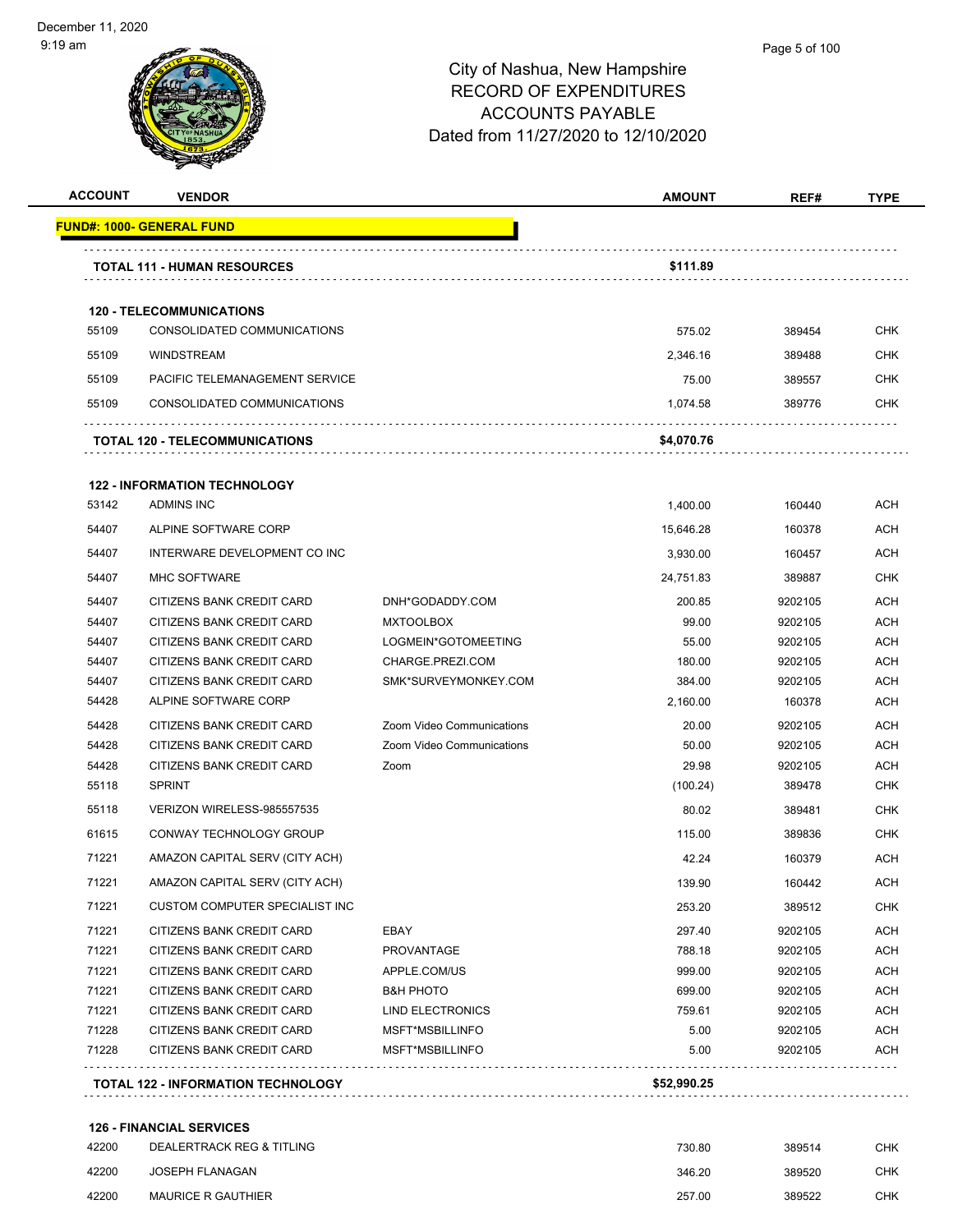City of Nashua, New Hampshire
RECORD OF EXPENDITURES
ACCOUNTS PAYABLE
Dated from 11/27/2020 to 12/10/2020

| ACCOUNT | VENDOR | | AMOUNT | REF# | TYPE |
|---|---|---|---|---|---|
| **FUND#: 1000- GENERAL FUND** | | | | | |
| **TOTAL 111 - HUMAN RESOURCES** | | | **$111.89** | | |
| **120 - TELECOMMUNICATIONS** | | | | | |
| 55109 | CONSOLIDATED COMMUNICATIONS | | 575.02 | 389454 | CHK |
| 55109 | WINDSTREAM | | 2,346.16 | 389488 | CHK |
| 55109 | PACIFIC TELEMANAGEMENT SERVICE | | 75.00 | 389557 | CHK |
| 55109 | CONSOLIDATED COMMUNICATIONS | | 1,074.58 | 389776 | CHK |
| **TOTAL 120 - TELECOMMUNICATIONS** | | | **$4,070.76** | | |
| **122 - INFORMATION TECHNOLOGY** | | | | | |
| 53142 | ADMINS INC | | 1,400.00 | 160440 | ACH |
| 54407 | ALPINE SOFTWARE CORP | | 15,646.28 | 160378 | ACH |
| 54407 | INTERWARE DEVELOPMENT CO INC | | 3,930.00 | 160457 | ACH |
| 54407 | MHC SOFTWARE | | 24,751.83 | 389887 | CHK |
| 54407 | CITIZENS BANK CREDIT CARD | DNH*GODADDY.COM | 200.85 | 9202105 | ACH |
| 54407 | CITIZENS BANK CREDIT CARD | MXTOOLBOX | 99.00 | 9202105 | ACH |
| 54407 | CITIZENS BANK CREDIT CARD | LOGMEIN*GOTOMEETING | 55.00 | 9202105 | ACH |
| 54407 | CITIZENS BANK CREDIT CARD | CHARGE.PREZI.COM | 180.00 | 9202105 | ACH |
| 54407 | CITIZENS BANK CREDIT CARD | SMK*SURVEYMONKEY.COM | 384.00 | 9202105 | ACH |
| 54428 | ALPINE SOFTWARE CORP | | 2,160.00 | 160378 | ACH |
| 54428 | CITIZENS BANK CREDIT CARD | Zoom Video Communications | 20.00 | 9202105 | ACH |
| 54428 | CITIZENS BANK CREDIT CARD | Zoom Video Communications | 50.00 | 9202105 | ACH |
| 54428 | CITIZENS BANK CREDIT CARD | Zoom | 29.98 | 9202105 | ACH |
| 55118 | SPRINT | | (100.24) | 389478 | CHK |
| 55118 | VERIZON WIRELESS-985557535 | | 80.02 | 389481 | CHK |
| 61615 | CONWAY TECHNOLOGY GROUP | | 115.00 | 389836 | CHK |
| 71221 | AMAZON CAPITAL SERV (CITY ACH) | | 42.24 | 160379 | ACH |
| 71221 | AMAZON CAPITAL SERV (CITY ACH) | | 139.90 | 160442 | ACH |
| 71221 | CUSTOM COMPUTER SPECIALIST INC | | 253.20 | 389512 | CHK |
| 71221 | CITIZENS BANK CREDIT CARD | EBAY | 297.40 | 9202105 | ACH |
| 71221 | CITIZENS BANK CREDIT CARD | PROVANTAGE | 788.18 | 9202105 | ACH |
| 71221 | CITIZENS BANK CREDIT CARD | APPLE.COM/US | 999.00 | 9202105 | ACH |
| 71221 | CITIZENS BANK CREDIT CARD | B&H PHOTO | 699.00 | 9202105 | ACH |
| 71221 | CITIZENS BANK CREDIT CARD | LIND ELECTRONICS | 759.61 | 9202105 | ACH |
| 71228 | CITIZENS BANK CREDIT CARD | MSFT*MSBILLINFO | 5.00 | 9202105 | ACH |
| 71228 | CITIZENS BANK CREDIT CARD | MSFT*MSBILLINFO | 5.00 | 9202105 | ACH |
| **TOTAL 122 - INFORMATION TECHNOLOGY** | | | **$52,990.25** | | |
| **126 - FINANCIAL SERVICES** | | | | | |
| 42200 | DEALERTRACK REG & TITLING | | 730.80 | 389514 | CHK |
| 42200 | JOSEPH FLANAGAN | | 346.20 | 389520 | CHK |
| 42200 | MAURICE R GAUTHIER | | 257.00 | 389522 | CHK |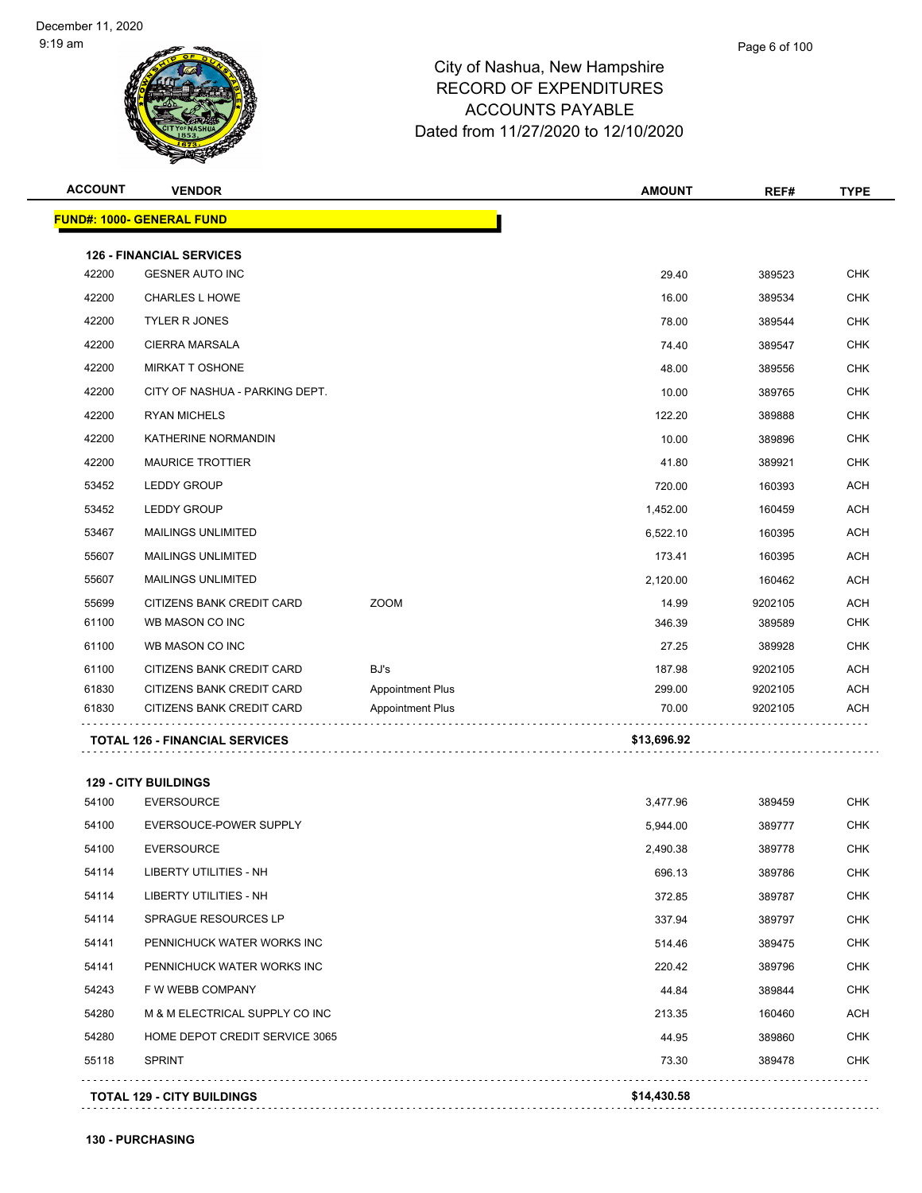# City of Nashua, New Hampshire
## RECORD OF EXPENDITURES
## ACCOUNTS PAYABLE
## Dated from 11/27/2020 to 12/10/2020

| ACCOUNT | VENDOR | | AMOUNT | REF# | TYPE |
|---|---|---|---|---|---|
| **FUND#: 1000- GENERAL FUND** | | | | | |
| **126 - FINANCIAL SERVICES** | | | | | |
| 42200 | GESNER AUTO INC | | 29.40 | 389523 | CHK |
| 42200 | CHARLES L HOWE | | 16.00 | 389534 | CHK |
| 42200 | TYLER R JONES | | 78.00 | 389544 | CHK |
| 42200 | CIERRA MARSALA | | 74.40 | 389547 | CHK |
| 42200 | MIRKAT T OSHONE | | 48.00 | 389556 | CHK |
| 42200 | CITY OF NASHUA - PARKING DEPT. | | 10.00 | 389765 | CHK |
| 42200 | RYAN MICHELS | | 122.20 | 389888 | CHK |
| 42200 | KATHERINE NORMANDIN | | 10.00 | 389896 | CHK |
| 42200 | MAURICE TROTTIER | | 41.80 | 389921 | CHK |
| 53452 | LEDDY GROUP | | 720.00 | 160393 | ACH |
| 53452 | LEDDY GROUP | | 1,452.00 | 160459 | ACH |
| 53467 | MAILINGS UNLIMITED | | 6,522.10 | 160395 | ACH |
| 55607 | MAILINGS UNLIMITED | | 173.41 | 160395 | ACH |
| 55607 | MAILINGS UNLIMITED | | 2,120.00 | 160462 | ACH |
| 55699 | CITIZENS BANK CREDIT CARD | ZOOM | 14.99 | 9202105 | ACH |
| 61100 | WB MASON CO INC | | 346.39 | 389589 | CHK |
| 61100 | WB MASON CO INC | | 27.25 | 389928 | CHK |
| 61100 | CITIZENS BANK CREDIT CARD | BJ's | 187.98 | 9202105 | ACH |
| 61830 | CITIZENS BANK CREDIT CARD | Appointment Plus | 299.00 | 9202105 | ACH |
| 61830 | CITIZENS BANK CREDIT CARD | Appointment Plus | 70.00 | 9202105 | ACH |
| **TOTAL 126 - FINANCIAL SERVICES** | | | **$13,696.92** | | |
| **129 - CITY BUILDINGS** | | | | | |
| 54100 | EVERSOURCE | | 3,477.96 | 389459 | CHK |
| 54100 | EVERSOUCE-POWER SUPPLY | | 5,944.00 | 389777 | CHK |
| 54100 | EVERSOURCE | | 2,490.38 | 389778 | CHK |
| 54114 | LIBERTY UTILITIES - NH | | 696.13 | 389786 | CHK |
| 54114 | LIBERTY UTILITIES - NH | | 372.85 | 389787 | CHK |
| 54114 | SPRAGUE RESOURCES LP | | 337.94 | 389797 | CHK |
| 54141 | PENNICHUCK WATER WORKS INC | | 514.46 | 389475 | CHK |
| 54141 | PENNICHUCK WATER WORKS INC | | 220.42 | 389796 | CHK |
| 54243 | F W WEBB COMPANY | | 44.84 | 389844 | CHK |
| 54280 | M & M ELECTRICAL SUPPLY CO INC | | 213.35 | 160460 | ACH |
| 54280 | HOME DEPOT CREDIT SERVICE 3065 | | 44.95 | 389860 | CHK |
| 55118 | SPRINT | | 73.30 | 389478 | CHK |
| **TOTAL 129 - CITY BUILDINGS** | | | **$14,430.58** | | |

**130 - PURCHASING**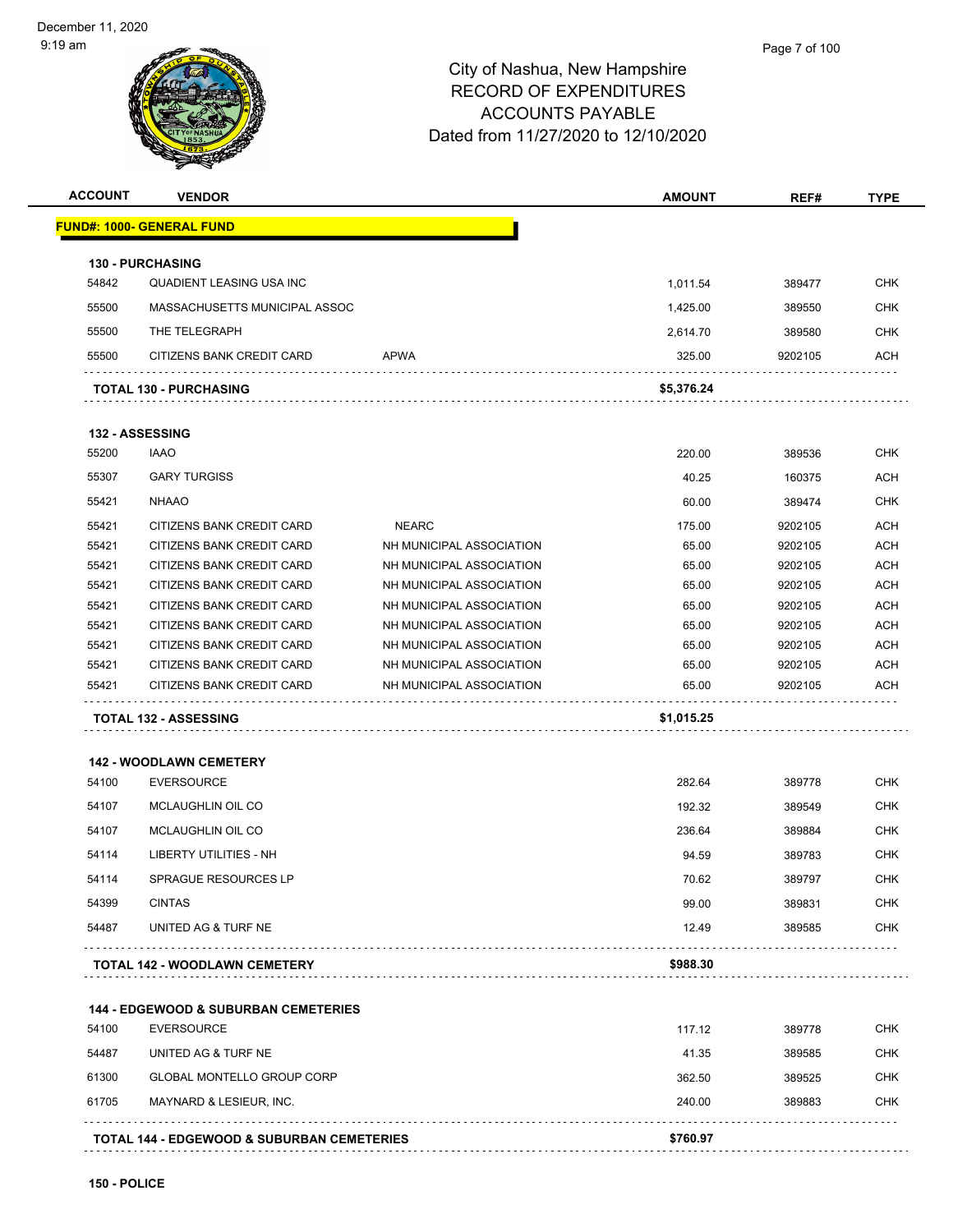December 11, 2020
9:19 am

# City of Nashua, New Hampshire
## RECORD OF EXPENDITURES
## ACCOUNTS PAYABLE
## Dated from 11/27/2020 to 12/10/2020

| ACCOUNT | VENDOR | | AMOUNT | REF# | TYPE |
|---|---|---|---|---|---|
| **FUND#: 1000- GENERAL FUND** | | | | | |
| **130 - PURCHASING** | | | | | |
| 54842 | QUADIENT LEASING USA INC | | 1,011.54 | 389477 | CHK |
| 55500 | MASSACHUSETTS MUNICIPAL ASSOC | | 1,425.00 | 389550 | CHK |
| 55500 | THE TELEGRAPH | | 2,614.70 | 389580 | CHK |
| 55500 | CITIZENS BANK CREDIT CARD | APWA | 325.00 | 9202105 | ACH |
| **TOTAL 130 - PURCHASING** | | | **$5,376.24** | | |
| **132 - ASSESSING** | | | | | |
| 55200 | IAAO | | 220.00 | 389536 | CHK |
| 55307 | GARY TURGISS | | 40.25 | 160375 | ACH |
| 55421 | NHAAO | | 60.00 | 389474 | CHK |
| 55421 | CITIZENS BANK CREDIT CARD | NEARC | 175.00 | 9202105 | ACH |
| 55421 | CITIZENS BANK CREDIT CARD | NH MUNICIPAL ASSOCIATION | 65.00 | 9202105 | ACH |
| 55421 | CITIZENS BANK CREDIT CARD | NH MUNICIPAL ASSOCIATION | 65.00 | 9202105 | ACH |
| 55421 | CITIZENS BANK CREDIT CARD | NH MUNICIPAL ASSOCIATION | 65.00 | 9202105 | ACH |
| 55421 | CITIZENS BANK CREDIT CARD | NH MUNICIPAL ASSOCIATION | 65.00 | 9202105 | ACH |
| 55421 | CITIZENS BANK CREDIT CARD | NH MUNICIPAL ASSOCIATION | 65.00 | 9202105 | ACH |
| 55421 | CITIZENS BANK CREDIT CARD | NH MUNICIPAL ASSOCIATION | 65.00 | 9202105 | ACH |
| 55421 | CITIZENS BANK CREDIT CARD | NH MUNICIPAL ASSOCIATION | 65.00 | 9202105 | ACH |
| 55421 | CITIZENS BANK CREDIT CARD | NH MUNICIPAL ASSOCIATION | 65.00 | 9202105 | ACH |
| **TOTAL 132 - ASSESSING** | | | **$1,015.25** | | |
| **142 - WOODLAWN CEMETERY** | | | | | |
| 54100 | EVERSOURCE | | 282.64 | 389778 | CHK |
| 54107 | MCLAUGHLIN OIL CO | | 192.32 | 389549 | CHK |
| 54107 | MCLAUGHLIN OIL CO | | 236.64 | 389884 | CHK |
| 54114 | LIBERTY UTILITIES - NH | | 94.59 | 389783 | CHK |
| 54114 | SPRAGUE RESOURCES LP | | 70.62 | 389797 | CHK |
| 54399 | CINTAS | | 99.00 | 389831 | CHK |
| 54487 | UNITED AG & TURF NE | | 12.49 | 389585 | CHK |
| **TOTAL 142 - WOODLAWN CEMETERY** | | | **$988.30** | | |
| **144 - EDGEWOOD & SUBURBAN CEMETERIES** | | | | | |
| 54100 | EVERSOURCE | | 117.12 | 389778 | CHK |
| 54487 | UNITED AG & TURF NE | | 41.35 | 389585 | CHK |
| 61300 | GLOBAL MONTELLO GROUP CORP | | 362.50 | 389525 | CHK |
| 61705 | MAYNARD & LESIEUR, INC. | | 240.00 | 389883 | CHK |
| **TOTAL 144 - EDGEWOOD & SUBURBAN CEMETERIES** | | | **$760.97** | | |

**150 - POLICE**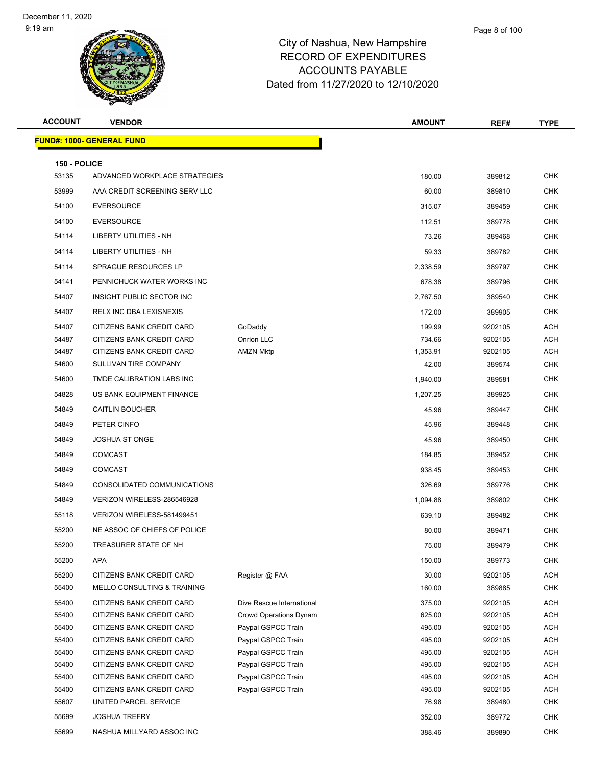# City of Nashua, New Hampshire
## RECORD OF EXPENDITURES
## ACCOUNTS PAYABLE
### Dated from 11/27/2020 to 12/10/2020

December 11, 2020
9:19 am

| ACCOUNT | VENDOR | | AMOUNT | REF# | TYPE |
|---|---|---|---|---|---|
| **FUND#: 1000- GENERAL FUND** | | | | | |
| **150 - POLICE** | | | | | |
| 53135 | ADVANCED WORKPLACE STRATEGIES | | 180.00 | 389812 | CHK |
| 53999 | AAA CREDIT SCREENING SERV LLC | | 60.00 | 389810 | CHK |
| 54100 | EVERSOURCE | | 315.07 | 389459 | CHK |
| 54100 | EVERSOURCE | | 112.51 | 389778 | CHK |
| 54114 | LIBERTY UTILITIES - NH | | 73.26 | 389468 | CHK |
| 54114 | LIBERTY UTILITIES - NH | | 59.33 | 389782 | CHK |
| 54114 | SPRAGUE RESOURCES LP | | 2,338.59 | 389797 | CHK |
| 54141 | PENNICHUCK WATER WORKS INC | | 678.38 | 389796 | CHK |
| 54407 | INSIGHT PUBLIC SECTOR INC | | 2,767.50 | 389540 | CHK |
| 54407 | RELX INC DBA LEXISNEXIS | | 172.00 | 389905 | CHK |
| 54407 | CITIZENS BANK CREDIT CARD | GoDaddy | 199.99 | 9202105 | ACH |
| 54487 | CITIZENS BANK CREDIT CARD | Onrion LLC | 734.66 | 9202105 | ACH |
| 54487 | CITIZENS BANK CREDIT CARD | AMZN Mktp | 1,353.91 | 9202105 | ACH |
| 54600 | SULLIVAN TIRE COMPANY | | 42.00 | 389574 | CHK |
| 54600 | TMDE CALIBRATION LABS INC | | 1,940.00 | 389581 | CHK |
| 54828 | US BANK EQUIPMENT FINANCE | | 1,207.25 | 389925 | CHK |
| 54849 | CAITLIN BOUCHER | | 45.96 | 389447 | CHK |
| 54849 | PETER CINFO | | 45.96 | 389448 | CHK |
| 54849 | JOSHUA ST ONGE | | 45.96 | 389450 | CHK |
| 54849 | COMCAST | | 184.85 | 389452 | CHK |
| 54849 | COMCAST | | 938.45 | 389453 | CHK |
| 54849 | CONSOLIDATED COMMUNICATIONS | | 326.69 | 389776 | CHK |
| 54849 | VERIZON WIRELESS-286546928 | | 1,094.88 | 389802 | CHK |
| 55118 | VERIZON WIRELESS-581499451 | | 639.10 | 389482 | CHK |
| 55200 | NE ASSOC OF CHIEFS OF POLICE | | 80.00 | 389471 | CHK |
| 55200 | TREASURER STATE OF NH | | 75.00 | 389479 | CHK |
| 55200 | APA | | 150.00 | 389773 | CHK |
| 55200 | CITIZENS BANK CREDIT CARD | Register @ FAA | 30.00 | 9202105 | ACH |
| 55400 | MELLO CONSULTING & TRAINING | | 160.00 | 389885 | CHK |
| 55400 | CITIZENS BANK CREDIT CARD | Dive Rescue International | 375.00 | 9202105 | ACH |
| 55400 | CITIZENS BANK CREDIT CARD | Crowd Operations Dynam | 625.00 | 9202105 | ACH |
| 55400 | CITIZENS BANK CREDIT CARD | Paypal GSPCC Train | 495.00 | 9202105 | ACH |
| 55400 | CITIZENS BANK CREDIT CARD | Paypal GSPCC Train | 495.00 | 9202105 | ACH |
| 55400 | CITIZENS BANK CREDIT CARD | Paypal GSPCC Train | 495.00 | 9202105 | ACH |
| 55400 | CITIZENS BANK CREDIT CARD | Paypal GSPCC Train | 495.00 | 9202105 | ACH |
| 55400 | CITIZENS BANK CREDIT CARD | Paypal GSPCC Train | 495.00 | 9202105 | ACH |
| 55400 | CITIZENS BANK CREDIT CARD | Paypal GSPCC Train | 495.00 | 9202105 | ACH |
| 55607 | UNITED PARCEL SERVICE | | 76.98 | 389480 | CHK |
| 55699 | JOSHUA TREFRY | | 352.00 | 389772 | CHK |
| 55699 | NASHUA MILLYARD ASSOC INC | | 388.46 | 389890 | CHK |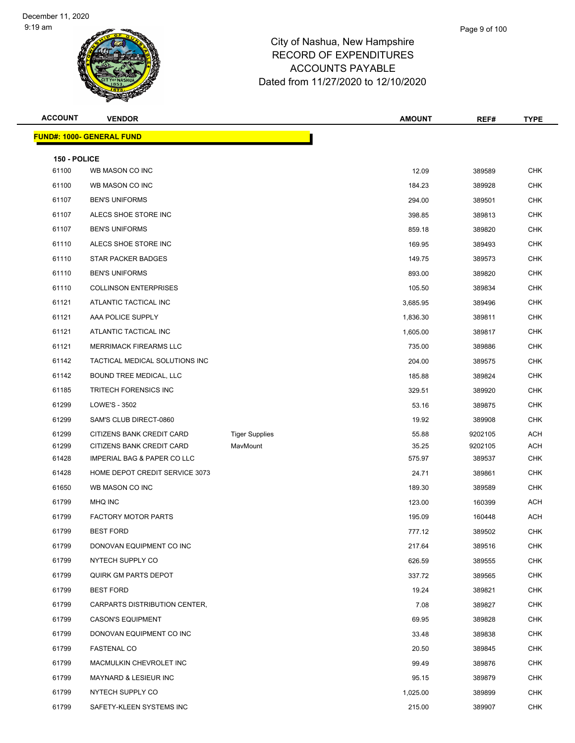# City of Nashua, New Hampshire
## RECORD OF EXPENDITURES
## ACCOUNTS PAYABLE
## Dated from 11/27/2020 to 12/10/2020

| ACCOUNT | VENDOR | | AMOUNT | REF# | TYPE |
|---|---|---|---|---|---|

**FUND#: 1000- GENERAL FUND**

**150 - POLICE**

| ACCOUNT | VENDOR | | AMOUNT | REF# | TYPE |
|---|---|---|---|---|---|
| 61100 | WB MASON CO INC | | 12.09 | 389589 | CHK |
| 61100 | WB MASON CO INC | | 184.23 | 389928 | CHK |
| 61107 | BEN'S UNIFORMS | | 294.00 | 389501 | CHK |
| 61107 | ALECS SHOE STORE INC | | 398.85 | 389813 | CHK |
| 61107 | BEN'S UNIFORMS | | 859.18 | 389820 | CHK |
| 61110 | ALECS SHOE STORE INC | | 169.95 | 389493 | CHK |
| 61110 | STAR PACKER BADGES | | 149.75 | 389573 | CHK |
| 61110 | BEN'S UNIFORMS | | 893.00 | 389820 | CHK |
| 61110 | COLLINSON ENTERPRISES | | 105.50 | 389834 | CHK |
| 61121 | ATLANTIC TACTICAL INC | | 3,685.95 | 389496 | CHK |
| 61121 | AAA POLICE SUPPLY | | 1,836.30 | 389811 | CHK |
| 61121 | ATLANTIC TACTICAL INC | | 1,605.00 | 389817 | CHK |
| 61121 | MERRIMACK FIREARMS LLC | | 735.00 | 389886 | CHK |
| 61142 | TACTICAL MEDICAL SOLUTIONS INC | | 204.00 | 389575 | CHK |
| 61142 | BOUND TREE MEDICAL, LLC | | 185.88 | 389824 | CHK |
| 61185 | TRITECH FORENSICS INC | | 329.51 | 389920 | CHK |
| 61299 | LOWE'S - 3502 | | 53.16 | 389875 | CHK |
| 61299 | SAM'S CLUB DIRECT-0860 | | 19.92 | 389908 | CHK |
| 61299 | CITIZENS BANK CREDIT CARD | Tiger Supplies | 55.88 | 9202105 | ACH |
| 61299 | CITIZENS BANK CREDIT CARD | MavMount | 35.25 | 9202105 | ACH |
| 61428 | IMPERIAL BAG & PAPER CO LLC | | 575.97 | 389537 | CHK |
| 61428 | HOME DEPOT CREDIT SERVICE 3073 | | 24.71 | 389861 | CHK |
| 61650 | WB MASON CO INC | | 189.30 | 389589 | CHK |
| 61799 | MHQ INC | | 123.00 | 160399 | ACH |
| 61799 | FACTORY MOTOR PARTS | | 195.09 | 160448 | ACH |
| 61799 | BEST FORD | | 777.12 | 389502 | CHK |
| 61799 | DONOVAN EQUIPMENT CO INC | | 217.64 | 389516 | CHK |
| 61799 | NYTECH SUPPLY CO | | 626.59 | 389555 | CHK |
| 61799 | QUIRK GM PARTS DEPOT | | 337.72 | 389565 | CHK |
| 61799 | BEST FORD | | 19.24 | 389821 | CHK |
| 61799 | CARPARTS DISTRIBUTION CENTER, | | 7.08 | 389827 | CHK |
| 61799 | CASON'S EQUIPMENT | | 69.95 | 389828 | CHK |
| 61799 | DONOVAN EQUIPMENT CO INC | | 33.48 | 389838 | CHK |
| 61799 | FASTENAL CO | | 20.50 | 389845 | CHK |
| 61799 | MACMULKIN CHEVROLET INC | | 99.49 | 389876 | CHK |
| 61799 | MAYNARD & LESIEUR INC | | 95.15 | 389879 | CHK |
| 61799 | NYTECH SUPPLY CO | | 1,025.00 | 389899 | CHK |
| 61799 | SAFETY-KLEEN SYSTEMS INC | | 215.00 | 389907 | CHK |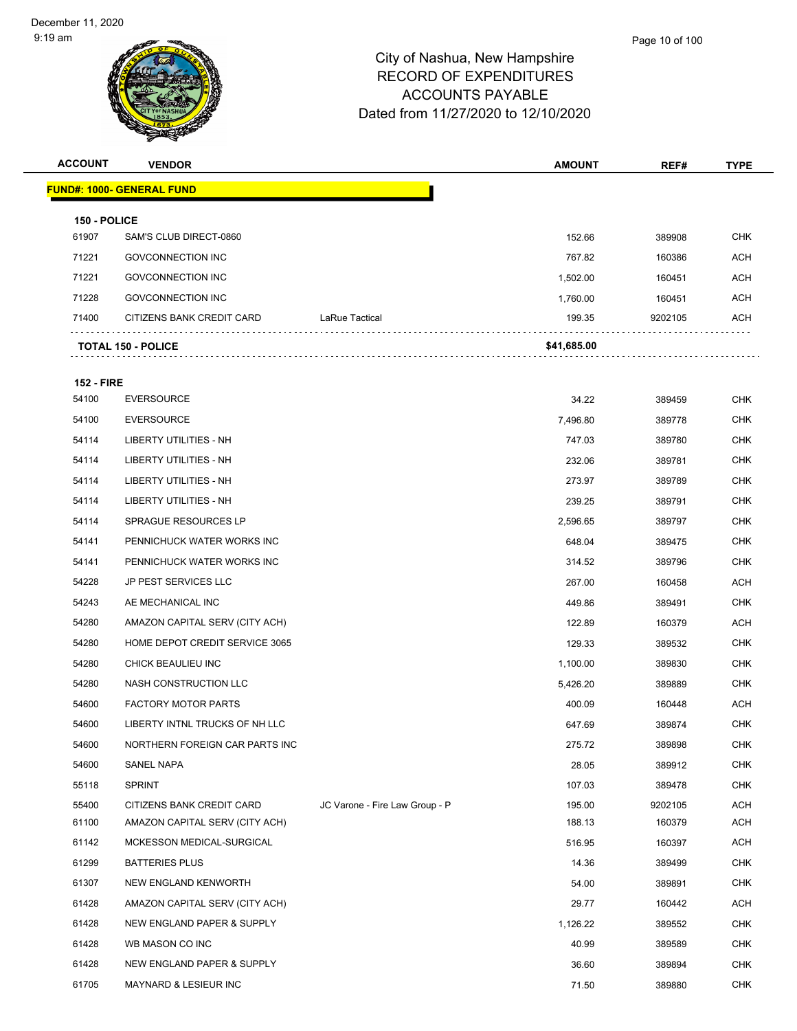# City of Nashua, New Hampshire
## RECORD OF EXPENDITURES
## ACCOUNTS PAYABLE
## Dated from 11/27/2020 to 12/10/2020

| ACCOUNT | VENDOR | | AMOUNT | REF# | TYPE |
|---|---|---|---|---|---|
| **FUND#: 1000- GENERAL FUND** | | | | | |
| **150 - POLICE** | | | | | |
| 61907 | SAM'S CLUB DIRECT-0860 | | 152.66 | 389908 | CHK |
| 71221 | GOVCONNECTION INC | | 767.82 | 160386 | ACH |
| 71221 | GOVCONNECTION INC | | 1,502.00 | 160451 | ACH |
| 71228 | GOVCONNECTION INC | | 1,760.00 | 160451 | ACH |
| 71400 | CITIZENS BANK CREDIT CARD | LaRue Tactical | 199.35 | 9202105 | ACH |
| **TOTAL 150 - POLICE** | | | **$41,685.00** | | |
| **152 - FIRE** | | | | | |
| 54100 | EVERSOURCE | | 34.22 | 389459 | CHK |
| 54100 | EVERSOURCE | | 7,496.80 | 389778 | CHK |
| 54114 | LIBERTY UTILITIES - NH | | 747.03 | 389780 | CHK |
| 54114 | LIBERTY UTILITIES - NH | | 232.06 | 389781 | CHK |
| 54114 | LIBERTY UTILITIES - NH | | 273.97 | 389789 | CHK |
| 54114 | LIBERTY UTILITIES - NH | | 239.25 | 389791 | CHK |
| 54114 | SPRAGUE RESOURCES LP | | 2,596.65 | 389797 | CHK |
| 54141 | PENNICHUCK WATER WORKS INC | | 648.04 | 389475 | CHK |
| 54141 | PENNICHUCK WATER WORKS INC | | 314.52 | 389796 | CHK |
| 54228 | JP PEST SERVICES LLC | | 267.00 | 160458 | ACH |
| 54243 | AE MECHANICAL INC | | 449.86 | 389491 | CHK |
| 54280 | AMAZON CAPITAL SERV (CITY ACH) | | 122.89 | 160379 | ACH |
| 54280 | HOME DEPOT CREDIT SERVICE 3065 | | 129.33 | 389532 | CHK |
| 54280 | CHICK BEAULIEU INC | | 1,100.00 | 389830 | CHK |
| 54280 | NASH CONSTRUCTION LLC | | 5,426.20 | 389889 | CHK |
| 54600 | FACTORY MOTOR PARTS | | 400.09 | 160448 | ACH |
| 54600 | LIBERTY INTNL TRUCKS OF NH LLC | | 647.69 | 389874 | CHK |
| 54600 | NORTHERN FOREIGN CAR PARTS INC | | 275.72 | 389898 | CHK |
| 54600 | SANEL NAPA | | 28.05 | 389912 | CHK |
| 55118 | SPRINT | | 107.03 | 389478 | CHK |
| 55400 | CITIZENS BANK CREDIT CARD | JC Varone - Fire Law Group - P | 195.00 | 9202105 | ACH |
| 61100 | AMAZON CAPITAL SERV (CITY ACH) | | 188.13 | 160379 | ACH |
| 61142 | MCKESSON MEDICAL-SURGICAL | | 516.95 | 160397 | ACH |
| 61299 | BATTERIES PLUS | | 14.36 | 389499 | CHK |
| 61307 | NEW ENGLAND KENWORTH | | 54.00 | 389891 | CHK |
| 61428 | AMAZON CAPITAL SERV (CITY ACH) | | 29.77 | 160442 | ACH |
| 61428 | NEW ENGLAND PAPER & SUPPLY | | 1,126.22 | 389552 | CHK |
| 61428 | WB MASON CO INC | | 40.99 | 389589 | CHK |
| 61428 | NEW ENGLAND PAPER & SUPPLY | | 36.60 | 389894 | CHK |
| 61705 | MAYNARD & LESIEUR INC | | 71.50 | 389880 | CHK |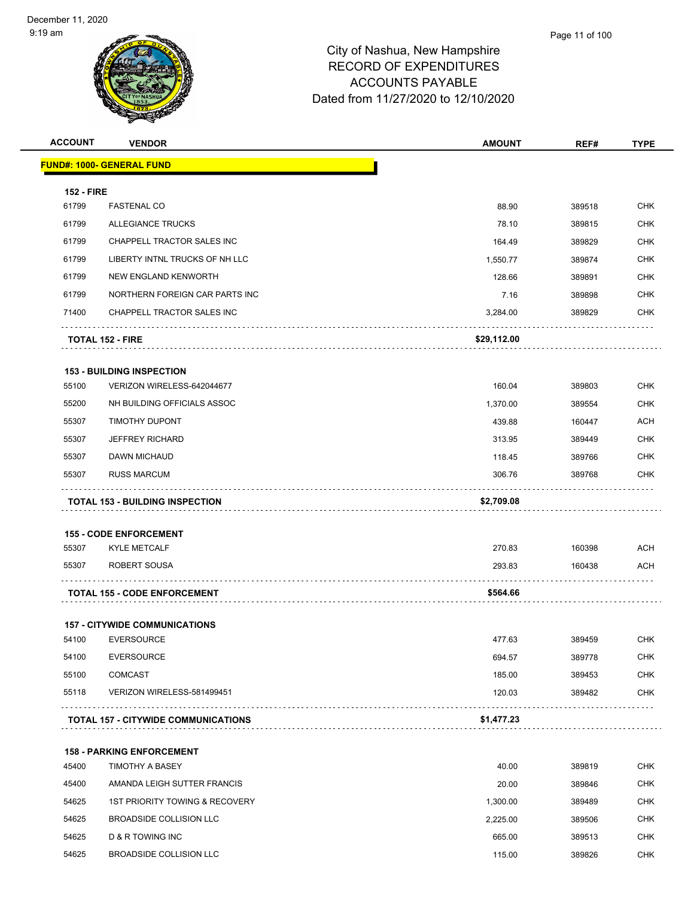# City of Nashua, New Hampshire
# RECORD OF EXPENDITURES
# ACCOUNTS PAYABLE
# Dated from 11/27/2020 to 12/10/2020

December 11, 2020
9:19 am

| ACCOUNT | VENDOR | AMOUNT | REF# | TYPE |
|---|---|---|---|---|
| **FUND#: 1000- GENERAL FUND** | | | | |
| **152 - FIRE** | | | | |
| 61799 | FASTENAL CO | 88.90 | 389518 | CHK |
| 61799 | ALLEGIANCE TRUCKS | 78.10 | 389815 | CHK |
| 61799 | CHAPPELL TRACTOR SALES INC | 164.49 | 389829 | CHK |
| 61799 | LIBERTY INTNL TRUCKS OF NH LLC | 1,550.77 | 389874 | CHK |
| 61799 | NEW ENGLAND KENWORTH | 128.66 | 389891 | CHK |
| 61799 | NORTHERN FOREIGN CAR PARTS INC | 7.16 | 389898 | CHK |
| 71400 | CHAPPELL TRACTOR SALES INC | 3,284.00 | 389829 | CHK |
| | **TOTAL 152 - FIRE** | **$29,112.00** | | |
| **153 - BUILDING INSPECTION** | | | | |
| 55100 | VERIZON WIRELESS-642044677 | 160.04 | 389803 | CHK |
| 55200 | NH BUILDING OFFICIALS ASSOC | 1,370.00 | 389554 | CHK |
| 55307 | TIMOTHY DUPONT | 439.88 | 160447 | ACH |
| 55307 | JEFFREY RICHARD | 313.95 | 389449 | CHK |
| 55307 | DAWN MICHAUD | 118.45 | 389766 | CHK |
| 55307 | RUSS MARCUM | 306.76 | 389768 | CHK |
| | **TOTAL 153 - BUILDING INSPECTION** | **$2,709.08** | | |
| **155 - CODE ENFORCEMENT** | | | | |
| 55307 | KYLE METCALF | 270.83 | 160398 | ACH |
| 55307 | ROBERT SOUSA | 293.83 | 160438 | ACH |
| | **TOTAL 155 - CODE ENFORCEMENT** | **$564.66** | | |
| **157 - CITYWIDE COMMUNICATIONS** | | | | |
| 54100 | EVERSOURCE | 477.63 | 389459 | CHK |
| 54100 | EVERSOURCE | 694.57 | 389778 | CHK |
| 55100 | COMCAST | 185.00 | 389453 | CHK |
| 55118 | VERIZON WIRELESS-581499451 | 120.03 | 389482 | CHK |
| | **TOTAL 157 - CITYWIDE COMMUNICATIONS** | **$1,477.23** | | |
| **158 - PARKING ENFORCEMENT** | | | | |
| 45400 | TIMOTHY A BASEY | 40.00 | 389819 | CHK |
| 45400 | AMANDA LEIGH SUTTER FRANCIS | 20.00 | 389846 | CHK |
| 54625 | 1ST PRIORITY TOWING & RECOVERY | 1,300.00 | 389489 | CHK |
| 54625 | BROADSIDE COLLISION LLC | 2,225.00 | 389506 | CHK |
| 54625 | D & R TOWING INC | 665.00 | 389513 | CHK |
| 54625 | BROADSIDE COLLISION LLC | 115.00 | 389826 | CHK |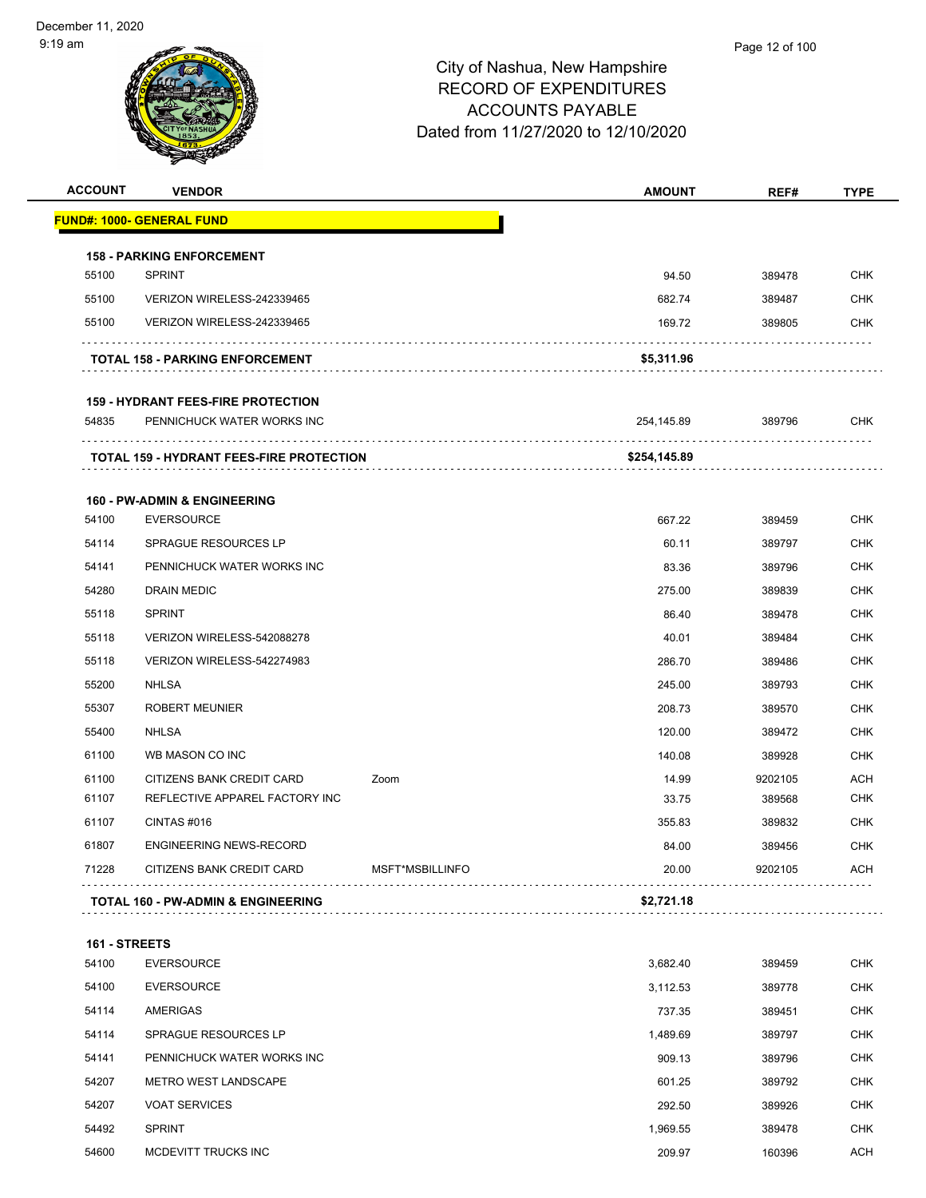City of Nashua, New Hampshire
RECORD OF EXPENDITURES
ACCOUNTS PAYABLE
Dated from 11/27/2020 to 12/10/2020

| ACCOUNT | VENDOR | | AMOUNT | REF# | TYPE |
|---|---|---|---|---|---|
| **FUND#: 1000- GENERAL FUND** | | | | | |
| **158 - PARKING ENFORCEMENT** | | | | | |
| 55100 | SPRINT | | 94.50 | 389478 | CHK |
| 55100 | VERIZON WIRELESS-242339465 | | 682.74 | 389487 | CHK |
| 55100 | VERIZON WIRELESS-242339465 | | 169.72 | 389805 | CHK |
| **TOTAL 158 - PARKING ENFORCEMENT** | | | **$5,311.96** | | |
| **159 - HYDRANT FEES-FIRE PROTECTION** | | | | | |
| 54835 | PENNICHUCK WATER WORKS INC | | 254,145.89 | 389796 | CHK |
| **TOTAL 159 - HYDRANT FEES-FIRE PROTECTION** | | | **$254,145.89** | | |
| **160 - PW-ADMIN & ENGINEERING** | | | | | |
| 54100 | EVERSOURCE | | 667.22 | 389459 | CHK |
| 54114 | SPRAGUE RESOURCES LP | | 60.11 | 389797 | CHK |
| 54141 | PENNICHUCK WATER WORKS INC | | 83.36 | 389796 | CHK |
| 54280 | DRAIN MEDIC | | 275.00 | 389839 | CHK |
| 55118 | SPRINT | | 86.40 | 389478 | CHK |
| 55118 | VERIZON WIRELESS-542088278 | | 40.01 | 389484 | CHK |
| 55118 | VERIZON WIRELESS-542274983 | | 286.70 | 389486 | CHK |
| 55200 | NHLSA | | 245.00 | 389793 | CHK |
| 55307 | ROBERT MEUNIER | | 208.73 | 389570 | CHK |
| 55400 | NHLSA | | 120.00 | 389472 | CHK |
| 61100 | WB MASON CO INC | | 140.08 | 389928 | CHK |
| 61100 | CITIZENS BANK CREDIT CARD | Zoom | 14.99 | 9202105 | ACH |
| 61107 | REFLECTIVE APPAREL FACTORY INC | | 33.75 | 389568 | CHK |
| 61107 | CINTAS #016 | | 355.83 | 389832 | CHK |
| 61807 | ENGINEERING NEWS-RECORD | | 84.00 | 389456 | CHK |
| 71228 | CITIZENS BANK CREDIT CARD | MSFT*MSBILLINFO | 20.00 | 9202105 | ACH |
| **TOTAL 160 - PW-ADMIN & ENGINEERING** | | | **$2,721.18** | | |
| **161 - STREETS** | | | | | |
| 54100 | EVERSOURCE | | 3,682.40 | 389459 | CHK |
| 54100 | EVERSOURCE | | 3,112.53 | 389778 | CHK |
| 54114 | AMERIGAS | | 737.35 | 389451 | CHK |
| 54114 | SPRAGUE RESOURCES LP | | 1,489.69 | 389797 | CHK |
| 54141 | PENNICHUCK WATER WORKS INC | | 909.13 | 389796 | CHK |
| 54207 | METRO WEST LANDSCAPE | | 601.25 | 389792 | CHK |
| 54207 | VOAT SERVICES | | 292.50 | 389926 | CHK |
| 54492 | SPRINT | | 1,969.55 | 389478 | CHK |
| 54600 | MCDEVITT TRUCKS INC | | 209.97 | 160396 | ACH |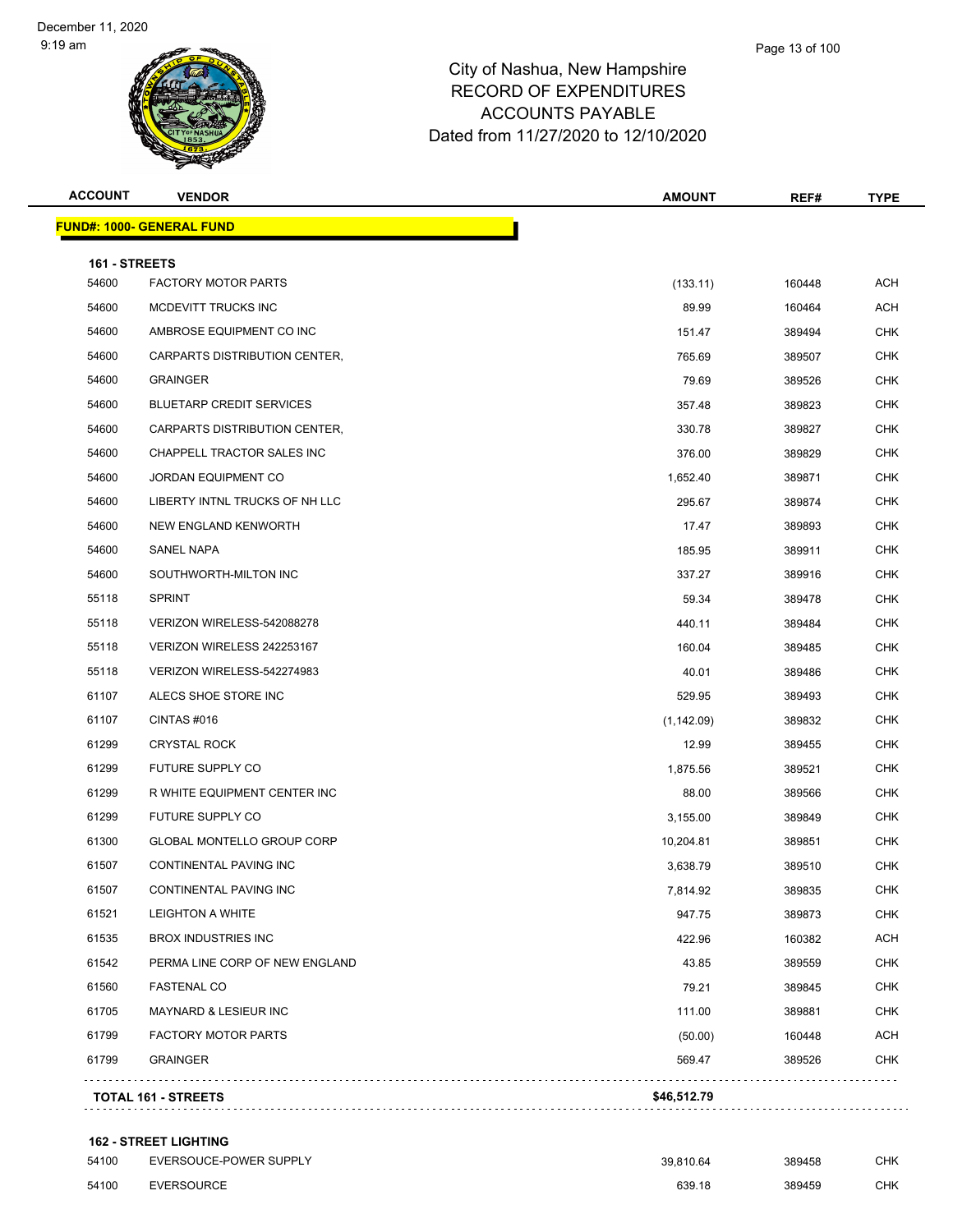# City of Nashua, New Hampshire
## RECORD OF EXPENDITURES
## ACCOUNTS PAYABLE
### Dated from 11/27/2020 to 12/10/2020

December 11, 2020
9:19 am

| ACCOUNT | VENDOR | AMOUNT | REF# | TYPE |
|---|---|---|---|---|
| **FUND#: 1000- GENERAL FUND** | | | | |
| **161 - STREETS** | | | | |
| 54600 | FACTORY MOTOR PARTS | (133.11) | 160448 | ACH |
| 54600 | MCDEVITT TRUCKS INC | 89.99 | 160464 | ACH |
| 54600 | AMBROSE EQUIPMENT CO INC | 151.47 | 389494 | CHK |
| 54600 | CARPARTS DISTRIBUTION CENTER, | 765.69 | 389507 | CHK |
| 54600 | GRAINGER | 79.69 | 389526 | CHK |
| 54600 | BLUETARP CREDIT SERVICES | 357.48 | 389823 | CHK |
| 54600 | CARPARTS DISTRIBUTION CENTER, | 330.78 | 389827 | CHK |
| 54600 | CHAPPELL TRACTOR SALES INC | 376.00 | 389829 | CHK |
| 54600 | JORDAN EQUIPMENT CO | 1,652.40 | 389871 | CHK |
| 54600 | LIBERTY INTNL TRUCKS OF NH LLC | 295.67 | 389874 | CHK |
| 54600 | NEW ENGLAND KENWORTH | 17.47 | 389893 | CHK |
| 54600 | SANEL NAPA | 185.95 | 389911 | CHK |
| 54600 | SOUTHWORTH-MILTON INC | 337.27 | 389916 | CHK |
| 55118 | SPRINT | 59.34 | 389478 | CHK |
| 55118 | VERIZON WIRELESS-542088278 | 440.11 | 389484 | CHK |
| 55118 | VERIZON WIRELESS 242253167 | 160.04 | 389485 | CHK |
| 55118 | VERIZON WIRELESS-542274983 | 40.01 | 389486 | CHK |
| 61107 | ALECS SHOE STORE INC | 529.95 | 389493 | CHK |
| 61107 | CINTAS #016 | (1,142.09) | 389832 | CHK |
| 61299 | CRYSTAL ROCK | 12.99 | 389455 | CHK |
| 61299 | FUTURE SUPPLY CO | 1,875.56 | 389521 | CHK |
| 61299 | R WHITE EQUIPMENT CENTER INC | 88.00 | 389566 | CHK |
| 61299 | FUTURE SUPPLY CO | 3,155.00 | 389849 | CHK |
| 61300 | GLOBAL MONTELLO GROUP CORP | 10,204.81 | 389851 | CHK |
| 61507 | CONTINENTAL PAVING INC | 3,638.79 | 389510 | CHK |
| 61507 | CONTINENTAL PAVING INC | 7,814.92 | 389835 | CHK |
| 61521 | LEIGHTON A WHITE | 947.75 | 389873 | CHK |
| 61535 | BROX INDUSTRIES INC | 422.96 | 160382 | ACH |
| 61542 | PERMA LINE CORP OF NEW ENGLAND | 43.85 | 389559 | CHK |
| 61560 | FASTENAL CO | 79.21 | 389845 | CHK |
| 61705 | MAYNARD & LESIEUR INC | 111.00 | 389881 | CHK |
| 61799 | FACTORY MOTOR PARTS | (50.00) | 160448 | ACH |
| 61799 | GRAINGER | 569.47 | 389526 | CHK |
| **TOTAL 161 - STREETS** | | **$46,512.79** | | |
| **162 - STREET LIGHTING** | | | | |
| 54100 | EVERSOUCE-POWER SUPPLY | 39,810.64 | 389458 | CHK |
| 54100 | EVERSOURCE | 639.18 | 389459 | CHK |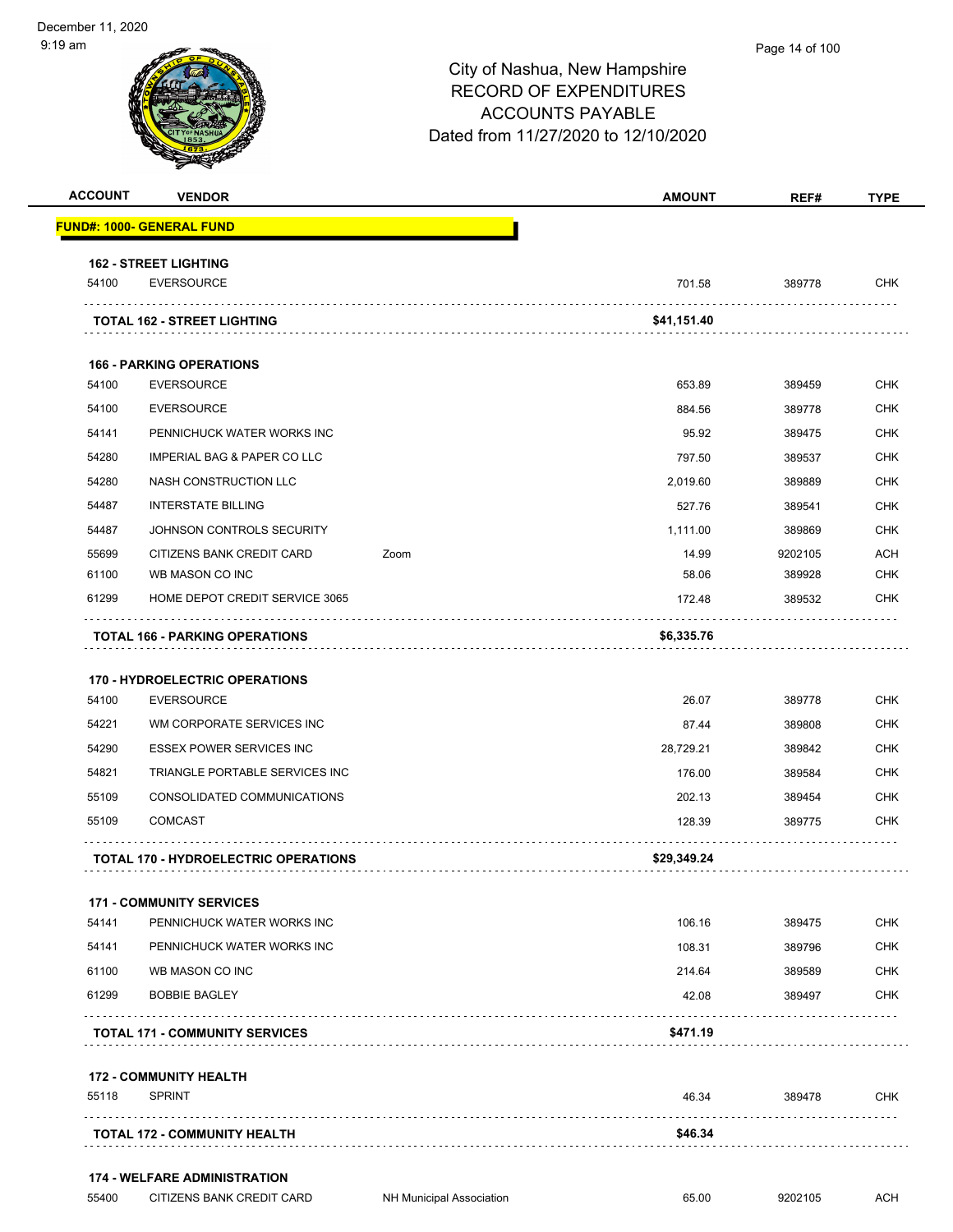City of Nashua, New Hampshire
RECORD OF EXPENDITURES
ACCOUNTS PAYABLE
Dated from 11/27/2020 to 12/10/2020

December 11, 2020
9:19 am

| ACCOUNT | VENDOR | | AMOUNT | REF# | TYPE |
|---|---|---|---|---|---|
| **FUND#: 1000- GENERAL FUND** | | | | | |
| **162 - STREET LIGHTING** | | | | | |
| 54100 | EVERSOURCE | | 701.58 | 389778 | CHK |
| **TOTAL 162 - STREET LIGHTING** | | | **$41,151.40** | | |
| **166 - PARKING OPERATIONS** | | | | | |
| 54100 | EVERSOURCE | | 653.89 | 389459 | CHK |
| 54100 | EVERSOURCE | | 884.56 | 389778 | CHK |
| 54141 | PENNICHUCK WATER WORKS INC | | 95.92 | 389475 | CHK |
| 54280 | IMPERIAL BAG & PAPER CO LLC | | 797.50 | 389537 | CHK |
| 54280 | NASH CONSTRUCTION LLC | | 2,019.60 | 389889 | CHK |
| 54487 | INTERSTATE BILLING | | 527.76 | 389541 | CHK |
| 54487 | JOHNSON CONTROLS SECURITY | | 1,111.00 | 389869 | CHK |
| 55699 | CITIZENS BANK CREDIT CARD | Zoom | 14.99 | 9202105 | ACH |
| 61100 | WB MASON CO INC | | 58.06 | 389928 | CHK |
| 61299 | HOME DEPOT CREDIT SERVICE 3065 | | 172.48 | 389532 | CHK |
| **TOTAL 166 - PARKING OPERATIONS** | | | **$6,335.76** | | |
| **170 - HYDROELECTRIC OPERATIONS** | | | | | |
| 54100 | EVERSOURCE | | 26.07 | 389778 | CHK |
| 54221 | WM CORPORATE SERVICES INC | | 87.44 | 389808 | CHK |
| 54290 | ESSEX POWER SERVICES INC | | 28,729.21 | 389842 | CHK |
| 54821 | TRIANGLE PORTABLE SERVICES INC | | 176.00 | 389584 | CHK |
| 55109 | CONSOLIDATED COMMUNICATIONS | | 202.13 | 389454 | CHK |
| 55109 | COMCAST | | 128.39 | 389775 | CHK |
| **TOTAL 170 - HYDROELECTRIC OPERATIONS** | | | **$29,349.24** | | |
| **171 - COMMUNITY SERVICES** | | | | | |
| 54141 | PENNICHUCK WATER WORKS INC | | 106.16 | 389475 | CHK |
| 54141 | PENNICHUCK WATER WORKS INC | | 108.31 | 389796 | CHK |
| 61100 | WB MASON CO INC | | 214.64 | 389589 | CHK |
| 61299 | BOBBIE BAGLEY | | 42.08 | 389497 | CHK |
| **TOTAL 171 - COMMUNITY SERVICES** | | | **$471.19** | | |
| **172 - COMMUNITY HEALTH** | | | | | |
| 55118 | SPRINT | | 46.34 | 389478 | CHK |
| **TOTAL 172 - COMMUNITY HEALTH** | | | **$46.34** | | |
| **174 - WELFARE ADMINISTRATION** | | | | | |
| 55400 | CITIZENS BANK CREDIT CARD | NH Municipal Association | 65.00 | 9202105 | ACH |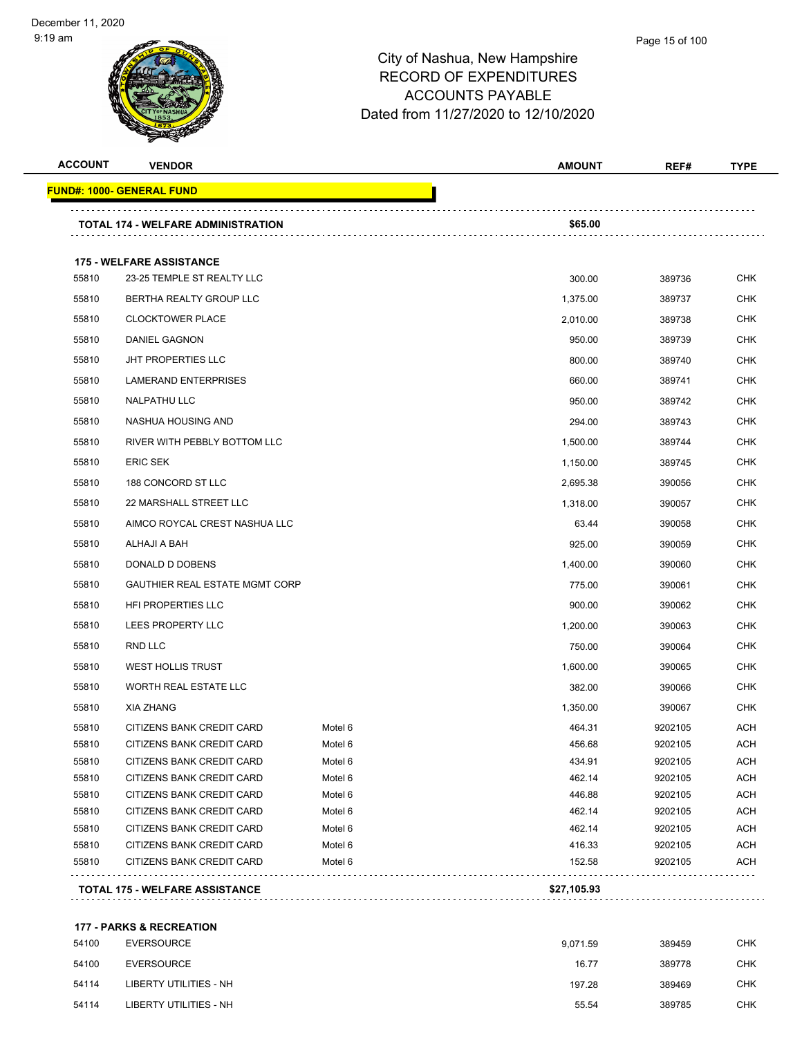# City of Nashua, New Hampshire
## RECORD OF EXPENDITURES
## ACCOUNTS PAYABLE
## Dated from 11/27/2020 to 12/10/2020

| ACCOUNT | VENDOR | | AMOUNT | REF# | TYPE |
|---|---|---|---|---|---|
| **FUND#: 1000- GENERAL FUND** | | | | | |
| **TOTAL 174 - WELFARE ADMINISTRATION** | | | **$65.00** | | |
| **175 - WELFARE ASSISTANCE** | | | | | |
| 55810 | 23-25 TEMPLE ST REALTY LLC | | 300.00 | 389736 | CHK |
| 55810 | BERTHA REALTY GROUP LLC | | 1,375.00 | 389737 | CHK |
| 55810 | CLOCKTOWER PLACE | | 2,010.00 | 389738 | CHK |
| 55810 | DANIEL GAGNON | | 950.00 | 389739 | CHK |
| 55810 | JHT PROPERTIES LLC | | 800.00 | 389740 | CHK |
| 55810 | LAMERAND ENTERPRISES | | 660.00 | 389741 | CHK |
| 55810 | NALPATHU LLC | | 950.00 | 389742 | CHK |
| 55810 | NASHUA HOUSING AND | | 294.00 | 389743 | CHK |
| 55810 | RIVER WITH PEBBLY BOTTOM LLC | | 1,500.00 | 389744 | CHK |
| 55810 | ERIC SEK | | 1,150.00 | 389745 | CHK |
| 55810 | 188 CONCORD ST LLC | | 2,695.38 | 390056 | CHK |
| 55810 | 22 MARSHALL STREET LLC | | 1,318.00 | 390057 | CHK |
| 55810 | AIMCO ROYCAL CREST NASHUA LLC | | 63.44 | 390058 | CHK |
| 55810 | ALHAJI A BAH | | 925.00 | 390059 | CHK |
| 55810 | DONALD D DOBENS | | 1,400.00 | 390060 | CHK |
| 55810 | GAUTHIER REAL ESTATE MGMT CORP | | 775.00 | 390061 | CHK |
| 55810 | HFI PROPERTIES LLC | | 900.00 | 390062 | CHK |
| 55810 | LEES PROPERTY LLC | | 1,200.00 | 390063 | CHK |
| 55810 | RND LLC | | 750.00 | 390064 | CHK |
| 55810 | WEST HOLLIS TRUST | | 1,600.00 | 390065 | CHK |
| 55810 | WORTH REAL ESTATE LLC | | 382.00 | 390066 | CHK |
| 55810 | XIA ZHANG | | 1,350.00 | 390067 | CHK |
| 55810 | CITIZENS BANK CREDIT CARD | Motel 6 | 464.31 | 9202105 | ACH |
| 55810 | CITIZENS BANK CREDIT CARD | Motel 6 | 456.68 | 9202105 | ACH |
| 55810 | CITIZENS BANK CREDIT CARD | Motel 6 | 434.91 | 9202105 | ACH |
| 55810 | CITIZENS BANK CREDIT CARD | Motel 6 | 462.14 | 9202105 | ACH |
| 55810 | CITIZENS BANK CREDIT CARD | Motel 6 | 446.88 | 9202105 | ACH |
| 55810 | CITIZENS BANK CREDIT CARD | Motel 6 | 462.14 | 9202105 | ACH |
| 55810 | CITIZENS BANK CREDIT CARD | Motel 6 | 462.14 | 9202105 | ACH |
| 55810 | CITIZENS BANK CREDIT CARD | Motel 6 | 416.33 | 9202105 | ACH |
| 55810 | CITIZENS BANK CREDIT CARD | Motel 6 | 152.58 | 9202105 | ACH |
| **TOTAL 175 - WELFARE ASSISTANCE** | | | **$27,105.93** | | |
| **177 - PARKS & RECREATION** | | | | | |
| 54100 | EVERSOURCE | | 9,071.59 | 389459 | CHK |
| 54100 | EVERSOURCE | | 16.77 | 389778 | CHK |
| 54114 | LIBERTY UTILITIES - NH | | 197.28 | 389469 | CHK |
| 54114 | LIBERTY UTILITIES - NH | | 55.54 | 389785 | CHK |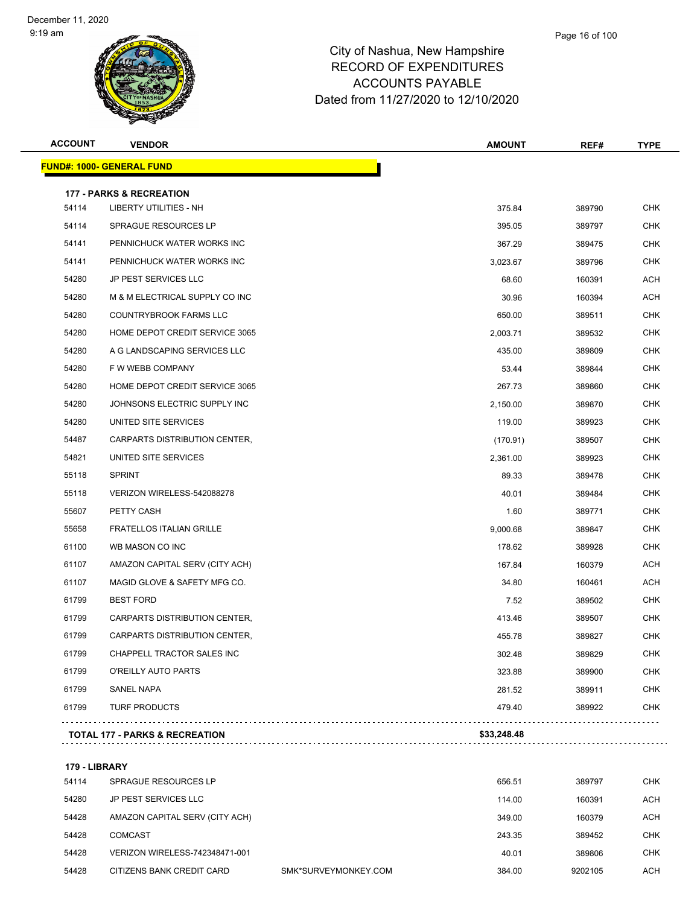# City of Nashua, New Hampshire
## RECORD OF EXPENDITURES
## ACCOUNTS PAYABLE
## Dated from 11/27/2020 to 12/10/2020

December 11, 2020
9:19 am

| ACCOUNT | VENDOR | | AMOUNT | REF# | TYPE |
|---|---|---|---|---|---|
| **FUND#: 1000- GENERAL FUND** | | | | | |
| **177 - PARKS & RECREATION** | | | | | |
| 54114 | LIBERTY UTILITIES - NH | | 375.84 | 389790 | CHK |
| 54114 | SPRAGUE RESOURCES LP | | 395.05 | 389797 | CHK |
| 54141 | PENNICHUCK WATER WORKS INC | | 367.29 | 389475 | CHK |
| 54141 | PENNICHUCK WATER WORKS INC | | 3,023.67 | 389796 | CHK |
| 54280 | JP PEST SERVICES LLC | | 68.60 | 160391 | ACH |
| 54280 | M & M ELECTRICAL SUPPLY CO INC | | 30.96 | 160394 | ACH |
| 54280 | COUNTRYBROOK FARMS LLC | | 650.00 | 389511 | CHK |
| 54280 | HOME DEPOT CREDIT SERVICE 3065 | | 2,003.71 | 389532 | CHK |
| 54280 | A G LANDSCAPING SERVICES LLC | | 435.00 | 389809 | CHK |
| 54280 | F W WEBB COMPANY | | 53.44 | 389844 | CHK |
| 54280 | HOME DEPOT CREDIT SERVICE 3065 | | 267.73 | 389860 | CHK |
| 54280 | JOHNSONS ELECTRIC SUPPLY INC | | 2,150.00 | 389870 | CHK |
| 54280 | UNITED SITE SERVICES | | 119.00 | 389923 | CHK |
| 54487 | CARPARTS DISTRIBUTION CENTER, | | (170.91) | 389507 | CHK |
| 54821 | UNITED SITE SERVICES | | 2,361.00 | 389923 | CHK |
| 55118 | SPRINT | | 89.33 | 389478 | CHK |
| 55118 | VERIZON WIRELESS-542088278 | | 40.01 | 389484 | CHK |
| 55607 | PETTY CASH | | 1.60 | 389771 | CHK |
| 55658 | FRATELLOS ITALIAN GRILLE | | 9,000.68 | 389847 | CHK |
| 61100 | WB MASON CO INC | | 178.62 | 389928 | CHK |
| 61107 | AMAZON CAPITAL SERV (CITY ACH) | | 167.84 | 160379 | ACH |
| 61107 | MAGID GLOVE & SAFETY MFG CO. | | 34.80 | 160461 | ACH |
| 61799 | BEST FORD | | 7.52 | 389502 | CHK |
| 61799 | CARPARTS DISTRIBUTION CENTER, | | 413.46 | 389507 | CHK |
| 61799 | CARPARTS DISTRIBUTION CENTER, | | 455.78 | 389827 | CHK |
| 61799 | CHAPPELL TRACTOR SALES INC | | 302.48 | 389829 | CHK |
| 61799 | O'REILLY AUTO PARTS | | 323.88 | 389900 | CHK |
| 61799 | SANEL NAPA | | 281.52 | 389911 | CHK |
| 61799 | TURF PRODUCTS | | 479.40 | 389922 | CHK |
| **TOTAL 177 - PARKS & RECREATION** | | | **$33,248.48** | | |
| **179 - LIBRARY** | | | | | |
| 54114 | SPRAGUE RESOURCES LP | | 656.51 | 389797 | CHK |
| 54280 | JP PEST SERVICES LLC | | 114.00 | 160391 | ACH |
| 54428 | AMAZON CAPITAL SERV (CITY ACH) | | 349.00 | 160379 | ACH |
| 54428 | COMCAST | | 243.35 | 389452 | CHK |
| 54428 | VERIZON WIRELESS-742348471-001 | | 40.01 | 389806 | CHK |
| 54428 | CITIZENS BANK CREDIT CARD | SMK*SURVEYMONKEY.COM | 384.00 | 9202105 | ACH |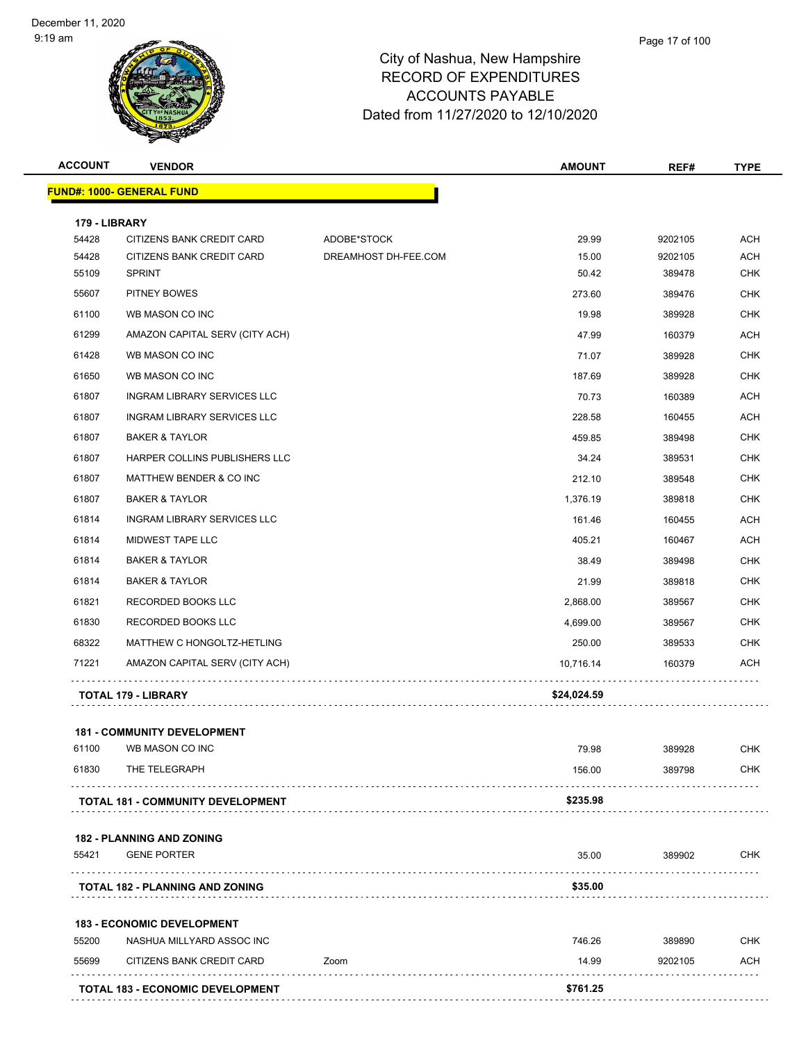City of Nashua, New Hampshire
RECORD OF EXPENDITURES
ACCOUNTS PAYABLE
Dated from 11/27/2020 to 12/10/2020

| ACCOUNT | VENDOR | | AMOUNT | REF# | TYPE |
|---|---|---|---|---|---|
| **FUND#: 1000- GENERAL FUND** | | | | | |
| **179 - LIBRARY** | | | | | |
| 54428 | CITIZENS BANK CREDIT CARD | ADOBE*STOCK | 29.99 | 9202105 | ACH |
| 54428 | CITIZENS BANK CREDIT CARD | DREAMHOST DH-FEE.COM | 15.00 | 9202105 | ACH |
| 55109 | SPRINT | | 50.42 | 389478 | CHK |
| 55607 | PITNEY BOWES | | 273.60 | 389476 | CHK |
| 61100 | WB MASON CO INC | | 19.98 | 389928 | CHK |
| 61299 | AMAZON CAPITAL SERV (CITY ACH) | | 47.99 | 160379 | ACH |
| 61428 | WB MASON CO INC | | 71.07 | 389928 | CHK |
| 61650 | WB MASON CO INC | | 187.69 | 389928 | CHK |
| 61807 | INGRAM LIBRARY SERVICES LLC | | 70.73 | 160389 | ACH |
| 61807 | INGRAM LIBRARY SERVICES LLC | | 228.58 | 160455 | ACH |
| 61807 | BAKER & TAYLOR | | 459.85 | 389498 | CHK |
| 61807 | HARPER COLLINS PUBLISHERS LLC | | 34.24 | 389531 | CHK |
| 61807 | MATTHEW BENDER & CO INC | | 212.10 | 389548 | CHK |
| 61807 | BAKER & TAYLOR | | 1,376.19 | 389818 | CHK |
| 61814 | INGRAM LIBRARY SERVICES LLC | | 161.46 | 160455 | ACH |
| 61814 | MIDWEST TAPE LLC | | 405.21 | 160467 | ACH |
| 61814 | BAKER & TAYLOR | | 38.49 | 389498 | CHK |
| 61814 | BAKER & TAYLOR | | 21.99 | 389818 | CHK |
| 61821 | RECORDED BOOKS LLC | | 2,868.00 | 389567 | CHK |
| 61830 | RECORDED BOOKS LLC | | 4,699.00 | 389567 | CHK |
| 68322 | MATTHEW C HONGOLTZ-HETLING | | 250.00 | 389533 | CHK |
| 71221 | AMAZON CAPITAL SERV (CITY ACH) | | 10,716.14 | 160379 | ACH |
| **TOTAL 179 - LIBRARY** | | | **$24,024.59** | | |
| **181 - COMMUNITY DEVELOPMENT** | | | | | |
| 61100 | WB MASON CO INC | | 79.98 | 389928 | CHK |
| 61830 | THE TELEGRAPH | | 156.00 | 389798 | CHK |
| **TOTAL 181 - COMMUNITY DEVELOPMENT** | | | **$235.98** | | |
| **182 - PLANNING AND ZONING** | | | | | |
| 55421 | GENE PORTER | | 35.00 | 389902 | CHK |
| **TOTAL 182 - PLANNING AND ZONING** | | | **$35.00** | | |
| **183 - ECONOMIC DEVELOPMENT** | | | | | |
| 55200 | NASHUA MILLYARD ASSOC INC | | 746.26 | 389890 | CHK |
| 55699 | CITIZENS BANK CREDIT CARD | Zoom | 14.99 | 9202105 | ACH |
| **TOTAL 183 - ECONOMIC DEVELOPMENT** | | | **$761.25** | | |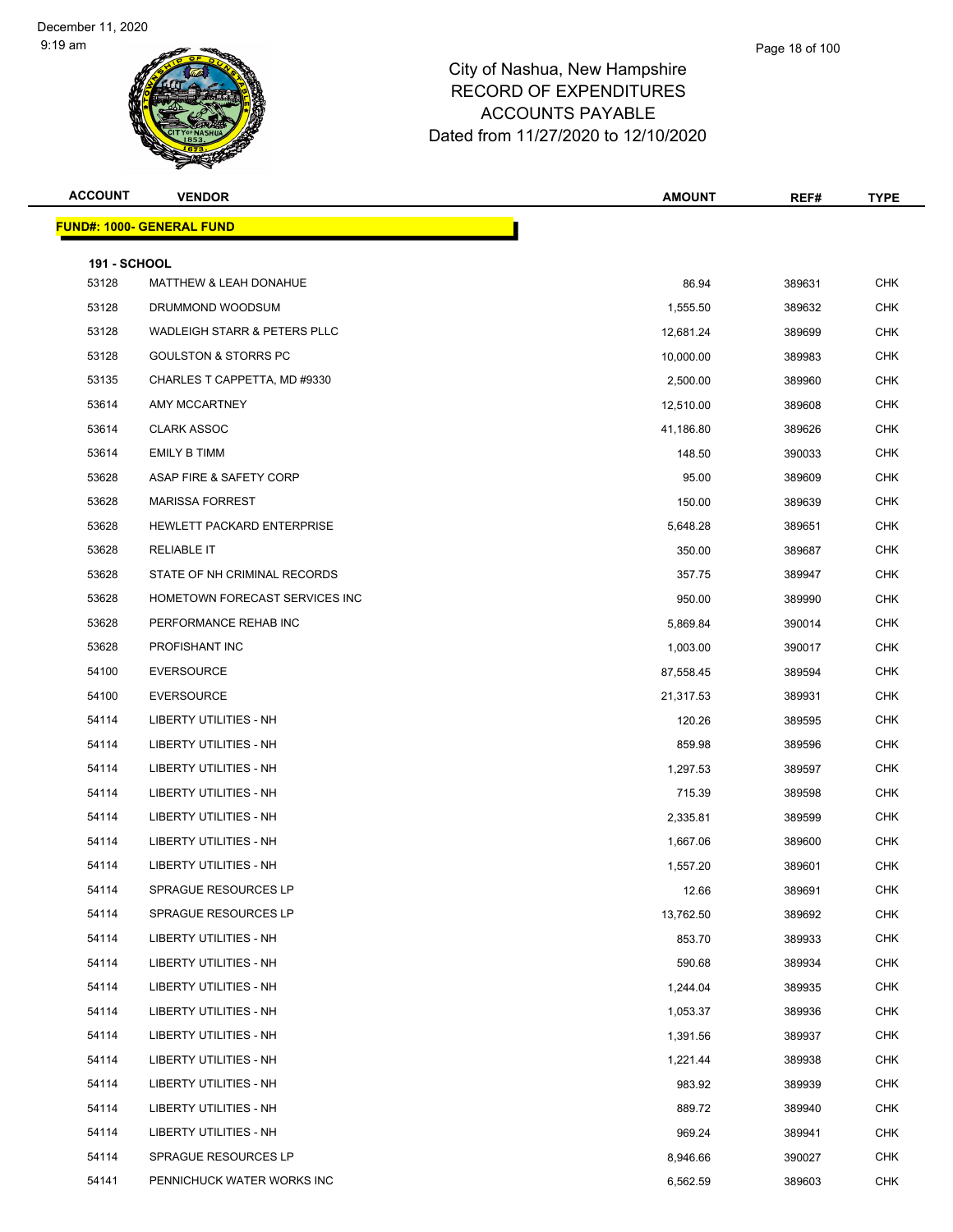# City of Nashua, New Hampshire
## RECORD OF EXPENDITURES
## ACCOUNTS PAYABLE
## Dated from 11/27/2020 to 12/10/2020

December 11, 2020
9:19 am

| ACCOUNT | VENDOR | AMOUNT | REF# | TYPE |
|---|---|---|---|---|
| **FUND#: 1000- GENERAL FUND** | | | | |
| **191 - SCHOOL** | | | | |
| 53128 | MATTHEW & LEAH DONAHUE | 86.94 | 389631 | CHK |
| 53128 | DRUMMOND WOODSUM | 1,555.50 | 389632 | CHK |
| 53128 | WADLEIGH STARR & PETERS PLLC | 12,681.24 | 389699 | CHK |
| 53128 | GOULSTON & STORRS PC | 10,000.00 | 389983 | CHK |
| 53135 | CHARLES T CAPPETTA, MD #9330 | 2,500.00 | 389960 | CHK |
| 53614 | AMY MCCARTNEY | 12,510.00 | 389608 | CHK |
| 53614 | CLARK ASSOC | 41,186.80 | 389626 | CHK |
| 53614 | EMILY B TIMM | 148.50 | 390033 | CHK |
| 53628 | ASAP FIRE & SAFETY CORP | 95.00 | 389609 | CHK |
| 53628 | MARISSA FORREST | 150.00 | 389639 | CHK |
| 53628 | HEWLETT PACKARD ENTERPRISE | 5,648.28 | 389651 | CHK |
| 53628 | RELIABLE IT | 350.00 | 389687 | CHK |
| 53628 | STATE OF NH CRIMINAL RECORDS | 357.75 | 389947 | CHK |
| 53628 | HOMETOWN FORECAST SERVICES INC | 950.00 | 389990 | CHK |
| 53628 | PERFORMANCE REHAB INC | 5,869.84 | 390014 | CHK |
| 53628 | PROFISHANT INC | 1,003.00 | 390017 | CHK |
| 54100 | EVERSOURCE | 87,558.45 | 389594 | CHK |
| 54100 | EVERSOURCE | 21,317.53 | 389931 | CHK |
| 54114 | LIBERTY UTILITIES - NH | 120.26 | 389595 | CHK |
| 54114 | LIBERTY UTILITIES - NH | 859.98 | 389596 | CHK |
| 54114 | LIBERTY UTILITIES - NH | 1,297.53 | 389597 | CHK |
| 54114 | LIBERTY UTILITIES - NH | 715.39 | 389598 | CHK |
| 54114 | LIBERTY UTILITIES - NH | 2,335.81 | 389599 | CHK |
| 54114 | LIBERTY UTILITIES - NH | 1,667.06 | 389600 | CHK |
| 54114 | LIBERTY UTILITIES - NH | 1,557.20 | 389601 | CHK |
| 54114 | SPRAGUE RESOURCES LP | 12.66 | 389691 | CHK |
| 54114 | SPRAGUE RESOURCES LP | 13,762.50 | 389692 | CHK |
| 54114 | LIBERTY UTILITIES - NH | 853.70 | 389933 | CHK |
| 54114 | LIBERTY UTILITIES - NH | 590.68 | 389934 | CHK |
| 54114 | LIBERTY UTILITIES - NH | 1,244.04 | 389935 | CHK |
| 54114 | LIBERTY UTILITIES - NH | 1,053.37 | 389936 | CHK |
| 54114 | LIBERTY UTILITIES - NH | 1,391.56 | 389937 | CHK |
| 54114 | LIBERTY UTILITIES - NH | 1,221.44 | 389938 | CHK |
| 54114 | LIBERTY UTILITIES - NH | 983.92 | 389939 | CHK |
| 54114 | LIBERTY UTILITIES - NH | 889.72 | 389940 | CHK |
| 54114 | LIBERTY UTILITIES - NH | 969.24 | 389941 | CHK |
| 54114 | SPRAGUE RESOURCES LP | 8,946.66 | 390027 | CHK |
| 54141 | PENNICHUCK WATER WORKS INC | 6,562.59 | 389603 | CHK |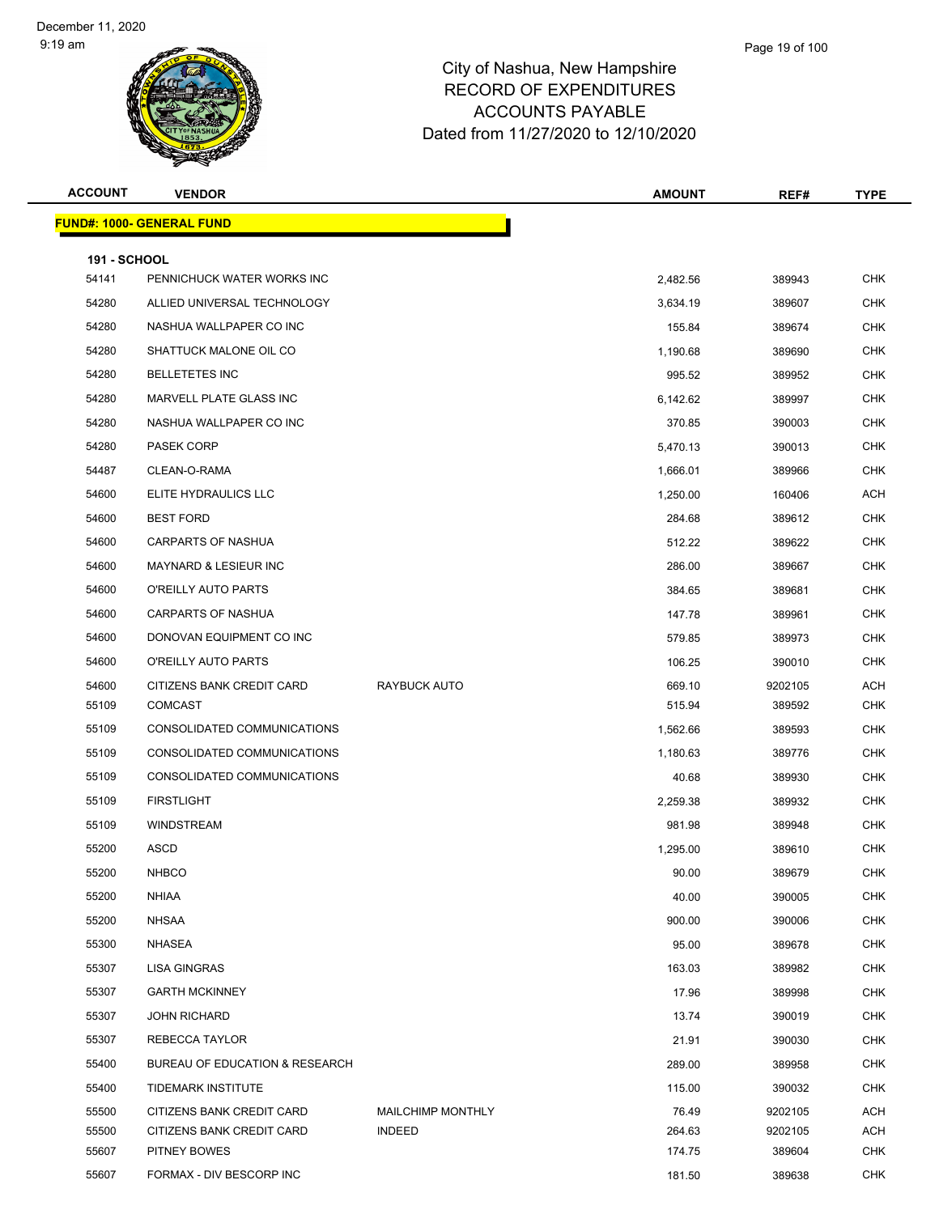# City of Nashua, New Hampshire
## RECORD OF EXPENDITURES
## ACCOUNTS PAYABLE
## Dated from 11/27/2020 to 12/10/2020

December 11, 2020
9:19 am

**FUND#: 1000- GENERAL FUND**

**191 - SCHOOL**

| ACCOUNT | VENDOR | | AMOUNT | REF# | TYPE |
|---|---|---|---|---|---|
| 54141 | PENNICHUCK WATER WORKS INC | | 2,482.56 | 389943 | CHK |
| 54280 | ALLIED UNIVERSAL TECHNOLOGY | | 3,634.19 | 389607 | CHK |
| 54280 | NASHUA WALLPAPER CO INC | | 155.84 | 389674 | CHK |
| 54280 | SHATTUCK MALONE OIL CO | | 1,190.68 | 389690 | CHK |
| 54280 | BELLETETES INC | | 995.52 | 389952 | CHK |
| 54280 | MARVELL PLATE GLASS INC | | 6,142.62 | 389997 | CHK |
| 54280 | NASHUA WALLPAPER CO INC | | 370.85 | 390003 | CHK |
| 54280 | PASEK CORP | | 5,470.13 | 390013 | CHK |
| 54487 | CLEAN-O-RAMA | | 1,666.01 | 389966 | CHK |
| 54600 | ELITE HYDRAULICS LLC | | 1,250.00 | 160406 | ACH |
| 54600 | BEST FORD | | 284.68 | 389612 | CHK |
| 54600 | CARPARTS OF NASHUA | | 512.22 | 389622 | CHK |
| 54600 | MAYNARD & LESIEUR INC | | 286.00 | 389667 | CHK |
| 54600 | O'REILLY AUTO PARTS | | 384.65 | 389681 | CHK |
| 54600 | CARPARTS OF NASHUA | | 147.78 | 389961 | CHK |
| 54600 | DONOVAN EQUIPMENT CO INC | | 579.85 | 389973 | CHK |
| 54600 | O'REILLY AUTO PARTS | | 106.25 | 390010 | CHK |
| 54600 | CITIZENS BANK CREDIT CARD | RAYBUCK AUTO | 669.10 | 9202105 | ACH |
| 55109 | COMCAST | | 515.94 | 389592 | CHK |
| 55109 | CONSOLIDATED COMMUNICATIONS | | 1,562.66 | 389593 | CHK |
| 55109 | CONSOLIDATED COMMUNICATIONS | | 1,180.63 | 389776 | CHK |
| 55109 | CONSOLIDATED COMMUNICATIONS | | 40.68 | 389930 | CHK |
| 55109 | FIRSTLIGHT | | 2,259.38 | 389932 | CHK |
| 55109 | WINDSTREAM | | 981.98 | 389948 | CHK |
| 55200 | ASCD | | 1,295.00 | 389610 | CHK |
| 55200 | NHBCO | | 90.00 | 389679 | CHK |
| 55200 | NHIAA | | 40.00 | 390005 | CHK |
| 55200 | NHSAA | | 900.00 | 390006 | CHK |
| 55300 | NHASEA | | 95.00 | 389678 | CHK |
| 55307 | LISA GINGRAS | | 163.03 | 389982 | CHK |
| 55307 | GARTH MCKINNEY | | 17.96 | 389998 | CHK |
| 55307 | JOHN RICHARD | | 13.74 | 390019 | CHK |
| 55307 | REBECCA TAYLOR | | 21.91 | 390030 | CHK |
| 55400 | BUREAU OF EDUCATION & RESEARCH | | 289.00 | 389958 | CHK |
| 55400 | TIDEMARK INSTITUTE | | 115.00 | 390032 | CHK |
| 55500 | CITIZENS BANK CREDIT CARD | MAILCHIMP MONTHLY | 76.49 | 9202105 | ACH |
| 55500 | CITIZENS BANK CREDIT CARD | INDEED | 264.63 | 9202105 | ACH |
| 55607 | PITNEY BOWES | | 174.75 | 389604 | CHK |
| 55607 | FORMAX - DIV BESCORP INC | | 181.50 | 389638 | CHK |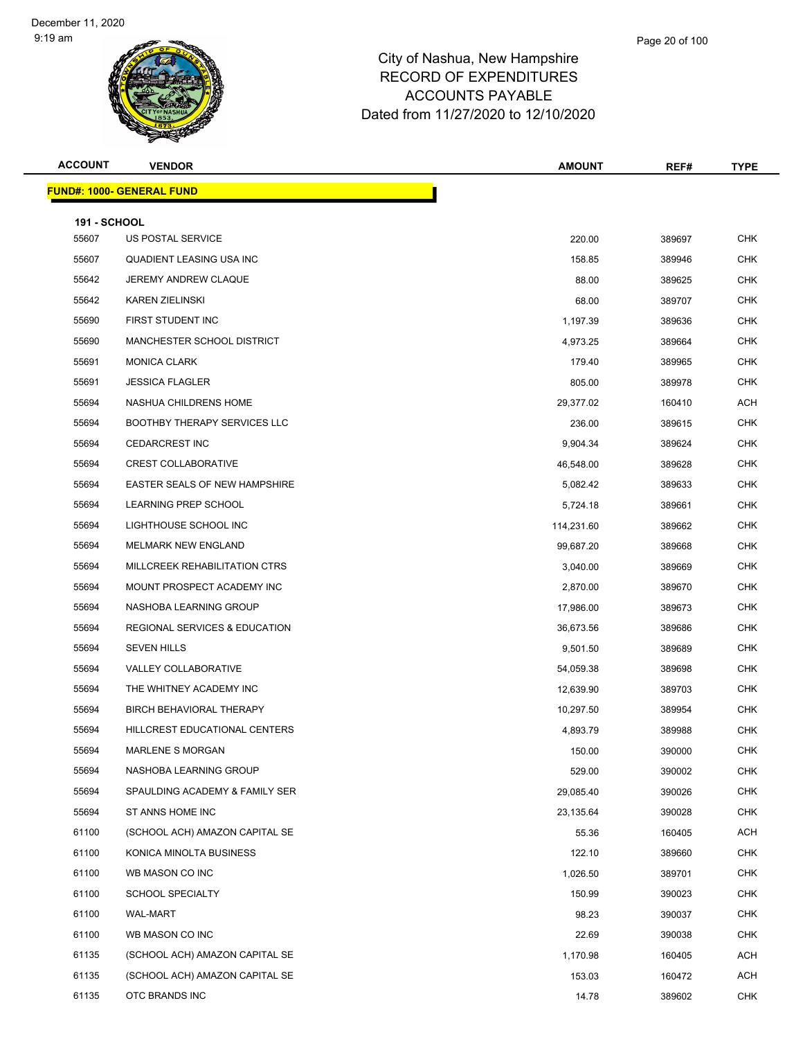# City of Nashua, New Hampshire
# RECORD OF EXPENDITURES
# ACCOUNTS PAYABLE
# Dated from 11/27/2020 to 12/10/2020

| ACCOUNT | VENDOR | AMOUNT | REF# | TYPE |
|---|---|---|---|---|
| **FUND#: 1000- GENERAL FUND** | | | | |
| **191 - SCHOOL** | | | | |
| 55607 | US POSTAL SERVICE | 220.00 | 389697 | CHK |
| 55607 | QUADIENT LEASING USA INC | 158.85 | 389946 | CHK |
| 55642 | JEREMY ANDREW CLAQUE | 88.00 | 389625 | CHK |
| 55642 | KAREN ZIELINSKI | 68.00 | 389707 | CHK |
| 55690 | FIRST STUDENT INC | 1,197.39 | 389636 | CHK |
| 55690 | MANCHESTER SCHOOL DISTRICT | 4,973.25 | 389664 | CHK |
| 55691 | MONICA CLARK | 179.40 | 389965 | CHK |
| 55691 | JESSICA FLAGLER | 805.00 | 389978 | CHK |
| 55694 | NASHUA CHILDRENS HOME | 29,377.02 | 160410 | ACH |
| 55694 | BOOTHBY THERAPY SERVICES LLC | 236.00 | 389615 | CHK |
| 55694 | CEDARCREST INC | 9,904.34 | 389624 | CHK |
| 55694 | CREST COLLABORATIVE | 46,548.00 | 389628 | CHK |
| 55694 | EASTER SEALS OF NEW HAMPSHIRE | 5,082.42 | 389633 | CHK |
| 55694 | LEARNING PREP SCHOOL | 5,724.18 | 389661 | CHK |
| 55694 | LIGHTHOUSE SCHOOL INC | 114,231.60 | 389662 | CHK |
| 55694 | MELMARK NEW ENGLAND | 99,687.20 | 389668 | CHK |
| 55694 | MILLCREEK REHABILITATION CTRS | 3,040.00 | 389669 | CHK |
| 55694 | MOUNT PROSPECT ACADEMY INC | 2,870.00 | 389670 | CHK |
| 55694 | NASHOBA LEARNING GROUP | 17,986.00 | 389673 | CHK |
| 55694 | REGIONAL SERVICES & EDUCATION | 36,673.56 | 389686 | CHK |
| 55694 | SEVEN HILLS | 9,501.50 | 389689 | CHK |
| 55694 | VALLEY COLLABORATIVE | 54,059.38 | 389698 | CHK |
| 55694 | THE WHITNEY ACADEMY INC | 12,639.90 | 389703 | CHK |
| 55694 | BIRCH BEHAVIORAL THERAPY | 10,297.50 | 389954 | CHK |
| 55694 | HILLCREST EDUCATIONAL CENTERS | 4,893.79 | 389988 | CHK |
| 55694 | MARLENE S MORGAN | 150.00 | 390000 | CHK |
| 55694 | NASHOBA LEARNING GROUP | 529.00 | 390002 | CHK |
| 55694 | SPAULDING ACADEMY & FAMILY SER | 29,085.40 | 390026 | CHK |
| 55694 | ST ANNS HOME INC | 23,135.64 | 390028 | CHK |
| 61100 | (SCHOOL ACH) AMAZON CAPITAL SE | 55.36 | 160405 | ACH |
| 61100 | KONICA MINOLTA BUSINESS | 122.10 | 389660 | CHK |
| 61100 | WB MASON CO INC | 1,026.50 | 389701 | CHK |
| 61100 | SCHOOL SPECIALTY | 150.99 | 390023 | CHK |
| 61100 | WAL-MART | 98.23 | 390037 | CHK |
| 61100 | WB MASON CO INC | 22.69 | 390038 | CHK |
| 61135 | (SCHOOL ACH) AMAZON CAPITAL SE | 1,170.98 | 160405 | ACH |
| 61135 | (SCHOOL ACH) AMAZON CAPITAL SE | 153.03 | 160472 | ACH |
| 61135 | OTC BRANDS INC | 14.78 | 389602 | CHK |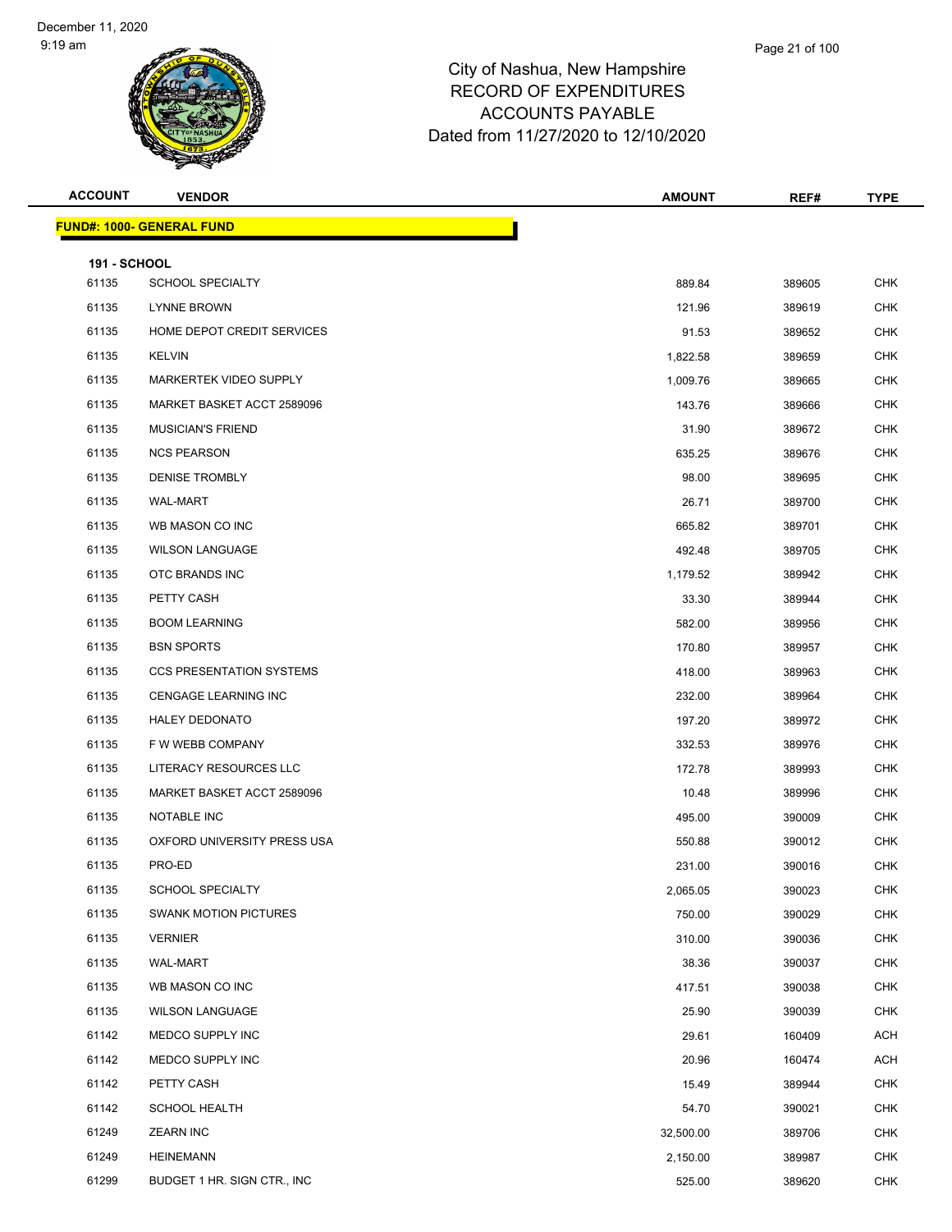# City of Nashua, New Hampshire
## RECORD OF EXPENDITURES
## ACCOUNTS PAYABLE
## Dated from 11/27/2020 to 12/10/2020

| ACCOUNT | VENDOR | AMOUNT | REF# | TYPE |
|---|---|---|---|---|
| **FUND#: 1000- GENERAL FUND** | | | | |
| **191 - SCHOOL** | | | | |
| 61135 | SCHOOL SPECIALTY | 889.84 | 389605 | CHK |
| 61135 | LYNNE BROWN | 121.96 | 389619 | CHK |
| 61135 | HOME DEPOT CREDIT SERVICES | 91.53 | 389652 | CHK |
| 61135 | KELVIN | 1,822.58 | 389659 | CHK |
| 61135 | MARKERTEK VIDEO SUPPLY | 1,009.76 | 389665 | CHK |
| 61135 | MARKET BASKET ACCT 2589096 | 143.76 | 389666 | CHK |
| 61135 | MUSICIAN'S FRIEND | 31.90 | 389672 | CHK |
| 61135 | NCS PEARSON | 635.25 | 389676 | CHK |
| 61135 | DENISE TROMBLY | 98.00 | 389695 | CHK |
| 61135 | WAL-MART | 26.71 | 389700 | CHK |
| 61135 | WB MASON CO INC | 665.82 | 389701 | CHK |
| 61135 | WILSON LANGUAGE | 492.48 | 389705 | CHK |
| 61135 | OTC BRANDS INC | 1,179.52 | 389942 | CHK |
| 61135 | PETTY CASH | 33.30 | 389944 | CHK |
| 61135 | BOOM LEARNING | 582.00 | 389956 | CHK |
| 61135 | BSN SPORTS | 170.80 | 389957 | CHK |
| 61135 | CCS PRESENTATION SYSTEMS | 418.00 | 389963 | CHK |
| 61135 | CENGAGE LEARNING INC | 232.00 | 389964 | CHK |
| 61135 | HALEY DEDONATO | 197.20 | 389972 | CHK |
| 61135 | F W WEBB COMPANY | 332.53 | 389976 | CHK |
| 61135 | LITERACY RESOURCES LLC | 172.78 | 389993 | CHK |
| 61135 | MARKET BASKET ACCT 2589096 | 10.48 | 389996 | CHK |
| 61135 | NOTABLE INC | 495.00 | 390009 | CHK |
| 61135 | OXFORD UNIVERSITY PRESS USA | 550.88 | 390012 | CHK |
| 61135 | PRO-ED | 231.00 | 390016 | CHK |
| 61135 | SCHOOL SPECIALTY | 2,065.05 | 390023 | CHK |
| 61135 | SWANK MOTION PICTURES | 750.00 | 390029 | CHK |
| 61135 | VERNIER | 310.00 | 390036 | CHK |
| 61135 | WAL-MART | 38.36 | 390037 | CHK |
| 61135 | WB MASON CO INC | 417.51 | 390038 | CHK |
| 61135 | WILSON LANGUAGE | 25.90 | 390039 | CHK |
| 61142 | MEDCO SUPPLY INC | 29.61 | 160409 | ACH |
| 61142 | MEDCO SUPPLY INC | 20.96 | 160474 | ACH |
| 61142 | PETTY CASH | 15.49 | 389944 | CHK |
| 61142 | SCHOOL HEALTH | 54.70 | 390021 | CHK |
| 61249 | ZEARN INC | 32,500.00 | 389706 | CHK |
| 61249 | HEINEMANN | 2,150.00 | 389987 | CHK |
| 61299 | BUDGET 1 HR. SIGN CTR., INC | 525.00 | 389620 | CHK |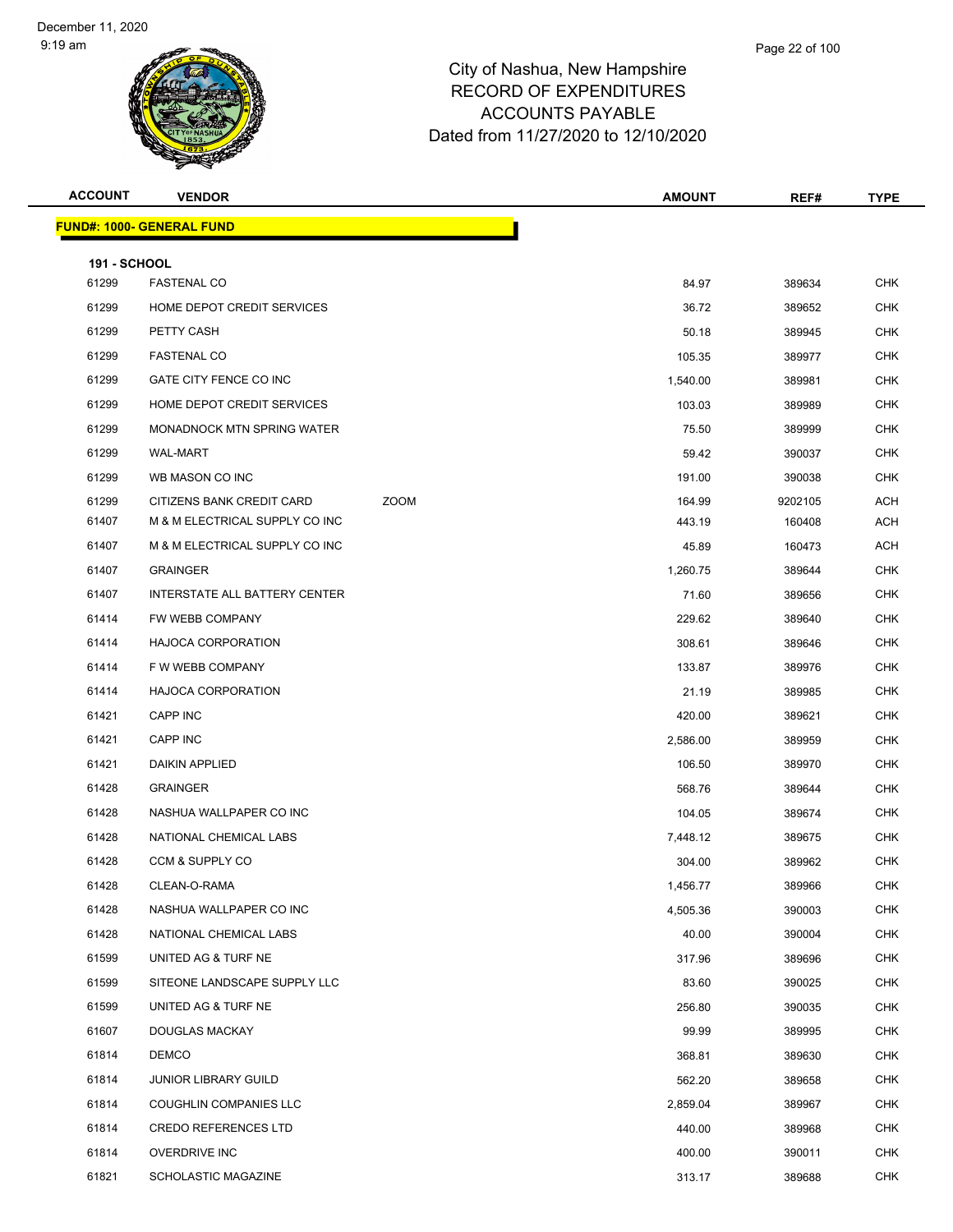# City of Nashua, New Hampshire
## RECORD OF EXPENDITURES
## ACCOUNTS PAYABLE
### Dated from 11/27/2020 to 12/10/2020

December 11, 2020
9:19 am

| ACCOUNT | VENDOR | | AMOUNT | REF# | TYPE |
|---|---|---|---|---|---|
| **FUND#: 1000- GENERAL FUND** | | | | | |
| **191 - SCHOOL** | | | | | |
| 61299 | FASTENAL CO | | 84.97 | 389634 | CHK |
| 61299 | HOME DEPOT CREDIT SERVICES | | 36.72 | 389652 | CHK |
| 61299 | PETTY CASH | | 50.18 | 389945 | CHK |
| 61299 | FASTENAL CO | | 105.35 | 389977 | CHK |
| 61299 | GATE CITY FENCE CO INC | | 1,540.00 | 389981 | CHK |
| 61299 | HOME DEPOT CREDIT SERVICES | | 103.03 | 389989 | CHK |
| 61299 | MONADNOCK MTN SPRING WATER | | 75.50 | 389999 | CHK |
| 61299 | WAL-MART | | 59.42 | 390037 | CHK |
| 61299 | WB MASON CO INC | | 191.00 | 390038 | CHK |
| 61299 | CITIZENS BANK CREDIT CARD | ZOOM | 164.99 | 9202105 | ACH |
| 61407 | M & M ELECTRICAL SUPPLY CO INC | | 443.19 | 160408 | ACH |
| 61407 | M & M ELECTRICAL SUPPLY CO INC | | 45.89 | 160473 | ACH |
| 61407 | GRAINGER | | 1,260.75 | 389644 | CHK |
| 61407 | INTERSTATE ALL BATTERY CENTER | | 71.60 | 389656 | CHK |
| 61414 | FW WEBB COMPANY | | 229.62 | 389640 | CHK |
| 61414 | HAJOCA CORPORATION | | 308.61 | 389646 | CHK |
| 61414 | F W WEBB COMPANY | | 133.87 | 389976 | CHK |
| 61414 | HAJOCA CORPORATION | | 21.19 | 389985 | CHK |
| 61421 | CAPP INC | | 420.00 | 389621 | CHK |
| 61421 | CAPP INC | | 2,586.00 | 389959 | CHK |
| 61421 | DAIKIN APPLIED | | 106.50 | 389970 | CHK |
| 61428 | GRAINGER | | 568.76 | 389644 | CHK |
| 61428 | NASHUA WALLPAPER CO INC | | 104.05 | 389674 | CHK |
| 61428 | NATIONAL CHEMICAL LABS | | 7,448.12 | 389675 | CHK |
| 61428 | CCM & SUPPLY CO | | 304.00 | 389962 | CHK |
| 61428 | CLEAN-O-RAMA | | 1,456.77 | 389966 | CHK |
| 61428 | NASHUA WALLPAPER CO INC | | 4,505.36 | 390003 | CHK |
| 61428 | NATIONAL CHEMICAL LABS | | 40.00 | 390004 | CHK |
| 61599 | UNITED AG & TURF NE | | 317.96 | 389696 | CHK |
| 61599 | SITEONE LANDSCAPE SUPPLY LLC | | 83.60 | 390025 | CHK |
| 61599 | UNITED AG & TURF NE | | 256.80 | 390035 | CHK |
| 61607 | DOUGLAS MACKAY | | 99.99 | 389995 | CHK |
| 61814 | DEMCO | | 368.81 | 389630 | CHK |
| 61814 | JUNIOR LIBRARY GUILD | | 562.20 | 389658 | CHK |
| 61814 | COUGHLIN COMPANIES LLC | | 2,859.04 | 389967 | CHK |
| 61814 | CREDO REFERENCES LTD | | 440.00 | 389968 | CHK |
| 61814 | OVERDRIVE INC | | 400.00 | 390011 | CHK |
| 61821 | SCHOLASTIC MAGAZINE | | 313.17 | 389688 | CHK |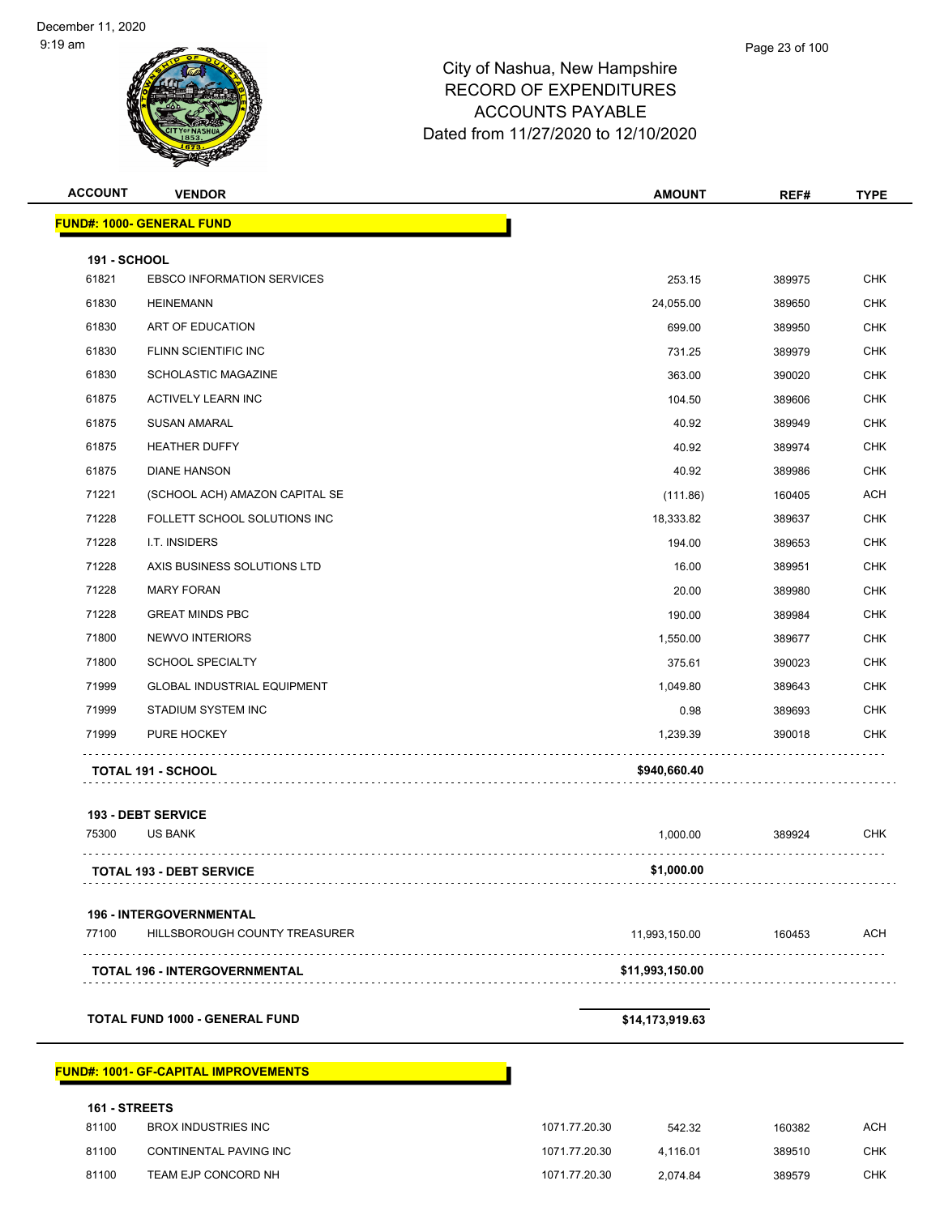City of Nashua, New Hampshire
RECORD OF EXPENDITURES
ACCOUNTS PAYABLE
Dated from 11/27/2020 to 12/10/2020

December 11, 2020
9:19 am

| ACCOUNT | VENDOR | | AMOUNT | REF# | TYPE |
|---|---|---|---|---|---|
| **FUND#: 1000- GENERAL FUND** | | | | | |
| **191 - SCHOOL** | | | | | |
| 61821 | EBSCO INFORMATION SERVICES | | 253.15 | 389975 | CHK |
| 61830 | HEINEMANN | | 24,055.00 | 389650 | CHK |
| 61830 | ART OF EDUCATION | | 699.00 | 389950 | CHK |
| 61830 | FLINN SCIENTIFIC INC | | 731.25 | 389979 | CHK |
| 61830 | SCHOLASTIC MAGAZINE | | 363.00 | 390020 | CHK |
| 61875 | ACTIVELY LEARN INC | | 104.50 | 389606 | CHK |
| 61875 | SUSAN AMARAL | | 40.92 | 389949 | CHK |
| 61875 | HEATHER DUFFY | | 40.92 | 389974 | CHK |
| 61875 | DIANE HANSON | | 40.92 | 389986 | CHK |
| 71221 | (SCHOOL ACH) AMAZON CAPITAL SE | | (111.86) | 160405 | ACH |
| 71228 | FOLLETT SCHOOL SOLUTIONS INC | | 18,333.82 | 389637 | CHK |
| 71228 | I.T. INSIDERS | | 194.00 | 389653 | CHK |
| 71228 | AXIS BUSINESS SOLUTIONS LTD | | 16.00 | 389951 | CHK |
| 71228 | MARY FORAN | | 20.00 | 389980 | CHK |
| 71228 | GREAT MINDS PBC | | 190.00 | 389984 | CHK |
| 71800 | NEWVO INTERIORS | | 1,550.00 | 389677 | CHK |
| 71800 | SCHOOL SPECIALTY | | 375.61 | 390023 | CHK |
| 71999 | GLOBAL INDUSTRIAL EQUIPMENT | | 1,049.80 | 389643 | CHK |
| 71999 | STADIUM SYSTEM INC | | 0.98 | 389693 | CHK |
| 71999 | PURE HOCKEY | | 1,239.39 | 390018 | CHK |
| **TOTAL 191 - SCHOOL** | | | **$940,660.40** | | |
| **193 - DEBT SERVICE** | | | | | |
| 75300 | US BANK | | 1,000.00 | 389924 | CHK |
| **TOTAL 193 - DEBT SERVICE** | | | **$1,000.00** | | |
| **196 - INTERGOVERNMENTAL** | | | | | |
| 77100 | HILLSBOROUGH COUNTY TREASURER | | 11,993,150.00 | 160453 | ACH |
| **TOTAL 196 - INTERGOVERNMENTAL** | | | **$11,993,150.00** | | |
| **TOTAL FUND 1000 - GENERAL FUND** | | | **$14,173,919.63** | | |
| **FUND#: 1001- GF-CAPITAL IMPROVEMENTS** | | | | | |
| **161 - STREETS** | | | | | |
| 81100 | BROX INDUSTRIES INC | 1071.77.20.30 | 542.32 | 160382 | ACH |
| 81100 | CONTINENTAL PAVING INC | 1071.77.20.30 | 4,116.01 | 389510 | CHK |
| 81100 | TEAM EJP CONCORD NH | 1071.77.20.30 | 2,074.84 | 389579 | CHK |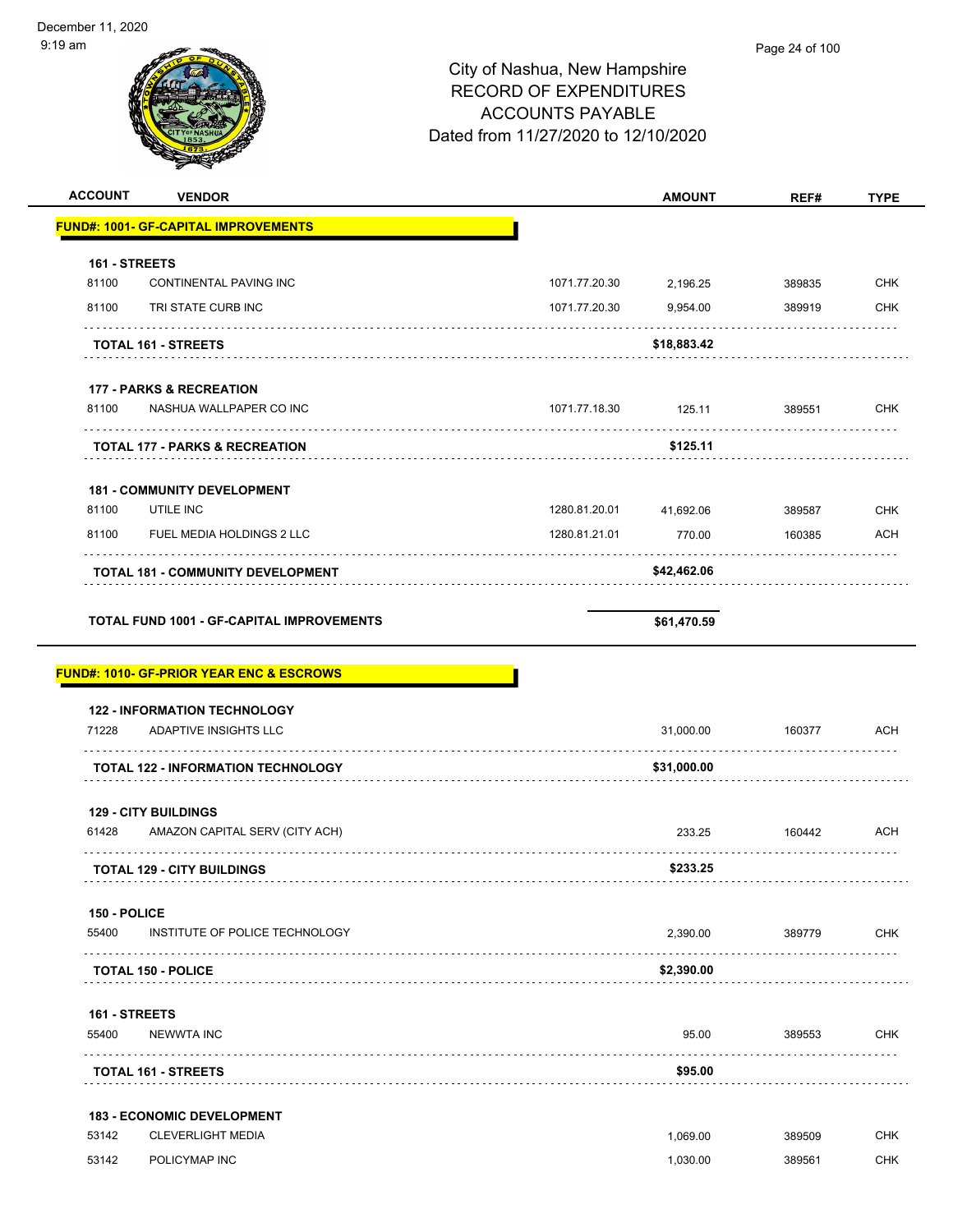City of Nashua, New Hampshire
RECORD OF EXPENDITURES
ACCOUNTS PAYABLE
Dated from 11/27/2020 to 12/10/2020

| ACCOUNT | VENDOR | | AMOUNT | REF# | TYPE |
|---|---|---|---|---|---|
| **FUND#: 1001- GF-CAPITAL IMPROVEMENTS** | | | | | |
| **161 - STREETS** | | | | | |
| 81100 | CONTINENTAL PAVING INC | 1071.77.20.30 | 2,196.25 | 389835 | CHK |
| 81100 | TRI STATE CURB INC | 1071.77.20.30 | 9,954.00 | 389919 | CHK |
| | **TOTAL 161 - STREETS** | | **$18,883.42** | | |
| **177 - PARKS & RECREATION** | | | | | |
| 81100 | NASHUA WALLPAPER CO INC | 1071.77.18.30 | 125.11 | 389551 | CHK |
| | **TOTAL 177 - PARKS & RECREATION** | | **$125.11** | | |
| **181 - COMMUNITY DEVELOPMENT** | | | | | |
| 81100 | UTILE INC | 1280.81.20.01 | 41,692.06 | 389587 | CHK |
| 81100 | FUEL MEDIA HOLDINGS 2 LLC | 1280.81.21.01 | 770.00 | 160385 | ACH |
| | **TOTAL 181 - COMMUNITY DEVELOPMENT** | | **$42,462.06** | | |
| | **TOTAL FUND 1001 - GF-CAPITAL IMPROVEMENTS** | | **$61,470.59** | | |
| **FUND#: 1010- GF-PRIOR YEAR ENC & ESCROWS** | | | | | |
| **122 - INFORMATION TECHNOLOGY** | | | | | |
| 71228 | ADAPTIVE INSIGHTS LLC | | 31,000.00 | 160377 | ACH |
| | **TOTAL 122 - INFORMATION TECHNOLOGY** | | **$31,000.00** | | |
| **129 - CITY BUILDINGS** | | | | | |
| 61428 | AMAZON CAPITAL SERV (CITY ACH) | | 233.25 | 160442 | ACH |
| | **TOTAL 129 - CITY BUILDINGS** | | **$233.25** | | |
| **150 - POLICE** | | | | | |
| 55400 | INSTITUTE OF POLICE TECHNOLOGY | | 2,390.00 | 389779 | CHK |
| | **TOTAL 150 - POLICE** | | **$2,390.00** | | |
| **161 - STREETS** | | | | | |
| 55400 | NEWWTA INC | | 95.00 | 389553 | CHK |
| | **TOTAL 161 - STREETS** | | **$95.00** | | |
| **183 - ECONOMIC DEVELOPMENT** | | | | | |
| 53142 | CLEVERLIGHT MEDIA | | 1,069.00 | 389509 | CHK |
| 53142 | POLICYMAP INC | | 1,030.00 | 389561 | CHK |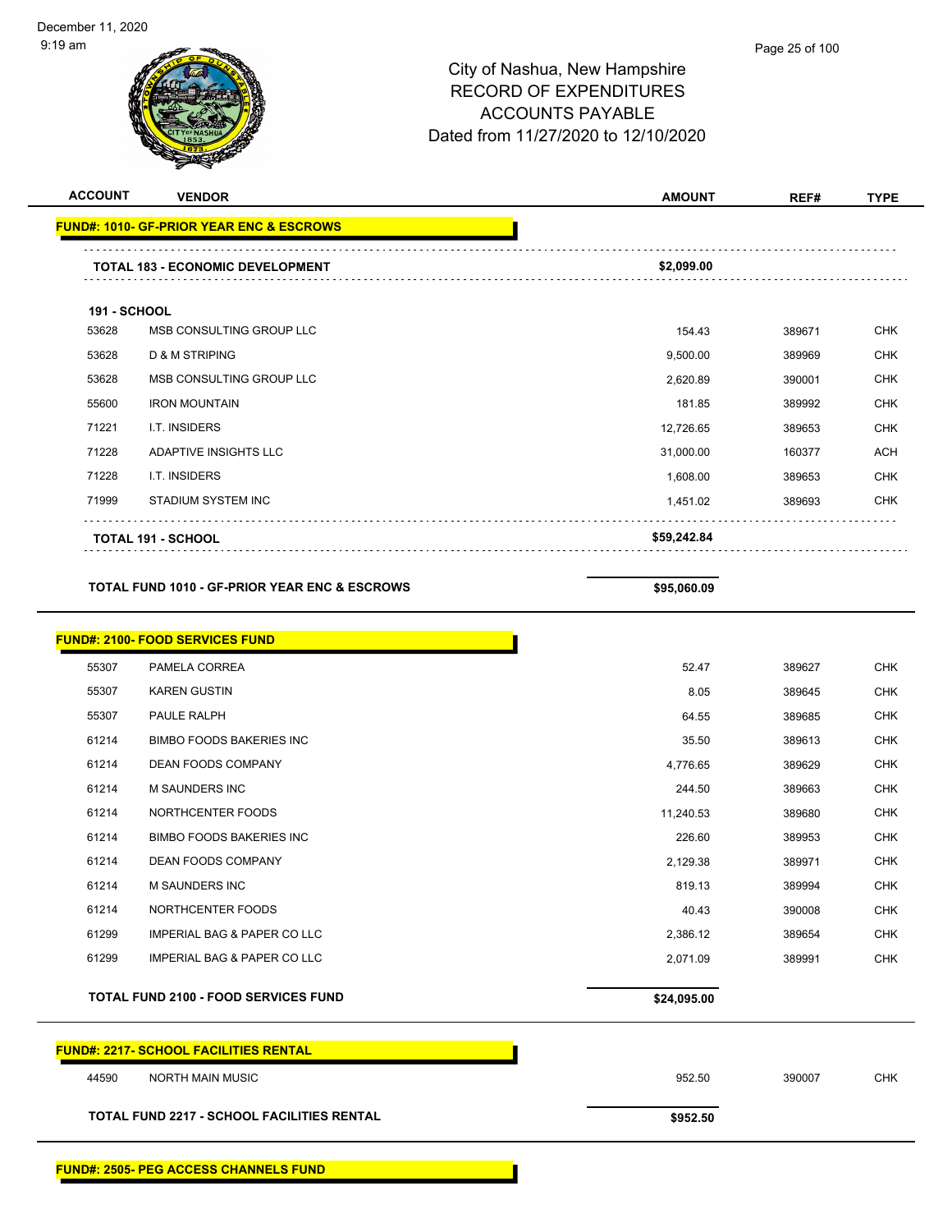City of Nashua, New Hampshire
RECORD OF EXPENDITURES
ACCOUNTS PAYABLE
Dated from 11/27/2020 to 12/10/2020

| ACCOUNT | VENDOR | AMOUNT | REF# | TYPE |
|---|---|---|---|---|
| **FUND#: 1010- GF-PRIOR YEAR ENC & ESCROWS** | | | | |
| | **TOTAL 183 - ECONOMIC DEVELOPMENT** | **$2,099.00** | | |
| **191 - SCHOOL** | | | | |
| 53628 | MSB CONSULTING GROUP LLC | 154.43 | 389671 | CHK |
| 53628 | D & M STRIPING | 9,500.00 | 389969 | CHK |
| 53628 | MSB CONSULTING GROUP LLC | 2,620.89 | 390001 | CHK |
| 55600 | IRON MOUNTAIN | 181.85 | 389992 | CHK |
| 71221 | I.T. INSIDERS | 12,726.65 | 389653 | CHK |
| 71228 | ADAPTIVE INSIGHTS LLC | 31,000.00 | 160377 | ACH |
| 71228 | I.T. INSIDERS | 1,608.00 | 389653 | CHK |
| 71999 | STADIUM SYSTEM INC | 1,451.02 | 389693 | CHK |
| | **TOTAL 191 - SCHOOL** | **$59,242.84** | | |
| | **TOTAL FUND 1010 - GF-PRIOR YEAR ENC & ESCROWS** | **$95,060.09** | | |
| **FUND#: 2100- FOOD SERVICES FUND** | | | | |
| 55307 | PAMELA CORREA | 52.47 | 389627 | CHK |
| 55307 | KAREN GUSTIN | 8.05 | 389645 | CHK |
| 55307 | PAULE RALPH | 64.55 | 389685 | CHK |
| 61214 | BIMBO FOODS BAKERIES INC | 35.50 | 389613 | CHK |
| 61214 | DEAN FOODS COMPANY | 4,776.65 | 389629 | CHK |
| 61214 | M SAUNDERS INC | 244.50 | 389663 | CHK |
| 61214 | NORTHCENTER FOODS | 11,240.53 | 389680 | CHK |
| 61214 | BIMBO FOODS BAKERIES INC | 226.60 | 389953 | CHK |
| 61214 | DEAN FOODS COMPANY | 2,129.38 | 389971 | CHK |
| 61214 | M SAUNDERS INC | 819.13 | 389994 | CHK |
| 61214 | NORTHCENTER FOODS | 40.43 | 390008 | CHK |
| 61299 | IMPERIAL BAG & PAPER CO LLC | 2,386.12 | 389654 | CHK |
| 61299 | IMPERIAL BAG & PAPER CO LLC | 2,071.09 | 389991 | CHK |
| | **TOTAL FUND 2100 - FOOD SERVICES FUND** | **$24,095.00** | | |
| **FUND#: 2217- SCHOOL FACILITIES RENTAL** | | | | |
| 44590 | NORTH MAIN MUSIC | 952.50 | 390007 | CHK |
| | **TOTAL FUND 2217 - SCHOOL FACILITIES RENTAL** | **$952.50** | | |
| **FUND#: 2505- PEG ACCESS CHANNELS FUND** | | | | |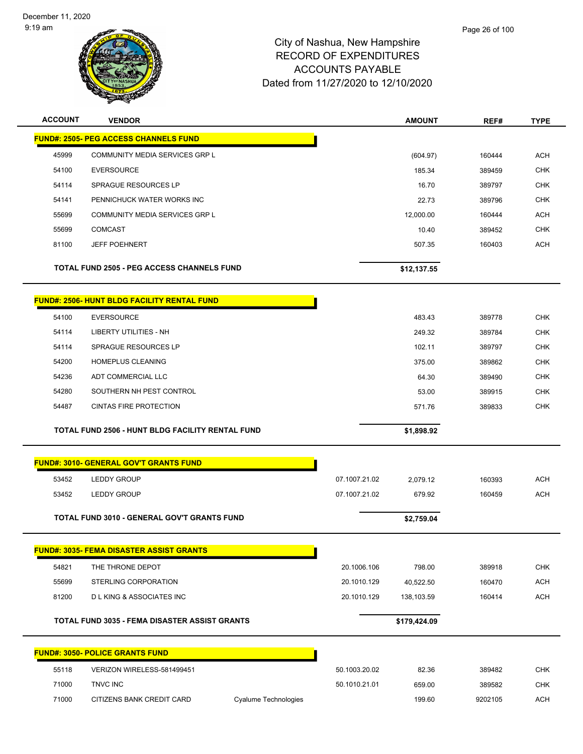City of Nashua, New Hampshire
RECORD OF EXPENDITURES
ACCOUNTS PAYABLE
Dated from 11/27/2020 to 12/10/2020

| ACCOUNT | VENDOR | | | AMOUNT | REF# | TYPE |
|---|---|---|---|---|---|---|
| **FUND#: 2505- PEG ACCESS CHANNELS FUND** | | | | | | |
| 45999 | COMMUNITY MEDIA SERVICES GRP L | | | (604.97) | 160444 | ACH |
| 54100 | EVERSOURCE | | | 185.34 | 389459 | CHK |
| 54114 | SPRAGUE RESOURCES LP | | | 16.70 | 389797 | CHK |
| 54141 | PENNICHUCK WATER WORKS INC | | | 22.73 | 389796 | CHK |
| 55699 | COMMUNITY MEDIA SERVICES GRP L | | | 12,000.00 | 160444 | ACH |
| 55699 | COMCAST | | | 10.40 | 389452 | CHK |
| 81100 | JEFF POEHNERT | | | 507.35 | 160403 | ACH |
| **TOTAL FUND 2505 - PEG ACCESS CHANNELS FUND** | | | | **$12,137.55** | | |
| **FUND#: 2506- HUNT BLDG FACILITY RENTAL FUND** | | | | | | |
| 54100 | EVERSOURCE | | | 483.43 | 389778 | CHK |
| 54114 | LIBERTY UTILITIES - NH | | | 249.32 | 389784 | CHK |
| 54114 | SPRAGUE RESOURCES LP | | | 102.11 | 389797 | CHK |
| 54200 | HOMEPLUS CLEANING | | | 375.00 | 389862 | CHK |
| 54236 | ADT COMMERCIAL LLC | | | 64.30 | 389490 | CHK |
| 54280 | SOUTHERN NH PEST CONTROL | | | 53.00 | 389915 | CHK |
| 54487 | CINTAS FIRE PROTECTION | | | 571.76 | 389833 | CHK |
| **TOTAL FUND 2506 - HUNT BLDG FACILITY RENTAL FUND** | | | | **$1,898.92** | | |
| **FUND#: 3010- GENERAL GOV'T GRANTS FUND** | | | | | | |
| 53452 | LEDDY GROUP | | 07.1007.21.02 | 2,079.12 | 160393 | ACH |
| 53452 | LEDDY GROUP | | 07.1007.21.02 | 679.92 | 160459 | ACH |
| **TOTAL FUND 3010 - GENERAL GOV'T GRANTS FUND** | | | | **$2,759.04** | | |
| **FUND#: 3035- FEMA DISASTER ASSIST GRANTS** | | | | | | |
| 54821 | THE THRONE DEPOT | | 20.1006.106 | 798.00 | 389918 | CHK |
| 55699 | STERLING CORPORATION | | 20.1010.129 | 40,522.50 | 160470 | ACH |
| 81200 | D L KING & ASSOCIATES INC | | 20.1010.129 | 138,103.59 | 160414 | ACH |
| **TOTAL FUND 3035 - FEMA DISASTER ASSIST GRANTS** | | | | **$179,424.09** | | |
| **FUND#: 3050- POLICE GRANTS FUND** | | | | | | |
| 55118 | VERIZON WIRELESS-581499451 | | 50.1003.20.02 | 82.36 | 389482 | CHK |
| 71000 | TNVC INC | | 50.1010.21.01 | 659.00 | 389582 | CHK |
| 71000 | CITIZENS BANK CREDIT CARD | Cyalume Technologies | | 199.60 | 9202105 | ACH |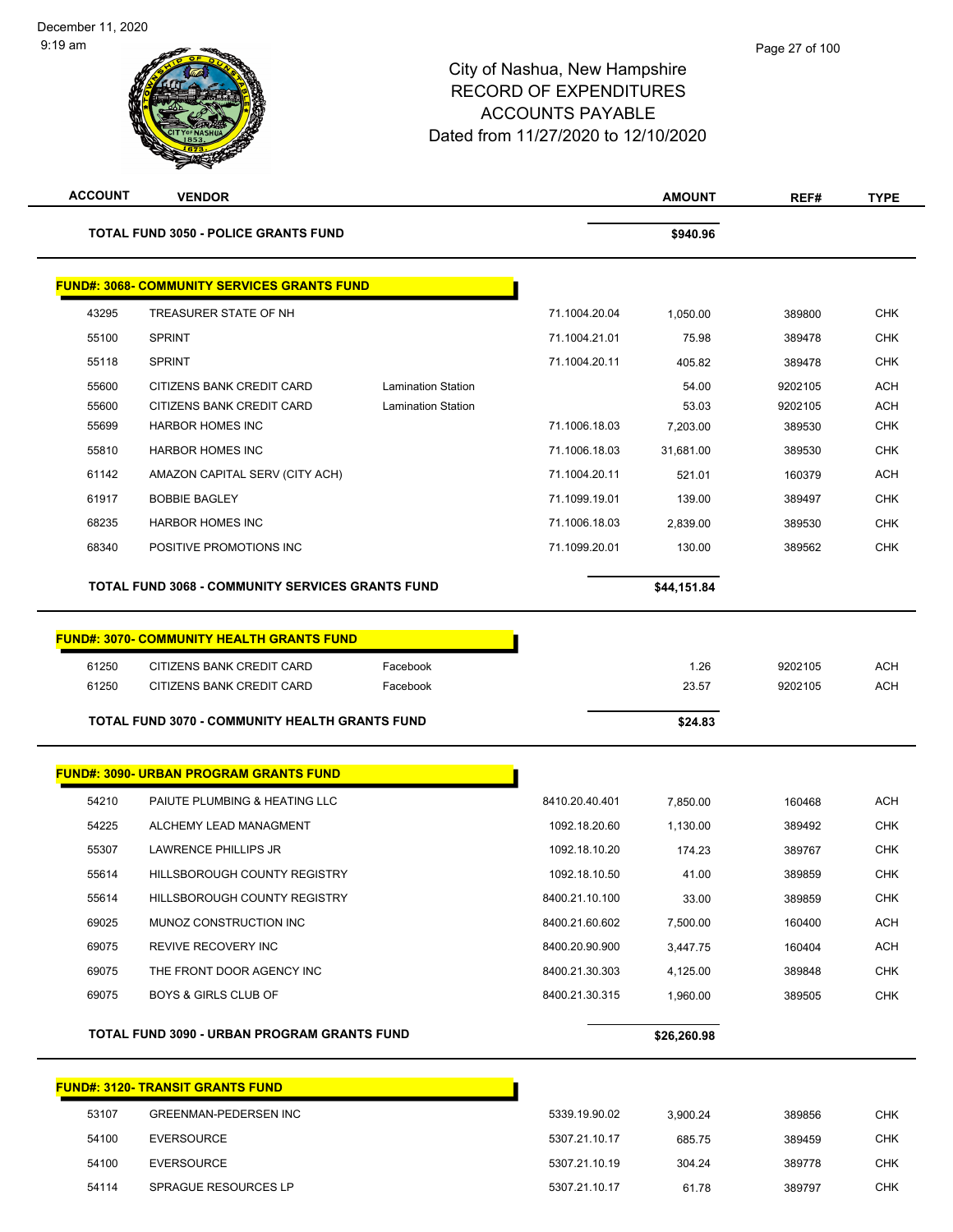City of Nashua, New Hampshire
RECORD OF EXPENDITURES
ACCOUNTS PAYABLE
Dated from 11/27/2020 to 12/10/2020

December 11, 2020
9:19 am

| ACCOUNT | VENDOR | | | AMOUNT | REF# | TYPE |
|---|---|---|---|---|---|---|
| **TOTAL FUND 3050 - POLICE GRANTS FUND** | | | | **$940.96** | | |
| **FUND#: 3068- COMMUNITY SERVICES GRANTS FUND** | | | | | | |
| 43295 | TREASURER STATE OF NH | | 71.1004.20.04 | 1,050.00 | 389800 | CHK |
| 55100 | SPRINT | | 71.1004.21.01 | 75.98 | 389478 | CHK |
| 55118 | SPRINT | | 71.1004.20.11 | 405.82 | 389478 | CHK |
| 55600 | CITIZENS BANK CREDIT CARD | Lamination Station | | 54.00 | 9202105 | ACH |
| 55600 | CITIZENS BANK CREDIT CARD | Lamination Station | | 53.03 | 9202105 | ACH |
| 55699 | HARBOR HOMES INC | | 71.1006.18.03 | 7,203.00 | 389530 | CHK |
| 55810 | HARBOR HOMES INC | | 71.1006.18.03 | 31,681.00 | 389530 | CHK |
| 61142 | AMAZON CAPITAL SERV (CITY ACH) | | 71.1004.20.11 | 521.01 | 160379 | ACH |
| 61917 | BOBBIE BAGLEY | | 71.1099.19.01 | 139.00 | 389497 | CHK |
| 68235 | HARBOR HOMES INC | | 71.1006.18.03 | 2,839.00 | 389530 | CHK |
| 68340 | POSITIVE PROMOTIONS INC | | 71.1099.20.01 | 130.00 | 389562 | CHK |
| **TOTAL FUND 3068 - COMMUNITY SERVICES GRANTS FUND** | | | | **$44,151.84** | | |
| **FUND#: 3070- COMMUNITY HEALTH GRANTS FUND** | | | | | | |
| 61250 | CITIZENS BANK CREDIT CARD | Facebook | | 1.26 | 9202105 | ACH |
| 61250 | CITIZENS BANK CREDIT CARD | Facebook | | 23.57 | 9202105 | ACH |
| **TOTAL FUND 3070 - COMMUNITY HEALTH GRANTS FUND** | | | | **$24.83** | | |
| **FUND#: 3090- URBAN PROGRAM GRANTS FUND** | | | | | | |
| 54210 | PAIUTE PLUMBING & HEATING LLC | | 8410.20.40.401 | 7,850.00 | 160468 | ACH |
| 54225 | ALCHEMY LEAD MANAGMENT | | 1092.18.20.60 | 1,130.00 | 389492 | CHK |
| 55307 | LAWRENCE PHILLIPS JR | | 1092.18.10.20 | 174.23 | 389767 | CHK |
| 55614 | HILLSBOROUGH COUNTY REGISTRY | | 1092.18.10.50 | 41.00 | 389859 | CHK |
| 55614 | HILLSBOROUGH COUNTY REGISTRY | | 8400.21.10.100 | 33.00 | 389859 | CHK |
| 69025 | MUNOZ CONSTRUCTION INC | | 8400.21.60.602 | 7,500.00 | 160400 | ACH |
| 69075 | REVIVE RECOVERY INC | | 8400.20.90.900 | 3,447.75 | 160404 | ACH |
| 69075 | THE FRONT DOOR AGENCY INC | | 8400.21.30.303 | 4,125.00 | 389848 | CHK |
| 69075 | BOYS & GIRLS CLUB OF | | 8400.21.30.315 | 1,960.00 | 389505 | CHK |
| **TOTAL FUND 3090 - URBAN PROGRAM GRANTS FUND** | | | | **$26,260.98** | | |
| **FUND#: 3120- TRANSIT GRANTS FUND** | | | | | | |
| 53107 | GREENMAN-PEDERSEN INC | | 5339.19.90.02 | 3,900.24 | 389856 | CHK |
| 54100 | EVERSOURCE | | 5307.21.10.17 | 685.75 | 389459 | CHK |
| 54100 | EVERSOURCE | | 5307.21.10.19 | 304.24 | 389778 | CHK |
| 54114 | SPRAGUE RESOURCES LP | | 5307.21.10.17 | 61.78 | 389797 | CHK |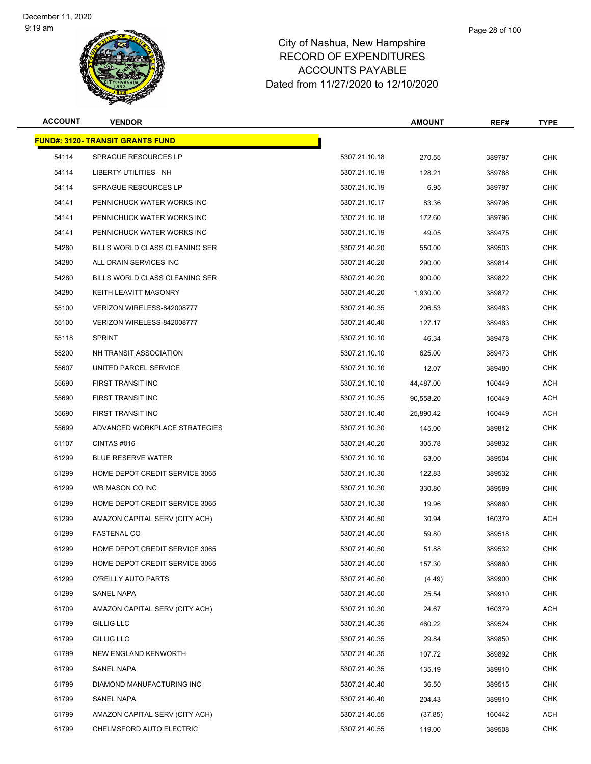City of Nashua, New Hampshire
RECORD OF EXPENDITURES
ACCOUNTS PAYABLE
Dated from 11/27/2020 to 12/10/2020

December 11, 2020
9:19 am

| ACCOUNT | VENDOR | | AMOUNT | REF# | TYPE |
|---|---|---|---|---|---|
| **FUND#: 3120- TRANSIT GRANTS FUND** | | | | | |
| 54114 | SPRAGUE RESOURCES LP | 5307.21.10.18 | 270.55 | 389797 | CHK |
| 54114 | LIBERTY UTILITIES - NH | 5307.21.10.19 | 128.21 | 389788 | CHK |
| 54114 | SPRAGUE RESOURCES LP | 5307.21.10.19 | 6.95 | 389797 | CHK |
| 54141 | PENNICHUCK WATER WORKS INC | 5307.21.10.17 | 83.36 | 389796 | CHK |
| 54141 | PENNICHUCK WATER WORKS INC | 5307.21.10.18 | 172.60 | 389796 | CHK |
| 54141 | PENNICHUCK WATER WORKS INC | 5307.21.10.19 | 49.05 | 389475 | CHK |
| 54280 | BILLS WORLD CLASS CLEANING SER | 5307.21.40.20 | 550.00 | 389503 | CHK |
| 54280 | ALL DRAIN SERVICES INC | 5307.21.40.20 | 290.00 | 389814 | CHK |
| 54280 | BILLS WORLD CLASS CLEANING SER | 5307.21.40.20 | 900.00 | 389822 | CHK |
| 54280 | KEITH LEAVITT MASONRY | 5307.21.40.20 | 1,930.00 | 389872 | CHK |
| 55100 | VERIZON WIRELESS-842008777 | 5307.21.40.35 | 206.53 | 389483 | CHK |
| 55100 | VERIZON WIRELESS-842008777 | 5307.21.40.40 | 127.17 | 389483 | CHK |
| 55118 | SPRINT | 5307.21.10.10 | 46.34 | 389478 | CHK |
| 55200 | NH TRANSIT ASSOCIATION | 5307.21.10.10 | 625.00 | 389473 | CHK |
| 55607 | UNITED PARCEL SERVICE | 5307.21.10.10 | 12.07 | 389480 | CHK |
| 55690 | FIRST TRANSIT INC | 5307.21.10.10 | 44,487.00 | 160449 | ACH |
| 55690 | FIRST TRANSIT INC | 5307.21.10.35 | 90,558.20 | 160449 | ACH |
| 55690 | FIRST TRANSIT INC | 5307.21.10.40 | 25,890.42 | 160449 | ACH |
| 55699 | ADVANCED WORKPLACE STRATEGIES | 5307.21.10.30 | 145.00 | 389812 | CHK |
| 61107 | CINTAS #016 | 5307.21.40.20 | 305.78 | 389832 | CHK |
| 61299 | BLUE RESERVE WATER | 5307.21.10.10 | 63.00 | 389504 | CHK |
| 61299 | HOME DEPOT CREDIT SERVICE 3065 | 5307.21.10.30 | 122.83 | 389532 | CHK |
| 61299 | WB MASON CO INC | 5307.21.10.30 | 330.80 | 389589 | CHK |
| 61299 | HOME DEPOT CREDIT SERVICE 3065 | 5307.21.10.30 | 19.96 | 389860 | CHK |
| 61299 | AMAZON CAPITAL SERV (CITY ACH) | 5307.21.40.50 | 30.94 | 160379 | ACH |
| 61299 | FASTENAL CO | 5307.21.40.50 | 59.80 | 389518 | CHK |
| 61299 | HOME DEPOT CREDIT SERVICE 3065 | 5307.21.40.50 | 51.88 | 389532 | CHK |
| 61299 | HOME DEPOT CREDIT SERVICE 3065 | 5307.21.40.50 | 157.30 | 389860 | CHK |
| 61299 | O'REILLY AUTO PARTS | 5307.21.40.50 | (4.49) | 389900 | CHK |
| 61299 | SANEL NAPA | 5307.21.40.50 | 25.54 | 389910 | CHK |
| 61709 | AMAZON CAPITAL SERV (CITY ACH) | 5307.21.10.30 | 24.67 | 160379 | ACH |
| 61799 | GILLIG LLC | 5307.21.40.35 | 460.22 | 389524 | CHK |
| 61799 | GILLIG LLC | 5307.21.40.35 | 29.84 | 389850 | CHK |
| 61799 | NEW ENGLAND KENWORTH | 5307.21.40.35 | 107.72 | 389892 | CHK |
| 61799 | SANEL NAPA | 5307.21.40.35 | 135.19 | 389910 | CHK |
| 61799 | DIAMOND MANUFACTURING INC | 5307.21.40.40 | 36.50 | 389515 | CHK |
| 61799 | SANEL NAPA | 5307.21.40.40 | 204.43 | 389910 | CHK |
| 61799 | AMAZON CAPITAL SERV (CITY ACH) | 5307.21.40.55 | (37.85) | 160442 | ACH |
| 61799 | CHELMSFORD AUTO ELECTRIC | 5307.21.40.55 | 119.00 | 389508 | CHK |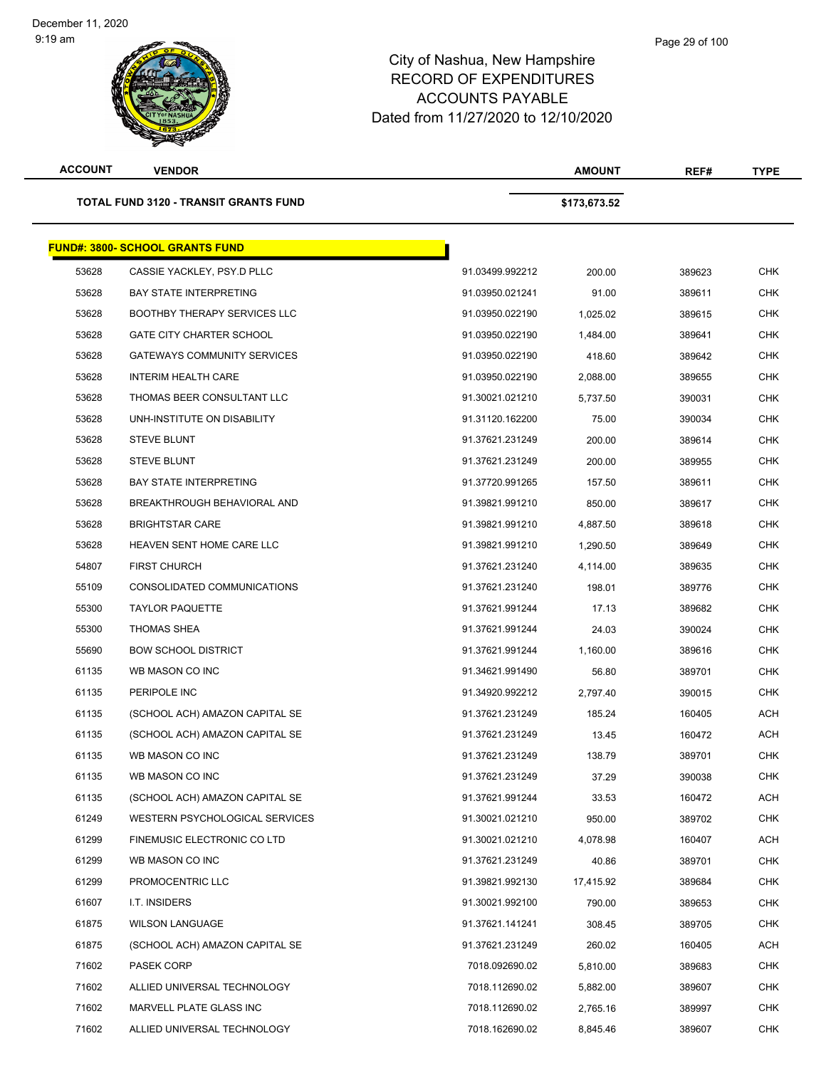# City of Nashua, New Hampshire
## RECORD OF EXPENDITURES
## ACCOUNTS PAYABLE
## Dated from 11/27/2020 to 12/10/2020

| ACCOUNT | VENDOR | | AMOUNT | REF# | TYPE |
|---|---|---|---|---|---|
| **TOTAL FUND 3120 - TRANSIT GRANTS FUND** | | | **$173,673.52** | | |

**FUND#: 3800- SCHOOL GRANTS FUND**

| ACCOUNT | VENDOR | | AMOUNT | REF# | TYPE |
|---|---|---|---|---|---|
| 53628 | CASSIE YACKLEY, PSY.D PLLC | 91.03499.992212 | 200.00 | 389623 | CHK |
| 53628 | BAY STATE INTERPRETING | 91.03950.021241 | 91.00 | 389611 | CHK |
| 53628 | BOOTHBY THERAPY SERVICES LLC | 91.03950.022190 | 1,025.02 | 389615 | CHK |
| 53628 | GATE CITY CHARTER SCHOOL | 91.03950.022190 | 1,484.00 | 389641 | CHK |
| 53628 | GATEWAYS COMMUNITY SERVICES | 91.03950.022190 | 418.60 | 389642 | CHK |
| 53628 | INTERIM HEALTH CARE | 91.03950.022190 | 2,088.00 | 389655 | CHK |
| 53628 | THOMAS BEER CONSULTANT LLC | 91.30021.021210 | 5,737.50 | 390031 | CHK |
| 53628 | UNH-INSTITUTE ON DISABILITY | 91.31120.162200 | 75.00 | 390034 | CHK |
| 53628 | STEVE BLUNT | 91.37621.231249 | 200.00 | 389614 | CHK |
| 53628 | STEVE BLUNT | 91.37621.231249 | 200.00 | 389955 | CHK |
| 53628 | BAY STATE INTERPRETING | 91.37720.991265 | 157.50 | 389611 | CHK |
| 53628 | BREAKTHROUGH BEHAVIORAL AND | 91.39821.991210 | 850.00 | 389617 | CHK |
| 53628 | BRIGHTSTAR CARE | 91.39821.991210 | 4,887.50 | 389618 | CHK |
| 53628 | HEAVEN SENT HOME CARE LLC | 91.39821.991210 | 1,290.50 | 389649 | CHK |
| 54807 | FIRST CHURCH | 91.37621.231240 | 4,114.00 | 389635 | CHK |
| 55109 | CONSOLIDATED COMMUNICATIONS | 91.37621.231240 | 198.01 | 389776 | CHK |
| 55300 | TAYLOR PAQUETTE | 91.37621.991244 | 17.13 | 389682 | CHK |
| 55300 | THOMAS SHEA | 91.37621.991244 | 24.03 | 390024 | CHK |
| 55690 | BOW SCHOOL DISTRICT | 91.37621.991244 | 1,160.00 | 389616 | CHK |
| 61135 | WB MASON CO INC | 91.34621.991490 | 56.80 | 389701 | CHK |
| 61135 | PERIPOLE INC | 91.34920.992212 | 2,797.40 | 390015 | CHK |
| 61135 | (SCHOOL ACH) AMAZON CAPITAL SE | 91.37621.231249 | 185.24 | 160405 | ACH |
| 61135 | (SCHOOL ACH) AMAZON CAPITAL SE | 91.37621.231249 | 13.45 | 160472 | ACH |
| 61135 | WB MASON CO INC | 91.37621.231249 | 138.79 | 389701 | CHK |
| 61135 | WB MASON CO INC | 91.37621.231249 | 37.29 | 390038 | CHK |
| 61135 | (SCHOOL ACH) AMAZON CAPITAL SE | 91.37621.991244 | 33.53 | 160472 | ACH |
| 61249 | WESTERN PSYCHOLOGICAL SERVICES | 91.30021.021210 | 950.00 | 389702 | CHK |
| 61299 | FINEMUSIC ELECTRONIC CO LTD | 91.30021.021210 | 4,078.98 | 160407 | ACH |
| 61299 | WB MASON CO INC | 91.37621.231249 | 40.86 | 389701 | CHK |
| 61299 | PROMOCENTRIC LLC | 91.39821.992130 | 17,415.92 | 389684 | CHK |
| 61607 | I.T. INSIDERS | 91.30021.992100 | 790.00 | 389653 | CHK |
| 61875 | WILSON LANGUAGE | 91.37621.141241 | 308.45 | 389705 | CHK |
| 61875 | (SCHOOL ACH) AMAZON CAPITAL SE | 91.37621.231249 | 260.02 | 160405 | ACH |
| 71602 | PASEK CORP | 7018.092690.02 | 5,810.00 | 389683 | CHK |
| 71602 | ALLIED UNIVERSAL TECHNOLOGY | 7018.112690.02 | 5,882.00 | 389607 | CHK |
| 71602 | MARVELL PLATE GLASS INC | 7018.112690.02 | 2,765.16 | 389997 | CHK |
| 71602 | ALLIED UNIVERSAL TECHNOLOGY | 7018.162690.02 | 8,845.46 | 389607 | CHK |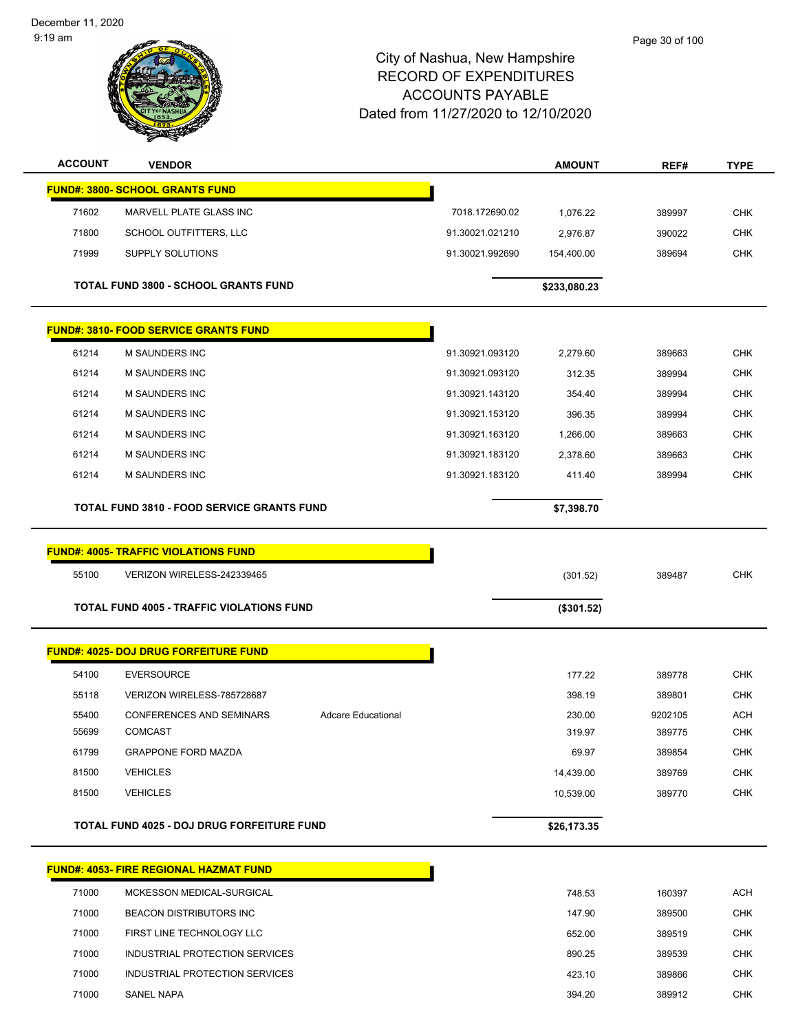December 11, 2020
9:19 am

# City of Nashua, New Hampshire
# RECORD OF EXPENDITURES
# ACCOUNTS PAYABLE
# Dated from 11/27/2020 to 12/10/2020

| ACCOUNT | VENDOR | | AMOUNT | REF# | TYPE |
|---|---|---|---|---|---|
| **FUND#: 3800- SCHOOL GRANTS FUND** | | | | | |
| 71602 | MARVELL PLATE GLASS INC | 7018.172690.02 | 1,076.22 | 389997 | CHK |
| 71800 | SCHOOL OUTFITTERS, LLC | 91.30021.021210 | 2,976.87 | 390022 | CHK |
| 71999 | SUPPLY SOLUTIONS | 91.30021.992690 | 154,400.00 | 389694 | CHK |
| **TOTAL FUND 3800 - SCHOOL GRANTS FUND** | | | **$233,080.23** | | |
| **FUND#: 3810- FOOD SERVICE GRANTS FUND** | | | | | |
| 61214 | M SAUNDERS INC | 91.30921.093120 | 2,279.60 | 389663 | CHK |
| 61214 | M SAUNDERS INC | 91.30921.093120 | 312.35 | 389994 | CHK |
| 61214 | M SAUNDERS INC | 91.30921.143120 | 354.40 | 389994 | CHK |
| 61214 | M SAUNDERS INC | 91.30921.153120 | 396.35 | 389994 | CHK |
| 61214 | M SAUNDERS INC | 91.30921.163120 | 1,266.00 | 389663 | CHK |
| 61214 | M SAUNDERS INC | 91.30921.183120 | 2,378.60 | 389663 | CHK |
| 61214 | M SAUNDERS INC | 91.30921.183120 | 411.40 | 389994 | CHK |
| **TOTAL FUND 3810 - FOOD SERVICE GRANTS FUND** | | | **$7,398.70** | | |
| **FUND#: 4005- TRAFFIC VIOLATIONS FUND** | | | | | |
| 55100 | VERIZON WIRELESS-242339465 | | (301.52) | 389487 | CHK |
| **TOTAL FUND 4005 - TRAFFIC VIOLATIONS FUND** | | | **($301.52)** | | |
| **FUND#: 4025- DOJ DRUG FORFEITURE FUND** | | | | | |
| 54100 | EVERSOURCE | | 177.22 | 389778 | CHK |
| 55118 | VERIZON WIRELESS-785728687 | | 398.19 | 389801 | CHK |
| 55400 | CONFERENCES AND SEMINARS | Adcare Educational | 230.00 | 9202105 | ACH |
| 55699 | COMCAST | | 319.97 | 389775 | CHK |
| 61799 | GRAPPONE FORD MAZDA | | 69.97 | 389854 | CHK |
| 81500 | VEHICLES | | 14,439.00 | 389769 | CHK |
| 81500 | VEHICLES | | 10,539.00 | 389770 | CHK |
| **TOTAL FUND 4025 - DOJ DRUG FORFEITURE FUND** | | | **$26,173.35** | | |
| **FUND#: 4053- FIRE REGIONAL HAZMAT FUND** | | | | | |
| 71000 | MCKESSON MEDICAL-SURGICAL | | 748.53 | 160397 | ACH |
| 71000 | BEACON DISTRIBUTORS INC | | 147.90 | 389500 | CHK |
| 71000 | FIRST LINE TECHNOLOGY LLC | | 652.00 | 389519 | CHK |
| 71000 | INDUSTRIAL PROTECTION SERVICES | | 890.25 | 389539 | CHK |
| 71000 | INDUSTRIAL PROTECTION SERVICES | | 423.10 | 389866 | CHK |
| 71000 | SANEL NAPA | | 394.20 | 389912 | CHK |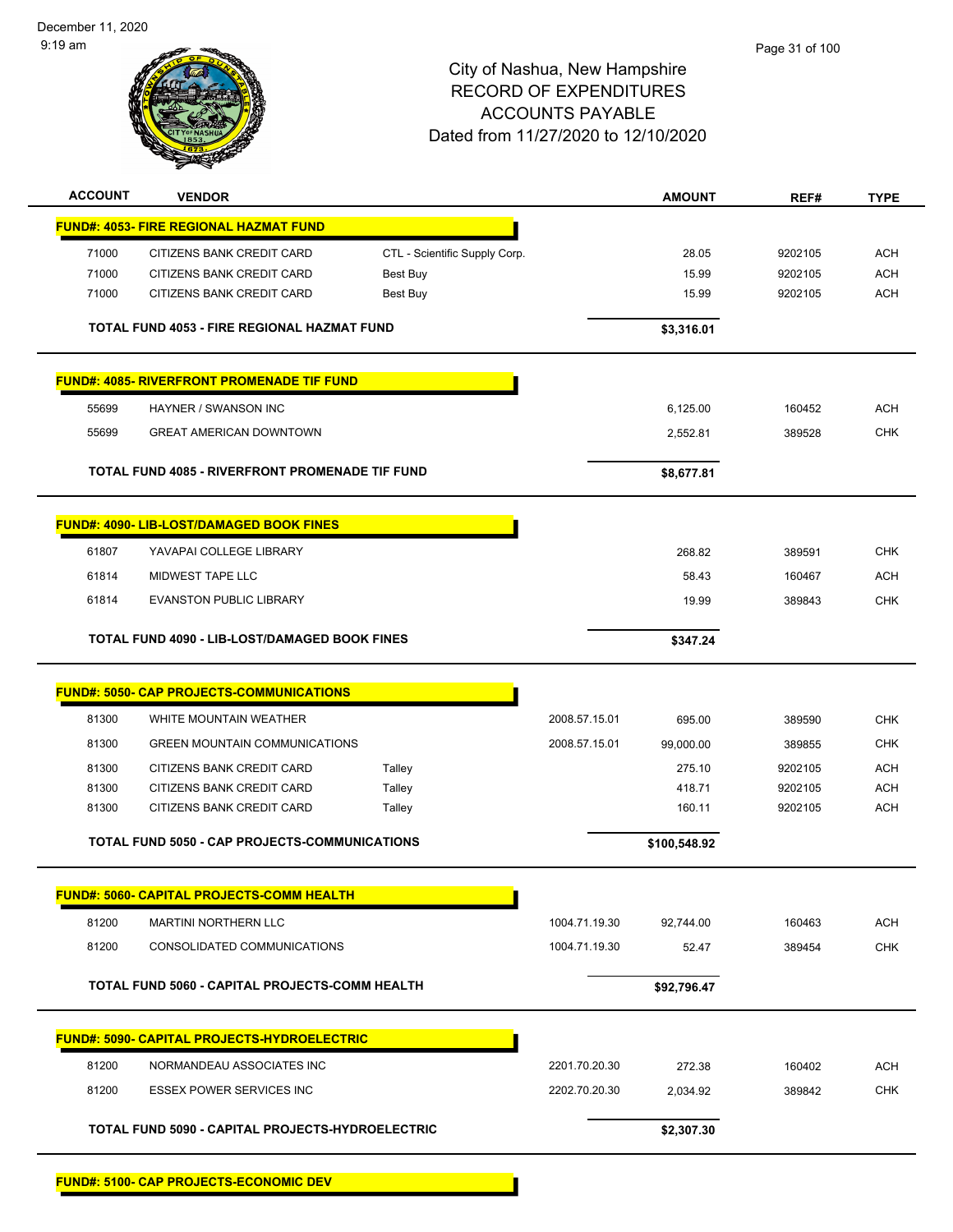City of Nashua, New Hampshire
RECORD OF EXPENDITURES
ACCOUNTS PAYABLE
Dated from 11/27/2020 to 12/10/2020

| ACCOUNT | VENDOR | | | AMOUNT | REF# | TYPE |
|---|---|---|---|---|---|---|
| **FUND#: 4053- FIRE REGIONAL HAZMAT FUND** | | | | | | |
| 71000 | CITIZENS BANK CREDIT CARD | CTL - Scientific Supply Corp. | | 28.05 | 9202105 | ACH |
| 71000 | CITIZENS BANK CREDIT CARD | Best Buy | | 15.99 | 9202105 | ACH |
| 71000 | CITIZENS BANK CREDIT CARD | Best Buy | | 15.99 | 9202105 | ACH |
| **TOTAL FUND 4053 - FIRE REGIONAL HAZMAT FUND** | | | | **$3,316.01** | | |
| **FUND#: 4085- RIVERFRONT PROMENADE TIF FUND** | | | | | | |
| 55699 | HAYNER / SWANSON INC | | | 6,125.00 | 160452 | ACH |
| 55699 | GREAT AMERICAN DOWNTOWN | | | 2,552.81 | 389528 | CHK |
| **TOTAL FUND 4085 - RIVERFRONT PROMENADE TIF FUND** | | | | **$8,677.81** | | |
| **FUND#: 4090- LIB-LOST/DAMAGED BOOK FINES** | | | | | | |
| 61807 | YAVAPAI COLLEGE LIBRARY | | | 268.82 | 389591 | CHK |
| 61814 | MIDWEST TAPE LLC | | | 58.43 | 160467 | ACH |
| 61814 | EVANSTON PUBLIC LIBRARY | | | 19.99 | 389843 | CHK |
| **TOTAL FUND 4090 - LIB-LOST/DAMAGED BOOK FINES** | | | | **$347.24** | | |
| **FUND#: 5050- CAP PROJECTS-COMMUNICATIONS** | | | | | | |
| 81300 | WHITE MOUNTAIN WEATHER | | 2008.57.15.01 | 695.00 | 389590 | CHK |
| 81300 | GREEN MOUNTAIN COMMUNICATIONS | | 2008.57.15.01 | 99,000.00 | 389855 | CHK |
| 81300 | CITIZENS BANK CREDIT CARD | Talley | | 275.10 | 9202105 | ACH |
| 81300 | CITIZENS BANK CREDIT CARD | Talley | | 418.71 | 9202105 | ACH |
| 81300 | CITIZENS BANK CREDIT CARD | Talley | | 160.11 | 9202105 | ACH |
| **TOTAL FUND 5050 - CAP PROJECTS-COMMUNICATIONS** | | | | **$100,548.92** | | |
| **FUND#: 5060- CAPITAL PROJECTS-COMM HEALTH** | | | | | | |
| 81200 | MARTINI NORTHERN LLC | | 1004.71.19.30 | 92,744.00 | 160463 | ACH |
| 81200 | CONSOLIDATED COMMUNICATIONS | | 1004.71.19.30 | 52.47 | 389454 | CHK |
| **TOTAL FUND 5060 - CAPITAL PROJECTS-COMM HEALTH** | | | | **$92,796.47** | | |
| **FUND#: 5090- CAPITAL PROJECTS-HYDROELECTRIC** | | | | | | |
| 81200 | NORMANDEAU ASSOCIATES INC | | 2201.70.20.30 | 272.38 | 160402 | ACH |
| 81200 | ESSEX POWER SERVICES INC | | 2202.70.20.30 | 2,034.92 | 389842 | CHK |
| **TOTAL FUND 5090 - CAPITAL PROJECTS-HYDROELECTRIC** | | | | **$2,307.30** | | |
| **FUND#: 5100- CAP PROJECTS-ECONOMIC DEV** | | | | | | |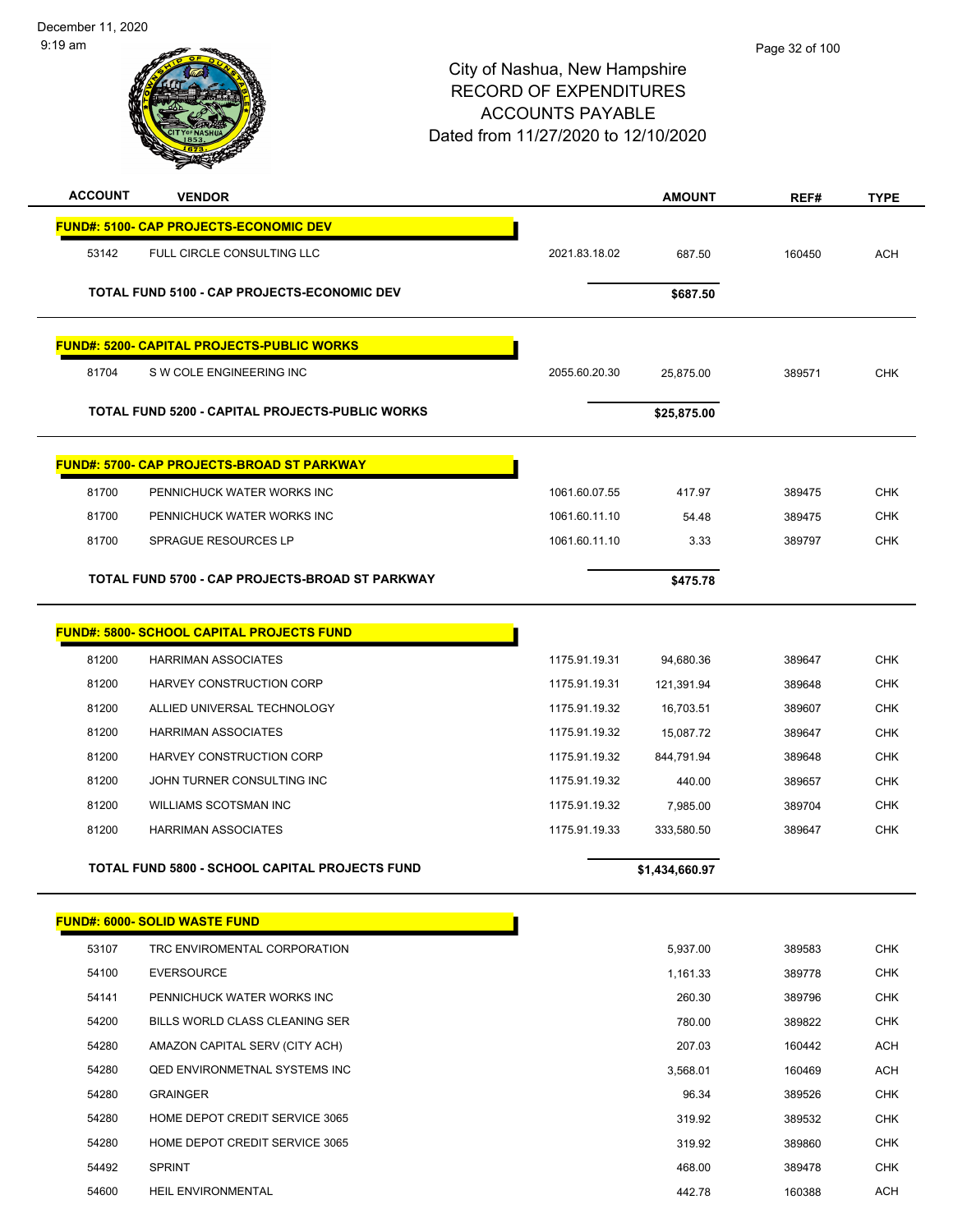City of Nashua, New Hampshire
RECORD OF EXPENDITURES
ACCOUNTS PAYABLE
Dated from 11/27/2020 to 12/10/2020

| ACCOUNT | VENDOR | | AMOUNT | REF# | TYPE |
|---|---|---|---|---|---|
| **FUND#: 5100- CAP PROJECTS-ECONOMIC DEV** | | | | | |
| 53142 | FULL CIRCLE CONSULTING LLC | 2021.83.18.02 | 687.50 | 160450 | ACH |
| | **TOTAL FUND 5100 - CAP PROJECTS-ECONOMIC DEV** | | **$687.50** | | |
| **FUND#: 5200- CAPITAL PROJECTS-PUBLIC WORKS** | | | | | |
| 81704 | S W COLE ENGINEERING INC | 2055.60.20.30 | 25,875.00 | 389571 | CHK |
| | **TOTAL FUND 5200 - CAPITAL PROJECTS-PUBLIC WORKS** | | **$25,875.00** | | |
| **FUND#: 5700- CAP PROJECTS-BROAD ST PARKWAY** | | | | | |
| 81700 | PENNICHUCK WATER WORKS INC | 1061.60.07.55 | 417.97 | 389475 | CHK |
| 81700 | PENNICHUCK WATER WORKS INC | 1061.60.11.10 | 54.48 | 389475 | CHK |
| 81700 | SPRAGUE RESOURCES LP | 1061.60.11.10 | 3.33 | 389797 | CHK |
| | **TOTAL FUND 5700 - CAP PROJECTS-BROAD ST PARKWAY** | | **$475.78** | | |
| **FUND#: 5800- SCHOOL CAPITAL PROJECTS FUND** | | | | | |
| 81200 | HARRIMAN ASSOCIATES | 1175.91.19.31 | 94,680.36 | 389647 | CHK |
| 81200 | HARVEY CONSTRUCTION CORP | 1175.91.19.31 | 121,391.94 | 389648 | CHK |
| 81200 | ALLIED UNIVERSAL TECHNOLOGY | 1175.91.19.32 | 16,703.51 | 389607 | CHK |
| 81200 | HARRIMAN ASSOCIATES | 1175.91.19.32 | 15,087.72 | 389647 | CHK |
| 81200 | HARVEY CONSTRUCTION CORP | 1175.91.19.32 | 844,791.94 | 389648 | CHK |
| 81200 | JOHN TURNER CONSULTING INC | 1175.91.19.32 | 440.00 | 389657 | CHK |
| 81200 | WILLIAMS SCOTSMAN INC | 1175.91.19.32 | 7,985.00 | 389704 | CHK |
| 81200 | HARRIMAN ASSOCIATES | 1175.91.19.33 | 333,580.50 | 389647 | CHK |
| | **TOTAL FUND 5800 - SCHOOL CAPITAL PROJECTS FUND** | | **$1,434,660.97** | | |
| **FUND#: 6000- SOLID WASTE FUND** | | | | | |
| 53107 | TRC ENVIROMENTAL CORPORATION | | 5,937.00 | 389583 | CHK |
| 54100 | EVERSOURCE | | 1,161.33 | 389778 | CHK |
| 54141 | PENNICHUCK WATER WORKS INC | | 260.30 | 389796 | CHK |
| 54200 | BILLS WORLD CLASS CLEANING SER | | 780.00 | 389822 | CHK |
| 54280 | AMAZON CAPITAL SERV (CITY ACH) | | 207.03 | 160442 | ACH |
| 54280 | QED ENVIRONMETNAL SYSTEMS INC | | 3,568.01 | 160469 | ACH |
| 54280 | GRAINGER | | 96.34 | 389526 | CHK |
| 54280 | HOME DEPOT CREDIT SERVICE 3065 | | 319.92 | 389532 | CHK |
| 54280 | HOME DEPOT CREDIT SERVICE 3065 | | 319.92 | 389860 | CHK |
| 54492 | SPRINT | | 468.00 | 389478 | CHK |
| 54600 | HEIL ENVIRONMENTAL | | 442.78 | 160388 | ACH |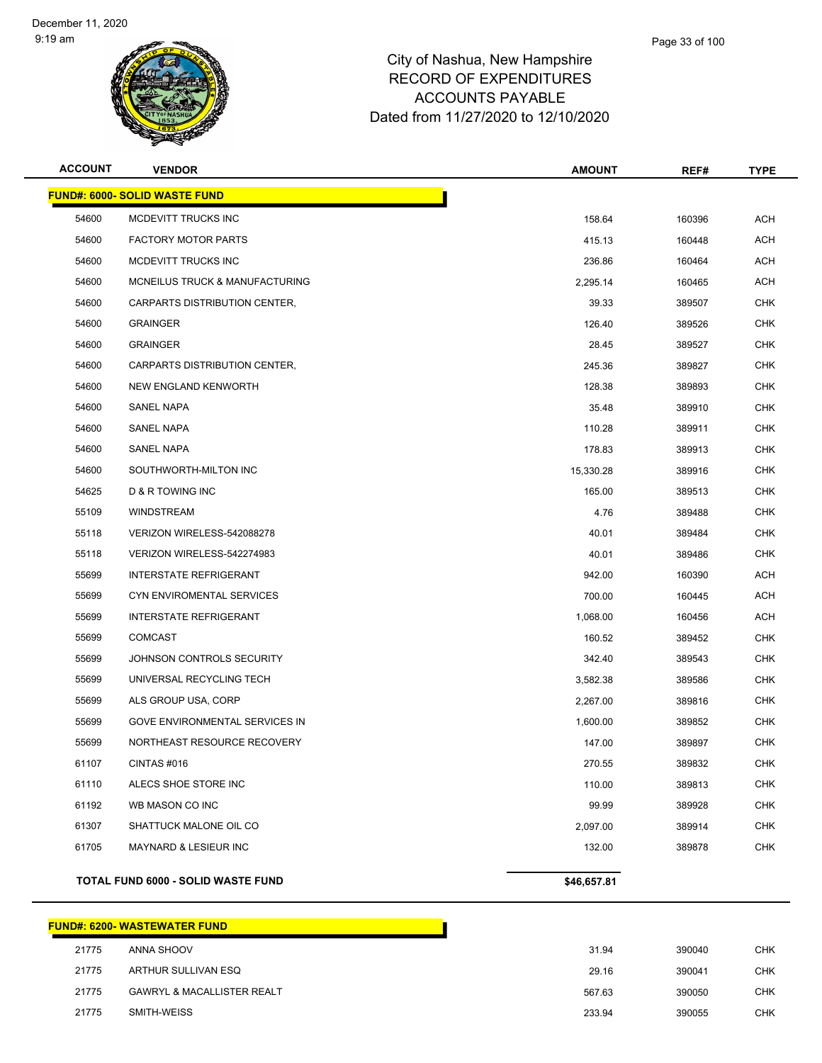City of Nashua, New Hampshire
RECORD OF EXPENDITURES
ACCOUNTS PAYABLE
Dated from 11/27/2020 to 12/10/2020

| ACCOUNT | VENDOR | AMOUNT | REF# | TYPE |
|---|---|---|---|---|
| **FUND#: 6000- SOLID WASTE FUND** | | | | |
| 54600 | MCDEVITT TRUCKS INC | 158.64 | 160396 | ACH |
| 54600 | FACTORY MOTOR PARTS | 415.13 | 160448 | ACH |
| 54600 | MCDEVITT TRUCKS INC | 236.86 | 160464 | ACH |
| 54600 | MCNEILUS TRUCK & MANUFACTURING | 2,295.14 | 160465 | ACH |
| 54600 | CARPARTS DISTRIBUTION CENTER, | 39.33 | 389507 | CHK |
| 54600 | GRAINGER | 126.40 | 389526 | CHK |
| 54600 | GRAINGER | 28.45 | 389527 | CHK |
| 54600 | CARPARTS DISTRIBUTION CENTER, | 245.36 | 389827 | CHK |
| 54600 | NEW ENGLAND KENWORTH | 128.38 | 389893 | CHK |
| 54600 | SANEL NAPA | 35.48 | 389910 | CHK |
| 54600 | SANEL NAPA | 110.28 | 389911 | CHK |
| 54600 | SANEL NAPA | 178.83 | 389913 | CHK |
| 54600 | SOUTHWORTH-MILTON INC | 15,330.28 | 389916 | CHK |
| 54625 | D & R TOWING INC | 165.00 | 389513 | CHK |
| 55109 | WINDSTREAM | 4.76 | 389488 | CHK |
| 55118 | VERIZON WIRELESS-542088278 | 40.01 | 389484 | CHK |
| 55118 | VERIZON WIRELESS-542274983 | 40.01 | 389486 | CHK |
| 55699 | INTERSTATE REFRIGERANT | 942.00 | 160390 | ACH |
| 55699 | CYN ENVIROMENTAL SERVICES | 700.00 | 160445 | ACH |
| 55699 | INTERSTATE REFRIGERANT | 1,068.00 | 160456 | ACH |
| 55699 | COMCAST | 160.52 | 389452 | CHK |
| 55699 | JOHNSON CONTROLS SECURITY | 342.40 | 389543 | CHK |
| 55699 | UNIVERSAL RECYCLING TECH | 3,582.38 | 389586 | CHK |
| 55699 | ALS GROUP USA, CORP | 2,267.00 | 389816 | CHK |
| 55699 | GOVE ENVIRONMENTAL SERVICES IN | 1,600.00 | 389852 | CHK |
| 55699 | NORTHEAST RESOURCE RECOVERY | 147.00 | 389897 | CHK |
| 61107 | CINTAS #016 | 270.55 | 389832 | CHK |
| 61110 | ALECS SHOE STORE INC | 110.00 | 389813 | CHK |
| 61192 | WB MASON CO INC | 99.99 | 389928 | CHK |
| 61307 | SHATTUCK MALONE OIL CO | 2,097.00 | 389914 | CHK |
| 61705 | MAYNARD & LESIEUR INC | 132.00 | 389878 | CHK |
| **TOTAL FUND 6000 - SOLID WASTE FUND** | | **$46,657.81** | | |
| **FUND#: 6200- WASTEWATER FUND** | | | | |
| 21775 | ANNA SHOOV | 31.94 | 390040 | CHK |
| 21775 | ARTHUR SULLIVAN ESQ | 29.16 | 390041 | CHK |
| 21775 | GAWRYL & MACALLISTER REALT | 567.63 | 390050 | CHK |
| 21775 | SMITH-WEISS | 233.94 | 390055 | CHK |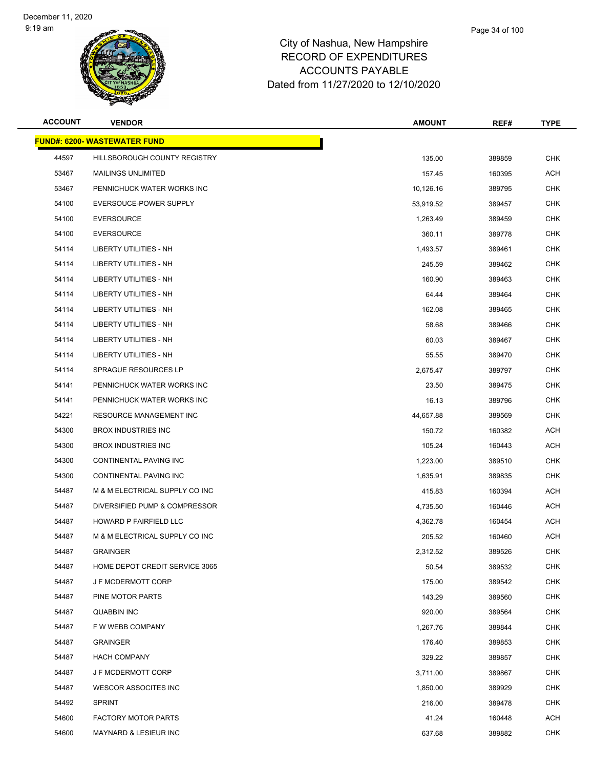December 11, 2020
9:19 am

# City of Nashua, New Hampshire
## RECORD OF EXPENDITURES
## ACCOUNTS PAYABLE
Dated from 11/27/2020 to 12/10/2020

| ACCOUNT | VENDOR | AMOUNT | REF# | TYPE |
|---|---|---|---|---|
| **FUND#: 6200- WASTEWATER FUND** | | | | |
| 44597 | HILLSBOROUGH COUNTY REGISTRY | 135.00 | 389859 | CHK |
| 53467 | MAILINGS UNLIMITED | 157.45 | 160395 | ACH |
| 53467 | PENNICHUCK WATER WORKS INC | 10,126.16 | 389795 | CHK |
| 54100 | EVERSOUCE-POWER SUPPLY | 53,919.52 | 389457 | CHK |
| 54100 | EVERSOURCE | 1,263.49 | 389459 | CHK |
| 54100 | EVERSOURCE | 360.11 | 389778 | CHK |
| 54114 | LIBERTY UTILITIES - NH | 1,493.57 | 389461 | CHK |
| 54114 | LIBERTY UTILITIES - NH | 245.59 | 389462 | CHK |
| 54114 | LIBERTY UTILITIES - NH | 160.90 | 389463 | CHK |
| 54114 | LIBERTY UTILITIES - NH | 64.44 | 389464 | CHK |
| 54114 | LIBERTY UTILITIES - NH | 162.08 | 389465 | CHK |
| 54114 | LIBERTY UTILITIES - NH | 58.68 | 389466 | CHK |
| 54114 | LIBERTY UTILITIES - NH | 60.03 | 389467 | CHK |
| 54114 | LIBERTY UTILITIES - NH | 55.55 | 389470 | CHK |
| 54114 | SPRAGUE RESOURCES LP | 2,675.47 | 389797 | CHK |
| 54141 | PENNICHUCK WATER WORKS INC | 23.50 | 389475 | CHK |
| 54141 | PENNICHUCK WATER WORKS INC | 16.13 | 389796 | CHK |
| 54221 | RESOURCE MANAGEMENT INC | 44,657.88 | 389569 | CHK |
| 54300 | BROX INDUSTRIES INC | 150.72 | 160382 | ACH |
| 54300 | BROX INDUSTRIES INC | 105.24 | 160443 | ACH |
| 54300 | CONTINENTAL PAVING INC | 1,223.00 | 389510 | CHK |
| 54300 | CONTINENTAL PAVING INC | 1,635.91 | 389835 | CHK |
| 54487 | M & M ELECTRICAL SUPPLY CO INC | 415.83 | 160394 | ACH |
| 54487 | DIVERSIFIED PUMP & COMPRESSOR | 4,735.50 | 160446 | ACH |
| 54487 | HOWARD P FAIRFIELD LLC | 4,362.78 | 160454 | ACH |
| 54487 | M & M ELECTRICAL SUPPLY CO INC | 205.52 | 160460 | ACH |
| 54487 | GRAINGER | 2,312.52 | 389526 | CHK |
| 54487 | HOME DEPOT CREDIT SERVICE 3065 | 50.54 | 389532 | CHK |
| 54487 | J F MCDERMOTT CORP | 175.00 | 389542 | CHK |
| 54487 | PINE MOTOR PARTS | 143.29 | 389560 | CHK |
| 54487 | QUABBIN INC | 920.00 | 389564 | CHK |
| 54487 | F W WEBB COMPANY | 1,267.76 | 389844 | CHK |
| 54487 | GRAINGER | 176.40 | 389853 | CHK |
| 54487 | HACH COMPANY | 329.22 | 389857 | CHK |
| 54487 | J F MCDERMOTT CORP | 3,711.00 | 389867 | CHK |
| 54487 | WESCOR ASSOCITES INC | 1,850.00 | 389929 | CHK |
| 54492 | SPRINT | 216.00 | 389478 | CHK |
| 54600 | FACTORY MOTOR PARTS | 41.24 | 160448 | ACH |
| 54600 | MAYNARD & LESIEUR INC | 637.68 | 389882 | CHK |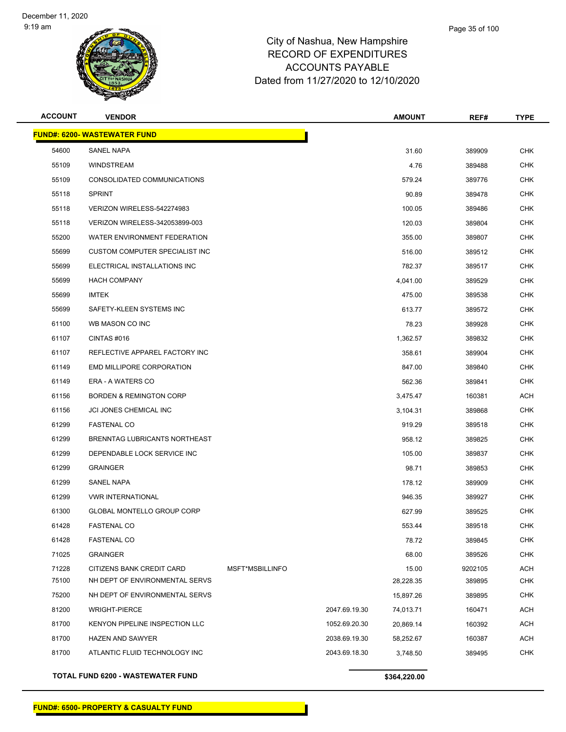# City of Nashua, New Hampshire
## RECORD OF EXPENDITURES
## ACCOUNTS PAYABLE
## Dated from 11/27/2020 to 12/10/2020

| ACCOUNT | VENDOR | | | AMOUNT | REF# | TYPE |
|---|---|---|---|---|---|---|
| **FUND#: 6200- WASTEWATER FUND** | | | | | | |
| 54600 | SANEL NAPA | | | 31.60 | 389909 | CHK |
| 55109 | WINDSTREAM | | | 4.76 | 389488 | CHK |
| 55109 | CONSOLIDATED COMMUNICATIONS | | | 579.24 | 389776 | CHK |
| 55118 | SPRINT | | | 90.89 | 389478 | CHK |
| 55118 | VERIZON WIRELESS-542274983 | | | 100.05 | 389486 | CHK |
| 55118 | VERIZON WIRELESS-342053899-003 | | | 120.03 | 389804 | CHK |
| 55200 | WATER ENVIRONMENT FEDERATION | | | 355.00 | 389807 | CHK |
| 55699 | CUSTOM COMPUTER SPECIALIST INC | | | 516.00 | 389512 | CHK |
| 55699 | ELECTRICAL INSTALLATIONS INC | | | 782.37 | 389517 | CHK |
| 55699 | HACH COMPANY | | | 4,041.00 | 389529 | CHK |
| 55699 | IMTEK | | | 475.00 | 389538 | CHK |
| 55699 | SAFETY-KLEEN SYSTEMS INC | | | 613.77 | 389572 | CHK |
| 61100 | WB MASON CO INC | | | 78.23 | 389928 | CHK |
| 61107 | CINTAS #016 | | | 1,362.57 | 389832 | CHK |
| 61107 | REFLECTIVE APPAREL FACTORY INC | | | 358.61 | 389904 | CHK |
| 61149 | EMD MILLIPORE CORPORATION | | | 847.00 | 389840 | CHK |
| 61149 | ERA - A WATERS CO | | | 562.36 | 389841 | CHK |
| 61156 | BORDEN & REMINGTON CORP | | | 3,475.47 | 160381 | ACH |
| 61156 | JCI JONES CHEMICAL INC | | | 3,104.31 | 389868 | CHK |
| 61299 | FASTENAL CO | | | 919.29 | 389518 | CHK |
| 61299 | BRENNTAG LUBRICANTS NORTHEAST | | | 958.12 | 389825 | CHK |
| 61299 | DEPENDABLE LOCK SERVICE INC | | | 105.00 | 389837 | CHK |
| 61299 | GRAINGER | | | 98.71 | 389853 | CHK |
| 61299 | SANEL NAPA | | | 178.12 | 389909 | CHK |
| 61299 | VWR INTERNATIONAL | | | 946.35 | 389927 | CHK |
| 61300 | GLOBAL MONTELLO GROUP CORP | | | 627.99 | 389525 | CHK |
| 61428 | FASTENAL CO | | | 553.44 | 389518 | CHK |
| 61428 | FASTENAL CO | | | 78.72 | 389845 | CHK |
| 71025 | GRAINGER | | | 68.00 | 389526 | CHK |
| 71228 | CITIZENS BANK CREDIT CARD | MSFT*MSBILLINFO | | 15.00 | 9202105 | ACH |
| 75100 | NH DEPT OF ENVIRONMENTAL SERVS | | | 28,228.35 | 389895 | CHK |
| 75200 | NH DEPT OF ENVIRONMENTAL SERVS | | | 15,897.26 | 389895 | CHK |
| 81200 | WRIGHT-PIERCE | | 2047.69.19.30 | 74,013.71 | 160471 | ACH |
| 81700 | KENYON PIPELINE INSPECTION LLC | | 1052.69.20.30 | 20,869.14 | 160392 | ACH |
| 81700 | HAZEN AND SAWYER | | 2038.69.19.30 | 58,252.67 | 160387 | ACH |
| 81700 | ATLANTIC FLUID TECHNOLOGY INC | | 2043.69.18.30 | 3,748.50 | 389495 | CHK |
| **TOTAL FUND 6200 - WASTEWATER FUND** | | | | **$364,220.00** | | |

**FUND#: 6500- PROPERTY & CASUALTY FUND**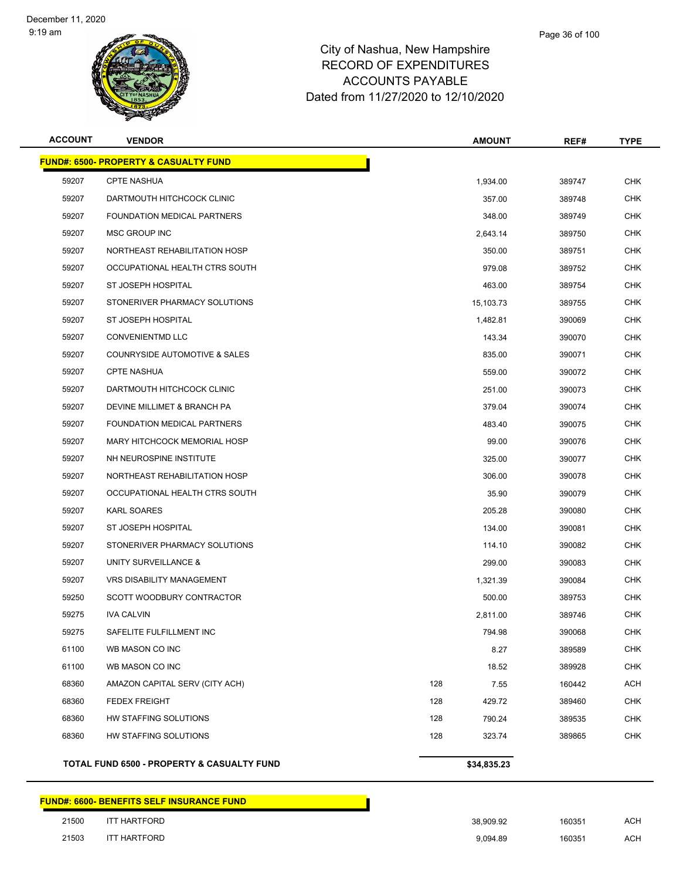City of Nashua, New Hampshire
RECORD OF EXPENDITURES
ACCOUNTS PAYABLE
Dated from 11/27/2020 to 12/10/2020

| ACCOUNT | VENDOR | | AMOUNT | REF# | TYPE |
|---|---|---|---|---|---|
| **FUND#: 6500- PROPERTY & CASUALTY FUND** | | | | | |
| 59207 | CPTE NASHUA | | 1,934.00 | 389747 | CHK |
| 59207 | DARTMOUTH HITCHCOCK CLINIC | | 357.00 | 389748 | CHK |
| 59207 | FOUNDATION MEDICAL PARTNERS | | 348.00 | 389749 | CHK |
| 59207 | MSC GROUP INC | | 2,643.14 | 389750 | CHK |
| 59207 | NORTHEAST REHABILITATION HOSP | | 350.00 | 389751 | CHK |
| 59207 | OCCUPATIONAL HEALTH CTRS SOUTH | | 979.08 | 389752 | CHK |
| 59207 | ST JOSEPH HOSPITAL | | 463.00 | 389754 | CHK |
| 59207 | STONERIVER PHARMACY SOLUTIONS | | 15,103.73 | 389755 | CHK |
| 59207 | ST JOSEPH HOSPITAL | | 1,482.81 | 390069 | CHK |
| 59207 | CONVENIENTMD LLC | | 143.34 | 390070 | CHK |
| 59207 | COUNRYSIDE AUTOMOTIVE & SALES | | 835.00 | 390071 | CHK |
| 59207 | CPTE NASHUA | | 559.00 | 390072 | CHK |
| 59207 | DARTMOUTH HITCHCOCK CLINIC | | 251.00 | 390073 | CHK |
| 59207 | DEVINE MILLIMET & BRANCH PA | | 379.04 | 390074 | CHK |
| 59207 | FOUNDATION MEDICAL PARTNERS | | 483.40 | 390075 | CHK |
| 59207 | MARY HITCHCOCK MEMORIAL HOSP | | 99.00 | 390076 | CHK |
| 59207 | NH NEUROSPINE INSTITUTE | | 325.00 | 390077 | CHK |
| 59207 | NORTHEAST REHABILITATION HOSP | | 306.00 | 390078 | CHK |
| 59207 | OCCUPATIONAL HEALTH CTRS SOUTH | | 35.90 | 390079 | CHK |
| 59207 | KARL SOARES | | 205.28 | 390080 | CHK |
| 59207 | ST JOSEPH HOSPITAL | | 134.00 | 390081 | CHK |
| 59207 | STONERIVER PHARMACY SOLUTIONS | | 114.10 | 390082 | CHK |
| 59207 | UNITY SURVEILLANCE & | | 299.00 | 390083 | CHK |
| 59207 | VRS DISABILITY MANAGEMENT | | 1,321.39 | 390084 | CHK |
| 59250 | SCOTT WOODBURY CONTRACTOR | | 500.00 | 389753 | CHK |
| 59275 | IVA CALVIN | | 2,811.00 | 389746 | CHK |
| 59275 | SAFELITE FULFILLMENT INC | | 794.98 | 390068 | CHK |
| 61100 | WB MASON CO INC | | 8.27 | 389589 | CHK |
| 61100 | WB MASON CO INC | | 18.52 | 389928 | CHK |
| 68360 | AMAZON CAPITAL SERV (CITY ACH) | 128 | 7.55 | 160442 | ACH |
| 68360 | FEDEX FREIGHT | 128 | 429.72 | 389460 | CHK |
| 68360 | HW STAFFING SOLUTIONS | 128 | 790.24 | 389535 | CHK |
| 68360 | HW STAFFING SOLUTIONS | 128 | 323.74 | 389865 | CHK |
| **TOTAL FUND 6500 - PROPERTY & CASUALTY FUND** | | | **$34,835.23** | | |

| ACCOUNT | VENDOR | AMOUNT | REF# | TYPE |
|---|---|---|---|---|
| **FUND#: 6600- BENEFITS SELF INSURANCE FUND** | | | | |
| 21500 | ITT HARTFORD | 38,909.92 | 160351 | ACH |
| 21503 | ITT HARTFORD | 9,094.89 | 160351 | ACH |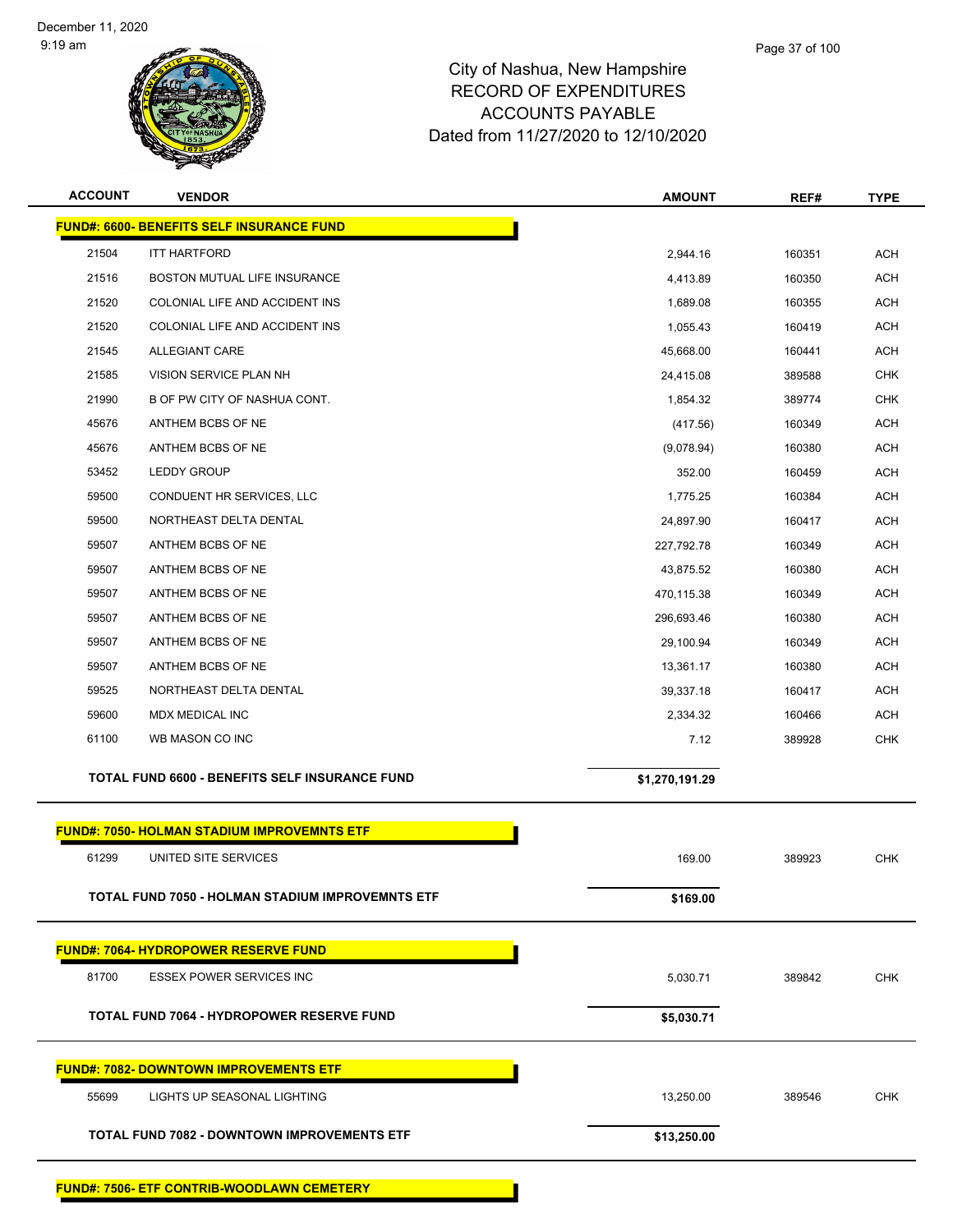# City of Nashua, New Hampshire
## RECORD OF EXPENDITURES
## ACCOUNTS PAYABLE
## Dated from 11/27/2020 to 12/10/2020

| ACCOUNT | VENDOR | AMOUNT | REF# | TYPE |
|---|---|---|---|---|
| **FUND#: 6600- BENEFITS SELF INSURANCE FUND** | | | | |
| 21504 | ITT HARTFORD | 2,944.16 | 160351 | ACH |
| 21516 | BOSTON MUTUAL LIFE INSURANCE | 4,413.89 | 160350 | ACH |
| 21520 | COLONIAL LIFE AND ACCIDENT INS | 1,689.08 | 160355 | ACH |
| 21520 | COLONIAL LIFE AND ACCIDENT INS | 1,055.43 | 160419 | ACH |
| 21545 | ALLEGIANT CARE | 45,668.00 | 160441 | ACH |
| 21585 | VISION SERVICE PLAN NH | 24,415.08 | 389588 | CHK |
| 21990 | B OF PW CITY OF NASHUA CONT. | 1,854.32 | 389774 | CHK |
| 45676 | ANTHEM BCBS OF NE | (417.56) | 160349 | ACH |
| 45676 | ANTHEM BCBS OF NE | (9,078.94) | 160380 | ACH |
| 53452 | LEDDY GROUP | 352.00 | 160459 | ACH |
| 59500 | CONDUENT HR SERVICES, LLC | 1,775.25 | 160384 | ACH |
| 59500 | NORTHEAST DELTA DENTAL | 24,897.90 | 160417 | ACH |
| 59507 | ANTHEM BCBS OF NE | 227,792.78 | 160349 | ACH |
| 59507 | ANTHEM BCBS OF NE | 43,875.52 | 160380 | ACH |
| 59507 | ANTHEM BCBS OF NE | 470,115.38 | 160349 | ACH |
| 59507 | ANTHEM BCBS OF NE | 296,693.46 | 160380 | ACH |
| 59507 | ANTHEM BCBS OF NE | 29,100.94 | 160349 | ACH |
| 59507 | ANTHEM BCBS OF NE | 13,361.17 | 160380 | ACH |
| 59525 | NORTHEAST DELTA DENTAL | 39,337.18 | 160417 | ACH |
| 59600 | MDX MEDICAL INC | 2,334.32 | 160466 | ACH |
| 61100 | WB MASON CO INC | 7.12 | 389928 | CHK |
| | **TOTAL FUND 6600 - BENEFITS SELF INSURANCE FUND** | **$1,270,191.29** | | |

| ACCOUNT | VENDOR | AMOUNT | REF# | TYPE |
|---|---|---|---|---|
| **FUND#: 7050- HOLMAN STADIUM IMPROVEMNTS ETF** | | | | |
| 61299 | UNITED SITE SERVICES | 169.00 | 389923 | CHK |
| | **TOTAL FUND 7050 - HOLMAN STADIUM IMPROVEMNTS ETF** | **$169.00** | | |

| ACCOUNT | VENDOR | AMOUNT | REF# | TYPE |
|---|---|---|---|---|
| **FUND#: 7064- HYDROPOWER RESERVE FUND** | | | | |
| 81700 | ESSEX POWER SERVICES INC | 5,030.71 | 389842 | CHK |
| | **TOTAL FUND 7064 - HYDROPOWER RESERVE FUND** | **$5,030.71** | | |

| ACCOUNT | VENDOR | AMOUNT | REF# | TYPE |
|---|---|---|---|---|
| **FUND#: 7082- DOWNTOWN IMPROVEMENTS ETF** | | | | |
| 55699 | LIGHTS UP SEASONAL LIGHTING | 13,250.00 | 389546 | CHK |
| | **TOTAL FUND 7082 - DOWNTOWN IMPROVEMENTS ETF** | **$13,250.00** | | |

**FUND#: 7506- ETF CONTRIB-WOODLAWN CEMETERY**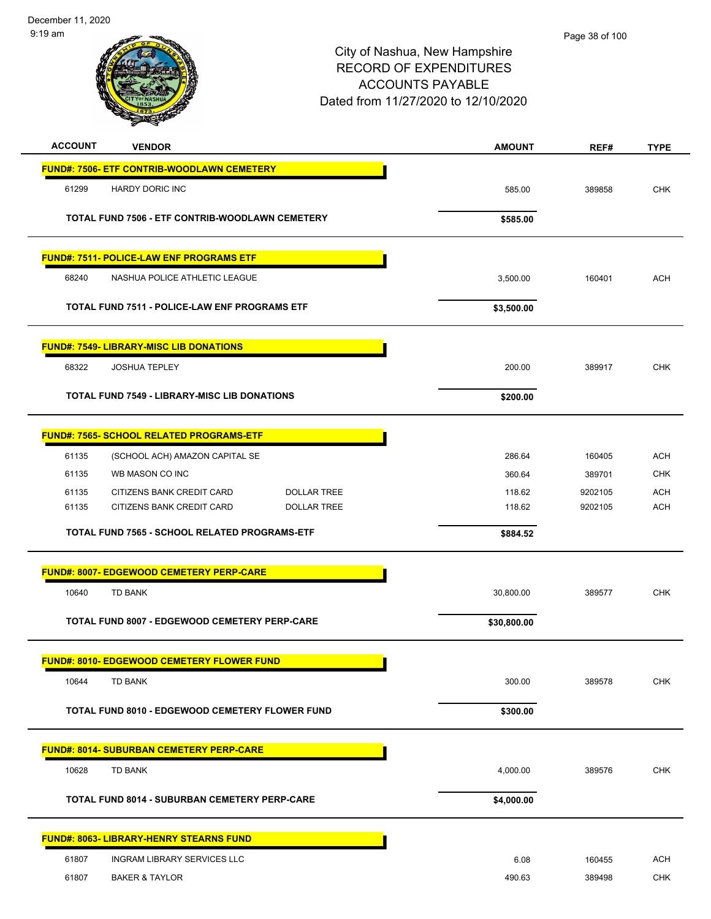December 11, 2020
9:19 am

# City of Nashua, New Hampshire
## RECORD OF EXPENDITURES
## ACCOUNTS PAYABLE
Dated from 11/27/2020 to 12/10/2020

| ACCOUNT | VENDOR | | AMOUNT | REF# | TYPE |
|---|---|---|---|---|---|
| **FUND#: 7506- ETF CONTRIB-WOODLAWN CEMETERY** | | | | | |
| 61299 | HARDY DORIC INC | | 585.00 | 389858 | CHK |
| | **TOTAL FUND 7506 - ETF CONTRIB-WOODLAWN CEMETERY** | | **$585.00** | | |
| **FUND#: 7511- POLICE-LAW ENF PROGRAMS ETF** | | | | | |
| 68240 | NASHUA POLICE ATHLETIC LEAGUE | | 3,500.00 | 160401 | ACH |
| | **TOTAL FUND 7511 - POLICE-LAW ENF PROGRAMS ETF** | | **$3,500.00** | | |
| **FUND#: 7549- LIBRARY-MISC LIB DONATIONS** | | | | | |
| 68322 | JOSHUA TEPLEY | | 200.00 | 389917 | CHK |
| | **TOTAL FUND 7549 - LIBRARY-MISC LIB DONATIONS** | | **$200.00** | | |
| **FUND#: 7565- SCHOOL RELATED PROGRAMS-ETF** | | | | | |
| 61135 | (SCHOOL ACH) AMAZON CAPITAL SE | | 286.64 | 160405 | ACH |
| 61135 | WB MASON CO INC | | 360.64 | 389701 | CHK |
| 61135 | CITIZENS BANK CREDIT CARD | DOLLAR TREE | 118.62 | 9202105 | ACH |
| 61135 | CITIZENS BANK CREDIT CARD | DOLLAR TREE | 118.62 | 9202105 | ACH |
| | **TOTAL FUND 7565 - SCHOOL RELATED PROGRAMS-ETF** | | **$884.52** | | |
| **FUND#: 8007- EDGEWOOD CEMETERY PERP-CARE** | | | | | |
| 10640 | TD BANK | | 30,800.00 | 389577 | CHK |
| | **TOTAL FUND 8007 - EDGEWOOD CEMETERY PERP-CARE** | | **$30,800.00** | | |
| **FUND#: 8010- EDGEWOOD CEMETERY FLOWER FUND** | | | | | |
| 10644 | TD BANK | | 300.00 | 389578 | CHK |
| | **TOTAL FUND 8010 - EDGEWOOD CEMETERY FLOWER FUND** | | **$300.00** | | |
| **FUND#: 8014- SUBURBAN CEMETERY PERP-CARE** | | | | | |
| 10628 | TD BANK | | 4,000.00 | 389576 | CHK |
| | **TOTAL FUND 8014 - SUBURBAN CEMETERY PERP-CARE** | | **$4,000.00** | | |
| **FUND#: 8063- LIBRARY-HENRY STEARNS FUND** | | | | | |
| 61807 | INGRAM LIBRARY SERVICES LLC | | 6.08 | 160455 | ACH |
| 61807 | BAKER & TAYLOR | | 490.63 | 389498 | CHK |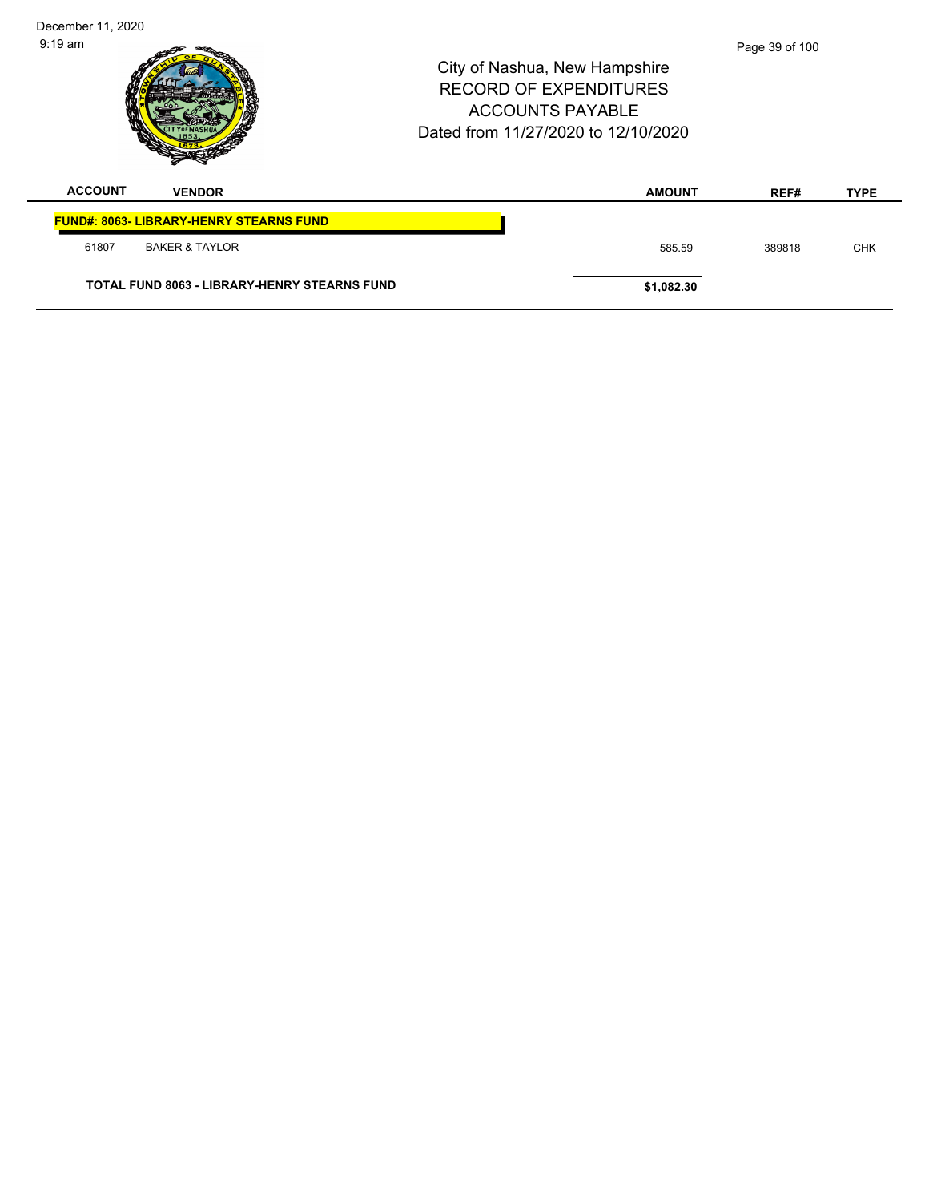City of Nashua, New Hampshire
RECORD OF EXPENDITURES
ACCOUNTS PAYABLE
Dated from 11/27/2020 to 12/10/2020

| ACCOUNT | VENDOR | AMOUNT | REF# | TYPE |
|---|---|---|---|---|
| **FUND#: 8063- LIBRARY-HENRY STEARNS FUND** | | | | |
| 61807 | BAKER & TAYLOR | 585.59 | 389818 | CHK |
| **TOTAL FUND 8063 - LIBRARY-HENRY STEARNS FUND** | | **$1,082.30** | | |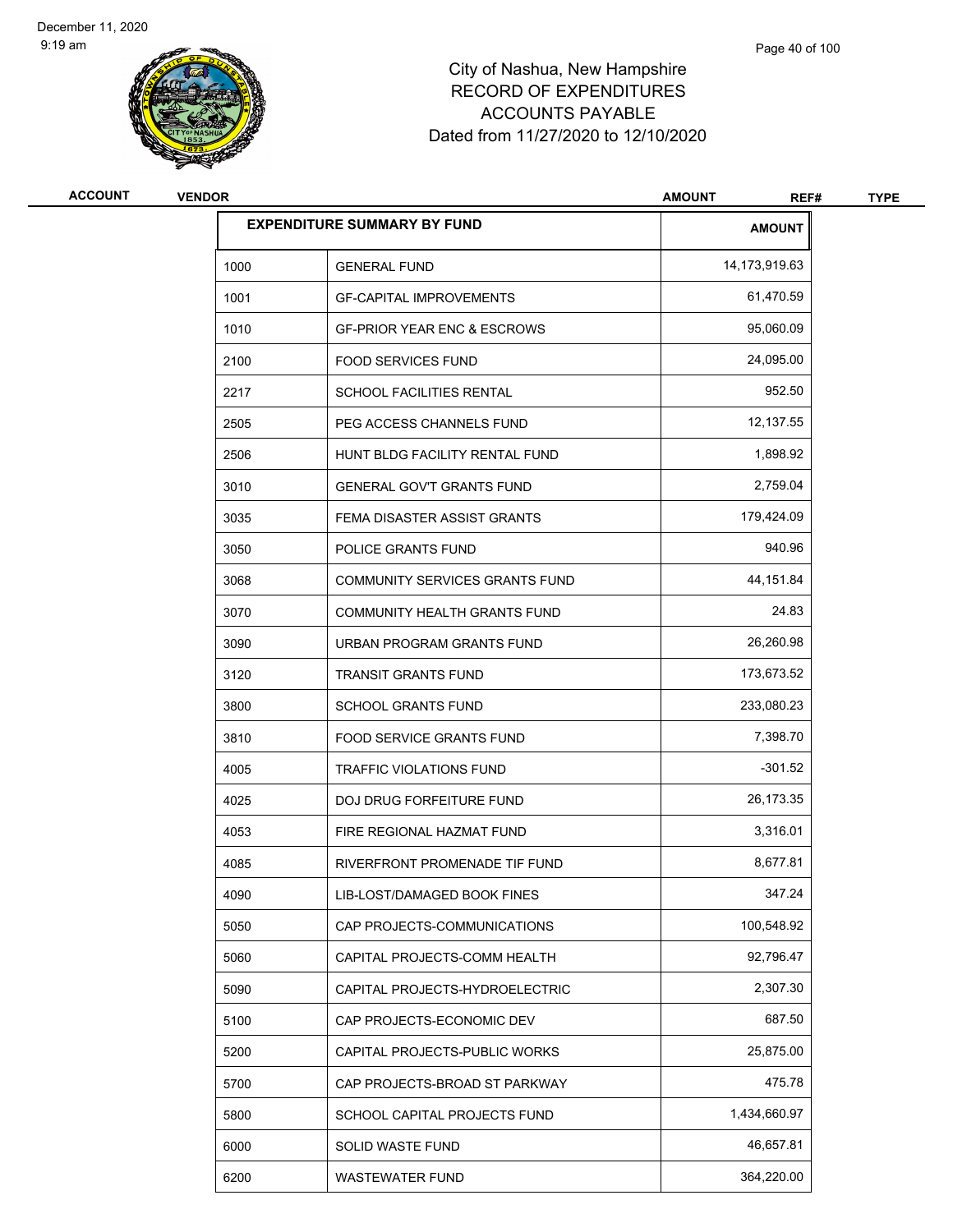City of Nashua, New Hampshire
RECORD OF EXPENDITURES
ACCOUNTS PAYABLE
Dated from 11/27/2020 to 12/10/2020

| ACCOUNT | VENDOR | AMOUNT | REF# | TYPE |
|---|---|---|---|---|

| EXPENDITURE SUMMARY BY FUND | | AMOUNT |
|---|---|---|
| 1000 | GENERAL FUND | 14,173,919.63 |
| 1001 | GF-CAPITAL IMPROVEMENTS | 61,470.59 |
| 1010 | GF-PRIOR YEAR ENC & ESCROWS | 95,060.09 |
| 2100 | FOOD SERVICES FUND | 24,095.00 |
| 2217 | SCHOOL FACILITIES RENTAL | 952.50 |
| 2505 | PEG ACCESS CHANNELS FUND | 12,137.55 |
| 2506 | HUNT BLDG FACILITY RENTAL FUND | 1,898.92 |
| 3010 | GENERAL GOV'T GRANTS FUND | 2,759.04 |
| 3035 | FEMA DISASTER ASSIST GRANTS | 179,424.09 |
| 3050 | POLICE GRANTS FUND | 940.96 |
| 3068 | COMMUNITY SERVICES GRANTS FUND | 44,151.84 |
| 3070 | COMMUNITY HEALTH GRANTS FUND | 24.83 |
| 3090 | URBAN PROGRAM GRANTS FUND | 26,260.98 |
| 3120 | TRANSIT GRANTS FUND | 173,673.52 |
| 3800 | SCHOOL GRANTS FUND | 233,080.23 |
| 3810 | FOOD SERVICE GRANTS FUND | 7,398.70 |
| 4005 | TRAFFIC VIOLATIONS FUND | -301.52 |
| 4025 | DOJ DRUG FORFEITURE FUND | 26,173.35 |
| 4053 | FIRE REGIONAL HAZMAT FUND | 3,316.01 |
| 4085 | RIVERFRONT PROMENADE TIF FUND | 8,677.81 |
| 4090 | LIB-LOST/DAMAGED BOOK FINES | 347.24 |
| 5050 | CAP PROJECTS-COMMUNICATIONS | 100,548.92 |
| 5060 | CAPITAL PROJECTS-COMM HEALTH | 92,796.47 |
| 5090 | CAPITAL PROJECTS-HYDROELECTRIC | 2,307.30 |
| 5100 | CAP PROJECTS-ECONOMIC DEV | 687.50 |
| 5200 | CAPITAL PROJECTS-PUBLIC WORKS | 25,875.00 |
| 5700 | CAP PROJECTS-BROAD ST PARKWAY | 475.78 |
| 5800 | SCHOOL CAPITAL PROJECTS FUND | 1,434,660.97 |
| 6000 | SOLID WASTE FUND | 46,657.81 |
| 6200 | WASTEWATER FUND | 364,220.00 |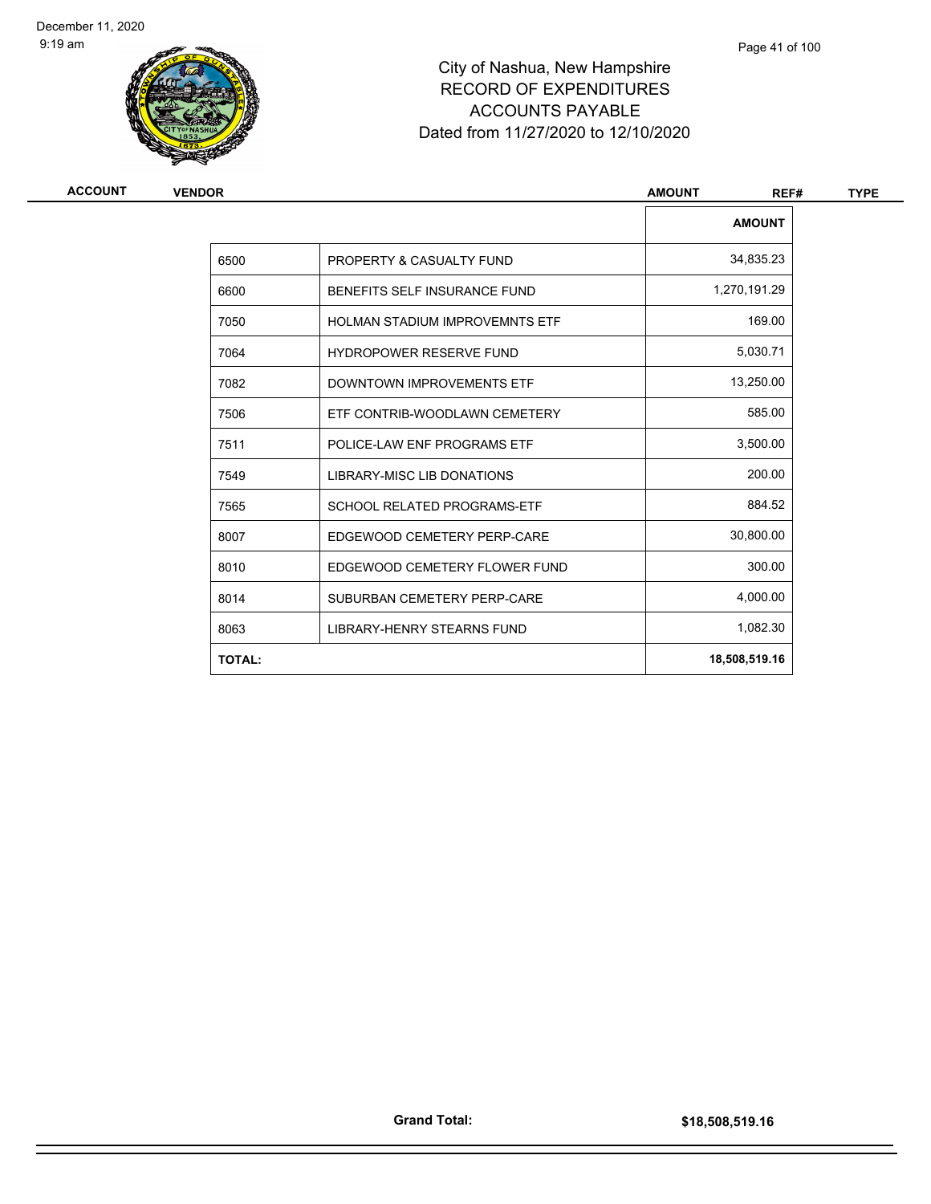# City of Nashua, New Hampshire
## RECORD OF EXPENDITURES
## ACCOUNTS PAYABLE
### Dated from 11/27/2020 to 12/10/2020

| ACCOUNT | VENDOR | AMOUNT | REF# | TYPE |
|---|---|---|---|---|

| | | AMOUNT |
|---|---|---|
| 6500 | PROPERTY & CASUALTY FUND | 34,835.23 |
| 6600 | BENEFITS SELF INSURANCE FUND | 1,270,191.29 |
| 7050 | HOLMAN STADIUM IMPROVEMNTS ETF | 169.00 |
| 7064 | HYDROPOWER RESERVE FUND | 5,030.71 |
| 7082 | DOWNTOWN IMPROVEMENTS ETF | 13,250.00 |
| 7506 | ETF CONTRIB-WOODLAWN CEMETERY | 585.00 |
| 7511 | POLICE-LAW ENF PROGRAMS ETF | 3,500.00 |
| 7549 | LIBRARY-MISC LIB DONATIONS | 200.00 |
| 7565 | SCHOOL RELATED PROGRAMS-ETF | 884.52 |
| 8007 | EDGEWOOD CEMETERY PERP-CARE | 30,800.00 |
| 8010 | EDGEWOOD CEMETERY FLOWER FUND | 300.00 |
| 8014 | SUBURBAN CEMETERY PERP-CARE | 4,000.00 |
| 8063 | LIBRARY-HENRY STEARNS FUND | 1,082.30 |
| **TOTAL:** | | **18,508,519.16** |

**Grand Total:** **$18,508,519.16**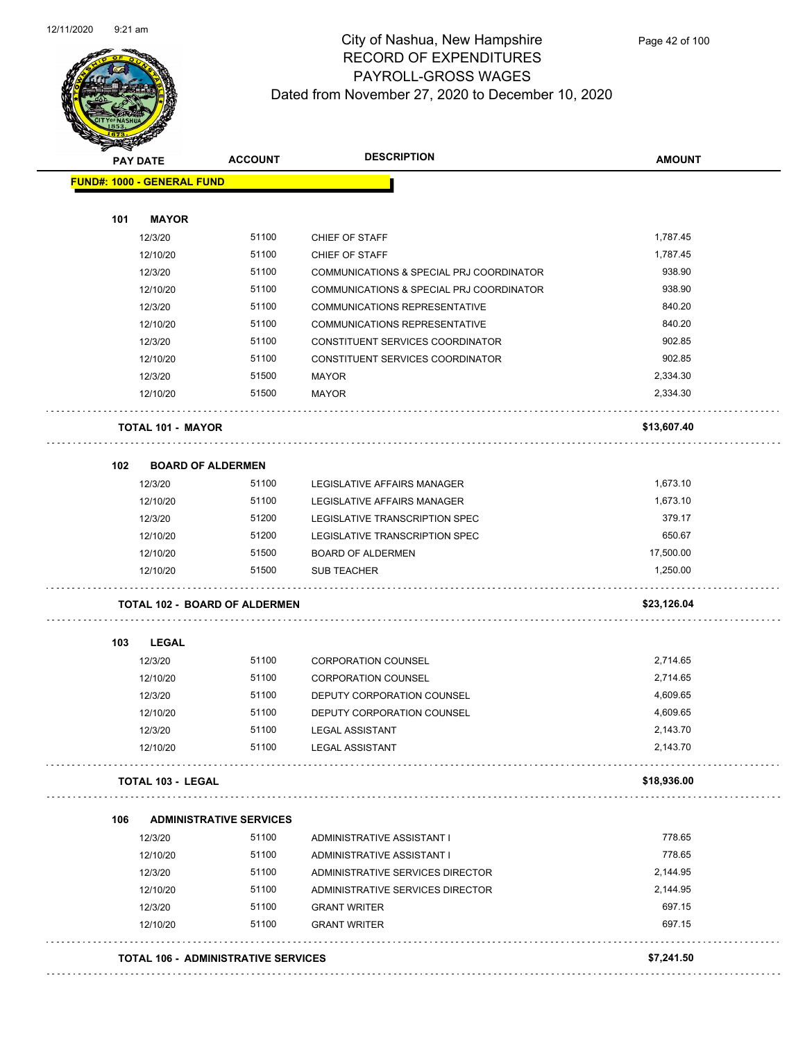# City of Nashua, New Hampshire
## RECORD OF EXPENDITURES
## PAYROLL-GROSS WAGES
### Dated from November 27, 2020 to December 10, 2020

| PAY DATE | ACCOUNT | DESCRIPTION | AMOUNT |
|---|---|---|---|
| **FUND#: 1000 - GENERAL FUND** | | | |
| **101 MAYOR** | | | |
| 12/3/20 | 51100 | CHIEF OF STAFF | 1,787.45 |
| 12/10/20 | 51100 | CHIEF OF STAFF | 1,787.45 |
| 12/3/20 | 51100 | COMMUNICATIONS & SPECIAL PRJ COORDINATOR | 938.90 |
| 12/10/20 | 51100 | COMMUNICATIONS & SPECIAL PRJ COORDINATOR | 938.90 |
| 12/3/20 | 51100 | COMMUNICATIONS REPRESENTATIVE | 840.20 |
| 12/10/20 | 51100 | COMMUNICATIONS REPRESENTATIVE | 840.20 |
| 12/3/20 | 51100 | CONSTITUENT SERVICES COORDINATOR | 902.85 |
| 12/10/20 | 51100 | CONSTITUENT SERVICES COORDINATOR | 902.85 |
| 12/3/20 | 51500 | MAYOR | 2,334.30 |
| 12/10/20 | 51500 | MAYOR | 2,334.30 |
| **TOTAL 101 - MAYOR** | | | **$13,607.40** |
| **102 BOARD OF ALDERMEN** | | | |
| 12/3/20 | 51100 | LEGISLATIVE AFFAIRS MANAGER | 1,673.10 |
| 12/10/20 | 51100 | LEGISLATIVE AFFAIRS MANAGER | 1,673.10 |
| 12/3/20 | 51200 | LEGISLATIVE TRANSCRIPTION SPEC | 379.17 |
| 12/10/20 | 51200 | LEGISLATIVE TRANSCRIPTION SPEC | 650.67 |
| 12/10/20 | 51500 | BOARD OF ALDERMEN | 17,500.00 |
| 12/10/20 | 51500 | SUB TEACHER | 1,250.00 |
| **TOTAL 102 - BOARD OF ALDERMEN** | | | **$23,126.04** |
| **103 LEGAL** | | | |
| 12/3/20 | 51100 | CORPORATION COUNSEL | 2,714.65 |
| 12/10/20 | 51100 | CORPORATION COUNSEL | 2,714.65 |
| 12/3/20 | 51100 | DEPUTY CORPORATION COUNSEL | 4,609.65 |
| 12/10/20 | 51100 | DEPUTY CORPORATION COUNSEL | 4,609.65 |
| 12/3/20 | 51100 | LEGAL ASSISTANT | 2,143.70 |
| 12/10/20 | 51100 | LEGAL ASSISTANT | 2,143.70 |
| **TOTAL 103 - LEGAL** | | | **$18,936.00** |
| **106 ADMINISTRATIVE SERVICES** | | | |
| 12/3/20 | 51100 | ADMINISTRATIVE ASSISTANT I | 778.65 |
| 12/10/20 | 51100 | ADMINISTRATIVE ASSISTANT I | 778.65 |
| 12/3/20 | 51100 | ADMINISTRATIVE SERVICES DIRECTOR | 2,144.95 |
| 12/10/20 | 51100 | ADMINISTRATIVE SERVICES DIRECTOR | 2,144.95 |
| 12/3/20 | 51100 | GRANT WRITER | 697.15 |
| 12/10/20 | 51100 | GRANT WRITER | 697.15 |
| **TOTAL 106 - ADMINISTRATIVE SERVICES** | | | **$7,241.50** |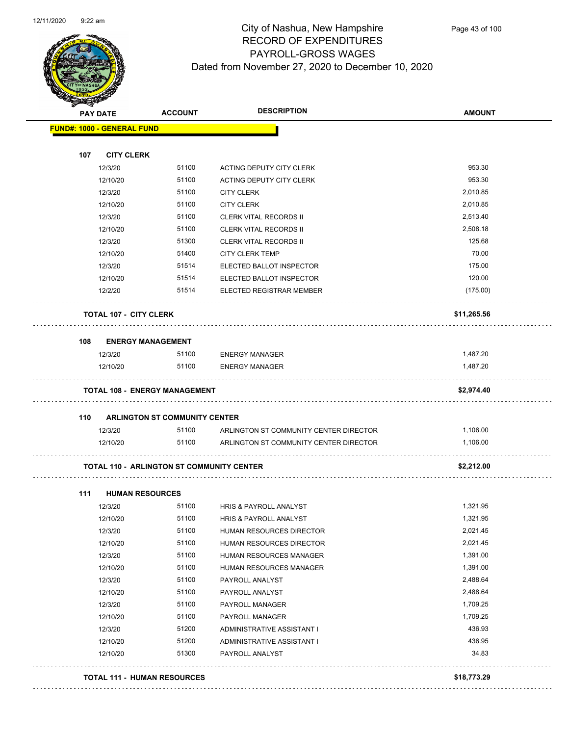# City of Nashua, New Hampshire
## RECORD OF EXPENDITURES
## PAYROLL-GROSS WAGES
### Dated from November 27, 2020 to December 10, 2020

| PAY DATE | ACCOUNT | DESCRIPTION | AMOUNT |
|---|---|---|---|
| **FUND#: 1000 - GENERAL FUND** | | | |
| **107 CITY CLERK** | | | |
| 12/3/20 | 51100 | ACTING DEPUTY CITY CLERK | 953.30 |
| 12/10/20 | 51100 | ACTING DEPUTY CITY CLERK | 953.30 |
| 12/3/20 | 51100 | CITY CLERK | 2,010.85 |
| 12/10/20 | 51100 | CITY CLERK | 2,010.85 |
| 12/3/20 | 51100 | CLERK VITAL RECORDS II | 2,513.40 |
| 12/10/20 | 51100 | CLERK VITAL RECORDS II | 2,508.18 |
| 12/3/20 | 51300 | CLERK VITAL RECORDS II | 125.68 |
| 12/10/20 | 51400 | CITY CLERK TEMP | 70.00 |
| 12/3/20 | 51514 | ELECTED BALLOT INSPECTOR | 175.00 |
| 12/10/20 | 51514 | ELECTED BALLOT INSPECTOR | 120.00 |
| 12/2/20 | 51514 | ELECTED REGISTRAR MEMBER | (175.00) |
| **TOTAL 107 - CITY CLERK** | | | **$11,265.56** |
| **108 ENERGY MANAGEMENT** | | | |
| 12/3/20 | 51100 | ENERGY MANAGER | 1,487.20 |
| 12/10/20 | 51100 | ENERGY MANAGER | 1,487.20 |
| **TOTAL 108 - ENERGY MANAGEMENT** | | | **$2,974.40** |
| **110 ARLINGTON ST COMMUNITY CENTER** | | | |
| 12/3/20 | 51100 | ARLINGTON ST COMMUNITY CENTER DIRECTOR | 1,106.00 |
| 12/10/20 | 51100 | ARLINGTON ST COMMUNITY CENTER DIRECTOR | 1,106.00 |
| **TOTAL 110 - ARLINGTON ST COMMUNITY CENTER** | | | **$2,212.00** |
| **111 HUMAN RESOURCES** | | | |
| 12/3/20 | 51100 | HRIS & PAYROLL ANALYST | 1,321.95 |
| 12/10/20 | 51100 | HRIS & PAYROLL ANALYST | 1,321.95 |
| 12/3/20 | 51100 | HUMAN RESOURCES DIRECTOR | 2,021.45 |
| 12/10/20 | 51100 | HUMAN RESOURCES DIRECTOR | 2,021.45 |
| 12/3/20 | 51100 | HUMAN RESOURCES MANAGER | 1,391.00 |
| 12/10/20 | 51100 | HUMAN RESOURCES MANAGER | 1,391.00 |
| 12/3/20 | 51100 | PAYROLL ANALYST | 2,488.64 |
| 12/10/20 | 51100 | PAYROLL ANALYST | 2,488.64 |
| 12/3/20 | 51100 | PAYROLL MANAGER | 1,709.25 |
| 12/10/20 | 51100 | PAYROLL MANAGER | 1,709.25 |
| 12/3/20 | 51200 | ADMINISTRATIVE ASSISTANT I | 436.93 |
| 12/10/20 | 51200 | ADMINISTRATIVE ASSISTANT I | 436.95 |
| 12/10/20 | 51300 | PAYROLL ANALYST | 34.83 |
| **TOTAL 111 - HUMAN RESOURCES** | | | **$18,773.29** |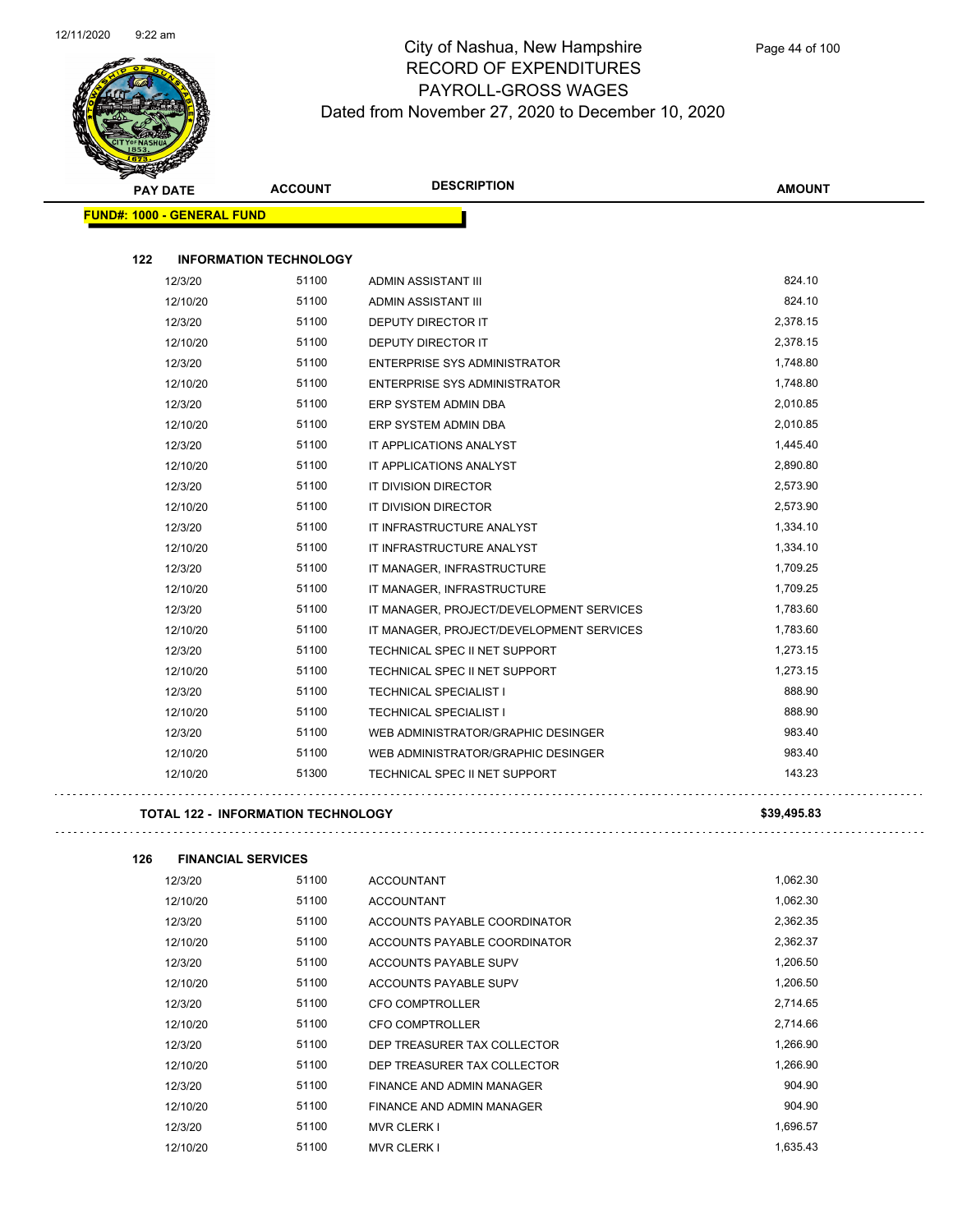# City of Nashua, New Hampshire
## RECORD OF EXPENDITURES
## PAYROLL-GROSS WAGES
### Dated from November 27, 2020 to December 10, 2020

| PAY DATE | ACCOUNT | DESCRIPTION | AMOUNT |
|---|---|---|---|
| **FUND#: 1000 - GENERAL FUND** | | | |
| **122 INFORMATION TECHNOLOGY** | | | |
| 12/3/20 | 51100 | ADMIN ASSISTANT III | 824.10 |
| 12/10/20 | 51100 | ADMIN ASSISTANT III | 824.10 |
| 12/3/20 | 51100 | DEPUTY DIRECTOR IT | 2,378.15 |
| 12/10/20 | 51100 | DEPUTY DIRECTOR IT | 2,378.15 |
| 12/3/20 | 51100 | ENTERPRISE SYS ADMINISTRATOR | 1,748.80 |
| 12/10/20 | 51100 | ENTERPRISE SYS ADMINISTRATOR | 1,748.80 |
| 12/3/20 | 51100 | ERP SYSTEM ADMIN DBA | 2,010.85 |
| 12/10/20 | 51100 | ERP SYSTEM ADMIN DBA | 2,010.85 |
| 12/3/20 | 51100 | IT APPLICATIONS ANALYST | 1,445.40 |
| 12/10/20 | 51100 | IT APPLICATIONS ANALYST | 2,890.80 |
| 12/3/20 | 51100 | IT DIVISION DIRECTOR | 2,573.90 |
| 12/10/20 | 51100 | IT DIVISION DIRECTOR | 2,573.90 |
| 12/3/20 | 51100 | IT INFRASTRUCTURE ANALYST | 1,334.10 |
| 12/10/20 | 51100 | IT INFRASTRUCTURE ANALYST | 1,334.10 |
| 12/3/20 | 51100 | IT MANAGER, INFRASTRUCTURE | 1,709.25 |
| 12/10/20 | 51100 | IT MANAGER, INFRASTRUCTURE | 1,709.25 |
| 12/3/20 | 51100 | IT MANAGER, PROJECT/DEVELOPMENT SERVICES | 1,783.60 |
| 12/10/20 | 51100 | IT MANAGER, PROJECT/DEVELOPMENT SERVICES | 1,783.60 |
| 12/3/20 | 51100 | TECHNICAL SPEC II NET SUPPORT | 1,273.15 |
| 12/10/20 | 51100 | TECHNICAL SPEC II NET SUPPORT | 1,273.15 |
| 12/3/20 | 51100 | TECHNICAL SPECIALIST I | 888.90 |
| 12/10/20 | 51100 | TECHNICAL SPECIALIST I | 888.90 |
| 12/3/20 | 51100 | WEB ADMINISTRATOR/GRAPHIC DESINGER | 983.40 |
| 12/10/20 | 51100 | WEB ADMINISTRATOR/GRAPHIC DESINGER | 983.40 |
| 12/10/20 | 51300 | TECHNICAL SPEC II NET SUPPORT | 143.23 |
| **TOTAL 122 - INFORMATION TECHNOLOGY** | | | **$39,495.83** |
| **126 FINANCIAL SERVICES** | | | |
| 12/3/20 | 51100 | ACCOUNTANT | 1,062.30 |
| 12/10/20 | 51100 | ACCOUNTANT | 1,062.30 |
| 12/3/20 | 51100 | ACCOUNTS PAYABLE COORDINATOR | 2,362.35 |
| 12/10/20 | 51100 | ACCOUNTS PAYABLE COORDINATOR | 2,362.37 |
| 12/3/20 | 51100 | ACCOUNTS PAYABLE SUPV | 1,206.50 |
| 12/10/20 | 51100 | ACCOUNTS PAYABLE SUPV | 1,206.50 |
| 12/3/20 | 51100 | CFO COMPTROLLER | 2,714.65 |
| 12/10/20 | 51100 | CFO COMPTROLLER | 2,714.66 |
| 12/3/20 | 51100 | DEP TREASURER TAX COLLECTOR | 1,266.90 |
| 12/10/20 | 51100 | DEP TREASURER TAX COLLECTOR | 1,266.90 |
| 12/3/20 | 51100 | FINANCE AND ADMIN MANAGER | 904.90 |
| 12/10/20 | 51100 | FINANCE AND ADMIN MANAGER | 904.90 |
| 12/3/20 | 51100 | MVR CLERK I | 1,696.57 |
| 12/10/20 | 51100 | MVR CLERK I | 1,635.43 |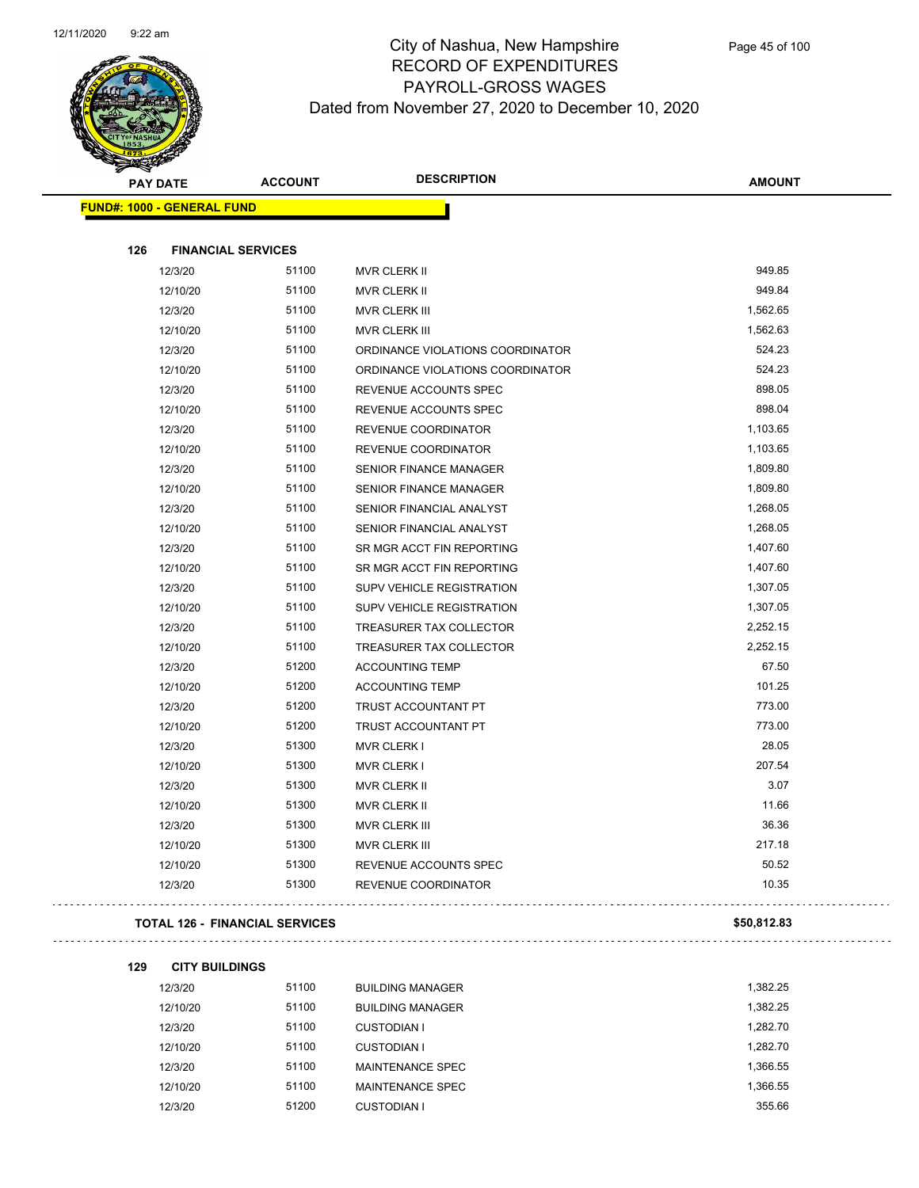# City of Nashua, New Hampshire
## RECORD OF EXPENDITURES
## PAYROLL-GROSS WAGES
## Dated from November 27, 2020 to December 10, 2020

| PAY DATE | ACCOUNT | DESCRIPTION | AMOUNT |
|---|---|---|---|

**FUND#: 1000 - GENERAL FUND**

**126 FINANCIAL SERVICES**

| PAY DATE | ACCOUNT | DESCRIPTION | AMOUNT |
|---|---|---|---|
| 12/3/20 | 51100 | MVR CLERK II | 949.85 |
| 12/10/20 | 51100 | MVR CLERK II | 949.84 |
| 12/3/20 | 51100 | MVR CLERK III | 1,562.65 |
| 12/10/20 | 51100 | MVR CLERK III | 1,562.63 |
| 12/3/20 | 51100 | ORDINANCE VIOLATIONS COORDINATOR | 524.23 |
| 12/10/20 | 51100 | ORDINANCE VIOLATIONS COORDINATOR | 524.23 |
| 12/3/20 | 51100 | REVENUE ACCOUNTS SPEC | 898.05 |
| 12/10/20 | 51100 | REVENUE ACCOUNTS SPEC | 898.04 |
| 12/3/20 | 51100 | REVENUE COORDINATOR | 1,103.65 |
| 12/10/20 | 51100 | REVENUE COORDINATOR | 1,103.65 |
| 12/3/20 | 51100 | SENIOR FINANCE MANAGER | 1,809.80 |
| 12/10/20 | 51100 | SENIOR FINANCE MANAGER | 1,809.80 |
| 12/3/20 | 51100 | SENIOR FINANCIAL ANALYST | 1,268.05 |
| 12/10/20 | 51100 | SENIOR FINANCIAL ANALYST | 1,268.05 |
| 12/3/20 | 51100 | SR MGR ACCT FIN REPORTING | 1,407.60 |
| 12/10/20 | 51100 | SR MGR ACCT FIN REPORTING | 1,407.60 |
| 12/3/20 | 51100 | SUPV VEHICLE REGISTRATION | 1,307.05 |
| 12/10/20 | 51100 | SUPV VEHICLE REGISTRATION | 1,307.05 |
| 12/3/20 | 51100 | TREASURER TAX COLLECTOR | 2,252.15 |
| 12/10/20 | 51100 | TREASURER TAX COLLECTOR | 2,252.15 |
| 12/3/20 | 51200 | ACCOUNTING TEMP | 67.50 |
| 12/10/20 | 51200 | ACCOUNTING TEMP | 101.25 |
| 12/3/20 | 51200 | TRUST ACCOUNTANT PT | 773.00 |
| 12/10/20 | 51200 | TRUST ACCOUNTANT PT | 773.00 |
| 12/3/20 | 51300 | MVR CLERK I | 28.05 |
| 12/10/20 | 51300 | MVR CLERK I | 207.54 |
| 12/3/20 | 51300 | MVR CLERK II | 3.07 |
| 12/10/20 | 51300 | MVR CLERK II | 11.66 |
| 12/3/20 | 51300 | MVR CLERK III | 36.36 |
| 12/10/20 | 51300 | MVR CLERK III | 217.18 |
| 12/10/20 | 51300 | REVENUE ACCOUNTS SPEC | 50.52 |
| 12/3/20 | 51300 | REVENUE COORDINATOR | 10.35 |

**TOTAL 126 - FINANCIAL SERVICES** **$50,812.83**

**129 CITY BUILDINGS**

| PAY DATE | ACCOUNT | DESCRIPTION | AMOUNT |
|---|---|---|---|
| 12/3/20 | 51100 | BUILDING MANAGER | 1,382.25 |
| 12/10/20 | 51100 | BUILDING MANAGER | 1,382.25 |
| 12/3/20 | 51100 | CUSTODIAN I | 1,282.70 |
| 12/10/20 | 51100 | CUSTODIAN I | 1,282.70 |
| 12/3/20 | 51100 | MAINTENANCE SPEC | 1,366.55 |
| 12/10/20 | 51100 | MAINTENANCE SPEC | 1,366.55 |
| 12/3/20 | 51200 | CUSTODIAN I | 355.66 |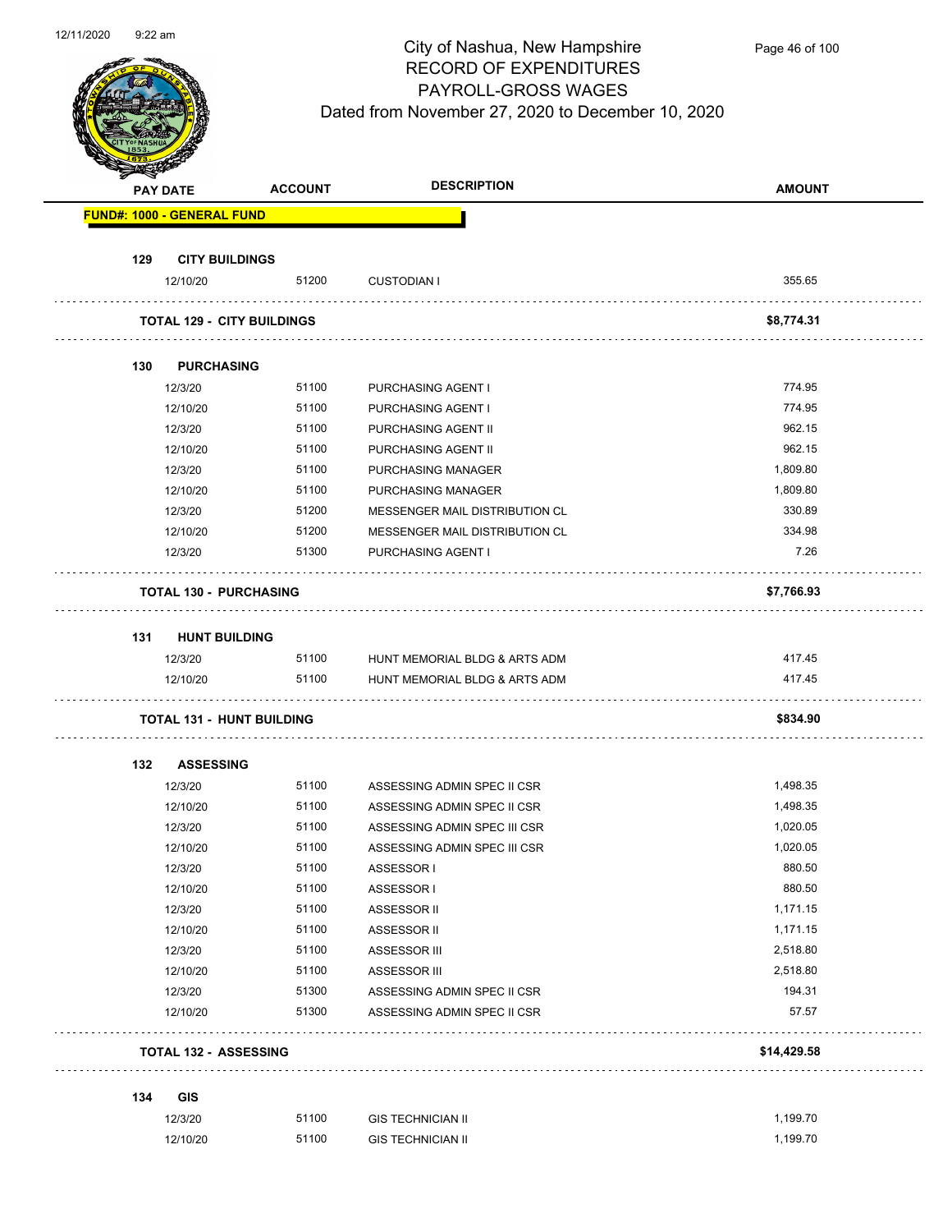# City of Nashua, New Hampshire
## RECORD OF EXPENDITURES
## PAYROLL-GROSS WAGES
### Dated from November 27, 2020 to December 10, 2020

| PAY DATE | ACCOUNT | DESCRIPTION | AMOUNT |
|---|---|---|---|
| **FUND#: 1000 - GENERAL FUND** | | | |
| **129 CITY BUILDINGS** | | | |
| 12/10/20 | 51200 | CUSTODIAN I | 355.65 |
| **TOTAL 129 - CITY BUILDINGS** | | | **$8,774.31** |
| **130 PURCHASING** | | | |
| 12/3/20 | 51100 | PURCHASING AGENT I | 774.95 |
| 12/10/20 | 51100 | PURCHASING AGENT I | 774.95 |
| 12/3/20 | 51100 | PURCHASING AGENT II | 962.15 |
| 12/10/20 | 51100 | PURCHASING AGENT II | 962.15 |
| 12/3/20 | 51100 | PURCHASING MANAGER | 1,809.80 |
| 12/10/20 | 51100 | PURCHASING MANAGER | 1,809.80 |
| 12/3/20 | 51200 | MESSENGER MAIL DISTRIBUTION CL | 330.89 |
| 12/10/20 | 51200 | MESSENGER MAIL DISTRIBUTION CL | 334.98 |
| 12/3/20 | 51300 | PURCHASING AGENT I | 7.26 |
| **TOTAL 130 - PURCHASING** | | | **$7,766.93** |
| **131 HUNT BUILDING** | | | |
| 12/3/20 | 51100 | HUNT MEMORIAL BLDG & ARTS ADM | 417.45 |
| 12/10/20 | 51100 | HUNT MEMORIAL BLDG & ARTS ADM | 417.45 |
| **TOTAL 131 - HUNT BUILDING** | | | **$834.90** |
| **132 ASSESSING** | | | |
| 12/3/20 | 51100 | ASSESSING ADMIN SPEC II CSR | 1,498.35 |
| 12/10/20 | 51100 | ASSESSING ADMIN SPEC II CSR | 1,498.35 |
| 12/3/20 | 51100 | ASSESSING ADMIN SPEC III CSR | 1,020.05 |
| 12/10/20 | 51100 | ASSESSING ADMIN SPEC III CSR | 1,020.05 |
| 12/3/20 | 51100 | ASSESSOR I | 880.50 |
| 12/10/20 | 51100 | ASSESSOR I | 880.50 |
| 12/3/20 | 51100 | ASSESSOR II | 1,171.15 |
| 12/10/20 | 51100 | ASSESSOR II | 1,171.15 |
| 12/3/20 | 51100 | ASSESSOR III | 2,518.80 |
| 12/10/20 | 51100 | ASSESSOR III | 2,518.80 |
| 12/3/20 | 51300 | ASSESSING ADMIN SPEC II CSR | 194.31 |
| 12/10/20 | 51300 | ASSESSING ADMIN SPEC II CSR | 57.57 |
| **TOTAL 132 - ASSESSING** | | | **$14,429.58** |
| **134 GIS** | | | |
| 12/3/20 | 51100 | GIS TECHNICIAN II | 1,199.70 |
| 12/10/20 | 51100 | GIS TECHNICIAN II | 1,199.70 |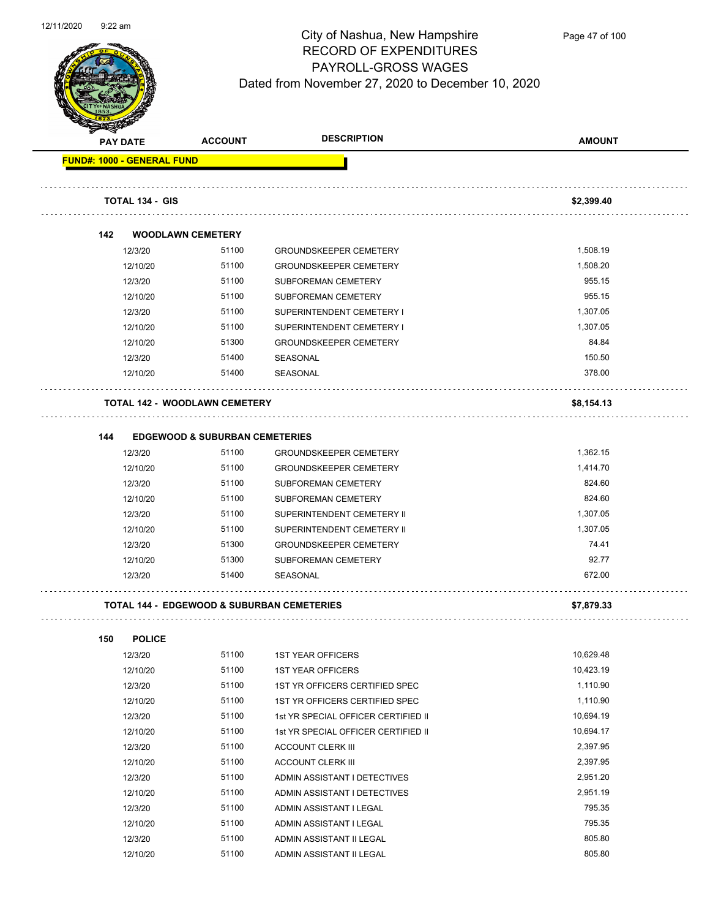# City of Nashua, New Hampshire
## RECORD OF EXPENDITURES
## PAYROLL-GROSS WAGES
### Dated from November 27, 2020 to December 10, 2020

| PAY DATE | ACCOUNT | DESCRIPTION | AMOUNT |
|---|---|---|---|
| **FUND#: 1000 - GENERAL FUND** | | | |
| **TOTAL 134 - GIS** | | | **$2,399.40** |
| **142 WOODLAWN CEMETERY** | | | |
| 12/3/20 | 51100 | GROUNDSKEEPER CEMETERY | 1,508.19 |
| 12/10/20 | 51100 | GROUNDSKEEPER CEMETERY | 1,508.20 |
| 12/3/20 | 51100 | SUBFOREMAN CEMETERY | 955.15 |
| 12/10/20 | 51100 | SUBFOREMAN CEMETERY | 955.15 |
| 12/3/20 | 51100 | SUPERINTENDENT CEMETERY I | 1,307.05 |
| 12/10/20 | 51100 | SUPERINTENDENT CEMETERY I | 1,307.05 |
| 12/10/20 | 51300 | GROUNDSKEEPER CEMETERY | 84.84 |
| 12/3/20 | 51400 | SEASONAL | 150.50 |
| 12/10/20 | 51400 | SEASONAL | 378.00 |
| **TOTAL 142 - WOODLAWN CEMETERY** | | | **$8,154.13** |
| **144 EDGEWOOD & SUBURBAN CEMETERIES** | | | |
| 12/3/20 | 51100 | GROUNDSKEEPER CEMETERY | 1,362.15 |
| 12/10/20 | 51100 | GROUNDSKEEPER CEMETERY | 1,414.70 |
| 12/3/20 | 51100 | SUBFOREMAN CEMETERY | 824.60 |
| 12/10/20 | 51100 | SUBFOREMAN CEMETERY | 824.60 |
| 12/3/20 | 51100 | SUPERINTENDENT CEMETERY II | 1,307.05 |
| 12/10/20 | 51100 | SUPERINTENDENT CEMETERY II | 1,307.05 |
| 12/3/20 | 51300 | GROUNDSKEEPER CEMETERY | 74.41 |
| 12/10/20 | 51300 | SUBFOREMAN CEMETERY | 92.77 |
| 12/3/20 | 51400 | SEASONAL | 672.00 |
| **TOTAL 144 - EDGEWOOD & SUBURBAN CEMETERIES** | | | **$7,879.33** |
| **150 POLICE** | | | |
| 12/3/20 | 51100 | 1ST YEAR OFFICERS | 10,629.48 |
| 12/10/20 | 51100 | 1ST YEAR OFFICERS | 10,423.19 |
| 12/3/20 | 51100 | 1ST YR OFFICERS CERTIFIED SPEC | 1,110.90 |
| 12/10/20 | 51100 | 1ST YR OFFICERS CERTIFIED SPEC | 1,110.90 |
| 12/3/20 | 51100 | 1st YR SPECIAL OFFICER CERTIFIED II | 10,694.19 |
| 12/10/20 | 51100 | 1st YR SPECIAL OFFICER CERTIFIED II | 10,694.17 |
| 12/3/20 | 51100 | ACCOUNT CLERK III | 2,397.95 |
| 12/10/20 | 51100 | ACCOUNT CLERK III | 2,397.95 |
| 12/3/20 | 51100 | ADMIN ASSISTANT I DETECTIVES | 2,951.20 |
| 12/10/20 | 51100 | ADMIN ASSISTANT I DETECTIVES | 2,951.19 |
| 12/3/20 | 51100 | ADMIN ASSISTANT I LEGAL | 795.35 |
| 12/10/20 | 51100 | ADMIN ASSISTANT I LEGAL | 795.35 |
| 12/3/20 | 51100 | ADMIN ASSISTANT II LEGAL | 805.80 |
| 12/10/20 | 51100 | ADMIN ASSISTANT II LEGAL | 805.80 |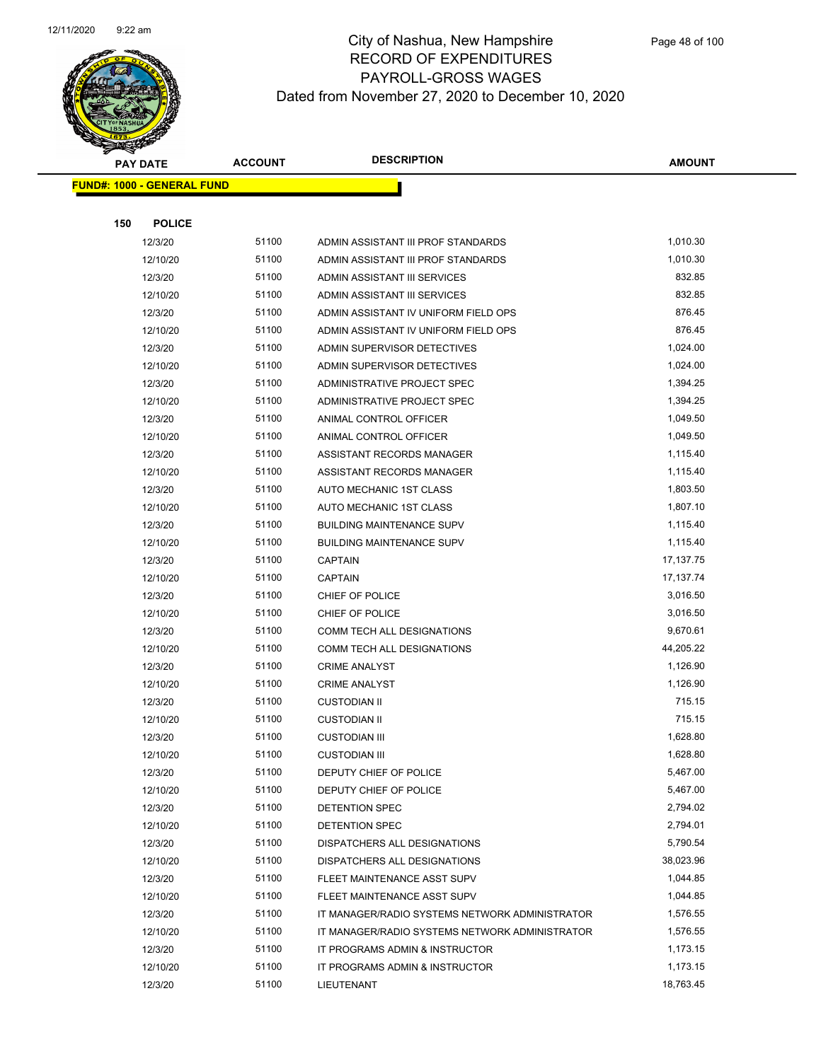# City of Nashua, New Hampshire
## RECORD OF EXPENDITURES
## PAYROLL-GROSS WAGES
### Dated from November 27, 2020 to December 10, 2020

**FUND#: 1000 - GENERAL FUND**

**150 POLICE**

| PAY DATE | ACCOUNT | DESCRIPTION | AMOUNT |
|---|---|---|---|
| 12/3/20 | 51100 | ADMIN ASSISTANT III PROF STANDARDS | 1,010.30 |
| 12/10/20 | 51100 | ADMIN ASSISTANT III PROF STANDARDS | 1,010.30 |
| 12/3/20 | 51100 | ADMIN ASSISTANT III SERVICES | 832.85 |
| 12/10/20 | 51100 | ADMIN ASSISTANT III SERVICES | 832.85 |
| 12/3/20 | 51100 | ADMIN ASSISTANT IV UNIFORM FIELD OPS | 876.45 |
| 12/10/20 | 51100 | ADMIN ASSISTANT IV UNIFORM FIELD OPS | 876.45 |
| 12/3/20 | 51100 | ADMIN SUPERVISOR DETECTIVES | 1,024.00 |
| 12/10/20 | 51100 | ADMIN SUPERVISOR DETECTIVES | 1,024.00 |
| 12/3/20 | 51100 | ADMINISTRATIVE PROJECT SPEC | 1,394.25 |
| 12/10/20 | 51100 | ADMINISTRATIVE PROJECT SPEC | 1,394.25 |
| 12/3/20 | 51100 | ANIMAL CONTROL OFFICER | 1,049.50 |
| 12/10/20 | 51100 | ANIMAL CONTROL OFFICER | 1,049.50 |
| 12/3/20 | 51100 | ASSISTANT RECORDS MANAGER | 1,115.40 |
| 12/10/20 | 51100 | ASSISTANT RECORDS MANAGER | 1,115.40 |
| 12/3/20 | 51100 | AUTO MECHANIC 1ST CLASS | 1,803.50 |
| 12/10/20 | 51100 | AUTO MECHANIC 1ST CLASS | 1,807.10 |
| 12/3/20 | 51100 | BUILDING MAINTENANCE SUPV | 1,115.40 |
| 12/10/20 | 51100 | BUILDING MAINTENANCE SUPV | 1,115.40 |
| 12/3/20 | 51100 | CAPTAIN | 17,137.75 |
| 12/10/20 | 51100 | CAPTAIN | 17,137.74 |
| 12/3/20 | 51100 | CHIEF OF POLICE | 3,016.50 |
| 12/10/20 | 51100 | CHIEF OF POLICE | 3,016.50 |
| 12/3/20 | 51100 | COMM TECH ALL DESIGNATIONS | 9,670.61 |
| 12/10/20 | 51100 | COMM TECH ALL DESIGNATIONS | 44,205.22 |
| 12/3/20 | 51100 | CRIME ANALYST | 1,126.90 |
| 12/10/20 | 51100 | CRIME ANALYST | 1,126.90 |
| 12/3/20 | 51100 | CUSTODIAN II | 715.15 |
| 12/10/20 | 51100 | CUSTODIAN II | 715.15 |
| 12/3/20 | 51100 | CUSTODIAN III | 1,628.80 |
| 12/10/20 | 51100 | CUSTODIAN III | 1,628.80 |
| 12/3/20 | 51100 | DEPUTY CHIEF OF POLICE | 5,467.00 |
| 12/10/20 | 51100 | DEPUTY CHIEF OF POLICE | 5,467.00 |
| 12/3/20 | 51100 | DETENTION SPEC | 2,794.02 |
| 12/10/20 | 51100 | DETENTION SPEC | 2,794.01 |
| 12/3/20 | 51100 | DISPATCHERS ALL DESIGNATIONS | 5,790.54 |
| 12/10/20 | 51100 | DISPATCHERS ALL DESIGNATIONS | 38,023.96 |
| 12/3/20 | 51100 | FLEET MAINTENANCE ASST SUPV | 1,044.85 |
| 12/10/20 | 51100 | FLEET MAINTENANCE ASST SUPV | 1,044.85 |
| 12/3/20 | 51100 | IT MANAGER/RADIO SYSTEMS NETWORK ADMINISTRATOR | 1,576.55 |
| 12/10/20 | 51100 | IT MANAGER/RADIO SYSTEMS NETWORK ADMINISTRATOR | 1,576.55 |
| 12/3/20 | 51100 | IT PROGRAMS ADMIN & INSTRUCTOR | 1,173.15 |
| 12/10/20 | 51100 | IT PROGRAMS ADMIN & INSTRUCTOR | 1,173.15 |
| 12/3/20 | 51100 | LIEUTENANT | 18,763.45 |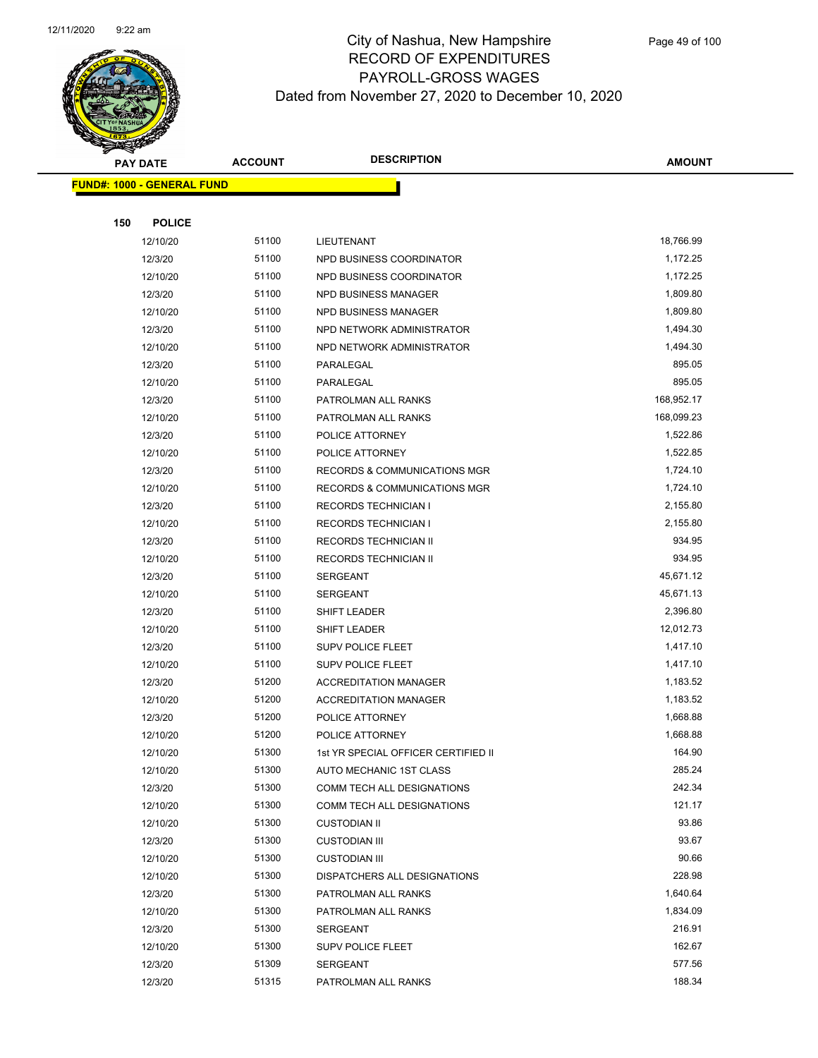# City of Nashua, New Hampshire
## RECORD OF EXPENDITURES
## PAYROLL-GROSS WAGES
## Dated from November 27, 2020 to December 10, 2020

**FUND#: 1000 - GENERAL FUND**

**150 POLICE**

| PAY DATE | ACCOUNT | DESCRIPTION | AMOUNT |
|---|---|---|---|
| 12/10/20 | 51100 | LIEUTENANT | 18,766.99 |
| 12/3/20 | 51100 | NPD BUSINESS COORDINATOR | 1,172.25 |
| 12/10/20 | 51100 | NPD BUSINESS COORDINATOR | 1,172.25 |
| 12/3/20 | 51100 | NPD BUSINESS MANAGER | 1,809.80 |
| 12/10/20 | 51100 | NPD BUSINESS MANAGER | 1,809.80 |
| 12/3/20 | 51100 | NPD NETWORK ADMINISTRATOR | 1,494.30 |
| 12/10/20 | 51100 | NPD NETWORK ADMINISTRATOR | 1,494.30 |
| 12/3/20 | 51100 | PARALEGAL | 895.05 |
| 12/10/20 | 51100 | PARALEGAL | 895.05 |
| 12/3/20 | 51100 | PATROLMAN ALL RANKS | 168,952.17 |
| 12/10/20 | 51100 | PATROLMAN ALL RANKS | 168,099.23 |
| 12/3/20 | 51100 | POLICE ATTORNEY | 1,522.86 |
| 12/10/20 | 51100 | POLICE ATTORNEY | 1,522.85 |
| 12/3/20 | 51100 | RECORDS & COMMUNICATIONS MGR | 1,724.10 |
| 12/10/20 | 51100 | RECORDS & COMMUNICATIONS MGR | 1,724.10 |
| 12/3/20 | 51100 | RECORDS TECHNICIAN I | 2,155.80 |
| 12/10/20 | 51100 | RECORDS TECHNICIAN I | 2,155.80 |
| 12/3/20 | 51100 | RECORDS TECHNICIAN II | 934.95 |
| 12/10/20 | 51100 | RECORDS TECHNICIAN II | 934.95 |
| 12/3/20 | 51100 | SERGEANT | 45,671.12 |
| 12/10/20 | 51100 | SERGEANT | 45,671.13 |
| 12/3/20 | 51100 | SHIFT LEADER | 2,396.80 |
| 12/10/20 | 51100 | SHIFT LEADER | 12,012.73 |
| 12/3/20 | 51100 | SUPV POLICE FLEET | 1,417.10 |
| 12/10/20 | 51100 | SUPV POLICE FLEET | 1,417.10 |
| 12/3/20 | 51200 | ACCREDITATION MANAGER | 1,183.52 |
| 12/10/20 | 51200 | ACCREDITATION MANAGER | 1,183.52 |
| 12/3/20 | 51200 | POLICE ATTORNEY | 1,668.88 |
| 12/10/20 | 51200 | POLICE ATTORNEY | 1,668.88 |
| 12/10/20 | 51300 | 1st YR SPECIAL OFFICER CERTIFIED II | 164.90 |
| 12/10/20 | 51300 | AUTO MECHANIC 1ST CLASS | 285.24 |
| 12/3/20 | 51300 | COMM TECH ALL DESIGNATIONS | 242.34 |
| 12/10/20 | 51300 | COMM TECH ALL DESIGNATIONS | 121.17 |
| 12/10/20 | 51300 | CUSTODIAN II | 93.86 |
| 12/3/20 | 51300 | CUSTODIAN III | 93.67 |
| 12/10/20 | 51300 | CUSTODIAN III | 90.66 |
| 12/10/20 | 51300 | DISPATCHERS ALL DESIGNATIONS | 228.98 |
| 12/3/20 | 51300 | PATROLMAN ALL RANKS | 1,640.64 |
| 12/10/20 | 51300 | PATROLMAN ALL RANKS | 1,834.09 |
| 12/3/20 | 51300 | SERGEANT | 216.91 |
| 12/10/20 | 51300 | SUPV POLICE FLEET | 162.67 |
| 12/3/20 | 51309 | SERGEANT | 577.56 |
| 12/3/20 | 51315 | PATROLMAN ALL RANKS | 188.34 |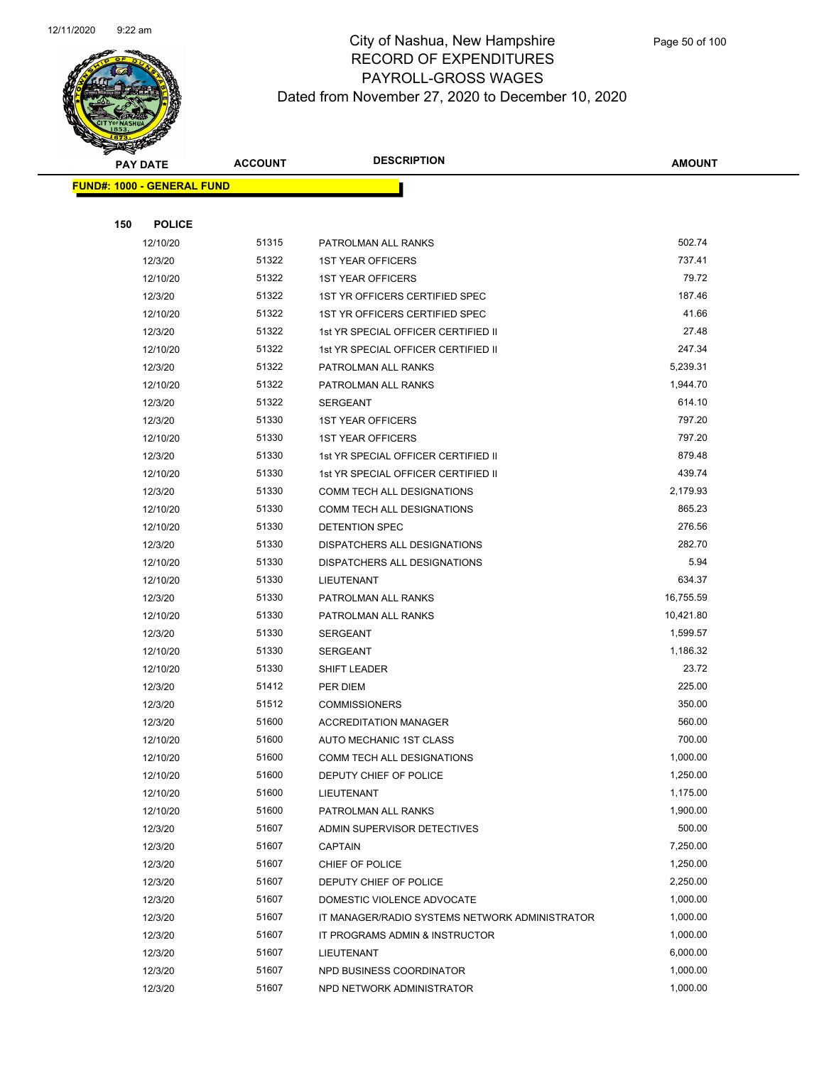# City of Nashua, New Hampshire
## RECORD OF EXPENDITURES
## PAYROLL-GROSS WAGES
### Dated from November 27, 2020 to December 10, 2020

| PAY DATE | ACCOUNT | DESCRIPTION | AMOUNT |
|---|---|---|---|
| **FUND#: 1000 - GENERAL FUND** | | | |
| **150 POLICE** | | | |
| 12/10/20 | 51315 | PATROLMAN ALL RANKS | 502.74 |
| 12/3/20 | 51322 | 1ST YEAR OFFICERS | 737.41 |
| 12/10/20 | 51322 | 1ST YEAR OFFICERS | 79.72 |
| 12/3/20 | 51322 | 1ST YR OFFICERS CERTIFIED SPEC | 187.46 |
| 12/10/20 | 51322 | 1ST YR OFFICERS CERTIFIED SPEC | 41.66 |
| 12/3/20 | 51322 | 1st YR SPECIAL OFFICER CERTIFIED II | 27.48 |
| 12/10/20 | 51322 | 1st YR SPECIAL OFFICER CERTIFIED II | 247.34 |
| 12/3/20 | 51322 | PATROLMAN ALL RANKS | 5,239.31 |
| 12/10/20 | 51322 | PATROLMAN ALL RANKS | 1,944.70 |
| 12/3/20 | 51322 | SERGEANT | 614.10 |
| 12/3/20 | 51330 | 1ST YEAR OFFICERS | 797.20 |
| 12/10/20 | 51330 | 1ST YEAR OFFICERS | 797.20 |
| 12/3/20 | 51330 | 1st YR SPECIAL OFFICER CERTIFIED II | 879.48 |
| 12/10/20 | 51330 | 1st YR SPECIAL OFFICER CERTIFIED II | 439.74 |
| 12/3/20 | 51330 | COMM TECH ALL DESIGNATIONS | 2,179.93 |
| 12/10/20 | 51330 | COMM TECH ALL DESIGNATIONS | 865.23 |
| 12/10/20 | 51330 | DETENTION SPEC | 276.56 |
| 12/3/20 | 51330 | DISPATCHERS ALL DESIGNATIONS | 282.70 |
| 12/10/20 | 51330 | DISPATCHERS ALL DESIGNATIONS | 5.94 |
| 12/10/20 | 51330 | LIEUTENANT | 634.37 |
| 12/3/20 | 51330 | PATROLMAN ALL RANKS | 16,755.59 |
| 12/10/20 | 51330 | PATROLMAN ALL RANKS | 10,421.80 |
| 12/3/20 | 51330 | SERGEANT | 1,599.57 |
| 12/10/20 | 51330 | SERGEANT | 1,186.32 |
| 12/10/20 | 51330 | SHIFT LEADER | 23.72 |
| 12/3/20 | 51412 | PER DIEM | 225.00 |
| 12/3/20 | 51512 | COMMISSIONERS | 350.00 |
| 12/3/20 | 51600 | ACCREDITATION MANAGER | 560.00 |
| 12/10/20 | 51600 | AUTO MECHANIC 1ST CLASS | 700.00 |
| 12/10/20 | 51600 | COMM TECH ALL DESIGNATIONS | 1,000.00 |
| 12/10/20 | 51600 | DEPUTY CHIEF OF POLICE | 1,250.00 |
| 12/10/20 | 51600 | LIEUTENANT | 1,175.00 |
| 12/10/20 | 51600 | PATROLMAN ALL RANKS | 1,900.00 |
| 12/3/20 | 51607 | ADMIN SUPERVISOR DETECTIVES | 500.00 |
| 12/3/20 | 51607 | CAPTAIN | 7,250.00 |
| 12/3/20 | 51607 | CHIEF OF POLICE | 1,250.00 |
| 12/3/20 | 51607 | DEPUTY CHIEF OF POLICE | 2,250.00 |
| 12/3/20 | 51607 | DOMESTIC VIOLENCE ADVOCATE | 1,000.00 |
| 12/3/20 | 51607 | IT MANAGER/RADIO SYSTEMS NETWORK ADMINISTRATOR | 1,000.00 |
| 12/3/20 | 51607 | IT PROGRAMS ADMIN & INSTRUCTOR | 1,000.00 |
| 12/3/20 | 51607 | LIEUTENANT | 6,000.00 |
| 12/3/20 | 51607 | NPD BUSINESS COORDINATOR | 1,000.00 |
| 12/3/20 | 51607 | NPD NETWORK ADMINISTRATOR | 1,000.00 |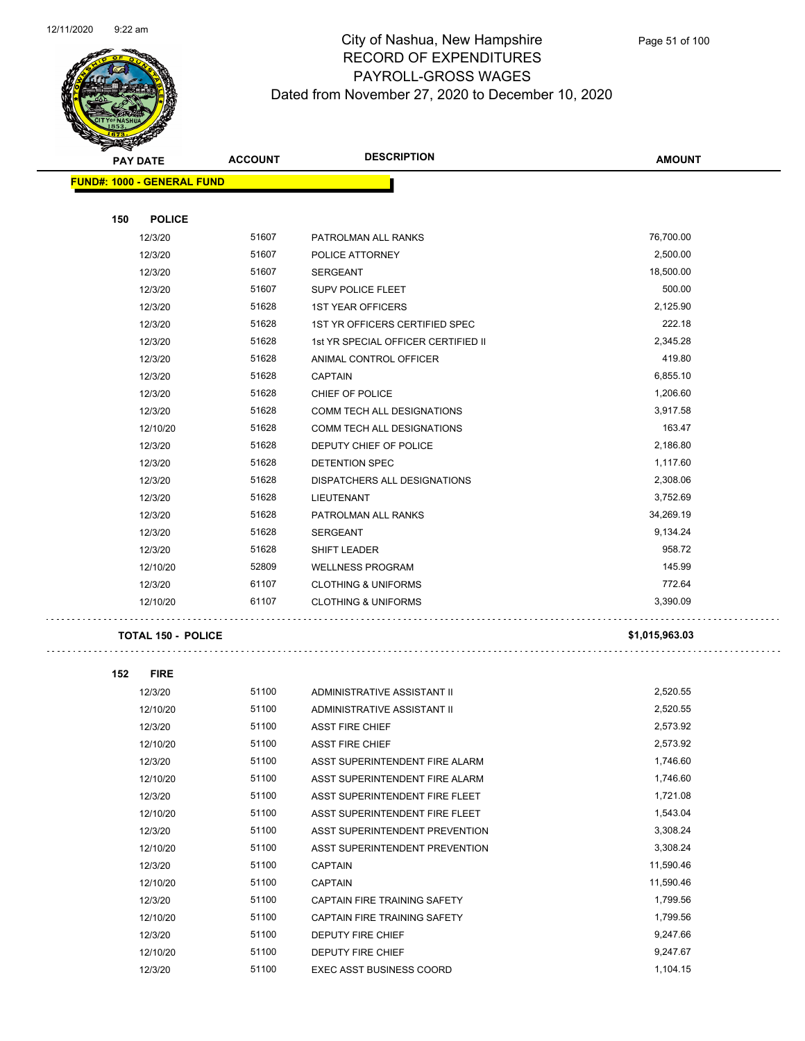# City of Nashua, New Hampshire
## RECORD OF EXPENDITURES
## PAYROLL-GROSS WAGES
### Dated from November 27, 2020 to December 10, 2020

| PAY DATE | ACCOUNT | DESCRIPTION | AMOUNT |
|---|---|---|---|
| **FUND#: 1000 - GENERAL FUND** | | | |
| **150 POLICE** | | | |
| 12/3/20 | 51607 | PATROLMAN ALL RANKS | 76,700.00 |
| 12/3/20 | 51607 | POLICE ATTORNEY | 2,500.00 |
| 12/3/20 | 51607 | SERGEANT | 18,500.00 |
| 12/3/20 | 51607 | SUPV POLICE FLEET | 500.00 |
| 12/3/20 | 51628 | 1ST YEAR OFFICERS | 2,125.90 |
| 12/3/20 | 51628 | 1ST YR OFFICERS CERTIFIED SPEC | 222.18 |
| 12/3/20 | 51628 | 1st YR SPECIAL OFFICER CERTIFIED II | 2,345.28 |
| 12/3/20 | 51628 | ANIMAL CONTROL OFFICER | 419.80 |
| 12/3/20 | 51628 | CAPTAIN | 6,855.10 |
| 12/3/20 | 51628 | CHIEF OF POLICE | 1,206.60 |
| 12/3/20 | 51628 | COMM TECH ALL DESIGNATIONS | 3,917.58 |
| 12/10/20 | 51628 | COMM TECH ALL DESIGNATIONS | 163.47 |
| 12/3/20 | 51628 | DEPUTY CHIEF OF POLICE | 2,186.80 |
| 12/3/20 | 51628 | DETENTION SPEC | 1,117.60 |
| 12/3/20 | 51628 | DISPATCHERS ALL DESIGNATIONS | 2,308.06 |
| 12/3/20 | 51628 | LIEUTENANT | 3,752.69 |
| 12/3/20 | 51628 | PATROLMAN ALL RANKS | 34,269.19 |
| 12/3/20 | 51628 | SERGEANT | 9,134.24 |
| 12/3/20 | 51628 | SHIFT LEADER | 958.72 |
| 12/10/20 | 52809 | WELLNESS PROGRAM | 145.99 |
| 12/3/20 | 61107 | CLOTHING & UNIFORMS | 772.64 |
| 12/10/20 | 61107 | CLOTHING & UNIFORMS | 3,390.09 |
| **TOTAL 150 - POLICE** | | | **$1,015,963.03** |
| **152 FIRE** | | | |
| 12/3/20 | 51100 | ADMINISTRATIVE ASSISTANT II | 2,520.55 |
| 12/10/20 | 51100 | ADMINISTRATIVE ASSISTANT II | 2,520.55 |
| 12/3/20 | 51100 | ASST FIRE CHIEF | 2,573.92 |
| 12/10/20 | 51100 | ASST FIRE CHIEF | 2,573.92 |
| 12/3/20 | 51100 | ASST SUPERINTENDENT FIRE ALARM | 1,746.60 |
| 12/10/20 | 51100 | ASST SUPERINTENDENT FIRE ALARM | 1,746.60 |
| 12/3/20 | 51100 | ASST SUPERINTENDENT FIRE FLEET | 1,721.08 |
| 12/10/20 | 51100 | ASST SUPERINTENDENT FIRE FLEET | 1,543.04 |
| 12/3/20 | 51100 | ASST SUPERINTENDENT PREVENTION | 3,308.24 |
| 12/10/20 | 51100 | ASST SUPERINTENDENT PREVENTION | 3,308.24 |
| 12/3/20 | 51100 | CAPTAIN | 11,590.46 |
| 12/10/20 | 51100 | CAPTAIN | 11,590.46 |
| 12/3/20 | 51100 | CAPTAIN FIRE TRAINING SAFETY | 1,799.56 |
| 12/10/20 | 51100 | CAPTAIN FIRE TRAINING SAFETY | 1,799.56 |
| 12/3/20 | 51100 | DEPUTY FIRE CHIEF | 9,247.66 |
| 12/10/20 | 51100 | DEPUTY FIRE CHIEF | 9,247.67 |
| 12/3/20 | 51100 | EXEC ASST BUSINESS COORD | 1,104.15 |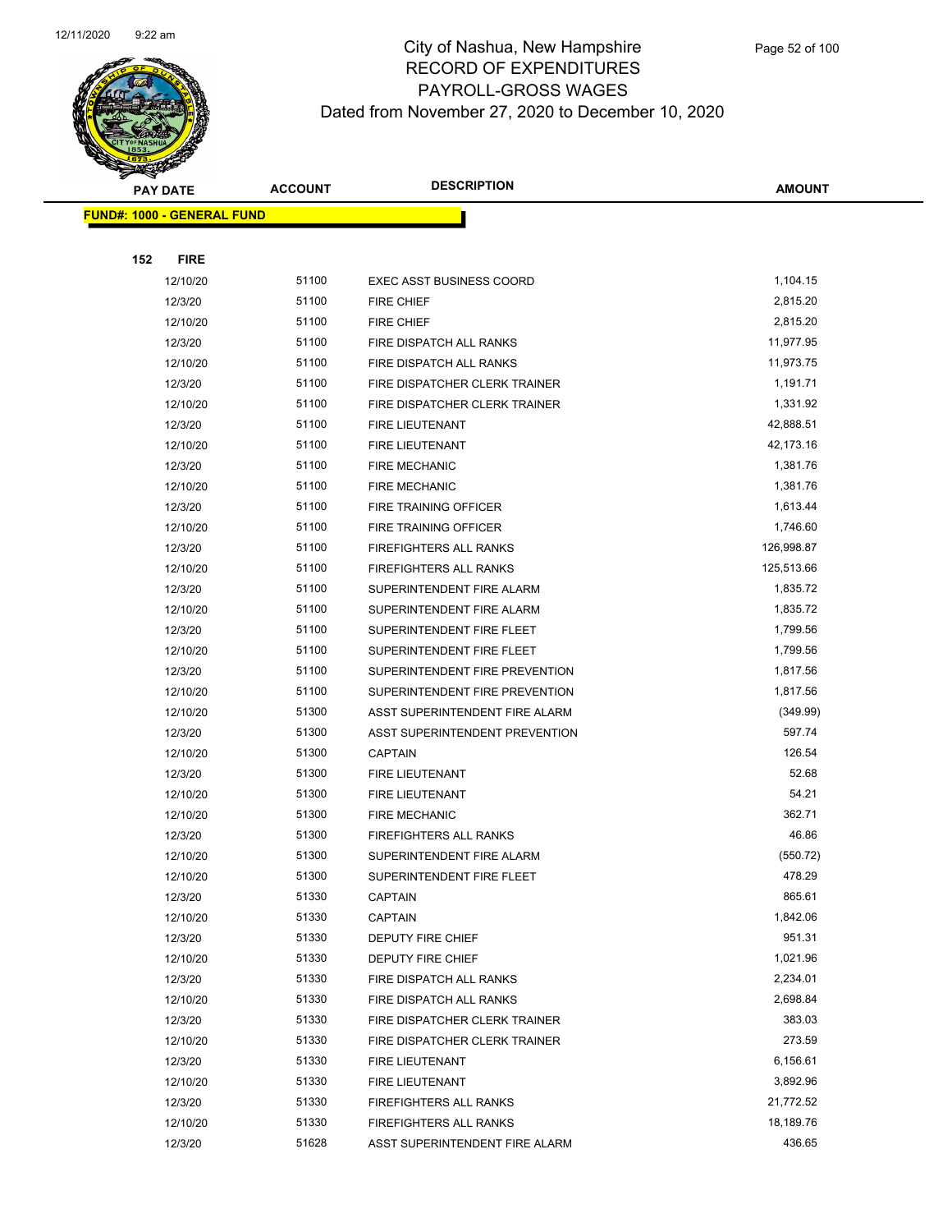# City of Nashua, New Hampshire
# RECORD OF EXPENDITURES
# PAYROLL-GROSS WAGES
# Dated from November 27, 2020 to December 10, 2020

| PAY DATE | ACCOUNT | DESCRIPTION | AMOUNT |
|---|---|---|---|
| **FUND#: 1000 - GENERAL FUND** | | | |
| **152 FIRE** | | | |
| 12/10/20 | 51100 | EXEC ASST BUSINESS COORD | 1,104.15 |
| 12/3/20 | 51100 | FIRE CHIEF | 2,815.20 |
| 12/10/20 | 51100 | FIRE CHIEF | 2,815.20 |
| 12/3/20 | 51100 | FIRE DISPATCH ALL RANKS | 11,977.95 |
| 12/10/20 | 51100 | FIRE DISPATCH ALL RANKS | 11,973.75 |
| 12/3/20 | 51100 | FIRE DISPATCHER CLERK TRAINER | 1,191.71 |
| 12/10/20 | 51100 | FIRE DISPATCHER CLERK TRAINER | 1,331.92 |
| 12/3/20 | 51100 | FIRE LIEUTENANT | 42,888.51 |
| 12/10/20 | 51100 | FIRE LIEUTENANT | 42,173.16 |
| 12/3/20 | 51100 | FIRE MECHANIC | 1,381.76 |
| 12/10/20 | 51100 | FIRE MECHANIC | 1,381.76 |
| 12/3/20 | 51100 | FIRE TRAINING OFFICER | 1,613.44 |
| 12/10/20 | 51100 | FIRE TRAINING OFFICER | 1,746.60 |
| 12/3/20 | 51100 | FIREFIGHTERS ALL RANKS | 126,998.87 |
| 12/10/20 | 51100 | FIREFIGHTERS ALL RANKS | 125,513.66 |
| 12/3/20 | 51100 | SUPERINTENDENT FIRE ALARM | 1,835.72 |
| 12/10/20 | 51100 | SUPERINTENDENT FIRE ALARM | 1,835.72 |
| 12/3/20 | 51100 | SUPERINTENDENT FIRE FLEET | 1,799.56 |
| 12/10/20 | 51100 | SUPERINTENDENT FIRE FLEET | 1,799.56 |
| 12/3/20 | 51100 | SUPERINTENDENT FIRE PREVENTION | 1,817.56 |
| 12/10/20 | 51100 | SUPERINTENDENT FIRE PREVENTION | 1,817.56 |
| 12/10/20 | 51300 | ASST SUPERINTENDENT FIRE ALARM | (349.99) |
| 12/3/20 | 51300 | ASST SUPERINTENDENT PREVENTION | 597.74 |
| 12/10/20 | 51300 | CAPTAIN | 126.54 |
| 12/3/20 | 51300 | FIRE LIEUTENANT | 52.68 |
| 12/10/20 | 51300 | FIRE LIEUTENANT | 54.21 |
| 12/10/20 | 51300 | FIRE MECHANIC | 362.71 |
| 12/3/20 | 51300 | FIREFIGHTERS ALL RANKS | 46.86 |
| 12/10/20 | 51300 | SUPERINTENDENT FIRE ALARM | (550.72) |
| 12/10/20 | 51300 | SUPERINTENDENT FIRE FLEET | 478.29 |
| 12/3/20 | 51330 | CAPTAIN | 865.61 |
| 12/10/20 | 51330 | CAPTAIN | 1,842.06 |
| 12/3/20 | 51330 | DEPUTY FIRE CHIEF | 951.31 |
| 12/10/20 | 51330 | DEPUTY FIRE CHIEF | 1,021.96 |
| 12/3/20 | 51330 | FIRE DISPATCH ALL RANKS | 2,234.01 |
| 12/10/20 | 51330 | FIRE DISPATCH ALL RANKS | 2,698.84 |
| 12/3/20 | 51330 | FIRE DISPATCHER CLERK TRAINER | 383.03 |
| 12/10/20 | 51330 | FIRE DISPATCHER CLERK TRAINER | 273.59 |
| 12/3/20 | 51330 | FIRE LIEUTENANT | 6,156.61 |
| 12/10/20 | 51330 | FIRE LIEUTENANT | 3,892.96 |
| 12/3/20 | 51330 | FIREFIGHTERS ALL RANKS | 21,772.52 |
| 12/10/20 | 51330 | FIREFIGHTERS ALL RANKS | 18,189.76 |
| 12/3/20 | 51628 | ASST SUPERINTENDENT FIRE ALARM | 436.65 |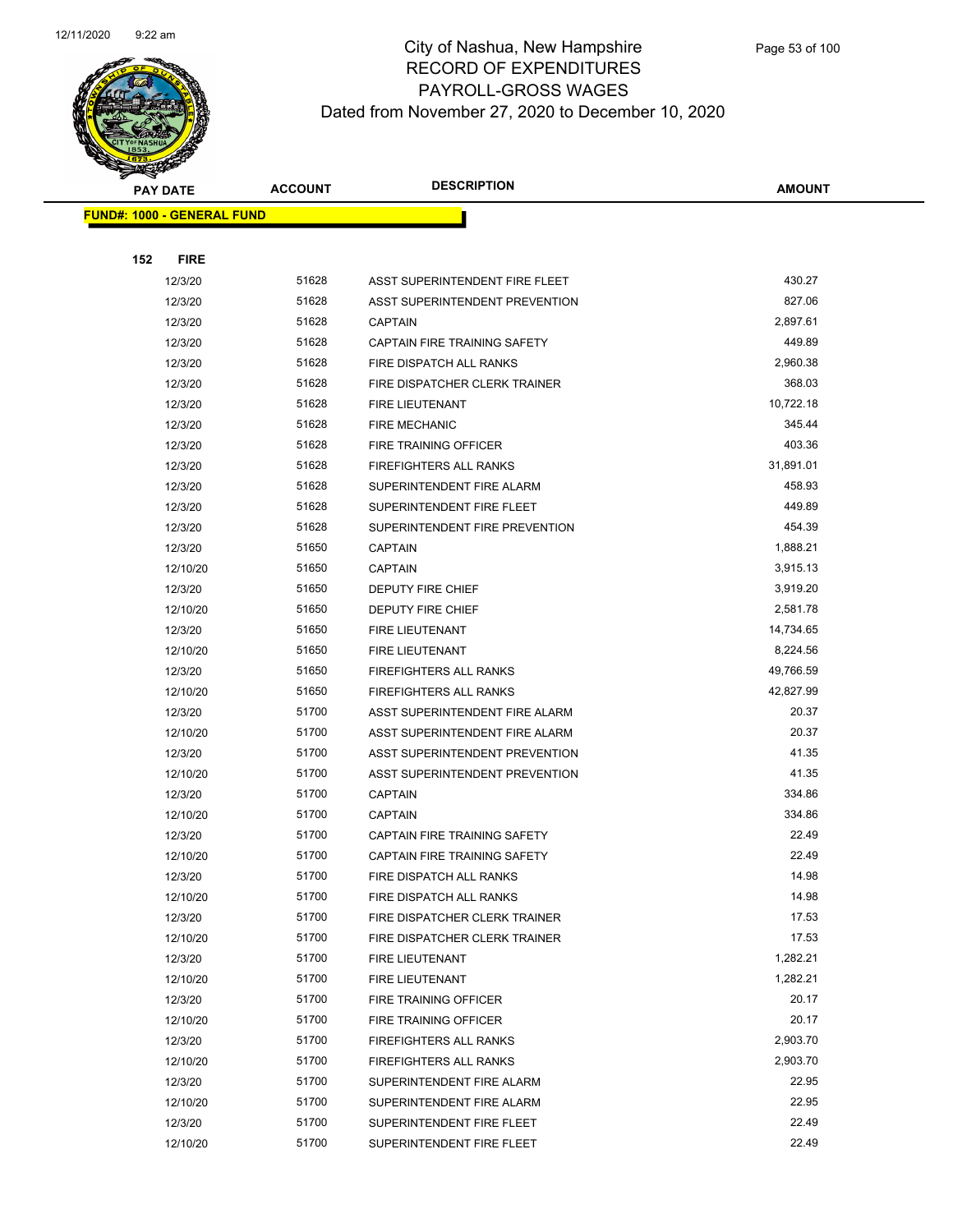# City of Nashua, New Hampshire
## RECORD OF EXPENDITURES
## PAYROLL-GROSS WAGES
## Dated from November 27, 2020 to December 10, 2020

| PAY DATE | ACCOUNT | DESCRIPTION | AMOUNT |
|---|---|---|---|
| **FUND#: 1000 - GENERAL FUND** | | | |
| **152 FIRE** | | | |
| 12/3/20 | 51628 | ASST SUPERINTENDENT FIRE FLEET | 430.27 |
| 12/3/20 | 51628 | ASST SUPERINTENDENT PREVENTION | 827.06 |
| 12/3/20 | 51628 | CAPTAIN | 2,897.61 |
| 12/3/20 | 51628 | CAPTAIN FIRE TRAINING SAFETY | 449.89 |
| 12/3/20 | 51628 | FIRE DISPATCH ALL RANKS | 2,960.38 |
| 12/3/20 | 51628 | FIRE DISPATCHER CLERK TRAINER | 368.03 |
| 12/3/20 | 51628 | FIRE LIEUTENANT | 10,722.18 |
| 12/3/20 | 51628 | FIRE MECHANIC | 345.44 |
| 12/3/20 | 51628 | FIRE TRAINING OFFICER | 403.36 |
| 12/3/20 | 51628 | FIREFIGHTERS ALL RANKS | 31,891.01 |
| 12/3/20 | 51628 | SUPERINTENDENT FIRE ALARM | 458.93 |
| 12/3/20 | 51628 | SUPERINTENDENT FIRE FLEET | 449.89 |
| 12/3/20 | 51628 | SUPERINTENDENT FIRE PREVENTION | 454.39 |
| 12/3/20 | 51650 | CAPTAIN | 1,888.21 |
| 12/10/20 | 51650 | CAPTAIN | 3,915.13 |
| 12/3/20 | 51650 | DEPUTY FIRE CHIEF | 3,919.20 |
| 12/10/20 | 51650 | DEPUTY FIRE CHIEF | 2,581.78 |
| 12/3/20 | 51650 | FIRE LIEUTENANT | 14,734.65 |
| 12/10/20 | 51650 | FIRE LIEUTENANT | 8,224.56 |
| 12/3/20 | 51650 | FIREFIGHTERS ALL RANKS | 49,766.59 |
| 12/10/20 | 51650 | FIREFIGHTERS ALL RANKS | 42,827.99 |
| 12/3/20 | 51700 | ASST SUPERINTENDENT FIRE ALARM | 20.37 |
| 12/10/20 | 51700 | ASST SUPERINTENDENT FIRE ALARM | 20.37 |
| 12/3/20 | 51700 | ASST SUPERINTENDENT PREVENTION | 41.35 |
| 12/10/20 | 51700 | ASST SUPERINTENDENT PREVENTION | 41.35 |
| 12/3/20 | 51700 | CAPTAIN | 334.86 |
| 12/10/20 | 51700 | CAPTAIN | 334.86 |
| 12/3/20 | 51700 | CAPTAIN FIRE TRAINING SAFETY | 22.49 |
| 12/10/20 | 51700 | CAPTAIN FIRE TRAINING SAFETY | 22.49 |
| 12/3/20 | 51700 | FIRE DISPATCH ALL RANKS | 14.98 |
| 12/10/20 | 51700 | FIRE DISPATCH ALL RANKS | 14.98 |
| 12/3/20 | 51700 | FIRE DISPATCHER CLERK TRAINER | 17.53 |
| 12/10/20 | 51700 | FIRE DISPATCHER CLERK TRAINER | 17.53 |
| 12/3/20 | 51700 | FIRE LIEUTENANT | 1,282.21 |
| 12/10/20 | 51700 | FIRE LIEUTENANT | 1,282.21 |
| 12/3/20 | 51700 | FIRE TRAINING OFFICER | 20.17 |
| 12/10/20 | 51700 | FIRE TRAINING OFFICER | 20.17 |
| 12/3/20 | 51700 | FIREFIGHTERS ALL RANKS | 2,903.70 |
| 12/10/20 | 51700 | FIREFIGHTERS ALL RANKS | 2,903.70 |
| 12/3/20 | 51700 | SUPERINTENDENT FIRE ALARM | 22.95 |
| 12/10/20 | 51700 | SUPERINTENDENT FIRE ALARM | 22.95 |
| 12/3/20 | 51700 | SUPERINTENDENT FIRE FLEET | 22.49 |
| 12/10/20 | 51700 | SUPERINTENDENT FIRE FLEET | 22.49 |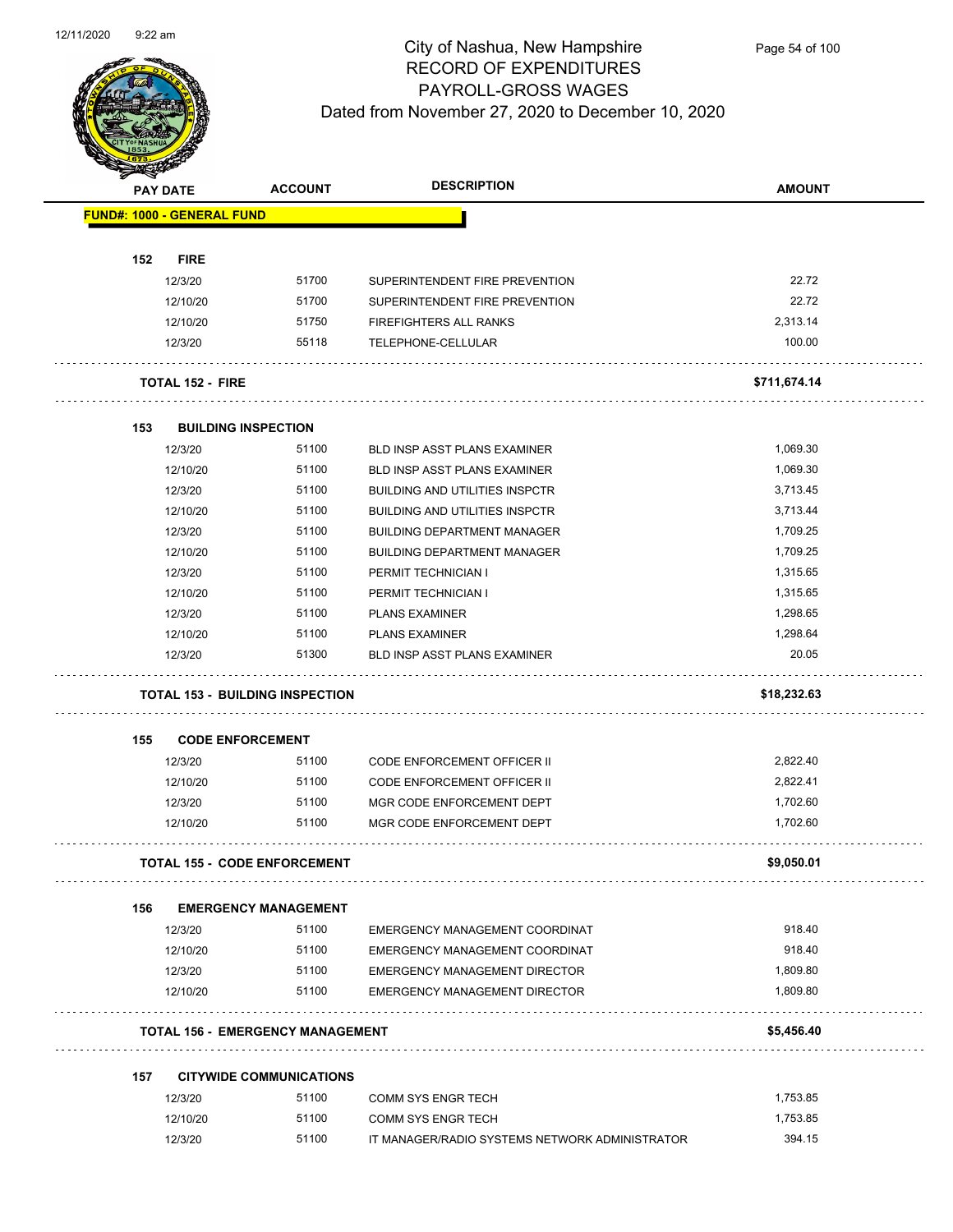# City of Nashua, New Hampshire
## RECORD OF EXPENDITURES
## PAYROLL-GROSS WAGES
### Dated from November 27, 2020 to December 10, 2020

| PAY DATE | ACCOUNT | DESCRIPTION | AMOUNT |
|---|---|---|---|
| **FUND#: 1000 - GENERAL FUND** | | | |
| **152 FIRE** | | | |
| 12/3/20 | 51700 | SUPERINTENDENT FIRE PREVENTION | 22.72 |
| 12/10/20 | 51700 | SUPERINTENDENT FIRE PREVENTION | 22.72 |
| 12/10/20 | 51750 | FIREFIGHTERS ALL RANKS | 2,313.14 |
| 12/3/20 | 55118 | TELEPHONE-CELLULAR | 100.00 |
| **TOTAL 152 - FIRE** | | | **$711,674.14** |
| **153 BUILDING INSPECTION** | | | |
| 12/3/20 | 51100 | BLD INSP ASST PLANS EXAMINER | 1,069.30 |
| 12/10/20 | 51100 | BLD INSP ASST PLANS EXAMINER | 1,069.30 |
| 12/3/20 | 51100 | BUILDING AND UTILITIES INSPCTR | 3,713.45 |
| 12/10/20 | 51100 | BUILDING AND UTILITIES INSPCTR | 3,713.44 |
| 12/3/20 | 51100 | BUILDING DEPARTMENT MANAGER | 1,709.25 |
| 12/10/20 | 51100 | BUILDING DEPARTMENT MANAGER | 1,709.25 |
| 12/3/20 | 51100 | PERMIT TECHNICIAN I | 1,315.65 |
| 12/10/20 | 51100 | PERMIT TECHNICIAN I | 1,315.65 |
| 12/3/20 | 51100 | PLANS EXAMINER | 1,298.65 |
| 12/10/20 | 51100 | PLANS EXAMINER | 1,298.64 |
| 12/3/20 | 51300 | BLD INSP ASST PLANS EXAMINER | 20.05 |
| **TOTAL 153 - BUILDING INSPECTION** | | | **$18,232.63** |
| **155 CODE ENFORCEMENT** | | | |
| 12/3/20 | 51100 | CODE ENFORCEMENT OFFICER II | 2,822.40 |
| 12/10/20 | 51100 | CODE ENFORCEMENT OFFICER II | 2,822.41 |
| 12/3/20 | 51100 | MGR CODE ENFORCEMENT DEPT | 1,702.60 |
| 12/10/20 | 51100 | MGR CODE ENFORCEMENT DEPT | 1,702.60 |
| **TOTAL 155 - CODE ENFORCEMENT** | | | **$9,050.01** |
| **156 EMERGENCY MANAGEMENT** | | | |
| 12/3/20 | 51100 | EMERGENCY MANAGEMENT COORDINAT | 918.40 |
| 12/10/20 | 51100 | EMERGENCY MANAGEMENT COORDINAT | 918.40 |
| 12/3/20 | 51100 | EMERGENCY MANAGEMENT DIRECTOR | 1,809.80 |
| 12/10/20 | 51100 | EMERGENCY MANAGEMENT DIRECTOR | 1,809.80 |
| **TOTAL 156 - EMERGENCY MANAGEMENT** | | | **$5,456.40** |
| **157 CITYWIDE COMMUNICATIONS** | | | |
| 12/3/20 | 51100 | COMM SYS ENGR TECH | 1,753.85 |
| 12/10/20 | 51100 | COMM SYS ENGR TECH | 1,753.85 |
| 12/3/20 | 51100 | IT MANAGER/RADIO SYSTEMS NETWORK ADMINISTRATOR | 394.15 |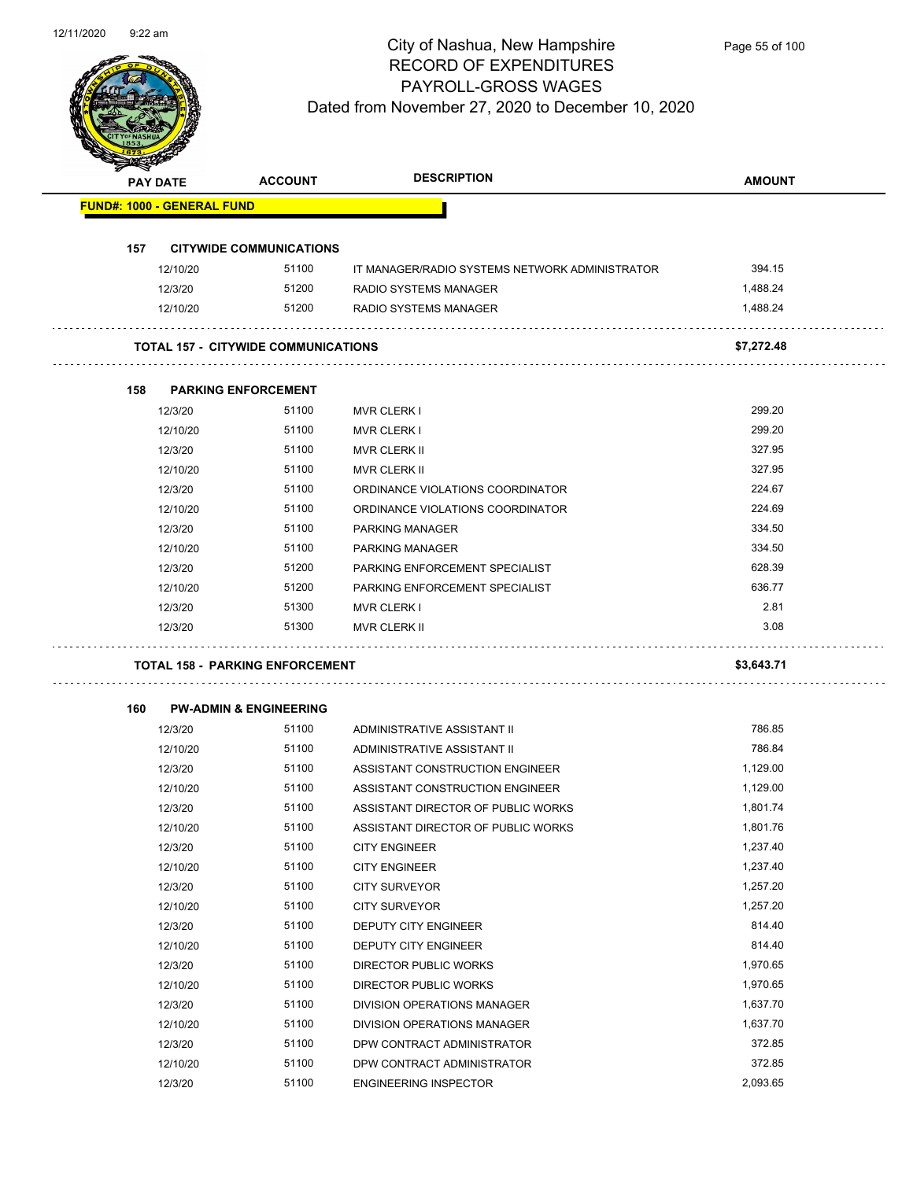# City of Nashua, New Hampshire
## RECORD OF EXPENDITURES
## PAYROLL-GROSS WAGES
### Dated from November 27, 2020 to December 10, 2020

| PAY DATE | ACCOUNT | DESCRIPTION | AMOUNT |
|---|---|---|---|
| **FUND#: 1000 - GENERAL FUND** | | | |
| **157 CITYWIDE COMMUNICATIONS** | | | |
| 12/10/20 | 51100 | IT MANAGER/RADIO SYSTEMS NETWORK ADMINISTRATOR | 394.15 |
| 12/3/20 | 51200 | RADIO SYSTEMS MANAGER | 1,488.24 |
| 12/10/20 | 51200 | RADIO SYSTEMS MANAGER | 1,488.24 |
| **TOTAL 157 - CITYWIDE COMMUNICATIONS** | | | **$7,272.48** |
| **158 PARKING ENFORCEMENT** | | | |
| 12/3/20 | 51100 | MVR CLERK I | 299.20 |
| 12/10/20 | 51100 | MVR CLERK I | 299.20 |
| 12/3/20 | 51100 | MVR CLERK II | 327.95 |
| 12/10/20 | 51100 | MVR CLERK II | 327.95 |
| 12/3/20 | 51100 | ORDINANCE VIOLATIONS COORDINATOR | 224.67 |
| 12/10/20 | 51100 | ORDINANCE VIOLATIONS COORDINATOR | 224.69 |
| 12/3/20 | 51100 | PARKING MANAGER | 334.50 |
| 12/10/20 | 51100 | PARKING MANAGER | 334.50 |
| 12/3/20 | 51200 | PARKING ENFORCEMENT SPECIALIST | 628.39 |
| 12/10/20 | 51200 | PARKING ENFORCEMENT SPECIALIST | 636.77 |
| 12/3/20 | 51300 | MVR CLERK I | 2.81 |
| 12/3/20 | 51300 | MVR CLERK II | 3.08 |
| **TOTAL 158 - PARKING ENFORCEMENT** | | | **$3,643.71** |
| **160 PW-ADMIN & ENGINEERING** | | | |
| 12/3/20 | 51100 | ADMINISTRATIVE ASSISTANT II | 786.85 |
| 12/10/20 | 51100 | ADMINISTRATIVE ASSISTANT II | 786.84 |
| 12/3/20 | 51100 | ASSISTANT CONSTRUCTION ENGINEER | 1,129.00 |
| 12/10/20 | 51100 | ASSISTANT CONSTRUCTION ENGINEER | 1,129.00 |
| 12/3/20 | 51100 | ASSISTANT DIRECTOR OF PUBLIC WORKS | 1,801.74 |
| 12/10/20 | 51100 | ASSISTANT DIRECTOR OF PUBLIC WORKS | 1,801.76 |
| 12/3/20 | 51100 | CITY ENGINEER | 1,237.40 |
| 12/10/20 | 51100 | CITY ENGINEER | 1,237.40 |
| 12/3/20 | 51100 | CITY SURVEYOR | 1,257.20 |
| 12/10/20 | 51100 | CITY SURVEYOR | 1,257.20 |
| 12/3/20 | 51100 | DEPUTY CITY ENGINEER | 814.40 |
| 12/10/20 | 51100 | DEPUTY CITY ENGINEER | 814.40 |
| 12/3/20 | 51100 | DIRECTOR PUBLIC WORKS | 1,970.65 |
| 12/10/20 | 51100 | DIRECTOR PUBLIC WORKS | 1,970.65 |
| 12/3/20 | 51100 | DIVISION OPERATIONS MANAGER | 1,637.70 |
| 12/10/20 | 51100 | DIVISION OPERATIONS MANAGER | 1,637.70 |
| 12/3/20 | 51100 | DPW CONTRACT ADMINISTRATOR | 372.85 |
| 12/10/20 | 51100 | DPW CONTRACT ADMINISTRATOR | 372.85 |
| 12/3/20 | 51100 | ENGINEERING INSPECTOR | 2,093.65 |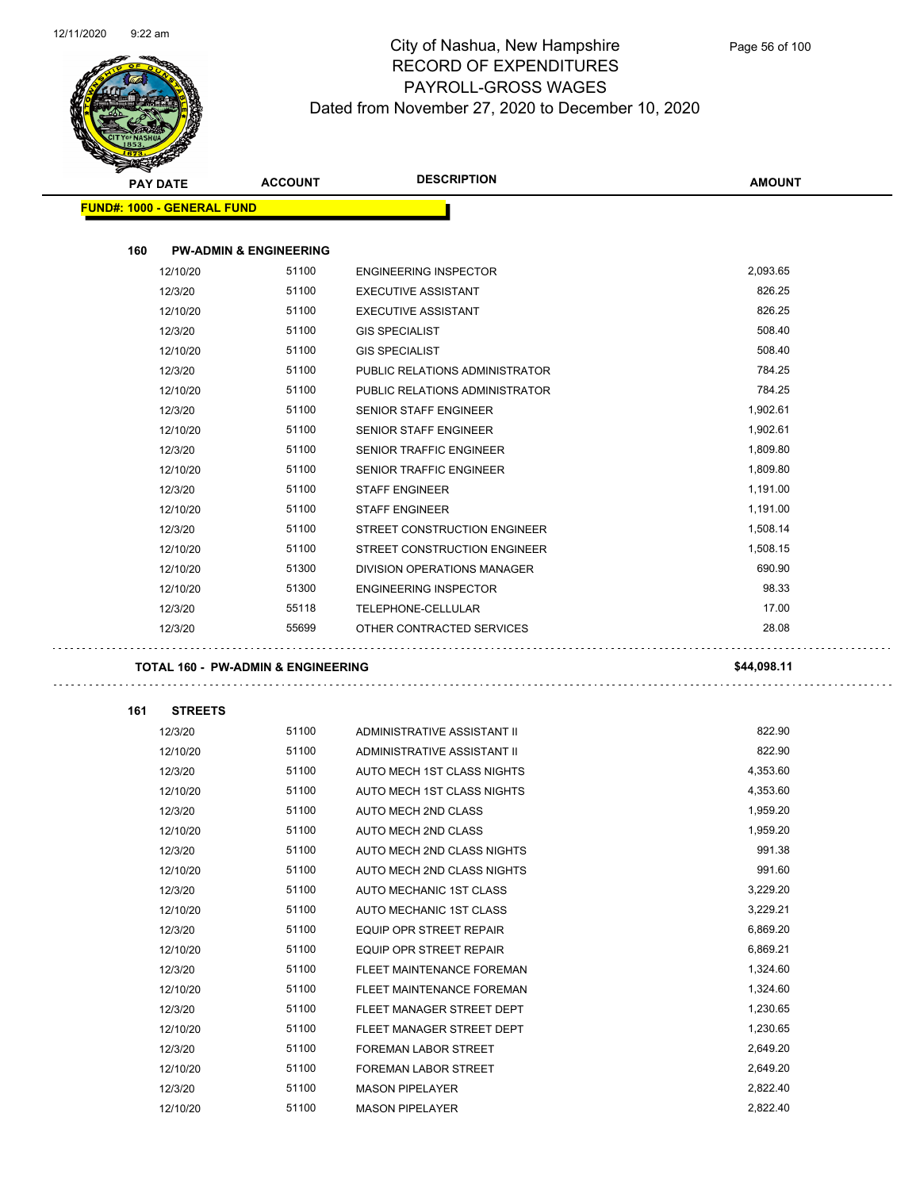# City of Nashua, New Hampshire
## RECORD OF EXPENDITURES
## PAYROLL-GROSS WAGES
### Dated from November 27, 2020 to December 10, 2020

| PAY DATE | ACCOUNT | DESCRIPTION | AMOUNT |
|---|---|---|---|
| **FUND#: 1000 - GENERAL FUND** | | | |
| **160 PW-ADMIN & ENGINEERING** | | | |
| 12/10/20 | 51100 | ENGINEERING INSPECTOR | 2,093.65 |
| 12/3/20 | 51100 | EXECUTIVE ASSISTANT | 826.25 |
| 12/10/20 | 51100 | EXECUTIVE ASSISTANT | 826.25 |
| 12/3/20 | 51100 | GIS SPECIALIST | 508.40 |
| 12/10/20 | 51100 | GIS SPECIALIST | 508.40 |
| 12/3/20 | 51100 | PUBLIC RELATIONS ADMINISTRATOR | 784.25 |
| 12/10/20 | 51100 | PUBLIC RELATIONS ADMINISTRATOR | 784.25 |
| 12/3/20 | 51100 | SENIOR STAFF ENGINEER | 1,902.61 |
| 12/10/20 | 51100 | SENIOR STAFF ENGINEER | 1,902.61 |
| 12/3/20 | 51100 | SENIOR TRAFFIC ENGINEER | 1,809.80 |
| 12/10/20 | 51100 | SENIOR TRAFFIC ENGINEER | 1,809.80 |
| 12/3/20 | 51100 | STAFF ENGINEER | 1,191.00 |
| 12/10/20 | 51100 | STAFF ENGINEER | 1,191.00 |
| 12/3/20 | 51100 | STREET CONSTRUCTION ENGINEER | 1,508.14 |
| 12/10/20 | 51100 | STREET CONSTRUCTION ENGINEER | 1,508.15 |
| 12/10/20 | 51300 | DIVISION OPERATIONS MANAGER | 690.90 |
| 12/10/20 | 51300 | ENGINEERING INSPECTOR | 98.33 |
| 12/3/20 | 55118 | TELEPHONE-CELLULAR | 17.00 |
| 12/3/20 | 55699 | OTHER CONTRACTED SERVICES | 28.08 |
| **TOTAL 160 - PW-ADMIN & ENGINEERING** | | | **$44,098.11** |
| **161 STREETS** | | | |
| 12/3/20 | 51100 | ADMINISTRATIVE ASSISTANT II | 822.90 |
| 12/10/20 | 51100 | ADMINISTRATIVE ASSISTANT II | 822.90 |
| 12/3/20 | 51100 | AUTO MECH 1ST CLASS NIGHTS | 4,353.60 |
| 12/10/20 | 51100 | AUTO MECH 1ST CLASS NIGHTS | 4,353.60 |
| 12/3/20 | 51100 | AUTO MECH 2ND CLASS | 1,959.20 |
| 12/10/20 | 51100 | AUTO MECH 2ND CLASS | 1,959.20 |
| 12/3/20 | 51100 | AUTO MECH 2ND CLASS NIGHTS | 991.38 |
| 12/10/20 | 51100 | AUTO MECH 2ND CLASS NIGHTS | 991.60 |
| 12/3/20 | 51100 | AUTO MECHANIC 1ST CLASS | 3,229.20 |
| 12/10/20 | 51100 | AUTO MECHANIC 1ST CLASS | 3,229.21 |
| 12/3/20 | 51100 | EQUIP OPR STREET REPAIR | 6,869.20 |
| 12/10/20 | 51100 | EQUIP OPR STREET REPAIR | 6,869.21 |
| 12/3/20 | 51100 | FLEET MAINTENANCE FOREMAN | 1,324.60 |
| 12/10/20 | 51100 | FLEET MAINTENANCE FOREMAN | 1,324.60 |
| 12/3/20 | 51100 | FLEET MANAGER STREET DEPT | 1,230.65 |
| 12/10/20 | 51100 | FLEET MANAGER STREET DEPT | 1,230.65 |
| 12/3/20 | 51100 | FOREMAN LABOR STREET | 2,649.20 |
| 12/10/20 | 51100 | FOREMAN LABOR STREET | 2,649.20 |
| 12/3/20 | 51100 | MASON PIPELAYER | 2,822.40 |
| 12/10/20 | 51100 | MASON PIPELAYER | 2,822.40 |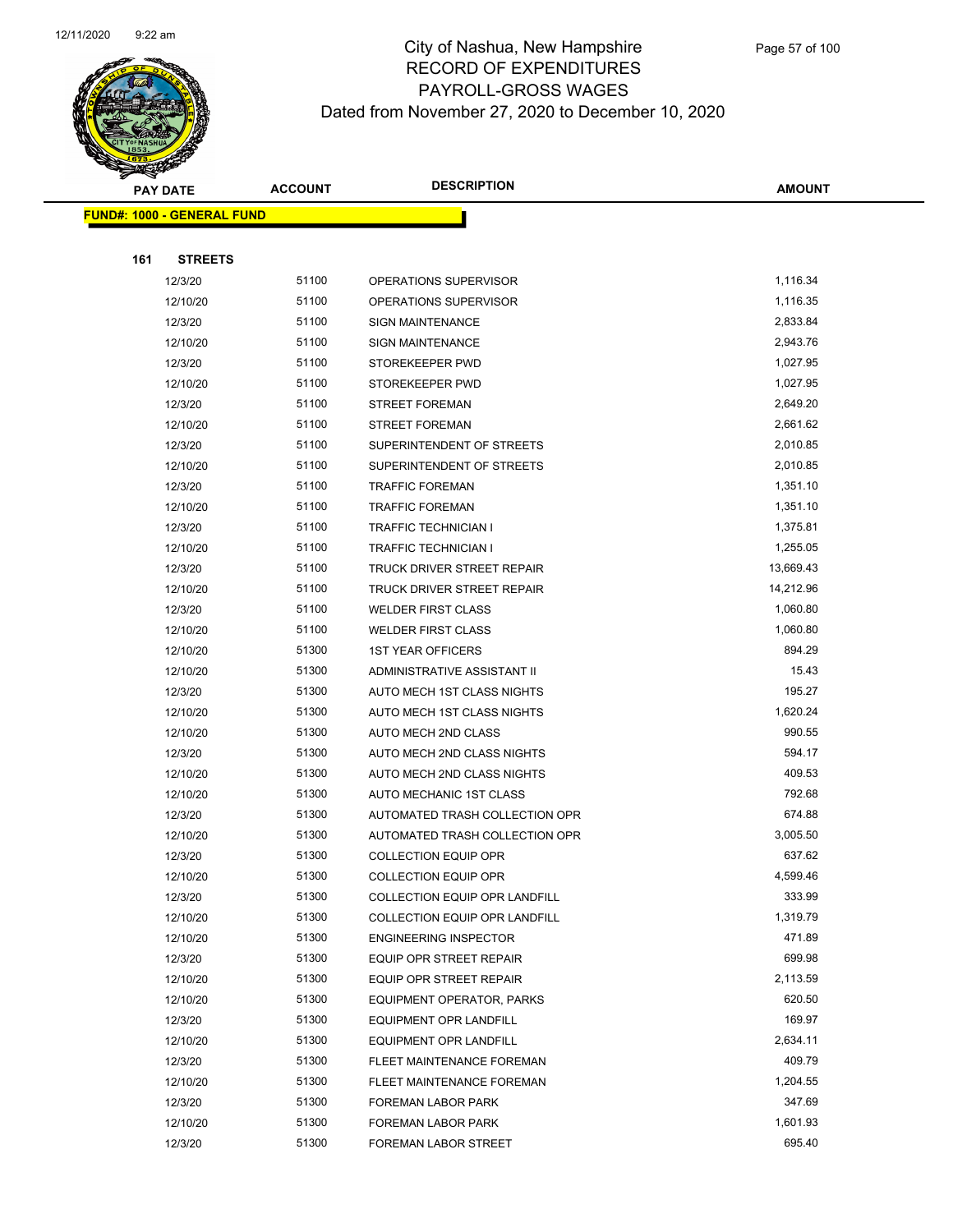# City of Nashua, New Hampshire
## RECORD OF EXPENDITURES
## PAYROLL-GROSS WAGES
### Dated from November 27, 2020 to December 10, 2020

| PAY DATE | ACCOUNT | DESCRIPTION | AMOUNT |
|---|---|---|---|
| **FUND#: 1000 - GENERAL FUND** | | | |
| **161 STREETS** | | | |
| 12/3/20 | 51100 | OPERATIONS SUPERVISOR | 1,116.34 |
| 12/10/20 | 51100 | OPERATIONS SUPERVISOR | 1,116.35 |
| 12/3/20 | 51100 | SIGN MAINTENANCE | 2,833.84 |
| 12/10/20 | 51100 | SIGN MAINTENANCE | 2,943.76 |
| 12/3/20 | 51100 | STOREKEEPER PWD | 1,027.95 |
| 12/10/20 | 51100 | STOREKEEPER PWD | 1,027.95 |
| 12/3/20 | 51100 | STREET FOREMAN | 2,649.20 |
| 12/10/20 | 51100 | STREET FOREMAN | 2,661.62 |
| 12/3/20 | 51100 | SUPERINTENDENT OF STREETS | 2,010.85 |
| 12/10/20 | 51100 | SUPERINTENDENT OF STREETS | 2,010.85 |
| 12/3/20 | 51100 | TRAFFIC FOREMAN | 1,351.10 |
| 12/10/20 | 51100 | TRAFFIC FOREMAN | 1,351.10 |
| 12/3/20 | 51100 | TRAFFIC TECHNICIAN I | 1,375.81 |
| 12/10/20 | 51100 | TRAFFIC TECHNICIAN I | 1,255.05 |
| 12/3/20 | 51100 | TRUCK DRIVER STREET REPAIR | 13,669.43 |
| 12/10/20 | 51100 | TRUCK DRIVER STREET REPAIR | 14,212.96 |
| 12/3/20 | 51100 | WELDER FIRST CLASS | 1,060.80 |
| 12/10/20 | 51100 | WELDER FIRST CLASS | 1,060.80 |
| 12/10/20 | 51300 | 1ST YEAR OFFICERS | 894.29 |
| 12/10/20 | 51300 | ADMINISTRATIVE ASSISTANT II | 15.43 |
| 12/3/20 | 51300 | AUTO MECH 1ST CLASS NIGHTS | 195.27 |
| 12/10/20 | 51300 | AUTO MECH 1ST CLASS NIGHTS | 1,620.24 |
| 12/10/20 | 51300 | AUTO MECH 2ND CLASS | 990.55 |
| 12/3/20 | 51300 | AUTO MECH 2ND CLASS NIGHTS | 594.17 |
| 12/10/20 | 51300 | AUTO MECH 2ND CLASS NIGHTS | 409.53 |
| 12/10/20 | 51300 | AUTO MECHANIC 1ST CLASS | 792.68 |
| 12/3/20 | 51300 | AUTOMATED TRASH COLLECTION OPR | 674.88 |
| 12/10/20 | 51300 | AUTOMATED TRASH COLLECTION OPR | 3,005.50 |
| 12/3/20 | 51300 | COLLECTION EQUIP OPR | 637.62 |
| 12/10/20 | 51300 | COLLECTION EQUIP OPR | 4,599.46 |
| 12/3/20 | 51300 | COLLECTION EQUIP OPR LANDFILL | 333.99 |
| 12/10/20 | 51300 | COLLECTION EQUIP OPR LANDFILL | 1,319.79 |
| 12/10/20 | 51300 | ENGINEERING INSPECTOR | 471.89 |
| 12/3/20 | 51300 | EQUIP OPR STREET REPAIR | 699.98 |
| 12/10/20 | 51300 | EQUIP OPR STREET REPAIR | 2,113.59 |
| 12/10/20 | 51300 | EQUIPMENT OPERATOR, PARKS | 620.50 |
| 12/3/20 | 51300 | EQUIPMENT OPR LANDFILL | 169.97 |
| 12/10/20 | 51300 | EQUIPMENT OPR LANDFILL | 2,634.11 |
| 12/3/20 | 51300 | FLEET MAINTENANCE FOREMAN | 409.79 |
| 12/10/20 | 51300 | FLEET MAINTENANCE FOREMAN | 1,204.55 |
| 12/3/20 | 51300 | FOREMAN LABOR PARK | 347.69 |
| 12/10/20 | 51300 | FOREMAN LABOR PARK | 1,601.93 |
| 12/3/20 | 51300 | FOREMAN LABOR STREET | 695.40 |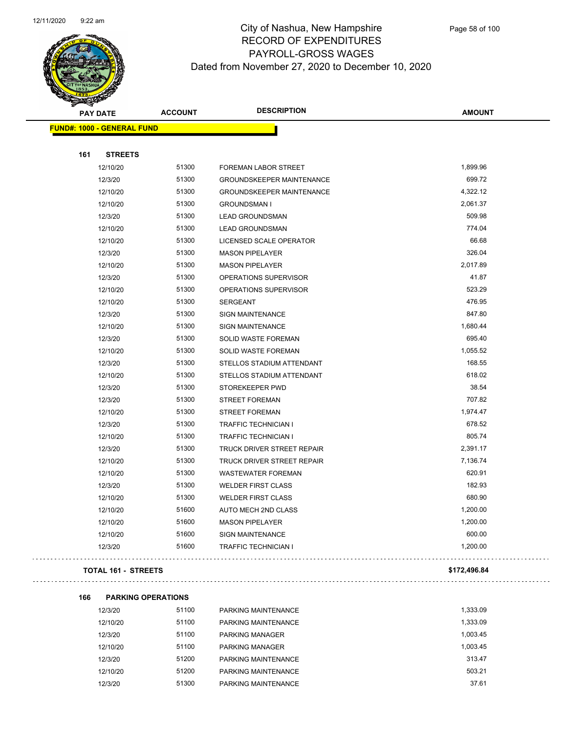# City of Nashua, New Hampshire
## RECORD OF EXPENDITURES
## PAYROLL-GROSS WAGES
### Dated from November 27, 2020 to December 10, 2020

| PAY DATE | ACCOUNT | DESCRIPTION | AMOUNT |
|---|---|---|---|
| **FUND#: 1000 - GENERAL FUND** | | | |
| **161 STREETS** | | | |
| 12/10/20 | 51300 | FOREMAN LABOR STREET | 1,899.96 |
| 12/3/20 | 51300 | GROUNDSKEEPER MAINTENANCE | 699.72 |
| 12/10/20 | 51300 | GROUNDSKEEPER MAINTENANCE | 4,322.12 |
| 12/10/20 | 51300 | GROUNDSMAN I | 2,061.37 |
| 12/3/20 | 51300 | LEAD GROUNDSMAN | 509.98 |
| 12/10/20 | 51300 | LEAD GROUNDSMAN | 774.04 |
| 12/10/20 | 51300 | LICENSED SCALE OPERATOR | 66.68 |
| 12/3/20 | 51300 | MASON PIPELAYER | 326.04 |
| 12/10/20 | 51300 | MASON PIPELAYER | 2,017.89 |
| 12/3/20 | 51300 | OPERATIONS SUPERVISOR | 41.87 |
| 12/10/20 | 51300 | OPERATIONS SUPERVISOR | 523.29 |
| 12/10/20 | 51300 | SERGEANT | 476.95 |
| 12/3/20 | 51300 | SIGN MAINTENANCE | 847.80 |
| 12/10/20 | 51300 | SIGN MAINTENANCE | 1,680.44 |
| 12/3/20 | 51300 | SOLID WASTE FOREMAN | 695.40 |
| 12/10/20 | 51300 | SOLID WASTE FOREMAN | 1,055.52 |
| 12/3/20 | 51300 | STELLOS STADIUM ATTENDANT | 168.55 |
| 12/10/20 | 51300 | STELLOS STADIUM ATTENDANT | 618.02 |
| 12/3/20 | 51300 | STOREKEEPER PWD | 38.54 |
| 12/3/20 | 51300 | STREET FOREMAN | 707.82 |
| 12/10/20 | 51300 | STREET FOREMAN | 1,974.47 |
| 12/3/20 | 51300 | TRAFFIC TECHNICIAN I | 678.52 |
| 12/10/20 | 51300 | TRAFFIC TECHNICIAN I | 805.74 |
| 12/3/20 | 51300 | TRUCK DRIVER STREET REPAIR | 2,391.17 |
| 12/10/20 | 51300 | TRUCK DRIVER STREET REPAIR | 7,136.74 |
| 12/10/20 | 51300 | WASTEWATER FOREMAN | 620.91 |
| 12/3/20 | 51300 | WELDER FIRST CLASS | 182.93 |
| 12/10/20 | 51300 | WELDER FIRST CLASS | 680.90 |
| 12/10/20 | 51600 | AUTO MECH 2ND CLASS | 1,200.00 |
| 12/10/20 | 51600 | MASON PIPELAYER | 1,200.00 |
| 12/10/20 | 51600 | SIGN MAINTENANCE | 600.00 |
| 12/3/20 | 51600 | TRAFFIC TECHNICIAN I | 1,200.00 |
| **TOTAL 161 - STREETS** | | | **$172,496.84** |
| **166 PARKING OPERATIONS** | | | |
| 12/3/20 | 51100 | PARKING MAINTENANCE | 1,333.09 |
| 12/10/20 | 51100 | PARKING MAINTENANCE | 1,333.09 |
| 12/3/20 | 51100 | PARKING MANAGER | 1,003.45 |
| 12/10/20 | 51100 | PARKING MANAGER | 1,003.45 |
| 12/3/20 | 51200 | PARKING MAINTENANCE | 313.47 |
| 12/10/20 | 51200 | PARKING MAINTENANCE | 503.21 |
| 12/3/20 | 51300 | PARKING MAINTENANCE | 37.61 |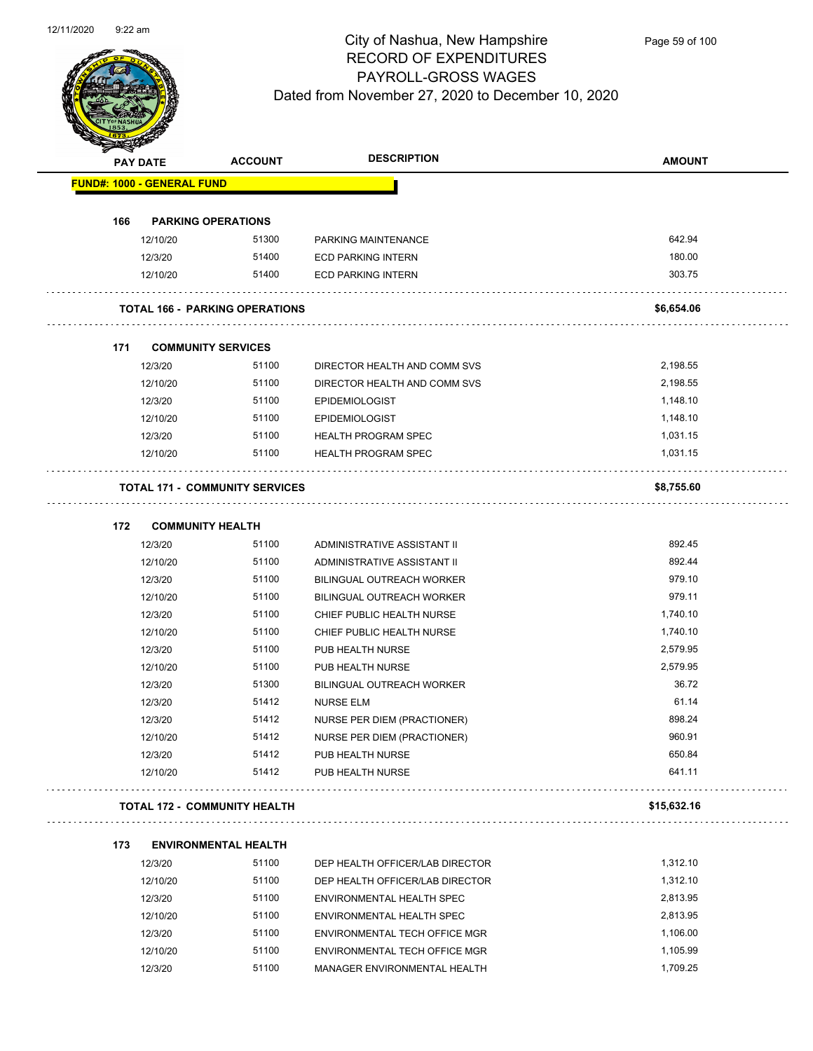# City of Nashua, New Hampshire
## RECORD OF EXPENDITURES
## PAYROLL-GROSS WAGES
## Dated from November 27, 2020 to December 10, 2020

| PAY DATE | ACCOUNT | DESCRIPTION | AMOUNT |
|---|---|---|---|
| **FUND#: 1000 - GENERAL FUND** | | | |
| **166 PARKING OPERATIONS** | | | |
| 12/10/20 | 51300 | PARKING MAINTENANCE | 642.94 |
| 12/3/20 | 51400 | ECD PARKING INTERN | 180.00 |
| 12/10/20 | 51400 | ECD PARKING INTERN | 303.75 |
| **TOTAL 166 - PARKING OPERATIONS** | | | **$6,654.06** |
| **171 COMMUNITY SERVICES** | | | |
| 12/3/20 | 51100 | DIRECTOR HEALTH AND COMM SVS | 2,198.55 |
| 12/10/20 | 51100 | DIRECTOR HEALTH AND COMM SVS | 2,198.55 |
| 12/3/20 | 51100 | EPIDEMIOLOGIST | 1,148.10 |
| 12/10/20 | 51100 | EPIDEMIOLOGIST | 1,148.10 |
| 12/3/20 | 51100 | HEALTH PROGRAM SPEC | 1,031.15 |
| 12/10/20 | 51100 | HEALTH PROGRAM SPEC | 1,031.15 |
| **TOTAL 171 - COMMUNITY SERVICES** | | | **$8,755.60** |
| **172 COMMUNITY HEALTH** | | | |
| 12/3/20 | 51100 | ADMINISTRATIVE ASSISTANT II | 892.45 |
| 12/10/20 | 51100 | ADMINISTRATIVE ASSISTANT II | 892.44 |
| 12/3/20 | 51100 | BILINGUAL OUTREACH WORKER | 979.10 |
| 12/10/20 | 51100 | BILINGUAL OUTREACH WORKER | 979.11 |
| 12/3/20 | 51100 | CHIEF PUBLIC HEALTH NURSE | 1,740.10 |
| 12/10/20 | 51100 | CHIEF PUBLIC HEALTH NURSE | 1,740.10 |
| 12/3/20 | 51100 | PUB HEALTH NURSE | 2,579.95 |
| 12/10/20 | 51100 | PUB HEALTH NURSE | 2,579.95 |
| 12/3/20 | 51300 | BILINGUAL OUTREACH WORKER | 36.72 |
| 12/3/20 | 51412 | NURSE ELM | 61.14 |
| 12/3/20 | 51412 | NURSE PER DIEM (PRACTIONER) | 898.24 |
| 12/10/20 | 51412 | NURSE PER DIEM (PRACTIONER) | 960.91 |
| 12/3/20 | 51412 | PUB HEALTH NURSE | 650.84 |
| 12/10/20 | 51412 | PUB HEALTH NURSE | 641.11 |
| **TOTAL 172 - COMMUNITY HEALTH** | | | **$15,632.16** |
| **173 ENVIRONMENTAL HEALTH** | | | |
| 12/3/20 | 51100 | DEP HEALTH OFFICER/LAB DIRECTOR | 1,312.10 |
| 12/10/20 | 51100 | DEP HEALTH OFFICER/LAB DIRECTOR | 1,312.10 |
| 12/3/20 | 51100 | ENVIRONMENTAL HEALTH SPEC | 2,813.95 |
| 12/10/20 | 51100 | ENVIRONMENTAL HEALTH SPEC | 2,813.95 |
| 12/3/20 | 51100 | ENVIRONMENTAL TECH OFFICE MGR | 1,106.00 |
| 12/10/20 | 51100 | ENVIRONMENTAL TECH OFFICE MGR | 1,105.99 |
| 12/3/20 | 51100 | MANAGER ENVIRONMENTAL HEALTH | 1,709.25 |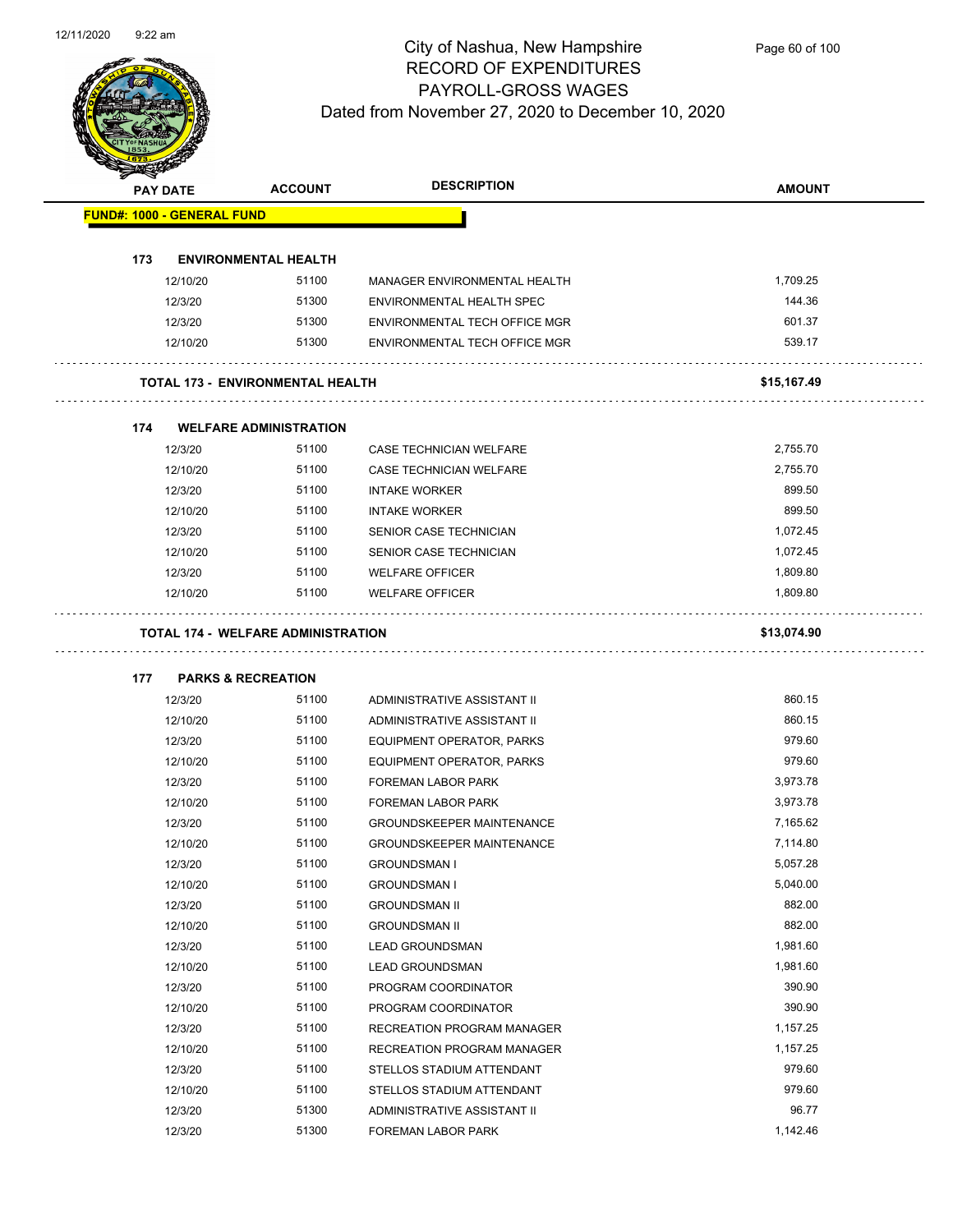City of Nashua, New Hampshire
RECORD OF EXPENDITURES
PAYROLL-GROSS WAGES
Dated from November 27, 2020 to December 10, 2020

| PAY DATE | ACCOUNT | DESCRIPTION | AMOUNT |
|---|---|---|---|
| **FUND#: 1000 - GENERAL FUND** | | | |
| **173 ENVIRONMENTAL HEALTH** | | | |
| 12/10/20 | 51100 | MANAGER ENVIRONMENTAL HEALTH | 1,709.25 |
| 12/3/20 | 51300 | ENVIRONMENTAL HEALTH SPEC | 144.36 |
| 12/3/20 | 51300 | ENVIRONMENTAL TECH OFFICE MGR | 601.37 |
| 12/10/20 | 51300 | ENVIRONMENTAL TECH OFFICE MGR | 539.17 |
| **TOTAL 173 - ENVIRONMENTAL HEALTH** | | | **$15,167.49** |
| **174 WELFARE ADMINISTRATION** | | | |
| 12/3/20 | 51100 | CASE TECHNICIAN WELFARE | 2,755.70 |
| 12/10/20 | 51100 | CASE TECHNICIAN WELFARE | 2,755.70 |
| 12/3/20 | 51100 | INTAKE WORKER | 899.50 |
| 12/10/20 | 51100 | INTAKE WORKER | 899.50 |
| 12/3/20 | 51100 | SENIOR CASE TECHNICIAN | 1,072.45 |
| 12/10/20 | 51100 | SENIOR CASE TECHNICIAN | 1,072.45 |
| 12/3/20 | 51100 | WELFARE OFFICER | 1,809.80 |
| 12/10/20 | 51100 | WELFARE OFFICER | 1,809.80 |
| **TOTAL 174 - WELFARE ADMINISTRATION** | | | **$13,074.90** |
| **177 PARKS & RECREATION** | | | |
| 12/3/20 | 51100 | ADMINISTRATIVE ASSISTANT II | 860.15 |
| 12/10/20 | 51100 | ADMINISTRATIVE ASSISTANT II | 860.15 |
| 12/3/20 | 51100 | EQUIPMENT OPERATOR, PARKS | 979.60 |
| 12/10/20 | 51100 | EQUIPMENT OPERATOR, PARKS | 979.60 |
| 12/3/20 | 51100 | FOREMAN LABOR PARK | 3,973.78 |
| 12/10/20 | 51100 | FOREMAN LABOR PARK | 3,973.78 |
| 12/3/20 | 51100 | GROUNDSKEEPER MAINTENANCE | 7,165.62 |
| 12/10/20 | 51100 | GROUNDSKEEPER MAINTENANCE | 7,114.80 |
| 12/3/20 | 51100 | GROUNDSMAN I | 5,057.28 |
| 12/10/20 | 51100 | GROUNDSMAN I | 5,040.00 |
| 12/3/20 | 51100 | GROUNDSMAN II | 882.00 |
| 12/10/20 | 51100 | GROUNDSMAN II | 882.00 |
| 12/3/20 | 51100 | LEAD GROUNDSMAN | 1,981.60 |
| 12/10/20 | 51100 | LEAD GROUNDSMAN | 1,981.60 |
| 12/3/20 | 51100 | PROGRAM COORDINATOR | 390.90 |
| 12/10/20 | 51100 | PROGRAM COORDINATOR | 390.90 |
| 12/3/20 | 51100 | RECREATION PROGRAM MANAGER | 1,157.25 |
| 12/10/20 | 51100 | RECREATION PROGRAM MANAGER | 1,157.25 |
| 12/3/20 | 51100 | STELLOS STADIUM ATTENDANT | 979.60 |
| 12/10/20 | 51100 | STELLOS STADIUM ATTENDANT | 979.60 |
| 12/3/20 | 51300 | ADMINISTRATIVE ASSISTANT II | 96.77 |
| 12/3/20 | 51300 | FOREMAN LABOR PARK | 1,142.46 |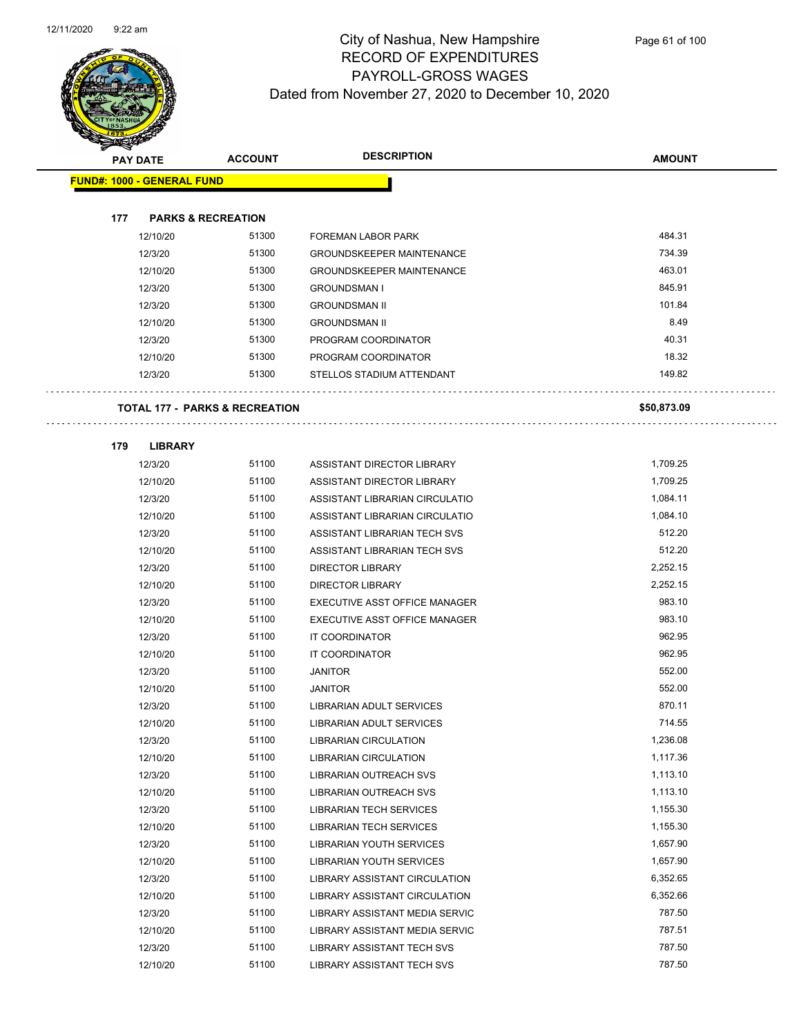# City of Nashua, New Hampshire
## RECORD OF EXPENDITURES
## PAYROLL-GROSS WAGES
### Dated from November 27, 2020 to December 10, 2020

| PAY DATE | ACCOUNT | DESCRIPTION | AMOUNT |
|---|---|---|---|
| **FUND#: 1000 - GENERAL FUND** | | | |
| **177 PARKS & RECREATION** | | | |
| 12/10/20 | 51300 | FOREMAN LABOR PARK | 484.31 |
| 12/3/20 | 51300 | GROUNDSKEEPER MAINTENANCE | 734.39 |
| 12/10/20 | 51300 | GROUNDSKEEPER MAINTENANCE | 463.01 |
| 12/3/20 | 51300 | GROUNDSMAN I | 845.91 |
| 12/3/20 | 51300 | GROUNDSMAN II | 101.84 |
| 12/10/20 | 51300 | GROUNDSMAN II | 8.49 |
| 12/3/20 | 51300 | PROGRAM COORDINATOR | 40.31 |
| 12/10/20 | 51300 | PROGRAM COORDINATOR | 18.32 |
| 12/3/20 | 51300 | STELLOS STADIUM ATTENDANT | 149.82 |
| **TOTAL 177 - PARKS & RECREATION** | | | **$50,873.09** |
| **179 LIBRARY** | | | |
| 12/3/20 | 51100 | ASSISTANT DIRECTOR LIBRARY | 1,709.25 |
| 12/10/20 | 51100 | ASSISTANT DIRECTOR LIBRARY | 1,709.25 |
| 12/3/20 | 51100 | ASSISTANT LIBRARIAN CIRCULATIO | 1,084.11 |
| 12/10/20 | 51100 | ASSISTANT LIBRARIAN CIRCULATIO | 1,084.10 |
| 12/3/20 | 51100 | ASSISTANT LIBRARIAN TECH SVS | 512.20 |
| 12/10/20 | 51100 | ASSISTANT LIBRARIAN TECH SVS | 512.20 |
| 12/3/20 | 51100 | DIRECTOR LIBRARY | 2,252.15 |
| 12/10/20 | 51100 | DIRECTOR LIBRARY | 2,252.15 |
| 12/3/20 | 51100 | EXECUTIVE ASST OFFICE MANAGER | 983.10 |
| 12/10/20 | 51100 | EXECUTIVE ASST OFFICE MANAGER | 983.10 |
| 12/3/20 | 51100 | IT COORDINATOR | 962.95 |
| 12/10/20 | 51100 | IT COORDINATOR | 962.95 |
| 12/3/20 | 51100 | JANITOR | 552.00 |
| 12/10/20 | 51100 | JANITOR | 552.00 |
| 12/3/20 | 51100 | LIBRARIAN ADULT SERVICES | 870.11 |
| 12/10/20 | 51100 | LIBRARIAN ADULT SERVICES | 714.55 |
| 12/3/20 | 51100 | LIBRARIAN CIRCULATION | 1,236.08 |
| 12/10/20 | 51100 | LIBRARIAN CIRCULATION | 1,117.36 |
| 12/3/20 | 51100 | LIBRARIAN OUTREACH SVS | 1,113.10 |
| 12/10/20 | 51100 | LIBRARIAN OUTREACH SVS | 1,113.10 |
| 12/3/20 | 51100 | LIBRARIAN TECH SERVICES | 1,155.30 |
| 12/10/20 | 51100 | LIBRARIAN TECH SERVICES | 1,155.30 |
| 12/3/20 | 51100 | LIBRARIAN YOUTH SERVICES | 1,657.90 |
| 12/10/20 | 51100 | LIBRARIAN YOUTH SERVICES | 1,657.90 |
| 12/3/20 | 51100 | LIBRARY ASSISTANT CIRCULATION | 6,352.65 |
| 12/10/20 | 51100 | LIBRARY ASSISTANT CIRCULATION | 6,352.66 |
| 12/3/20 | 51100 | LIBRARY ASSISTANT MEDIA SERVIC | 787.50 |
| 12/10/20 | 51100 | LIBRARY ASSISTANT MEDIA SERVIC | 787.51 |
| 12/3/20 | 51100 | LIBRARY ASSISTANT TECH SVS | 787.50 |
| 12/10/20 | 51100 | LIBRARY ASSISTANT TECH SVS | 787.50 |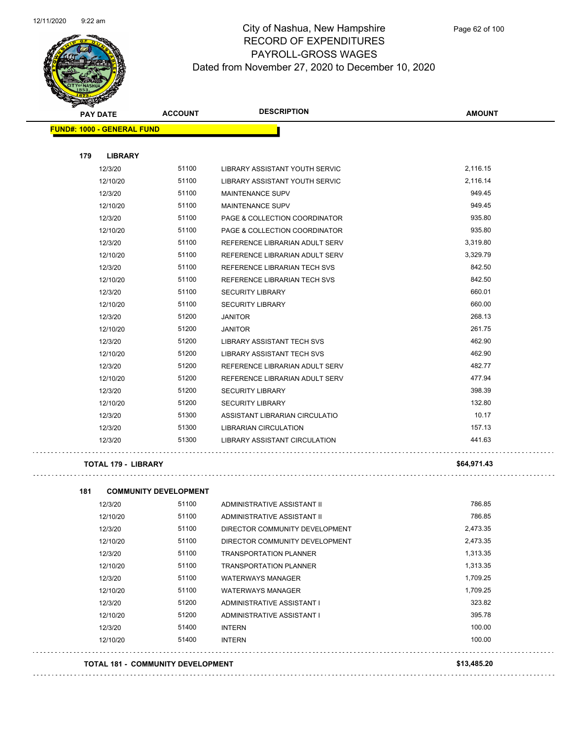# City of Nashua, New Hampshire
## RECORD OF EXPENDITURES
## PAYROLL-GROSS WAGES
### Dated from November 27, 2020 to December 10, 2020

**FUND#: 1000 - GENERAL FUND**

**179 LIBRARY**

| PAY DATE | ACCOUNT | DESCRIPTION | AMOUNT |
|---|---|---|---|
| 12/3/20 | 51100 | LIBRARY ASSISTANT YOUTH SERVIC | 2,116.15 |
| 12/10/20 | 51100 | LIBRARY ASSISTANT YOUTH SERVIC | 2,116.14 |
| 12/3/20 | 51100 | MAINTENANCE SUPV | 949.45 |
| 12/10/20 | 51100 | MAINTENANCE SUPV | 949.45 |
| 12/3/20 | 51100 | PAGE & COLLECTION COORDINATOR | 935.80 |
| 12/10/20 | 51100 | PAGE & COLLECTION COORDINATOR | 935.80 |
| 12/3/20 | 51100 | REFERENCE LIBRARIAN ADULT SERV | 3,319.80 |
| 12/10/20 | 51100 | REFERENCE LIBRARIAN ADULT SERV | 3,329.79 |
| 12/3/20 | 51100 | REFERENCE LIBRARIAN TECH SVS | 842.50 |
| 12/10/20 | 51100 | REFERENCE LIBRARIAN TECH SVS | 842.50 |
| 12/3/20 | 51100 | SECURITY LIBRARY | 660.01 |
| 12/10/20 | 51100 | SECURITY LIBRARY | 660.00 |
| 12/3/20 | 51200 | JANITOR | 268.13 |
| 12/10/20 | 51200 | JANITOR | 261.75 |
| 12/3/20 | 51200 | LIBRARY ASSISTANT TECH SVS | 462.90 |
| 12/10/20 | 51200 | LIBRARY ASSISTANT TECH SVS | 462.90 |
| 12/3/20 | 51200 | REFERENCE LIBRARIAN ADULT SERV | 482.77 |
| 12/10/20 | 51200 | REFERENCE LIBRARIAN ADULT SERV | 477.94 |
| 12/3/20 | 51200 | SECURITY LIBRARY | 398.39 |
| 12/10/20 | 51200 | SECURITY LIBRARY | 132.80 |
| 12/3/20 | 51300 | ASSISTANT LIBRARIAN CIRCULATIO | 10.17 |
| 12/3/20 | 51300 | LIBRARIAN CIRCULATION | 157.13 |
| 12/3/20 | 51300 | LIBRARY ASSISTANT CIRCULATION | 441.63 |

**TOTAL 179 - LIBRARY** **$64,971.43**

**181 COMMUNITY DEVELOPMENT**

| PAY DATE | ACCOUNT | DESCRIPTION | AMOUNT |
|---|---|---|---|
| 12/3/20 | 51100 | ADMINISTRATIVE ASSISTANT II | 786.85 |
| 12/10/20 | 51100 | ADMINISTRATIVE ASSISTANT II | 786.85 |
| 12/3/20 | 51100 | DIRECTOR COMMUNITY DEVELOPMENT | 2,473.35 |
| 12/10/20 | 51100 | DIRECTOR COMMUNITY DEVELOPMENT | 2,473.35 |
| 12/3/20 | 51100 | TRANSPORTATION PLANNER | 1,313.35 |
| 12/10/20 | 51100 | TRANSPORTATION PLANNER | 1,313.35 |
| 12/3/20 | 51100 | WATERWAYS MANAGER | 1,709.25 |
| 12/10/20 | 51100 | WATERWAYS MANAGER | 1,709.25 |
| 12/3/20 | 51200 | ADMINISTRATIVE ASSISTANT I | 323.82 |
| 12/10/20 | 51200 | ADMINISTRATIVE ASSISTANT I | 395.78 |
| 12/3/20 | 51400 | INTERN | 100.00 |
| 12/10/20 | 51400 | INTERN | 100.00 |

**TOTAL 181 - COMMUNITY DEVELOPMENT** **$13,485.20**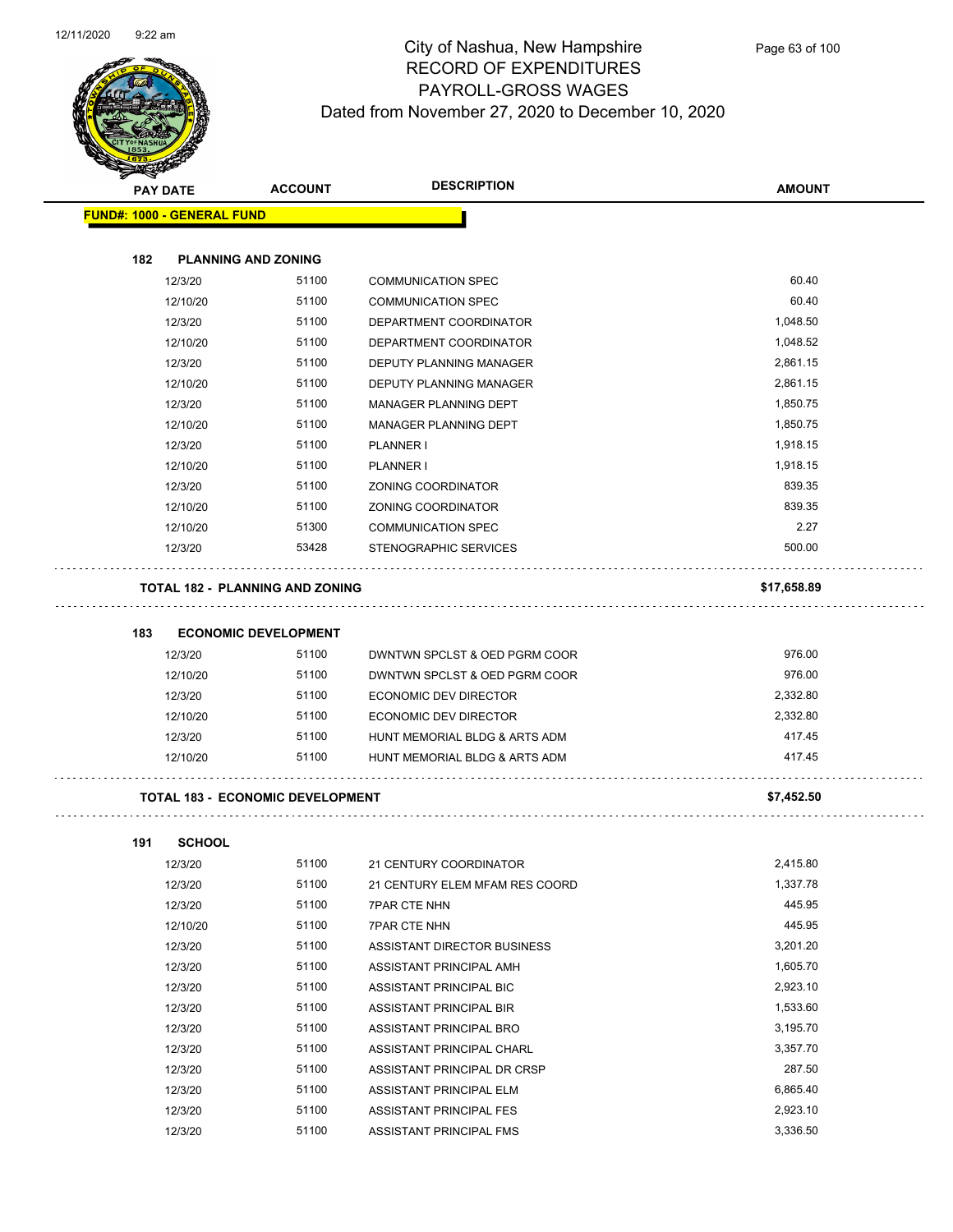# City of Nashua, New Hampshire
## RECORD OF EXPENDITURES
## PAYROLL-GROSS WAGES
### Dated from November 27, 2020 to December 10, 2020

| PAY DATE | ACCOUNT | DESCRIPTION | AMOUNT |
|---|---|---|---|
| **FUND#: 1000 - GENERAL FUND** | | | |
| **182 PLANNING AND ZONING** | | | |
| 12/3/20 | 51100 | COMMUNICATION SPEC | 60.40 |
| 12/10/20 | 51100 | COMMUNICATION SPEC | 60.40 |
| 12/3/20 | 51100 | DEPARTMENT COORDINATOR | 1,048.50 |
| 12/10/20 | 51100 | DEPARTMENT COORDINATOR | 1,048.52 |
| 12/3/20 | 51100 | DEPUTY PLANNING MANAGER | 2,861.15 |
| 12/10/20 | 51100 | DEPUTY PLANNING MANAGER | 2,861.15 |
| 12/3/20 | 51100 | MANAGER PLANNING DEPT | 1,850.75 |
| 12/10/20 | 51100 | MANAGER PLANNING DEPT | 1,850.75 |
| 12/3/20 | 51100 | PLANNER I | 1,918.15 |
| 12/10/20 | 51100 | PLANNER I | 1,918.15 |
| 12/3/20 | 51100 | ZONING COORDINATOR | 839.35 |
| 12/10/20 | 51100 | ZONING COORDINATOR | 839.35 |
| 12/10/20 | 51300 | COMMUNICATION SPEC | 2.27 |
| 12/3/20 | 53428 | STENOGRAPHIC SERVICES | 500.00 |
| **TOTAL 182 - PLANNING AND ZONING** | | | **$17,658.89** |
| **183 ECONOMIC DEVELOPMENT** | | | |
| 12/3/20 | 51100 | DWNTWN SPCLST & OED PGRM COOR | 976.00 |
| 12/10/20 | 51100 | DWNTWN SPCLST & OED PGRM COOR | 976.00 |
| 12/3/20 | 51100 | ECONOMIC DEV DIRECTOR | 2,332.80 |
| 12/10/20 | 51100 | ECONOMIC DEV DIRECTOR | 2,332.80 |
| 12/3/20 | 51100 | HUNT MEMORIAL BLDG & ARTS ADM | 417.45 |
| 12/10/20 | 51100 | HUNT MEMORIAL BLDG & ARTS ADM | 417.45 |
| **TOTAL 183 - ECONOMIC DEVELOPMENT** | | | **$7,452.50** |
| **191 SCHOOL** | | | |
| 12/3/20 | 51100 | 21 CENTURY COORDINATOR | 2,415.80 |
| 12/3/20 | 51100 | 21 CENTURY ELEM MFAM RES COORD | 1,337.78 |
| 12/3/20 | 51100 | 7PAR CTE NHN | 445.95 |
| 12/10/20 | 51100 | 7PAR CTE NHN | 445.95 |
| 12/3/20 | 51100 | ASSISTANT DIRECTOR BUSINESS | 3,201.20 |
| 12/3/20 | 51100 | ASSISTANT PRINCIPAL AMH | 1,605.70 |
| 12/3/20 | 51100 | ASSISTANT PRINCIPAL BIC | 2,923.10 |
| 12/3/20 | 51100 | ASSISTANT PRINCIPAL BIR | 1,533.60 |
| 12/3/20 | 51100 | ASSISTANT PRINCIPAL BRO | 3,195.70 |
| 12/3/20 | 51100 | ASSISTANT PRINCIPAL CHARL | 3,357.70 |
| 12/3/20 | 51100 | ASSISTANT PRINCIPAL DR CRSP | 287.50 |
| 12/3/20 | 51100 | ASSISTANT PRINCIPAL ELM | 6,865.40 |
| 12/3/20 | 51100 | ASSISTANT PRINCIPAL FES | 2,923.10 |
| 12/3/20 | 51100 | ASSISTANT PRINCIPAL FMS | 3,336.50 |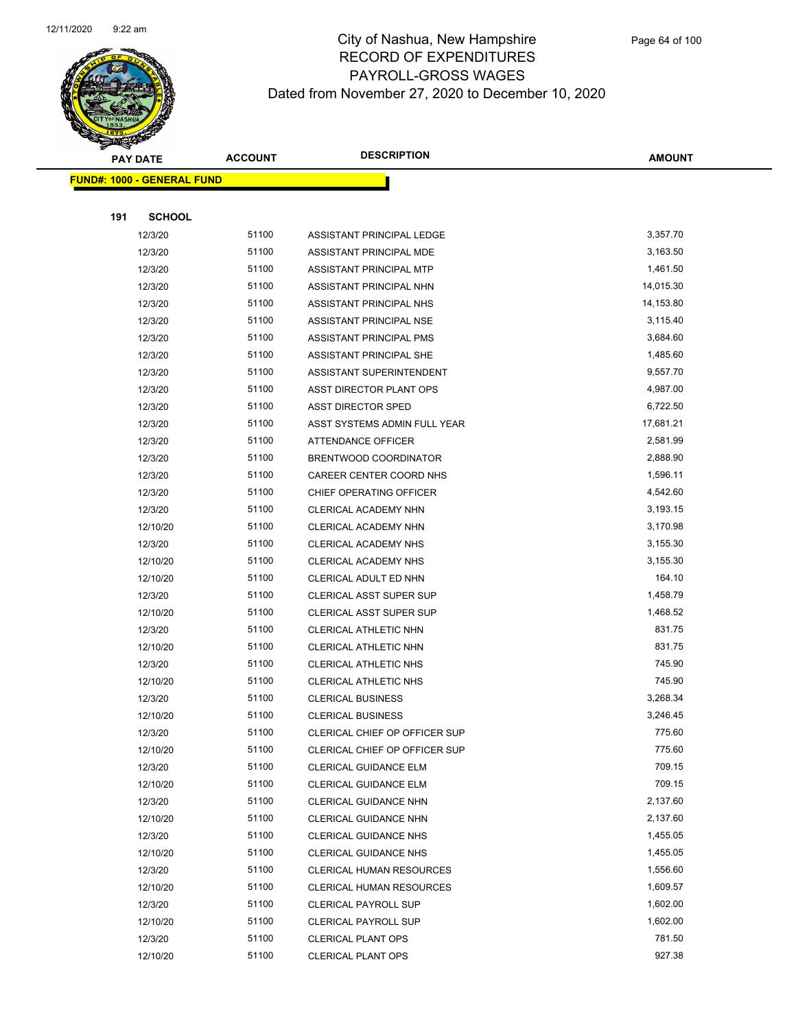# City of Nashua, New Hampshire
## RECORD OF EXPENDITURES
## PAYROLL-GROSS WAGES
### Dated from November 27, 2020 to December 10, 2020

**FUND#: 1000 - GENERAL FUND**

**191 SCHOOL**

| PAY DATE | ACCOUNT | DESCRIPTION | AMOUNT |
|---|---|---|---|
| 12/3/20 | 51100 | ASSISTANT PRINCIPAL LEDGE | 3,357.70 |
| 12/3/20 | 51100 | ASSISTANT PRINCIPAL MDE | 3,163.50 |
| 12/3/20 | 51100 | ASSISTANT PRINCIPAL MTP | 1,461.50 |
| 12/3/20 | 51100 | ASSISTANT PRINCIPAL NHN | 14,015.30 |
| 12/3/20 | 51100 | ASSISTANT PRINCIPAL NHS | 14,153.80 |
| 12/3/20 | 51100 | ASSISTANT PRINCIPAL NSE | 3,115.40 |
| 12/3/20 | 51100 | ASSISTANT PRINCIPAL PMS | 3,684.60 |
| 12/3/20 | 51100 | ASSISTANT PRINCIPAL SHE | 1,485.60 |
| 12/3/20 | 51100 | ASSISTANT SUPERINTENDENT | 9,557.70 |
| 12/3/20 | 51100 | ASST DIRECTOR PLANT OPS | 4,987.00 |
| 12/3/20 | 51100 | ASST DIRECTOR SPED | 6,722.50 |
| 12/3/20 | 51100 | ASST SYSTEMS ADMIN FULL YEAR | 17,681.21 |
| 12/3/20 | 51100 | ATTENDANCE OFFICER | 2,581.99 |
| 12/3/20 | 51100 | BRENTWOOD COORDINATOR | 2,888.90 |
| 12/3/20 | 51100 | CAREER CENTER COORD NHS | 1,596.11 |
| 12/3/20 | 51100 | CHIEF OPERATING OFFICER | 4,542.60 |
| 12/3/20 | 51100 | CLERICAL ACADEMY NHN | 3,193.15 |
| 12/10/20 | 51100 | CLERICAL ACADEMY NHN | 3,170.98 |
| 12/3/20 | 51100 | CLERICAL ACADEMY NHS | 3,155.30 |
| 12/10/20 | 51100 | CLERICAL ACADEMY NHS | 3,155.30 |
| 12/10/20 | 51100 | CLERICAL ADULT ED NHN | 164.10 |
| 12/3/20 | 51100 | CLERICAL ASST SUPER SUP | 1,458.79 |
| 12/10/20 | 51100 | CLERICAL ASST SUPER SUP | 1,468.52 |
| 12/3/20 | 51100 | CLERICAL ATHLETIC NHN | 831.75 |
| 12/10/20 | 51100 | CLERICAL ATHLETIC NHN | 831.75 |
| 12/3/20 | 51100 | CLERICAL ATHLETIC NHS | 745.90 |
| 12/10/20 | 51100 | CLERICAL ATHLETIC NHS | 745.90 |
| 12/3/20 | 51100 | CLERICAL BUSINESS | 3,268.34 |
| 12/10/20 | 51100 | CLERICAL BUSINESS | 3,246.45 |
| 12/3/20 | 51100 | CLERICAL CHIEF OP OFFICER SUP | 775.60 |
| 12/10/20 | 51100 | CLERICAL CHIEF OP OFFICER SUP | 775.60 |
| 12/3/20 | 51100 | CLERICAL GUIDANCE ELM | 709.15 |
| 12/10/20 | 51100 | CLERICAL GUIDANCE ELM | 709.15 |
| 12/3/20 | 51100 | CLERICAL GUIDANCE NHN | 2,137.60 |
| 12/10/20 | 51100 | CLERICAL GUIDANCE NHN | 2,137.60 |
| 12/3/20 | 51100 | CLERICAL GUIDANCE NHS | 1,455.05 |
| 12/10/20 | 51100 | CLERICAL GUIDANCE NHS | 1,455.05 |
| 12/3/20 | 51100 | CLERICAL HUMAN RESOURCES | 1,556.60 |
| 12/10/20 | 51100 | CLERICAL HUMAN RESOURCES | 1,609.57 |
| 12/3/20 | 51100 | CLERICAL PAYROLL SUP | 1,602.00 |
| 12/10/20 | 51100 | CLERICAL PAYROLL SUP | 1,602.00 |
| 12/3/20 | 51100 | CLERICAL PLANT OPS | 781.50 |
| 12/10/20 | 51100 | CLERICAL PLANT OPS | 927.38 |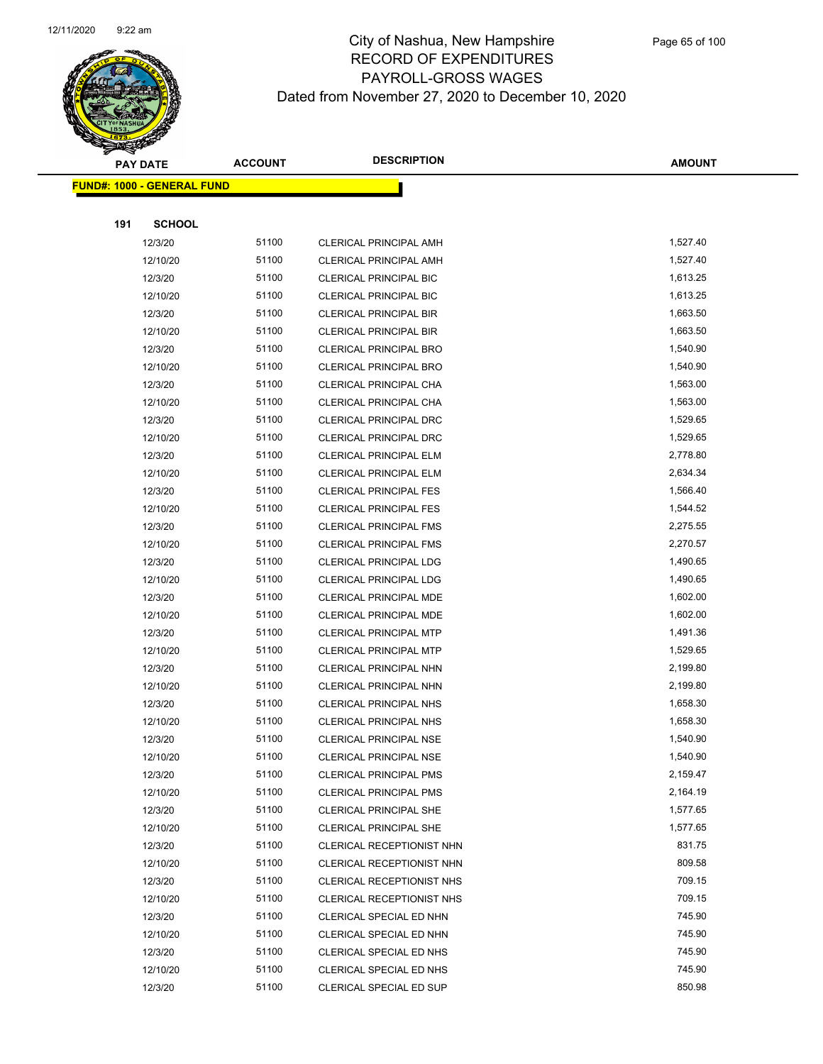# City of Nashua, New Hampshire
## RECORD OF EXPENDITURES
## PAYROLL-GROSS WAGES
## Dated from November 27, 2020 to December 10, 2020

| PAY DATE | ACCOUNT | DESCRIPTION | AMOUNT |
|---|---|---|---|
| **FUND#: 1000 - GENERAL FUND** | | | |
| **191 SCHOOL** | | | |
| 12/3/20 | 51100 | CLERICAL PRINCIPAL AMH | 1,527.40 |
| 12/10/20 | 51100 | CLERICAL PRINCIPAL AMH | 1,527.40 |
| 12/3/20 | 51100 | CLERICAL PRINCIPAL BIC | 1,613.25 |
| 12/10/20 | 51100 | CLERICAL PRINCIPAL BIC | 1,613.25 |
| 12/3/20 | 51100 | CLERICAL PRINCIPAL BIR | 1,663.50 |
| 12/10/20 | 51100 | CLERICAL PRINCIPAL BIR | 1,663.50 |
| 12/3/20 | 51100 | CLERICAL PRINCIPAL BRO | 1,540.90 |
| 12/10/20 | 51100 | CLERICAL PRINCIPAL BRO | 1,540.90 |
| 12/3/20 | 51100 | CLERICAL PRINCIPAL CHA | 1,563.00 |
| 12/10/20 | 51100 | CLERICAL PRINCIPAL CHA | 1,563.00 |
| 12/3/20 | 51100 | CLERICAL PRINCIPAL DRC | 1,529.65 |
| 12/10/20 | 51100 | CLERICAL PRINCIPAL DRC | 1,529.65 |
| 12/3/20 | 51100 | CLERICAL PRINCIPAL ELM | 2,778.80 |
| 12/10/20 | 51100 | CLERICAL PRINCIPAL ELM | 2,634.34 |
| 12/3/20 | 51100 | CLERICAL PRINCIPAL FES | 1,566.40 |
| 12/10/20 | 51100 | CLERICAL PRINCIPAL FES | 1,544.52 |
| 12/3/20 | 51100 | CLERICAL PRINCIPAL FMS | 2,275.55 |
| 12/10/20 | 51100 | CLERICAL PRINCIPAL FMS | 2,270.57 |
| 12/3/20 | 51100 | CLERICAL PRINCIPAL LDG | 1,490.65 |
| 12/10/20 | 51100 | CLERICAL PRINCIPAL LDG | 1,490.65 |
| 12/3/20 | 51100 | CLERICAL PRINCIPAL MDE | 1,602.00 |
| 12/10/20 | 51100 | CLERICAL PRINCIPAL MDE | 1,602.00 |
| 12/3/20 | 51100 | CLERICAL PRINCIPAL MTP | 1,491.36 |
| 12/10/20 | 51100 | CLERICAL PRINCIPAL MTP | 1,529.65 |
| 12/3/20 | 51100 | CLERICAL PRINCIPAL NHN | 2,199.80 |
| 12/10/20 | 51100 | CLERICAL PRINCIPAL NHN | 2,199.80 |
| 12/3/20 | 51100 | CLERICAL PRINCIPAL NHS | 1,658.30 |
| 12/10/20 | 51100 | CLERICAL PRINCIPAL NHS | 1,658.30 |
| 12/3/20 | 51100 | CLERICAL PRINCIPAL NSE | 1,540.90 |
| 12/10/20 | 51100 | CLERICAL PRINCIPAL NSE | 1,540.90 |
| 12/3/20 | 51100 | CLERICAL PRINCIPAL PMS | 2,159.47 |
| 12/10/20 | 51100 | CLERICAL PRINCIPAL PMS | 2,164.19 |
| 12/3/20 | 51100 | CLERICAL PRINCIPAL SHE | 1,577.65 |
| 12/10/20 | 51100 | CLERICAL PRINCIPAL SHE | 1,577.65 |
| 12/3/20 | 51100 | CLERICAL RECEPTIONIST NHN | 831.75 |
| 12/10/20 | 51100 | CLERICAL RECEPTIONIST NHN | 809.58 |
| 12/3/20 | 51100 | CLERICAL RECEPTIONIST NHS | 709.15 |
| 12/10/20 | 51100 | CLERICAL RECEPTIONIST NHS | 709.15 |
| 12/3/20 | 51100 | CLERICAL SPECIAL ED NHN | 745.90 |
| 12/10/20 | 51100 | CLERICAL SPECIAL ED NHN | 745.90 |
| 12/3/20 | 51100 | CLERICAL SPECIAL ED NHS | 745.90 |
| 12/10/20 | 51100 | CLERICAL SPECIAL ED NHS | 745.90 |
| 12/3/20 | 51100 | CLERICAL SPECIAL ED SUP | 850.98 |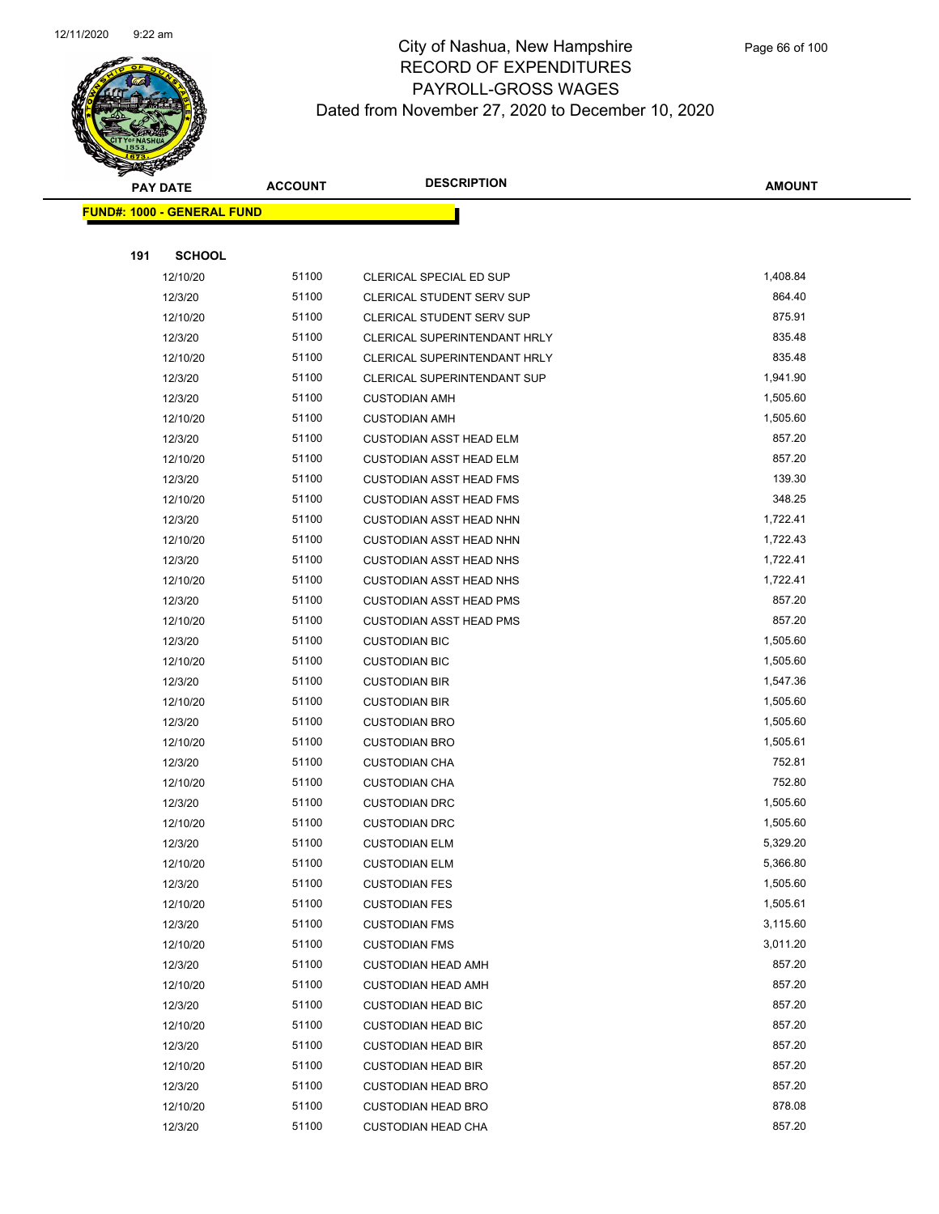# City of Nashua, New Hampshire
## RECORD OF EXPENDITURES
## PAYROLL-GROSS WAGES
## Dated from November 27, 2020 to December 10, 2020

| PAY DATE | ACCOUNT | DESCRIPTION | AMOUNT |
|---|---|---|---|

**FUND#: 1000 - GENERAL FUND**

**191 SCHOOL**

| PAY DATE | ACCOUNT | DESCRIPTION | AMOUNT |
|---|---|---|---|
| 12/10/20 | 51100 | CLERICAL SPECIAL ED SUP | 1,408.84 |
| 12/3/20 | 51100 | CLERICAL STUDENT SERV SUP | 864.40 |
| 12/10/20 | 51100 | CLERICAL STUDENT SERV SUP | 875.91 |
| 12/3/20 | 51100 | CLERICAL SUPERINTENDANT HRLY | 835.48 |
| 12/10/20 | 51100 | CLERICAL SUPERINTENDANT HRLY | 835.48 |
| 12/3/20 | 51100 | CLERICAL SUPERINTENDANT SUP | 1,941.90 |
| 12/3/20 | 51100 | CUSTODIAN AMH | 1,505.60 |
| 12/10/20 | 51100 | CUSTODIAN AMH | 1,505.60 |
| 12/3/20 | 51100 | CUSTODIAN ASST HEAD ELM | 857.20 |
| 12/10/20 | 51100 | CUSTODIAN ASST HEAD ELM | 857.20 |
| 12/3/20 | 51100 | CUSTODIAN ASST HEAD FMS | 139.30 |
| 12/10/20 | 51100 | CUSTODIAN ASST HEAD FMS | 348.25 |
| 12/3/20 | 51100 | CUSTODIAN ASST HEAD NHN | 1,722.41 |
| 12/10/20 | 51100 | CUSTODIAN ASST HEAD NHN | 1,722.43 |
| 12/3/20 | 51100 | CUSTODIAN ASST HEAD NHS | 1,722.41 |
| 12/10/20 | 51100 | CUSTODIAN ASST HEAD NHS | 1,722.41 |
| 12/3/20 | 51100 | CUSTODIAN ASST HEAD PMS | 857.20 |
| 12/10/20 | 51100 | CUSTODIAN ASST HEAD PMS | 857.20 |
| 12/3/20 | 51100 | CUSTODIAN BIC | 1,505.60 |
| 12/10/20 | 51100 | CUSTODIAN BIC | 1,505.60 |
| 12/3/20 | 51100 | CUSTODIAN BIR | 1,547.36 |
| 12/10/20 | 51100 | CUSTODIAN BIR | 1,505.60 |
| 12/3/20 | 51100 | CUSTODIAN BRO | 1,505.60 |
| 12/10/20 | 51100 | CUSTODIAN BRO | 1,505.61 |
| 12/3/20 | 51100 | CUSTODIAN CHA | 752.81 |
| 12/10/20 | 51100 | CUSTODIAN CHA | 752.80 |
| 12/3/20 | 51100 | CUSTODIAN DRC | 1,505.60 |
| 12/10/20 | 51100 | CUSTODIAN DRC | 1,505.60 |
| 12/3/20 | 51100 | CUSTODIAN ELM | 5,329.20 |
| 12/10/20 | 51100 | CUSTODIAN ELM | 5,366.80 |
| 12/3/20 | 51100 | CUSTODIAN FES | 1,505.60 |
| 12/10/20 | 51100 | CUSTODIAN FES | 1,505.61 |
| 12/3/20 | 51100 | CUSTODIAN FMS | 3,115.60 |
| 12/10/20 | 51100 | CUSTODIAN FMS | 3,011.20 |
| 12/3/20 | 51100 | CUSTODIAN HEAD AMH | 857.20 |
| 12/10/20 | 51100 | CUSTODIAN HEAD AMH | 857.20 |
| 12/3/20 | 51100 | CUSTODIAN HEAD BIC | 857.20 |
| 12/10/20 | 51100 | CUSTODIAN HEAD BIC | 857.20 |
| 12/3/20 | 51100 | CUSTODIAN HEAD BIR | 857.20 |
| 12/10/20 | 51100 | CUSTODIAN HEAD BIR | 857.20 |
| 12/3/20 | 51100 | CUSTODIAN HEAD BRO | 857.20 |
| 12/10/20 | 51100 | CUSTODIAN HEAD BRO | 878.08 |
| 12/3/20 | 51100 | CUSTODIAN HEAD CHA | 857.20 |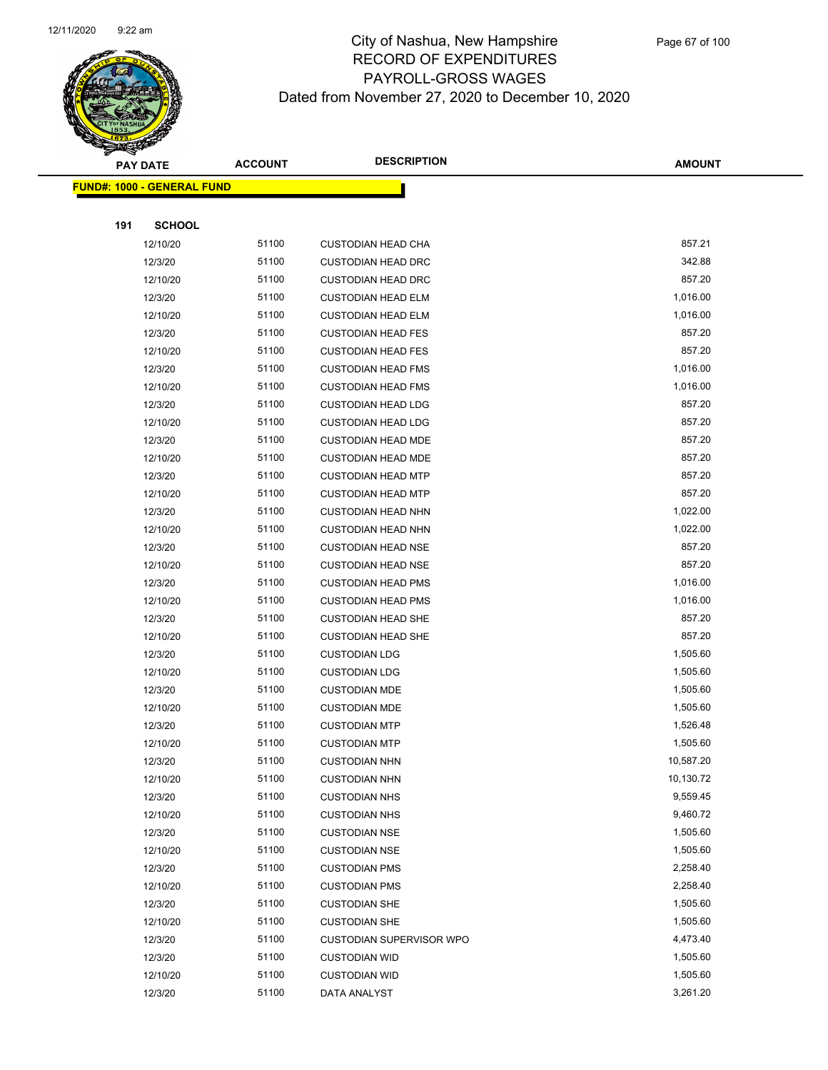# City of Nashua, New Hampshire
# RECORD OF EXPENDITURES
# PAYROLL-GROSS WAGES
# Dated from November 27, 2020 to December 10, 2020

| PAY DATE | ACCOUNT | DESCRIPTION | AMOUNT |
|---|---|---|---|
| **FUND#: 1000 - GENERAL FUND** | | | |
| **191 SCHOOL** | | | |
| 12/10/20 | 51100 | CUSTODIAN HEAD CHA | 857.21 |
| 12/3/20 | 51100 | CUSTODIAN HEAD DRC | 342.88 |
| 12/10/20 | 51100 | CUSTODIAN HEAD DRC | 857.20 |
| 12/3/20 | 51100 | CUSTODIAN HEAD ELM | 1,016.00 |
| 12/10/20 | 51100 | CUSTODIAN HEAD ELM | 1,016.00 |
| 12/3/20 | 51100 | CUSTODIAN HEAD FES | 857.20 |
| 12/10/20 | 51100 | CUSTODIAN HEAD FES | 857.20 |
| 12/3/20 | 51100 | CUSTODIAN HEAD FMS | 1,016.00 |
| 12/10/20 | 51100 | CUSTODIAN HEAD FMS | 1,016.00 |
| 12/3/20 | 51100 | CUSTODIAN HEAD LDG | 857.20 |
| 12/10/20 | 51100 | CUSTODIAN HEAD LDG | 857.20 |
| 12/3/20 | 51100 | CUSTODIAN HEAD MDE | 857.20 |
| 12/10/20 | 51100 | CUSTODIAN HEAD MDE | 857.20 |
| 12/3/20 | 51100 | CUSTODIAN HEAD MTP | 857.20 |
| 12/10/20 | 51100 | CUSTODIAN HEAD MTP | 857.20 |
| 12/3/20 | 51100 | CUSTODIAN HEAD NHN | 1,022.00 |
| 12/10/20 | 51100 | CUSTODIAN HEAD NHN | 1,022.00 |
| 12/3/20 | 51100 | CUSTODIAN HEAD NSE | 857.20 |
| 12/10/20 | 51100 | CUSTODIAN HEAD NSE | 857.20 |
| 12/3/20 | 51100 | CUSTODIAN HEAD PMS | 1,016.00 |
| 12/10/20 | 51100 | CUSTODIAN HEAD PMS | 1,016.00 |
| 12/3/20 | 51100 | CUSTODIAN HEAD SHE | 857.20 |
| 12/10/20 | 51100 | CUSTODIAN HEAD SHE | 857.20 |
| 12/3/20 | 51100 | CUSTODIAN LDG | 1,505.60 |
| 12/10/20 | 51100 | CUSTODIAN LDG | 1,505.60 |
| 12/3/20 | 51100 | CUSTODIAN MDE | 1,505.60 |
| 12/10/20 | 51100 | CUSTODIAN MDE | 1,505.60 |
| 12/3/20 | 51100 | CUSTODIAN MTP | 1,526.48 |
| 12/10/20 | 51100 | CUSTODIAN MTP | 1,505.60 |
| 12/3/20 | 51100 | CUSTODIAN NHN | 10,587.20 |
| 12/10/20 | 51100 | CUSTODIAN NHN | 10,130.72 |
| 12/3/20 | 51100 | CUSTODIAN NHS | 9,559.45 |
| 12/10/20 | 51100 | CUSTODIAN NHS | 9,460.72 |
| 12/3/20 | 51100 | CUSTODIAN NSE | 1,505.60 |
| 12/10/20 | 51100 | CUSTODIAN NSE | 1,505.60 |
| 12/3/20 | 51100 | CUSTODIAN PMS | 2,258.40 |
| 12/10/20 | 51100 | CUSTODIAN PMS | 2,258.40 |
| 12/3/20 | 51100 | CUSTODIAN SHE | 1,505.60 |
| 12/10/20 | 51100 | CUSTODIAN SHE | 1,505.60 |
| 12/3/20 | 51100 | CUSTODIAN SUPERVISOR WPO | 4,473.40 |
| 12/3/20 | 51100 | CUSTODIAN WID | 1,505.60 |
| 12/10/20 | 51100 | CUSTODIAN WID | 1,505.60 |
| 12/3/20 | 51100 | DATA ANALYST | 3,261.20 |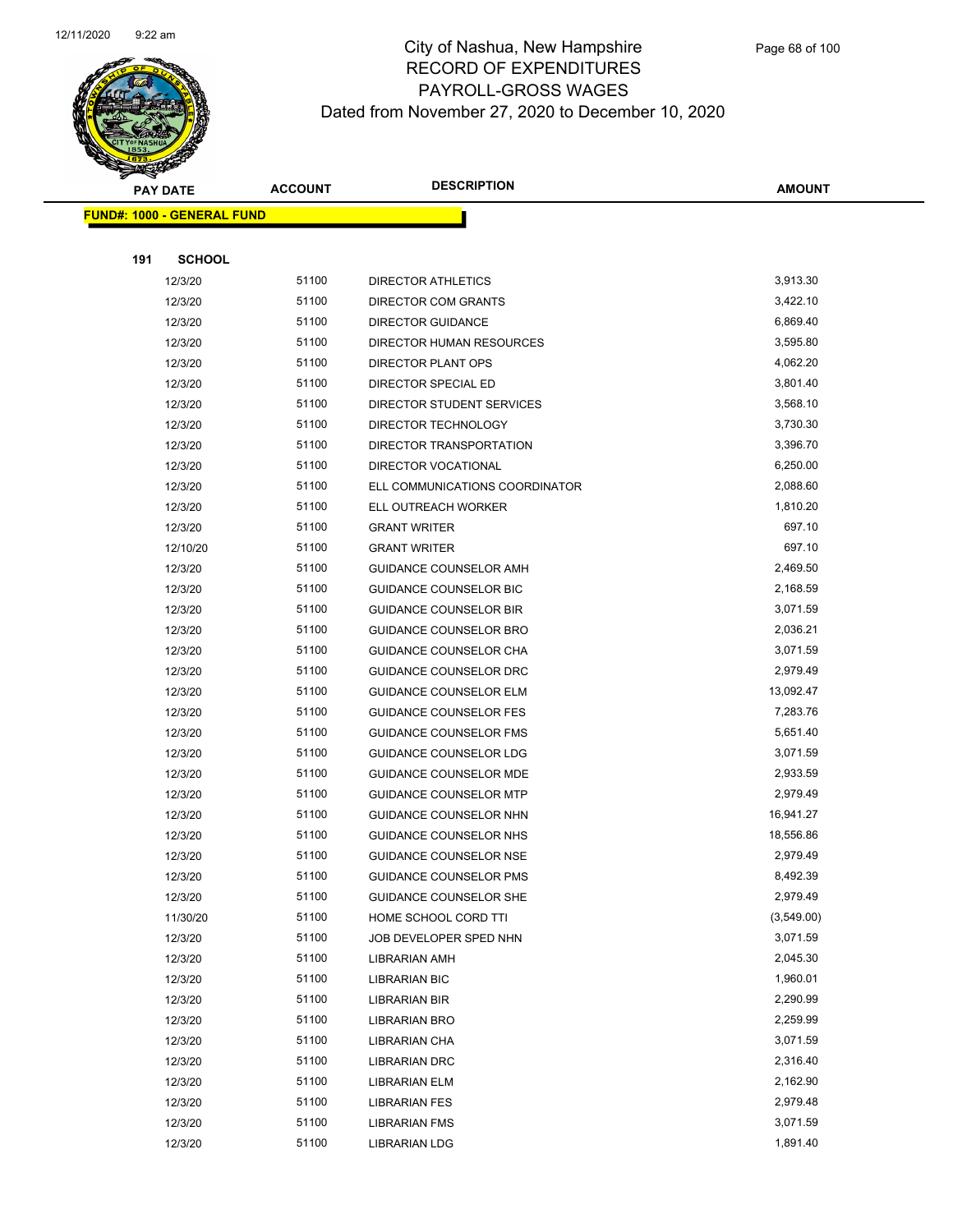# City of Nashua, New Hampshire
## RECORD OF EXPENDITURES
## PAYROLL-GROSS WAGES
### Dated from November 27, 2020 to December 10, 2020

**FUND#: 1000 - GENERAL FUND**

**191 SCHOOL**

| PAY DATE | ACCOUNT | DESCRIPTION | AMOUNT |
|---|---|---|---|
| 12/3/20 | 51100 | DIRECTOR ATHLETICS | 3,913.30 |
| 12/3/20 | 51100 | DIRECTOR COM GRANTS | 3,422.10 |
| 12/3/20 | 51100 | DIRECTOR GUIDANCE | 6,869.40 |
| 12/3/20 | 51100 | DIRECTOR HUMAN RESOURCES | 3,595.80 |
| 12/3/20 | 51100 | DIRECTOR PLANT OPS | 4,062.20 |
| 12/3/20 | 51100 | DIRECTOR SPECIAL ED | 3,801.40 |
| 12/3/20 | 51100 | DIRECTOR STUDENT SERVICES | 3,568.10 |
| 12/3/20 | 51100 | DIRECTOR TECHNOLOGY | 3,730.30 |
| 12/3/20 | 51100 | DIRECTOR TRANSPORTATION | 3,396.70 |
| 12/3/20 | 51100 | DIRECTOR VOCATIONAL | 6,250.00 |
| 12/3/20 | 51100 | ELL COMMUNICATIONS COORDINATOR | 2,088.60 |
| 12/3/20 | 51100 | ELL OUTREACH WORKER | 1,810.20 |
| 12/3/20 | 51100 | GRANT WRITER | 697.10 |
| 12/10/20 | 51100 | GRANT WRITER | 697.10 |
| 12/3/20 | 51100 | GUIDANCE COUNSELOR AMH | 2,469.50 |
| 12/3/20 | 51100 | GUIDANCE COUNSELOR BIC | 2,168.59 |
| 12/3/20 | 51100 | GUIDANCE COUNSELOR BIR | 3,071.59 |
| 12/3/20 | 51100 | GUIDANCE COUNSELOR BRO | 2,036.21 |
| 12/3/20 | 51100 | GUIDANCE COUNSELOR CHA | 3,071.59 |
| 12/3/20 | 51100 | GUIDANCE COUNSELOR DRC | 2,979.49 |
| 12/3/20 | 51100 | GUIDANCE COUNSELOR ELM | 13,092.47 |
| 12/3/20 | 51100 | GUIDANCE COUNSELOR FES | 7,283.76 |
| 12/3/20 | 51100 | GUIDANCE COUNSELOR FMS | 5,651.40 |
| 12/3/20 | 51100 | GUIDANCE COUNSELOR LDG | 3,071.59 |
| 12/3/20 | 51100 | GUIDANCE COUNSELOR MDE | 2,933.59 |
| 12/3/20 | 51100 | GUIDANCE COUNSELOR MTP | 2,979.49 |
| 12/3/20 | 51100 | GUIDANCE COUNSELOR NHN | 16,941.27 |
| 12/3/20 | 51100 | GUIDANCE COUNSELOR NHS | 18,556.86 |
| 12/3/20 | 51100 | GUIDANCE COUNSELOR NSE | 2,979.49 |
| 12/3/20 | 51100 | GUIDANCE COUNSELOR PMS | 8,492.39 |
| 12/3/20 | 51100 | GUIDANCE COUNSELOR SHE | 2,979.49 |
| 11/30/20 | 51100 | HOME SCHOOL CORD TTI | (3,549.00) |
| 12/3/20 | 51100 | JOB DEVELOPER SPED NHN | 3,071.59 |
| 12/3/20 | 51100 | LIBRARIAN AMH | 2,045.30 |
| 12/3/20 | 51100 | LIBRARIAN BIC | 1,960.01 |
| 12/3/20 | 51100 | LIBRARIAN BIR | 2,290.99 |
| 12/3/20 | 51100 | LIBRARIAN BRO | 2,259.99 |
| 12/3/20 | 51100 | LIBRARIAN CHA | 3,071.59 |
| 12/3/20 | 51100 | LIBRARIAN DRC | 2,316.40 |
| 12/3/20 | 51100 | LIBRARIAN ELM | 2,162.90 |
| 12/3/20 | 51100 | LIBRARIAN FES | 2,979.48 |
| 12/3/20 | 51100 | LIBRARIAN FMS | 3,071.59 |
| 12/3/20 | 51100 | LIBRARIAN LDG | 1,891.40 |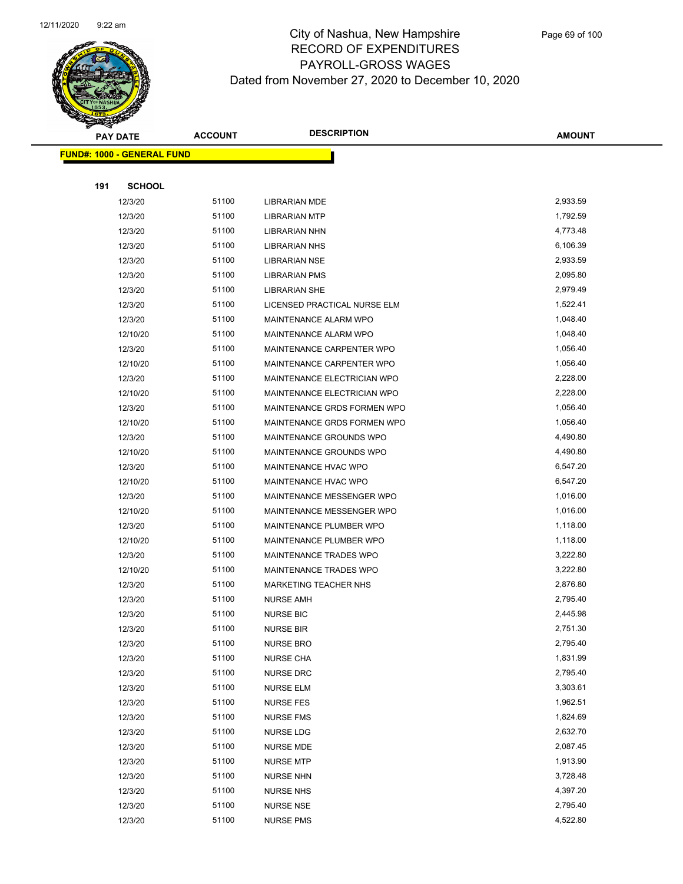# City of Nashua, New Hampshire
# RECORD OF EXPENDITURES
# PAYROLL-GROSS WAGES
## Dated from November 27, 2020 to December 10, 2020

**FUND#: 1000 - GENERAL FUND**

**191 SCHOOL**

| PAY DATE | ACCOUNT | DESCRIPTION | AMOUNT |
|---|---|---|---|
| 12/3/20 | 51100 | LIBRARIAN MDE | 2,933.59 |
| 12/3/20 | 51100 | LIBRARIAN MTP | 1,792.59 |
| 12/3/20 | 51100 | LIBRARIAN NHN | 4,773.48 |
| 12/3/20 | 51100 | LIBRARIAN NHS | 6,106.39 |
| 12/3/20 | 51100 | LIBRARIAN NSE | 2,933.59 |
| 12/3/20 | 51100 | LIBRARIAN PMS | 2,095.80 |
| 12/3/20 | 51100 | LIBRARIAN SHE | 2,979.49 |
| 12/3/20 | 51100 | LICENSED PRACTICAL NURSE ELM | 1,522.41 |
| 12/3/20 | 51100 | MAINTENANCE ALARM WPO | 1,048.40 |
| 12/10/20 | 51100 | MAINTENANCE ALARM WPO | 1,048.40 |
| 12/3/20 | 51100 | MAINTENANCE CARPENTER WPO | 1,056.40 |
| 12/10/20 | 51100 | MAINTENANCE CARPENTER WPO | 1,056.40 |
| 12/3/20 | 51100 | MAINTENANCE ELECTRICIAN WPO | 2,228.00 |
| 12/10/20 | 51100 | MAINTENANCE ELECTRICIAN WPO | 2,228.00 |
| 12/3/20 | 51100 | MAINTENANCE GRDS FORMEN WPO | 1,056.40 |
| 12/10/20 | 51100 | MAINTENANCE GRDS FORMEN WPO | 1,056.40 |
| 12/3/20 | 51100 | MAINTENANCE GROUNDS WPO | 4,490.80 |
| 12/10/20 | 51100 | MAINTENANCE GROUNDS WPO | 4,490.80 |
| 12/3/20 | 51100 | MAINTENANCE HVAC WPO | 6,547.20 |
| 12/10/20 | 51100 | MAINTENANCE HVAC WPO | 6,547.20 |
| 12/3/20 | 51100 | MAINTENANCE MESSENGER WPO | 1,016.00 |
| 12/10/20 | 51100 | MAINTENANCE MESSENGER WPO | 1,016.00 |
| 12/3/20 | 51100 | MAINTENANCE PLUMBER WPO | 1,118.00 |
| 12/10/20 | 51100 | MAINTENANCE PLUMBER WPO | 1,118.00 |
| 12/3/20 | 51100 | MAINTENANCE TRADES WPO | 3,222.80 |
| 12/10/20 | 51100 | MAINTENANCE TRADES WPO | 3,222.80 |
| 12/3/20 | 51100 | MARKETING TEACHER NHS | 2,876.80 |
| 12/3/20 | 51100 | NURSE AMH | 2,795.40 |
| 12/3/20 | 51100 | NURSE BIC | 2,445.98 |
| 12/3/20 | 51100 | NURSE BIR | 2,751.30 |
| 12/3/20 | 51100 | NURSE BRO | 2,795.40 |
| 12/3/20 | 51100 | NURSE CHA | 1,831.99 |
| 12/3/20 | 51100 | NURSE DRC | 2,795.40 |
| 12/3/20 | 51100 | NURSE ELM | 3,303.61 |
| 12/3/20 | 51100 | NURSE FES | 1,962.51 |
| 12/3/20 | 51100 | NURSE FMS | 1,824.69 |
| 12/3/20 | 51100 | NURSE LDG | 2,632.70 |
| 12/3/20 | 51100 | NURSE MDE | 2,087.45 |
| 12/3/20 | 51100 | NURSE MTP | 1,913.90 |
| 12/3/20 | 51100 | NURSE NHN | 3,728.48 |
| 12/3/20 | 51100 | NURSE NHS | 4,397.20 |
| 12/3/20 | 51100 | NURSE NSE | 2,795.40 |
| 12/3/20 | 51100 | NURSE PMS | 4,522.80 |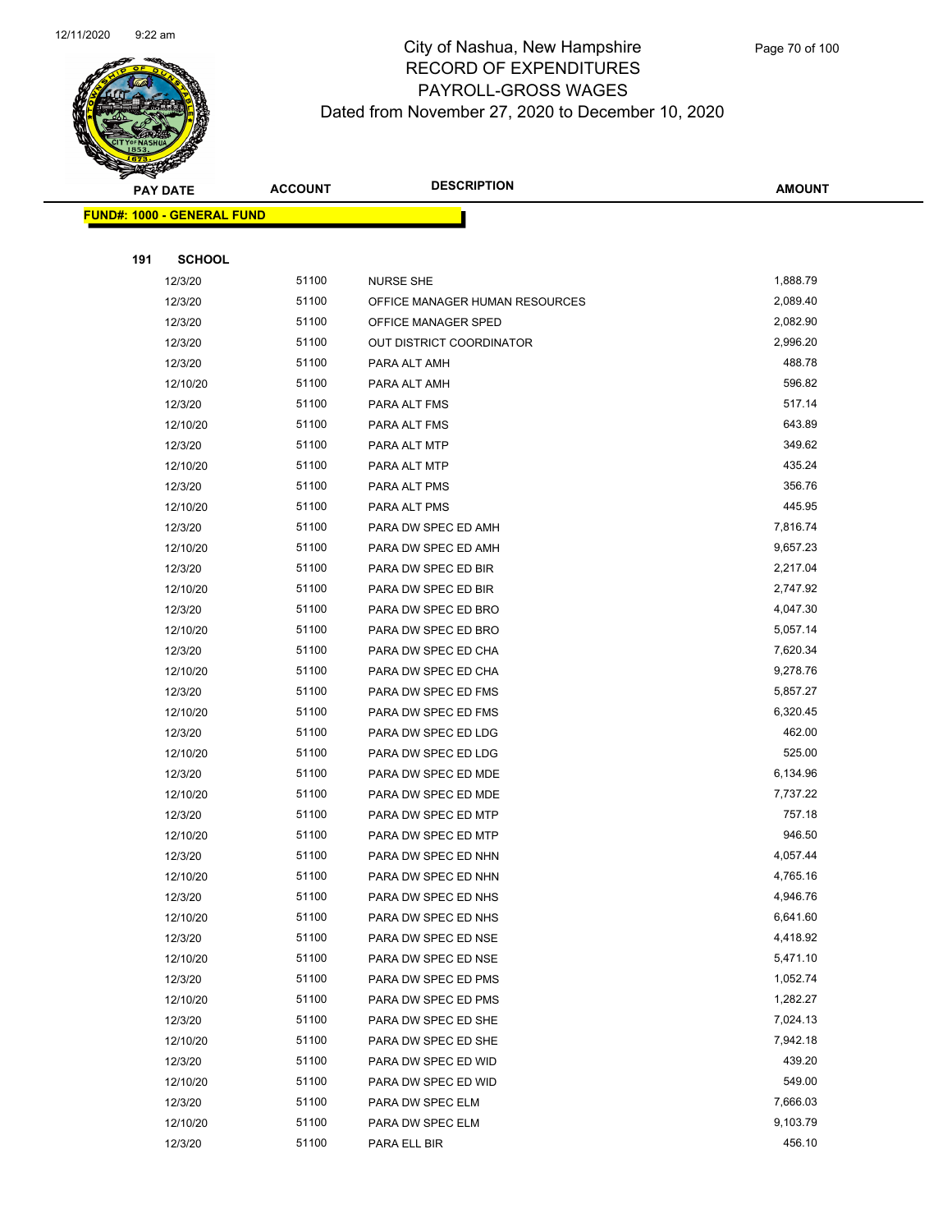# City of Nashua, New Hampshire
## RECORD OF EXPENDITURES
## PAYROLL-GROSS WAGES
## Dated from November 27, 2020 to December 10, 2020

**FUND#: 1000 - GENERAL FUND**

**191 SCHOOL**

| PAY DATE | ACCOUNT | DESCRIPTION | AMOUNT |
|---|---|---|---|
| 12/3/20 | 51100 | NURSE SHE | 1,888.79 |
| 12/3/20 | 51100 | OFFICE MANAGER HUMAN RESOURCES | 2,089.40 |
| 12/3/20 | 51100 | OFFICE MANAGER SPED | 2,082.90 |
| 12/3/20 | 51100 | OUT DISTRICT COORDINATOR | 2,996.20 |
| 12/3/20 | 51100 | PARA ALT AMH | 488.78 |
| 12/10/20 | 51100 | PARA ALT AMH | 596.82 |
| 12/3/20 | 51100 | PARA ALT FMS | 517.14 |
| 12/10/20 | 51100 | PARA ALT FMS | 643.89 |
| 12/3/20 | 51100 | PARA ALT MTP | 349.62 |
| 12/10/20 | 51100 | PARA ALT MTP | 435.24 |
| 12/3/20 | 51100 | PARA ALT PMS | 356.76 |
| 12/10/20 | 51100 | PARA ALT PMS | 445.95 |
| 12/3/20 | 51100 | PARA DW SPEC ED AMH | 7,816.74 |
| 12/10/20 | 51100 | PARA DW SPEC ED AMH | 9,657.23 |
| 12/3/20 | 51100 | PARA DW SPEC ED BIR | 2,217.04 |
| 12/10/20 | 51100 | PARA DW SPEC ED BIR | 2,747.92 |
| 12/3/20 | 51100 | PARA DW SPEC ED BRO | 4,047.30 |
| 12/10/20 | 51100 | PARA DW SPEC ED BRO | 5,057.14 |
| 12/3/20 | 51100 | PARA DW SPEC ED CHA | 7,620.34 |
| 12/10/20 | 51100 | PARA DW SPEC ED CHA | 9,278.76 |
| 12/3/20 | 51100 | PARA DW SPEC ED FMS | 5,857.27 |
| 12/10/20 | 51100 | PARA DW SPEC ED FMS | 6,320.45 |
| 12/3/20 | 51100 | PARA DW SPEC ED LDG | 462.00 |
| 12/10/20 | 51100 | PARA DW SPEC ED LDG | 525.00 |
| 12/3/20 | 51100 | PARA DW SPEC ED MDE | 6,134.96 |
| 12/10/20 | 51100 | PARA DW SPEC ED MDE | 7,737.22 |
| 12/3/20 | 51100 | PARA DW SPEC ED MTP | 757.18 |
| 12/10/20 | 51100 | PARA DW SPEC ED MTP | 946.50 |
| 12/3/20 | 51100 | PARA DW SPEC ED NHN | 4,057.44 |
| 12/10/20 | 51100 | PARA DW SPEC ED NHN | 4,765.16 |
| 12/3/20 | 51100 | PARA DW SPEC ED NHS | 4,946.76 |
| 12/10/20 | 51100 | PARA DW SPEC ED NHS | 6,641.60 |
| 12/3/20 | 51100 | PARA DW SPEC ED NSE | 4,418.92 |
| 12/10/20 | 51100 | PARA DW SPEC ED NSE | 5,471.10 |
| 12/3/20 | 51100 | PARA DW SPEC ED PMS | 1,052.74 |
| 12/10/20 | 51100 | PARA DW SPEC ED PMS | 1,282.27 |
| 12/3/20 | 51100 | PARA DW SPEC ED SHE | 7,024.13 |
| 12/10/20 | 51100 | PARA DW SPEC ED SHE | 7,942.18 |
| 12/3/20 | 51100 | PARA DW SPEC ED WID | 439.20 |
| 12/10/20 | 51100 | PARA DW SPEC ED WID | 549.00 |
| 12/3/20 | 51100 | PARA DW SPEC ELM | 7,666.03 |
| 12/10/20 | 51100 | PARA DW SPEC ELM | 9,103.79 |
| 12/3/20 | 51100 | PARA ELL BIR | 456.10 |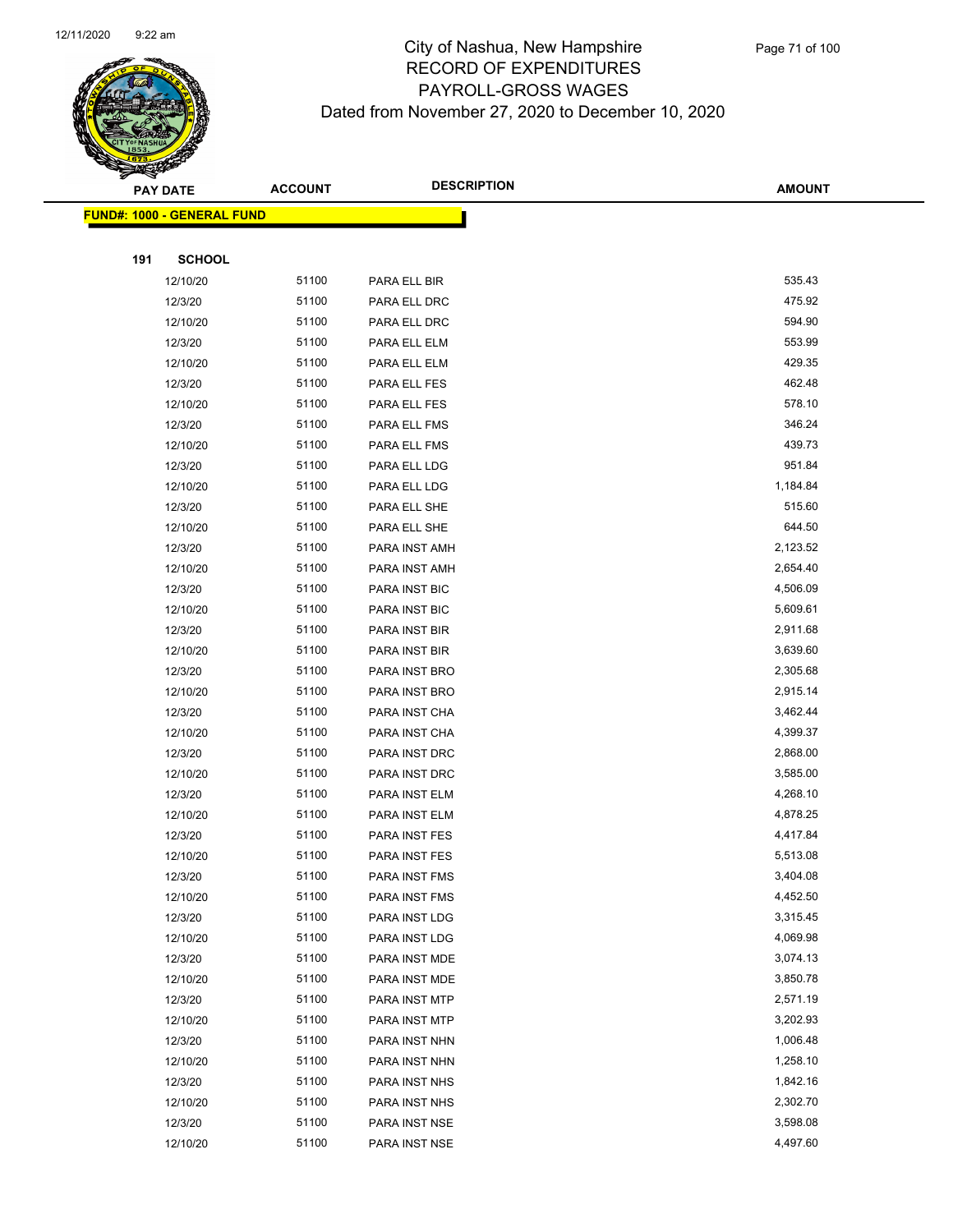# City of Nashua, New Hampshire
# RECORD OF EXPENDITURES
# PAYROLL-GROSS WAGES
# Dated from November 27, 2020 to December 10, 2020

**FUND#: 1000 - GENERAL FUND**

**191 SCHOOL**

| PAY DATE | ACCOUNT | DESCRIPTION | AMOUNT |
|---|---|---|---|
| 12/10/20 | 51100 | PARA ELL BIR | 535.43 |
| 12/3/20 | 51100 | PARA ELL DRC | 475.92 |
| 12/10/20 | 51100 | PARA ELL DRC | 594.90 |
| 12/3/20 | 51100 | PARA ELL ELM | 553.99 |
| 12/10/20 | 51100 | PARA ELL ELM | 429.35 |
| 12/3/20 | 51100 | PARA ELL FES | 462.48 |
| 12/10/20 | 51100 | PARA ELL FES | 578.10 |
| 12/3/20 | 51100 | PARA ELL FMS | 346.24 |
| 12/10/20 | 51100 | PARA ELL FMS | 439.73 |
| 12/3/20 | 51100 | PARA ELL LDG | 951.84 |
| 12/10/20 | 51100 | PARA ELL LDG | 1,184.84 |
| 12/3/20 | 51100 | PARA ELL SHE | 515.60 |
| 12/10/20 | 51100 | PARA ELL SHE | 644.50 |
| 12/3/20 | 51100 | PARA INST AMH | 2,123.52 |
| 12/10/20 | 51100 | PARA INST AMH | 2,654.40 |
| 12/3/20 | 51100 | PARA INST BIC | 4,506.09 |
| 12/10/20 | 51100 | PARA INST BIC | 5,609.61 |
| 12/3/20 | 51100 | PARA INST BIR | 2,911.68 |
| 12/10/20 | 51100 | PARA INST BIR | 3,639.60 |
| 12/3/20 | 51100 | PARA INST BRO | 2,305.68 |
| 12/10/20 | 51100 | PARA INST BRO | 2,915.14 |
| 12/3/20 | 51100 | PARA INST CHA | 3,462.44 |
| 12/10/20 | 51100 | PARA INST CHA | 4,399.37 |
| 12/3/20 | 51100 | PARA INST DRC | 2,868.00 |
| 12/10/20 | 51100 | PARA INST DRC | 3,585.00 |
| 12/3/20 | 51100 | PARA INST ELM | 4,268.10 |
| 12/10/20 | 51100 | PARA INST ELM | 4,878.25 |
| 12/3/20 | 51100 | PARA INST FES | 4,417.84 |
| 12/10/20 | 51100 | PARA INST FES | 5,513.08 |
| 12/3/20 | 51100 | PARA INST FMS | 3,404.08 |
| 12/10/20 | 51100 | PARA INST FMS | 4,452.50 |
| 12/3/20 | 51100 | PARA INST LDG | 3,315.45 |
| 12/10/20 | 51100 | PARA INST LDG | 4,069.98 |
| 12/3/20 | 51100 | PARA INST MDE | 3,074.13 |
| 12/10/20 | 51100 | PARA INST MDE | 3,850.78 |
| 12/3/20 | 51100 | PARA INST MTP | 2,571.19 |
| 12/10/20 | 51100 | PARA INST MTP | 3,202.93 |
| 12/3/20 | 51100 | PARA INST NHN | 1,006.48 |
| 12/10/20 | 51100 | PARA INST NHN | 1,258.10 |
| 12/3/20 | 51100 | PARA INST NHS | 1,842.16 |
| 12/10/20 | 51100 | PARA INST NHS | 2,302.70 |
| 12/3/20 | 51100 | PARA INST NSE | 3,598.08 |
| 12/10/20 | 51100 | PARA INST NSE | 4,497.60 |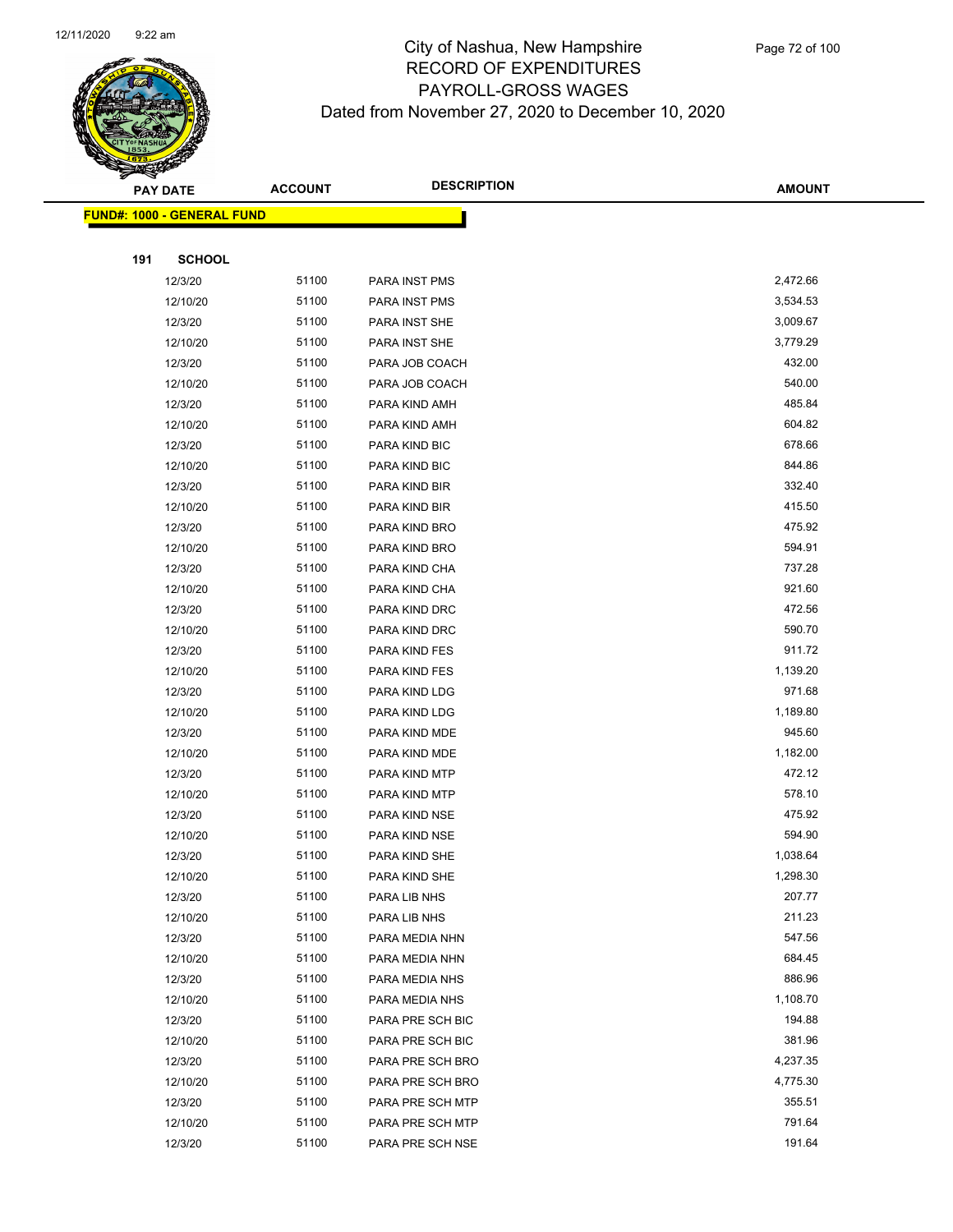# City of Nashua, New Hampshire
## RECORD OF EXPENDITURES
## PAYROLL-GROSS WAGES
## Dated from November 27, 2020 to December 10, 2020

**FUND#: 1000 - GENERAL FUND**

**191 SCHOOL**

| PAY DATE | ACCOUNT | DESCRIPTION | AMOUNT |
|---|---|---|---|
| 12/3/20 | 51100 | PARA INST PMS | 2,472.66 |
| 12/10/20 | 51100 | PARA INST PMS | 3,534.53 |
| 12/3/20 | 51100 | PARA INST SHE | 3,009.67 |
| 12/10/20 | 51100 | PARA INST SHE | 3,779.29 |
| 12/3/20 | 51100 | PARA JOB COACH | 432.00 |
| 12/10/20 | 51100 | PARA JOB COACH | 540.00 |
| 12/3/20 | 51100 | PARA KIND AMH | 485.84 |
| 12/10/20 | 51100 | PARA KIND AMH | 604.82 |
| 12/3/20 | 51100 | PARA KIND BIC | 678.66 |
| 12/10/20 | 51100 | PARA KIND BIC | 844.86 |
| 12/3/20 | 51100 | PARA KIND BIR | 332.40 |
| 12/10/20 | 51100 | PARA KIND BIR | 415.50 |
| 12/3/20 | 51100 | PARA KIND BRO | 475.92 |
| 12/10/20 | 51100 | PARA KIND BRO | 594.91 |
| 12/3/20 | 51100 | PARA KIND CHA | 737.28 |
| 12/10/20 | 51100 | PARA KIND CHA | 921.60 |
| 12/3/20 | 51100 | PARA KIND DRC | 472.56 |
| 12/10/20 | 51100 | PARA KIND DRC | 590.70 |
| 12/3/20 | 51100 | PARA KIND FES | 911.72 |
| 12/10/20 | 51100 | PARA KIND FES | 1,139.20 |
| 12/3/20 | 51100 | PARA KIND LDG | 971.68 |
| 12/10/20 | 51100 | PARA KIND LDG | 1,189.80 |
| 12/3/20 | 51100 | PARA KIND MDE | 945.60 |
| 12/10/20 | 51100 | PARA KIND MDE | 1,182.00 |
| 12/3/20 | 51100 | PARA KIND MTP | 472.12 |
| 12/10/20 | 51100 | PARA KIND MTP | 578.10 |
| 12/3/20 | 51100 | PARA KIND NSE | 475.92 |
| 12/10/20 | 51100 | PARA KIND NSE | 594.90 |
| 12/3/20 | 51100 | PARA KIND SHE | 1,038.64 |
| 12/10/20 | 51100 | PARA KIND SHE | 1,298.30 |
| 12/3/20 | 51100 | PARA LIB NHS | 207.77 |
| 12/10/20 | 51100 | PARA LIB NHS | 211.23 |
| 12/3/20 | 51100 | PARA MEDIA NHN | 547.56 |
| 12/10/20 | 51100 | PARA MEDIA NHN | 684.45 |
| 12/3/20 | 51100 | PARA MEDIA NHS | 886.96 |
| 12/10/20 | 51100 | PARA MEDIA NHS | 1,108.70 |
| 12/3/20 | 51100 | PARA PRE SCH BIC | 194.88 |
| 12/10/20 | 51100 | PARA PRE SCH BIC | 381.96 |
| 12/3/20 | 51100 | PARA PRE SCH BRO | 4,237.35 |
| 12/10/20 | 51100 | PARA PRE SCH BRO | 4,775.30 |
| 12/3/20 | 51100 | PARA PRE SCH MTP | 355.51 |
| 12/10/20 | 51100 | PARA PRE SCH MTP | 791.64 |
| 12/3/20 | 51100 | PARA PRE SCH NSE | 191.64 |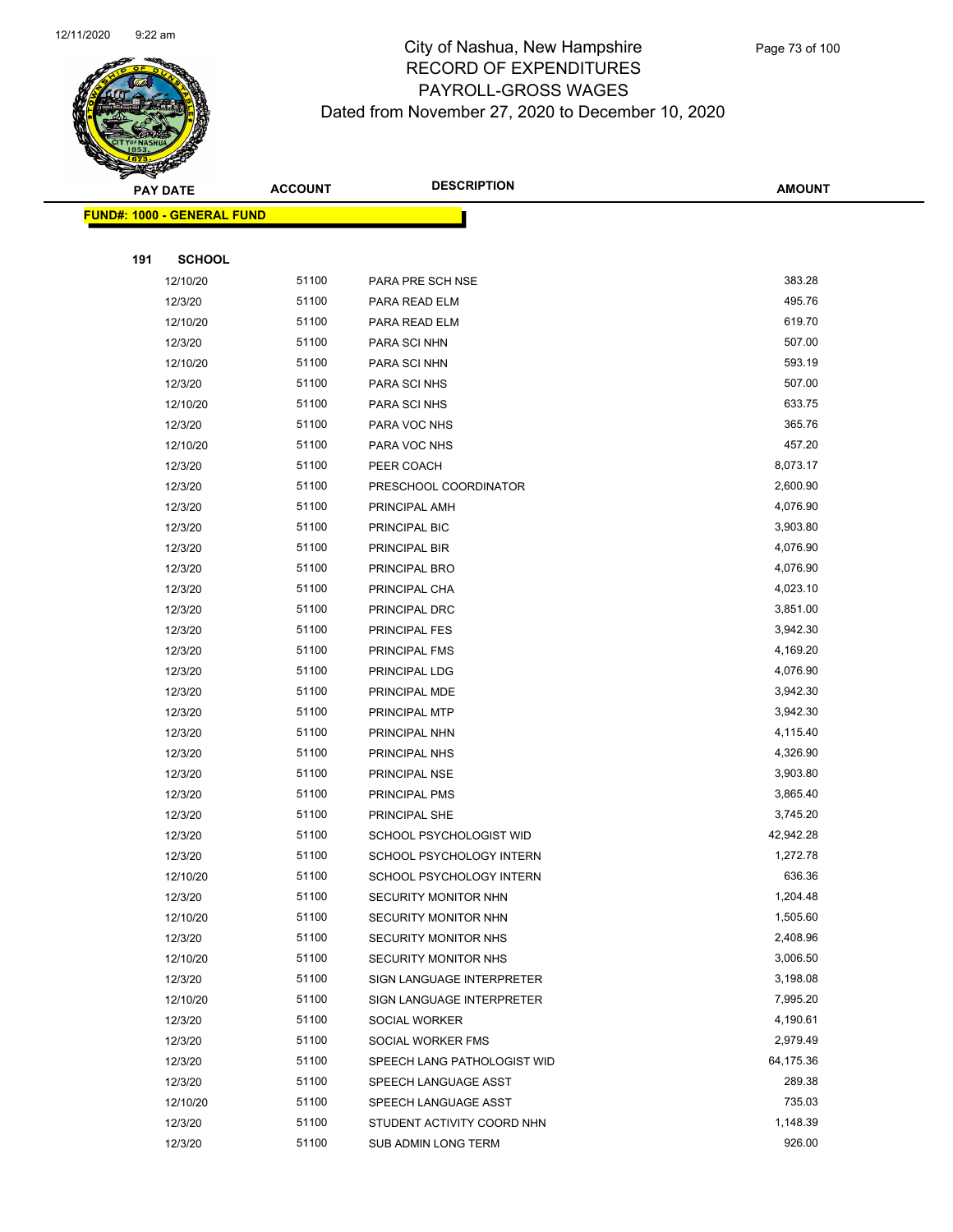# City of Nashua, New Hampshire
## RECORD OF EXPENDITURES
## PAYROLL-GROSS WAGES
### Dated from November 27, 2020 to December 10, 2020

| PAY DATE | ACCOUNT | DESCRIPTION | AMOUNT |
|---|---|---|---|
| **FUND#: 1000 - GENERAL FUND** | | | |
| **191 SCHOOL** | | | |
| 12/10/20 | 51100 | PARA PRE SCH NSE | 383.28 |
| 12/3/20 | 51100 | PARA READ ELM | 495.76 |
| 12/10/20 | 51100 | PARA READ ELM | 619.70 |
| 12/3/20 | 51100 | PARA SCI NHN | 507.00 |
| 12/10/20 | 51100 | PARA SCI NHN | 593.19 |
| 12/3/20 | 51100 | PARA SCI NHS | 507.00 |
| 12/10/20 | 51100 | PARA SCI NHS | 633.75 |
| 12/3/20 | 51100 | PARA VOC NHS | 365.76 |
| 12/10/20 | 51100 | PARA VOC NHS | 457.20 |
| 12/3/20 | 51100 | PEER COACH | 8,073.17 |
| 12/3/20 | 51100 | PRESCHOOL COORDINATOR | 2,600.90 |
| 12/3/20 | 51100 | PRINCIPAL AMH | 4,076.90 |
| 12/3/20 | 51100 | PRINCIPAL BIC | 3,903.80 |
| 12/3/20 | 51100 | PRINCIPAL BIR | 4,076.90 |
| 12/3/20 | 51100 | PRINCIPAL BRO | 4,076.90 |
| 12/3/20 | 51100 | PRINCIPAL CHA | 4,023.10 |
| 12/3/20 | 51100 | PRINCIPAL DRC | 3,851.00 |
| 12/3/20 | 51100 | PRINCIPAL FES | 3,942.30 |
| 12/3/20 | 51100 | PRINCIPAL FMS | 4,169.20 |
| 12/3/20 | 51100 | PRINCIPAL LDG | 4,076.90 |
| 12/3/20 | 51100 | PRINCIPAL MDE | 3,942.30 |
| 12/3/20 | 51100 | PRINCIPAL MTP | 3,942.30 |
| 12/3/20 | 51100 | PRINCIPAL NHN | 4,115.40 |
| 12/3/20 | 51100 | PRINCIPAL NHS | 4,326.90 |
| 12/3/20 | 51100 | PRINCIPAL NSE | 3,903.80 |
| 12/3/20 | 51100 | PRINCIPAL PMS | 3,865.40 |
| 12/3/20 | 51100 | PRINCIPAL SHE | 3,745.20 |
| 12/3/20 | 51100 | SCHOOL PSYCHOLOGIST WID | 42,942.28 |
| 12/3/20 | 51100 | SCHOOL PSYCHOLOGY INTERN | 1,272.78 |
| 12/10/20 | 51100 | SCHOOL PSYCHOLOGY INTERN | 636.36 |
| 12/3/20 | 51100 | SECURITY MONITOR NHN | 1,204.48 |
| 12/10/20 | 51100 | SECURITY MONITOR NHN | 1,505.60 |
| 12/3/20 | 51100 | SECURITY MONITOR NHS | 2,408.96 |
| 12/10/20 | 51100 | SECURITY MONITOR NHS | 3,006.50 |
| 12/3/20 | 51100 | SIGN LANGUAGE INTERPRETER | 3,198.08 |
| 12/10/20 | 51100 | SIGN LANGUAGE INTERPRETER | 7,995.20 |
| 12/3/20 | 51100 | SOCIAL WORKER | 4,190.61 |
| 12/3/20 | 51100 | SOCIAL WORKER FMS | 2,979.49 |
| 12/3/20 | 51100 | SPEECH LANG PATHOLOGIST WID | 64,175.36 |
| 12/3/20 | 51100 | SPEECH LANGUAGE ASST | 289.38 |
| 12/10/20 | 51100 | SPEECH LANGUAGE ASST | 735.03 |
| 12/3/20 | 51100 | STUDENT ACTIVITY COORD NHN | 1,148.39 |
| 12/3/20 | 51100 | SUB ADMIN LONG TERM | 926.00 |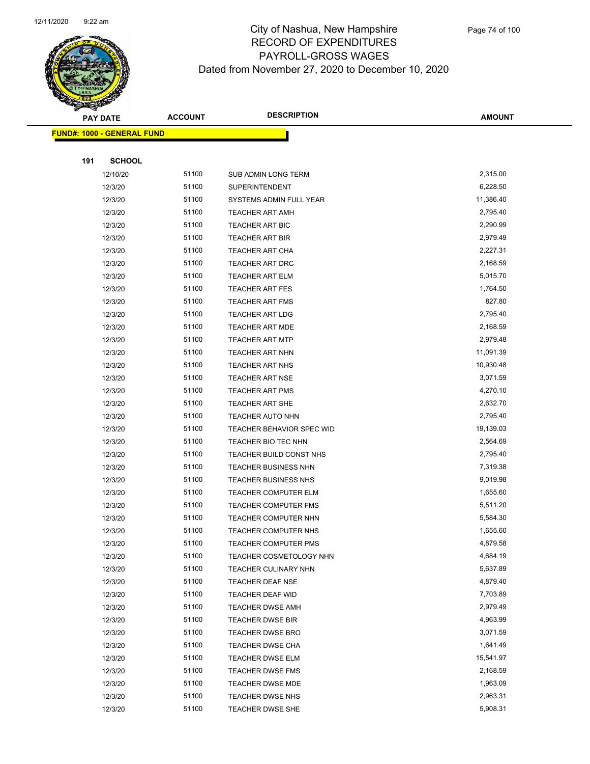# City of Nashua, New Hampshire
## RECORD OF EXPENDITURES
## PAYROLL-GROSS WAGES
## Dated from November 27, 2020 to December 10, 2020

**FUND#: 1000 - GENERAL FUND**

**191 SCHOOL**

| PAY DATE | ACCOUNT | DESCRIPTION | AMOUNT |
|---|---|---|---|
| 12/10/20 | 51100 | SUB ADMIN LONG TERM | 2,315.00 |
| 12/3/20 | 51100 | SUPERINTENDENT | 6,228.50 |
| 12/3/20 | 51100 | SYSTEMS ADMIN FULL YEAR | 11,386.40 |
| 12/3/20 | 51100 | TEACHER ART AMH | 2,795.40 |
| 12/3/20 | 51100 | TEACHER ART BIC | 2,290.99 |
| 12/3/20 | 51100 | TEACHER ART BIR | 2,979.49 |
| 12/3/20 | 51100 | TEACHER ART CHA | 2,227.31 |
| 12/3/20 | 51100 | TEACHER ART DRC | 2,168.59 |
| 12/3/20 | 51100 | TEACHER ART ELM | 5,015.70 |
| 12/3/20 | 51100 | TEACHER ART FES | 1,764.50 |
| 12/3/20 | 51100 | TEACHER ART FMS | 827.80 |
| 12/3/20 | 51100 | TEACHER ART LDG | 2,795.40 |
| 12/3/20 | 51100 | TEACHER ART MDE | 2,168.59 |
| 12/3/20 | 51100 | TEACHER ART MTP | 2,979.48 |
| 12/3/20 | 51100 | TEACHER ART NHN | 11,091.39 |
| 12/3/20 | 51100 | TEACHER ART NHS | 10,930.48 |
| 12/3/20 | 51100 | TEACHER ART NSE | 3,071.59 |
| 12/3/20 | 51100 | TEACHER ART PMS | 4,270.10 |
| 12/3/20 | 51100 | TEACHER ART SHE | 2,632.70 |
| 12/3/20 | 51100 | TEACHER AUTO NHN | 2,795.40 |
| 12/3/20 | 51100 | TEACHER BEHAVIOR SPEC WID | 19,139.03 |
| 12/3/20 | 51100 | TEACHER BIO TEC NHN | 2,564.69 |
| 12/3/20 | 51100 | TEACHER BUILD CONST NHS | 2,795.40 |
| 12/3/20 | 51100 | TEACHER BUSINESS NHN | 7,319.38 |
| 12/3/20 | 51100 | TEACHER BUSINESS NHS | 9,019.98 |
| 12/3/20 | 51100 | TEACHER COMPUTER ELM | 1,655.60 |
| 12/3/20 | 51100 | TEACHER COMPUTER FMS | 5,511.20 |
| 12/3/20 | 51100 | TEACHER COMPUTER NHN | 5,584.30 |
| 12/3/20 | 51100 | TEACHER COMPUTER NHS | 1,655.60 |
| 12/3/20 | 51100 | TEACHER COMPUTER PMS | 4,879.58 |
| 12/3/20 | 51100 | TEACHER COSMETOLOGY NHN | 4,684.19 |
| 12/3/20 | 51100 | TEACHER CULINARY NHN | 5,637.89 |
| 12/3/20 | 51100 | TEACHER DEAF NSE | 4,879.40 |
| 12/3/20 | 51100 | TEACHER DEAF WID | 7,703.89 |
| 12/3/20 | 51100 | TEACHER DWSE AMH | 2,979.49 |
| 12/3/20 | 51100 | TEACHER DWSE BIR | 4,963.99 |
| 12/3/20 | 51100 | TEACHER DWSE BRO | 3,071.59 |
| 12/3/20 | 51100 | TEACHER DWSE CHA | 1,641.49 |
| 12/3/20 | 51100 | TEACHER DWSE ELM | 15,541.97 |
| 12/3/20 | 51100 | TEACHER DWSE FMS | 2,168.59 |
| 12/3/20 | 51100 | TEACHER DWSE MDE | 1,963.09 |
| 12/3/20 | 51100 | TEACHER DWSE NHS | 2,963.31 |
| 12/3/20 | 51100 | TEACHER DWSE SHE | 5,908.31 |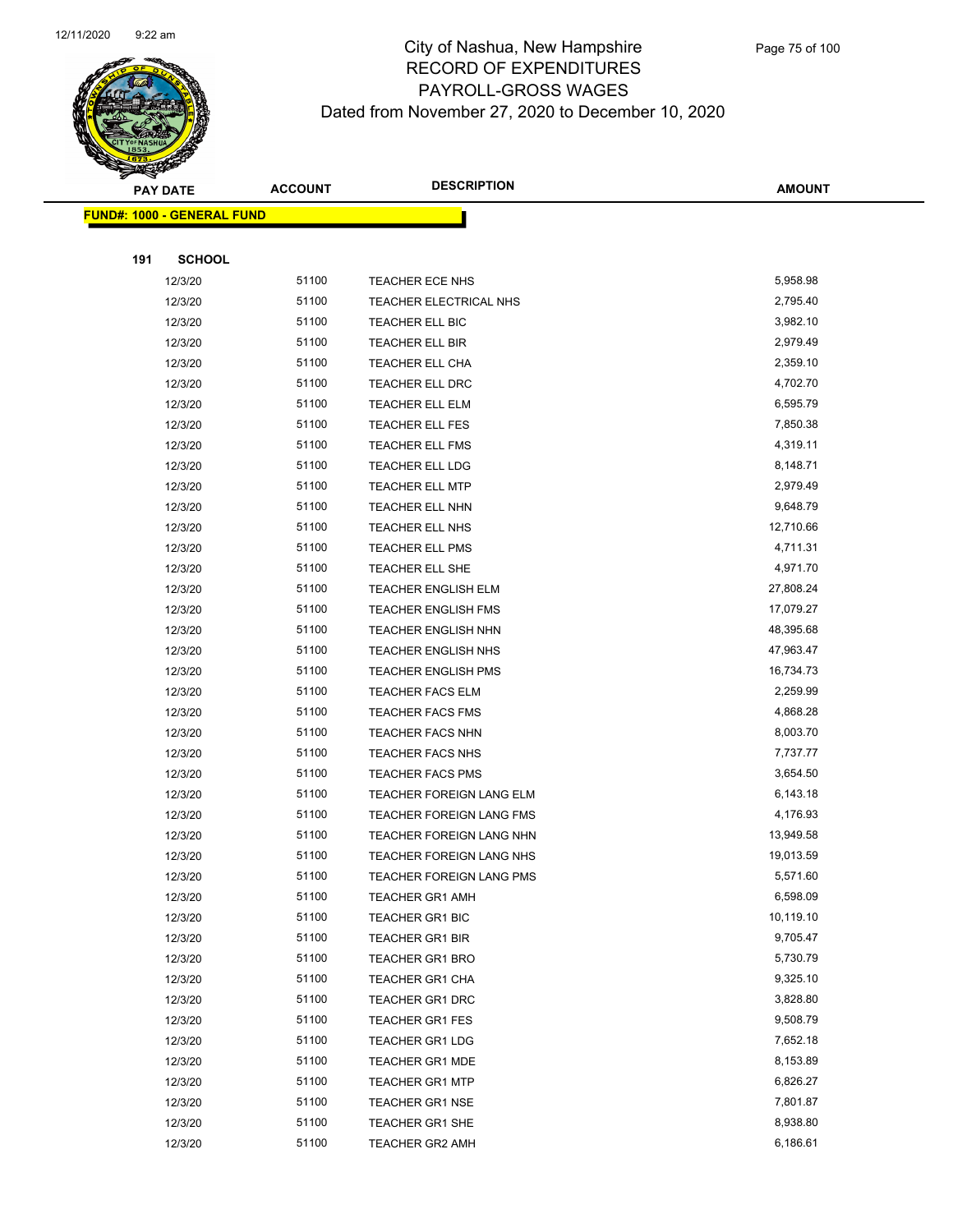# City of Nashua, New Hampshire
## RECORD OF EXPENDITURES
## PAYROLL-GROSS WAGES
## Dated from November 27, 2020 to December 10, 2020

| PAY DATE | ACCOUNT | DESCRIPTION | AMOUNT |
|---|---|---|---|
| **FUND#: 1000 - GENERAL FUND** | | | |
| **191 SCHOOL** | | | |
| 12/3/20 | 51100 | TEACHER ECE NHS | 5,958.98 |
| 12/3/20 | 51100 | TEACHER ELECTRICAL NHS | 2,795.40 |
| 12/3/20 | 51100 | TEACHER ELL BIC | 3,982.10 |
| 12/3/20 | 51100 | TEACHER ELL BIR | 2,979.49 |
| 12/3/20 | 51100 | TEACHER ELL CHA | 2,359.10 |
| 12/3/20 | 51100 | TEACHER ELL DRC | 4,702.70 |
| 12/3/20 | 51100 | TEACHER ELL ELM | 6,595.79 |
| 12/3/20 | 51100 | TEACHER ELL FES | 7,850.38 |
| 12/3/20 | 51100 | TEACHER ELL FMS | 4,319.11 |
| 12/3/20 | 51100 | TEACHER ELL LDG | 8,148.71 |
| 12/3/20 | 51100 | TEACHER ELL MTP | 2,979.49 |
| 12/3/20 | 51100 | TEACHER ELL NHN | 9,648.79 |
| 12/3/20 | 51100 | TEACHER ELL NHS | 12,710.66 |
| 12/3/20 | 51100 | TEACHER ELL PMS | 4,711.31 |
| 12/3/20 | 51100 | TEACHER ELL SHE | 4,971.70 |
| 12/3/20 | 51100 | TEACHER ENGLISH ELM | 27,808.24 |
| 12/3/20 | 51100 | TEACHER ENGLISH FMS | 17,079.27 |
| 12/3/20 | 51100 | TEACHER ENGLISH NHN | 48,395.68 |
| 12/3/20 | 51100 | TEACHER ENGLISH NHS | 47,963.47 |
| 12/3/20 | 51100 | TEACHER ENGLISH PMS | 16,734.73 |
| 12/3/20 | 51100 | TEACHER FACS ELM | 2,259.99 |
| 12/3/20 | 51100 | TEACHER FACS FMS | 4,868.28 |
| 12/3/20 | 51100 | TEACHER FACS NHN | 8,003.70 |
| 12/3/20 | 51100 | TEACHER FACS NHS | 7,737.77 |
| 12/3/20 | 51100 | TEACHER FACS PMS | 3,654.50 |
| 12/3/20 | 51100 | TEACHER FOREIGN LANG ELM | 6,143.18 |
| 12/3/20 | 51100 | TEACHER FOREIGN LANG FMS | 4,176.93 |
| 12/3/20 | 51100 | TEACHER FOREIGN LANG NHN | 13,949.58 |
| 12/3/20 | 51100 | TEACHER FOREIGN LANG NHS | 19,013.59 |
| 12/3/20 | 51100 | TEACHER FOREIGN LANG PMS | 5,571.60 |
| 12/3/20 | 51100 | TEACHER GR1 AMH | 6,598.09 |
| 12/3/20 | 51100 | TEACHER GR1 BIC | 10,119.10 |
| 12/3/20 | 51100 | TEACHER GR1 BIR | 9,705.47 |
| 12/3/20 | 51100 | TEACHER GR1 BRO | 5,730.79 |
| 12/3/20 | 51100 | TEACHER GR1 CHA | 9,325.10 |
| 12/3/20 | 51100 | TEACHER GR1 DRC | 3,828.80 |
| 12/3/20 | 51100 | TEACHER GR1 FES | 9,508.79 |
| 12/3/20 | 51100 | TEACHER GR1 LDG | 7,652.18 |
| 12/3/20 | 51100 | TEACHER GR1 MDE | 8,153.89 |
| 12/3/20 | 51100 | TEACHER GR1 MTP | 6,826.27 |
| 12/3/20 | 51100 | TEACHER GR1 NSE | 7,801.87 |
| 12/3/20 | 51100 | TEACHER GR1 SHE | 8,938.80 |
| 12/3/20 | 51100 | TEACHER GR2 AMH | 6,186.61 |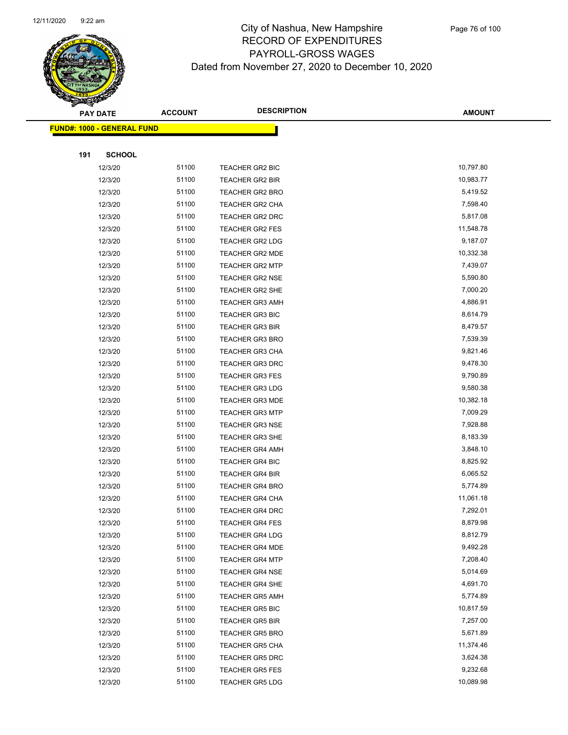# City of Nashua, New Hampshire
## RECORD OF EXPENDITURES
## PAYROLL-GROSS WAGES
## Dated from November 27, 2020 to December 10, 2020

| PAY DATE | ACCOUNT | DESCRIPTION | AMOUNT |
|---|---|---|---|
| **FUND#: 1000 - GENERAL FUND** | | | |
| **191 SCHOOL** | | | |
| 12/3/20 | 51100 | TEACHER GR2 BIC | 10,797.80 |
| 12/3/20 | 51100 | TEACHER GR2 BIR | 10,983.77 |
| 12/3/20 | 51100 | TEACHER GR2 BRO | 5,419.52 |
| 12/3/20 | 51100 | TEACHER GR2 CHA | 7,598.40 |
| 12/3/20 | 51100 | TEACHER GR2 DRC | 5,817.08 |
| 12/3/20 | 51100 | TEACHER GR2 FES | 11,548.78 |
| 12/3/20 | 51100 | TEACHER GR2 LDG | 9,187.07 |
| 12/3/20 | 51100 | TEACHER GR2 MDE | 10,332.38 |
| 12/3/20 | 51100 | TEACHER GR2 MTP | 7,439.07 |
| 12/3/20 | 51100 | TEACHER GR2 NSE | 5,590.80 |
| 12/3/20 | 51100 | TEACHER GR2 SHE | 7,000.20 |
| 12/3/20 | 51100 | TEACHER GR3 AMH | 4,886.91 |
| 12/3/20 | 51100 | TEACHER GR3 BIC | 8,614.79 |
| 12/3/20 | 51100 | TEACHER GR3 BIR | 8,479.57 |
| 12/3/20 | 51100 | TEACHER GR3 BRO | 7,539.39 |
| 12/3/20 | 51100 | TEACHER GR3 CHA | 9,821.46 |
| 12/3/20 | 51100 | TEACHER GR3 DRC | 9,478.30 |
| 12/3/20 | 51100 | TEACHER GR3 FES | 9,790.89 |
| 12/3/20 | 51100 | TEACHER GR3 LDG | 9,580.38 |
| 12/3/20 | 51100 | TEACHER GR3 MDE | 10,382.18 |
| 12/3/20 | 51100 | TEACHER GR3 MTP | 7,009.29 |
| 12/3/20 | 51100 | TEACHER GR3 NSE | 7,928.88 |
| 12/3/20 | 51100 | TEACHER GR3 SHE | 8,183.39 |
| 12/3/20 | 51100 | TEACHER GR4 AMH | 3,848.10 |
| 12/3/20 | 51100 | TEACHER GR4 BIC | 8,825.92 |
| 12/3/20 | 51100 | TEACHER GR4 BIR | 6,065.52 |
| 12/3/20 | 51100 | TEACHER GR4 BRO | 5,774.89 |
| 12/3/20 | 51100 | TEACHER GR4 CHA | 11,061.18 |
| 12/3/20 | 51100 | TEACHER GR4 DRC | 7,292.01 |
| 12/3/20 | 51100 | TEACHER GR4 FES | 8,879.98 |
| 12/3/20 | 51100 | TEACHER GR4 LDG | 8,812.79 |
| 12/3/20 | 51100 | TEACHER GR4 MDE | 9,492.28 |
| 12/3/20 | 51100 | TEACHER GR4 MTP | 7,208.40 |
| 12/3/20 | 51100 | TEACHER GR4 NSE | 5,014.69 |
| 12/3/20 | 51100 | TEACHER GR4 SHE | 4,691.70 |
| 12/3/20 | 51100 | TEACHER GR5 AMH | 5,774.89 |
| 12/3/20 | 51100 | TEACHER GR5 BIC | 10,817.59 |
| 12/3/20 | 51100 | TEACHER GR5 BIR | 7,257.00 |
| 12/3/20 | 51100 | TEACHER GR5 BRO | 5,671.89 |
| 12/3/20 | 51100 | TEACHER GR5 CHA | 11,374.46 |
| 12/3/20 | 51100 | TEACHER GR5 DRC | 3,624.38 |
| 12/3/20 | 51100 | TEACHER GR5 FES | 9,232.68 |
| 12/3/20 | 51100 | TEACHER GR5 LDG | 10,089.98 |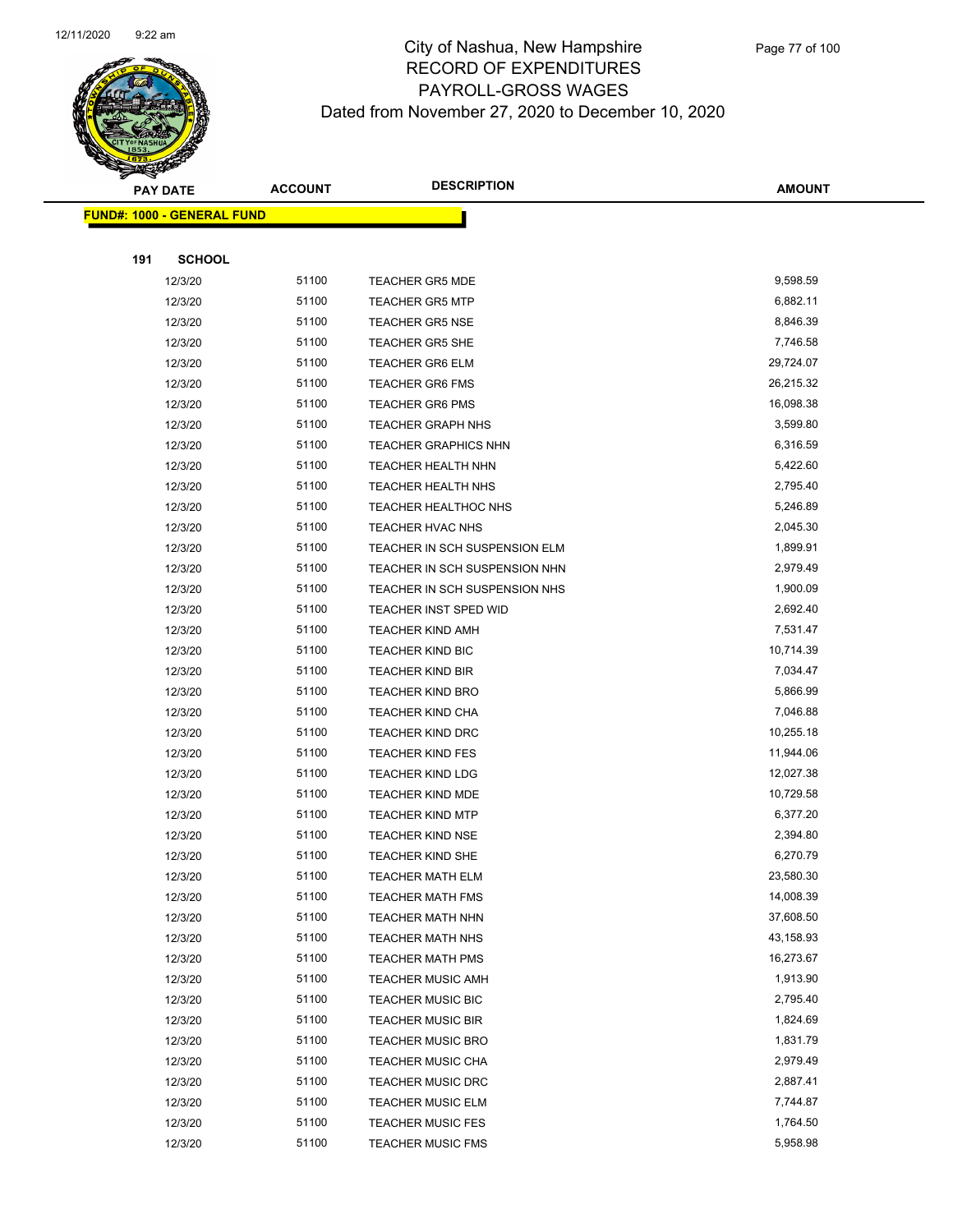# City of Nashua, New Hampshire
# RECORD OF EXPENDITURES
# PAYROLL-GROSS WAGES
## Dated from November 27, 2020 to December 10, 2020

**FUND#: 1000 - GENERAL FUND**

**191 SCHOOL**

| PAY DATE | ACCOUNT | DESCRIPTION | AMOUNT |
|---|---|---|---|
| 12/3/20 | 51100 | TEACHER GR5 MDE | 9,598.59 |
| 12/3/20 | 51100 | TEACHER GR5 MTP | 6,882.11 |
| 12/3/20 | 51100 | TEACHER GR5 NSE | 8,846.39 |
| 12/3/20 | 51100 | TEACHER GR5 SHE | 7,746.58 |
| 12/3/20 | 51100 | TEACHER GR6 ELM | 29,724.07 |
| 12/3/20 | 51100 | TEACHER GR6 FMS | 26,215.32 |
| 12/3/20 | 51100 | TEACHER GR6 PMS | 16,098.38 |
| 12/3/20 | 51100 | TEACHER GRAPH NHS | 3,599.80 |
| 12/3/20 | 51100 | TEACHER GRAPHICS NHN | 6,316.59 |
| 12/3/20 | 51100 | TEACHER HEALTH NHN | 5,422.60 |
| 12/3/20 | 51100 | TEACHER HEALTH NHS | 2,795.40 |
| 12/3/20 | 51100 | TEACHER HEALTHOC NHS | 5,246.89 |
| 12/3/20 | 51100 | TEACHER HVAC NHS | 2,045.30 |
| 12/3/20 | 51100 | TEACHER IN SCH SUSPENSION ELM | 1,899.91 |
| 12/3/20 | 51100 | TEACHER IN SCH SUSPENSION NHN | 2,979.49 |
| 12/3/20 | 51100 | TEACHER IN SCH SUSPENSION NHS | 1,900.09 |
| 12/3/20 | 51100 | TEACHER INST SPED WID | 2,692.40 |
| 12/3/20 | 51100 | TEACHER KIND AMH | 7,531.47 |
| 12/3/20 | 51100 | TEACHER KIND BIC | 10,714.39 |
| 12/3/20 | 51100 | TEACHER KIND BIR | 7,034.47 |
| 12/3/20 | 51100 | TEACHER KIND BRO | 5,866.99 |
| 12/3/20 | 51100 | TEACHER KIND CHA | 7,046.88 |
| 12/3/20 | 51100 | TEACHER KIND DRC | 10,255.18 |
| 12/3/20 | 51100 | TEACHER KIND FES | 11,944.06 |
| 12/3/20 | 51100 | TEACHER KIND LDG | 12,027.38 |
| 12/3/20 | 51100 | TEACHER KIND MDE | 10,729.58 |
| 12/3/20 | 51100 | TEACHER KIND MTP | 6,377.20 |
| 12/3/20 | 51100 | TEACHER KIND NSE | 2,394.80 |
| 12/3/20 | 51100 | TEACHER KIND SHE | 6,270.79 |
| 12/3/20 | 51100 | TEACHER MATH ELM | 23,580.30 |
| 12/3/20 | 51100 | TEACHER MATH FMS | 14,008.39 |
| 12/3/20 | 51100 | TEACHER MATH NHN | 37,608.50 |
| 12/3/20 | 51100 | TEACHER MATH NHS | 43,158.93 |
| 12/3/20 | 51100 | TEACHER MATH PMS | 16,273.67 |
| 12/3/20 | 51100 | TEACHER MUSIC AMH | 1,913.90 |
| 12/3/20 | 51100 | TEACHER MUSIC BIC | 2,795.40 |
| 12/3/20 | 51100 | TEACHER MUSIC BIR | 1,824.69 |
| 12/3/20 | 51100 | TEACHER MUSIC BRO | 1,831.79 |
| 12/3/20 | 51100 | TEACHER MUSIC CHA | 2,979.49 |
| 12/3/20 | 51100 | TEACHER MUSIC DRC | 2,887.41 |
| 12/3/20 | 51100 | TEACHER MUSIC ELM | 7,744.87 |
| 12/3/20 | 51100 | TEACHER MUSIC FES | 1,764.50 |
| 12/3/20 | 51100 | TEACHER MUSIC FMS | 5,958.98 |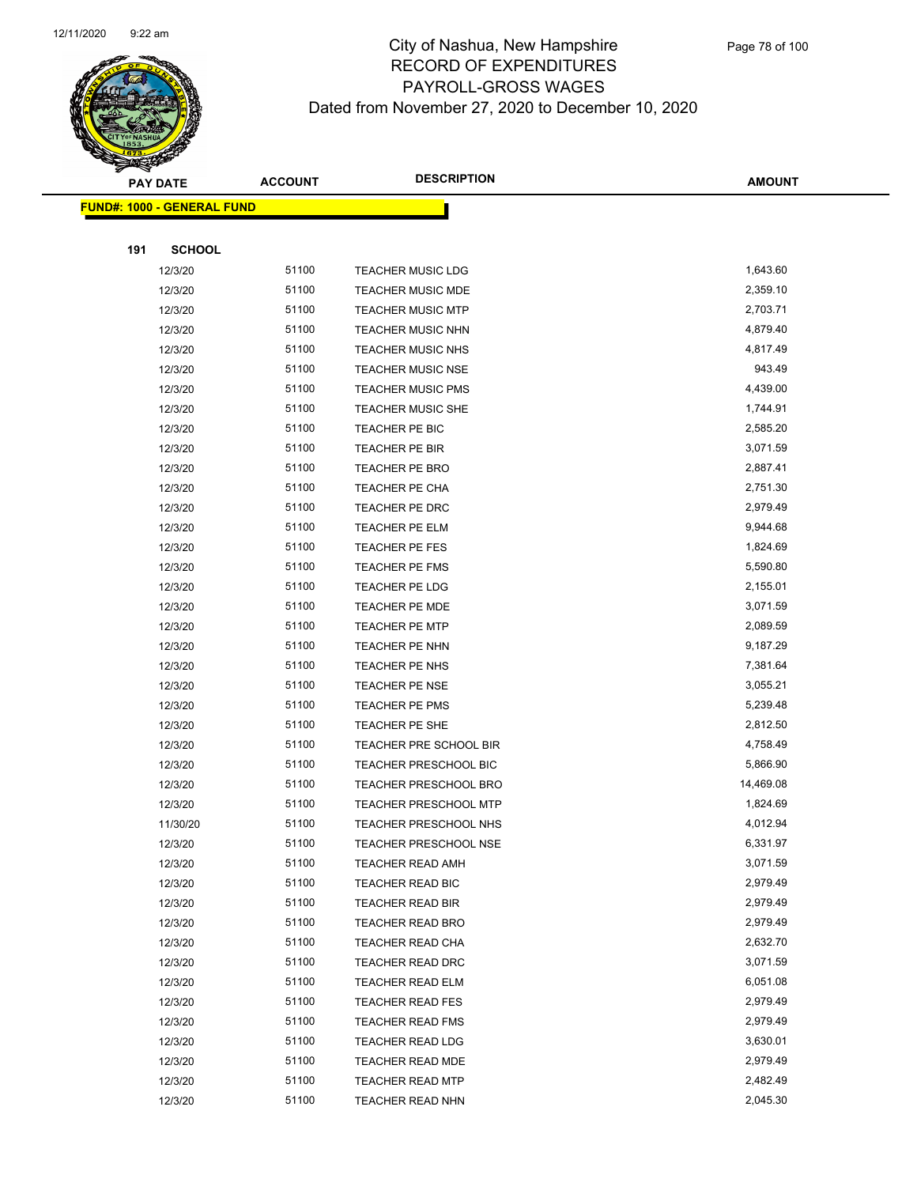# City of Nashua, New Hampshire
## RECORD OF EXPENDITURES
## PAYROLL-GROSS WAGES
## Dated from November 27, 2020 to December 10, 2020

| PAY DATE | ACCOUNT | DESCRIPTION | AMOUNT |
|---|---|---|---|
| **FUND#: 1000 - GENERAL FUND** | | | |
| **191 SCHOOL** | | | |
| 12/3/20 | 51100 | TEACHER MUSIC LDG | 1,643.60 |
| 12/3/20 | 51100 | TEACHER MUSIC MDE | 2,359.10 |
| 12/3/20 | 51100 | TEACHER MUSIC MTP | 2,703.71 |
| 12/3/20 | 51100 | TEACHER MUSIC NHN | 4,879.40 |
| 12/3/20 | 51100 | TEACHER MUSIC NHS | 4,817.49 |
| 12/3/20 | 51100 | TEACHER MUSIC NSE | 943.49 |
| 12/3/20 | 51100 | TEACHER MUSIC PMS | 4,439.00 |
| 12/3/20 | 51100 | TEACHER MUSIC SHE | 1,744.91 |
| 12/3/20 | 51100 | TEACHER PE BIC | 2,585.20 |
| 12/3/20 | 51100 | TEACHER PE BIR | 3,071.59 |
| 12/3/20 | 51100 | TEACHER PE BRO | 2,887.41 |
| 12/3/20 | 51100 | TEACHER PE CHA | 2,751.30 |
| 12/3/20 | 51100 | TEACHER PE DRC | 2,979.49 |
| 12/3/20 | 51100 | TEACHER PE ELM | 9,944.68 |
| 12/3/20 | 51100 | TEACHER PE FES | 1,824.69 |
| 12/3/20 | 51100 | TEACHER PE FMS | 5,590.80 |
| 12/3/20 | 51100 | TEACHER PE LDG | 2,155.01 |
| 12/3/20 | 51100 | TEACHER PE MDE | 3,071.59 |
| 12/3/20 | 51100 | TEACHER PE MTP | 2,089.59 |
| 12/3/20 | 51100 | TEACHER PE NHN | 9,187.29 |
| 12/3/20 | 51100 | TEACHER PE NHS | 7,381.64 |
| 12/3/20 | 51100 | TEACHER PE NSE | 3,055.21 |
| 12/3/20 | 51100 | TEACHER PE PMS | 5,239.48 |
| 12/3/20 | 51100 | TEACHER PE SHE | 2,812.50 |
| 12/3/20 | 51100 | TEACHER PRE SCHOOL BIR | 4,758.49 |
| 12/3/20 | 51100 | TEACHER PRESCHOOL BIC | 5,866.90 |
| 12/3/20 | 51100 | TEACHER PRESCHOOL BRO | 14,469.08 |
| 12/3/20 | 51100 | TEACHER PRESCHOOL MTP | 1,824.69 |
| 11/30/20 | 51100 | TEACHER PRESCHOOL NHS | 4,012.94 |
| 12/3/20 | 51100 | TEACHER PRESCHOOL NSE | 6,331.97 |
| 12/3/20 | 51100 | TEACHER READ AMH | 3,071.59 |
| 12/3/20 | 51100 | TEACHER READ BIC | 2,979.49 |
| 12/3/20 | 51100 | TEACHER READ BIR | 2,979.49 |
| 12/3/20 | 51100 | TEACHER READ BRO | 2,979.49 |
| 12/3/20 | 51100 | TEACHER READ CHA | 2,632.70 |
| 12/3/20 | 51100 | TEACHER READ DRC | 3,071.59 |
| 12/3/20 | 51100 | TEACHER READ ELM | 6,051.08 |
| 12/3/20 | 51100 | TEACHER READ FES | 2,979.49 |
| 12/3/20 | 51100 | TEACHER READ FMS | 2,979.49 |
| 12/3/20 | 51100 | TEACHER READ LDG | 3,630.01 |
| 12/3/20 | 51100 | TEACHER READ MDE | 2,979.49 |
| 12/3/20 | 51100 | TEACHER READ MTP | 2,482.49 |
| 12/3/20 | 51100 | TEACHER READ NHN | 2,045.30 |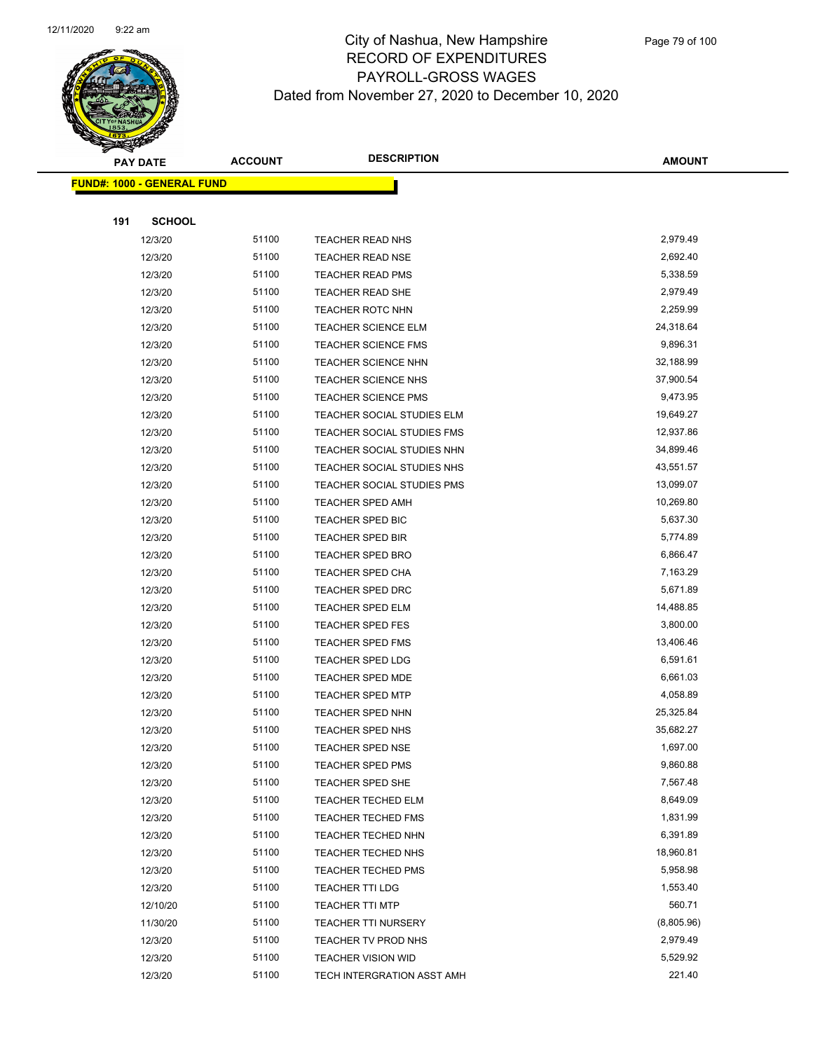# City of Nashua, New Hampshire
## RECORD OF EXPENDITURES
## PAYROLL-GROSS WAGES
## Dated from November 27, 2020 to December 10, 2020

| PAY DATE | ACCOUNT | DESCRIPTION | AMOUNT |
|---|---|---|---|

**FUND#: 1000 - GENERAL FUND**

**191 SCHOOL**

| PAY DATE | ACCOUNT | DESCRIPTION | AMOUNT |
|---|---|---|---|
| 12/3/20 | 51100 | TEACHER READ NHS | 2,979.49 |
| 12/3/20 | 51100 | TEACHER READ NSE | 2,692.40 |
| 12/3/20 | 51100 | TEACHER READ PMS | 5,338.59 |
| 12/3/20 | 51100 | TEACHER READ SHE | 2,979.49 |
| 12/3/20 | 51100 | TEACHER ROTC NHN | 2,259.99 |
| 12/3/20 | 51100 | TEACHER SCIENCE ELM | 24,318.64 |
| 12/3/20 | 51100 | TEACHER SCIENCE FMS | 9,896.31 |
| 12/3/20 | 51100 | TEACHER SCIENCE NHN | 32,188.99 |
| 12/3/20 | 51100 | TEACHER SCIENCE NHS | 37,900.54 |
| 12/3/20 | 51100 | TEACHER SCIENCE PMS | 9,473.95 |
| 12/3/20 | 51100 | TEACHER SOCIAL STUDIES ELM | 19,649.27 |
| 12/3/20 | 51100 | TEACHER SOCIAL STUDIES FMS | 12,937.86 |
| 12/3/20 | 51100 | TEACHER SOCIAL STUDIES NHN | 34,899.46 |
| 12/3/20 | 51100 | TEACHER SOCIAL STUDIES NHS | 43,551.57 |
| 12/3/20 | 51100 | TEACHER SOCIAL STUDIES PMS | 13,099.07 |
| 12/3/20 | 51100 | TEACHER SPED AMH | 10,269.80 |
| 12/3/20 | 51100 | TEACHER SPED BIC | 5,637.30 |
| 12/3/20 | 51100 | TEACHER SPED BIR | 5,774.89 |
| 12/3/20 | 51100 | TEACHER SPED BRO | 6,866.47 |
| 12/3/20 | 51100 | TEACHER SPED CHA | 7,163.29 |
| 12/3/20 | 51100 | TEACHER SPED DRC | 5,671.89 |
| 12/3/20 | 51100 | TEACHER SPED ELM | 14,488.85 |
| 12/3/20 | 51100 | TEACHER SPED FES | 3,800.00 |
| 12/3/20 | 51100 | TEACHER SPED FMS | 13,406.46 |
| 12/3/20 | 51100 | TEACHER SPED LDG | 6,591.61 |
| 12/3/20 | 51100 | TEACHER SPED MDE | 6,661.03 |
| 12/3/20 | 51100 | TEACHER SPED MTP | 4,058.89 |
| 12/3/20 | 51100 | TEACHER SPED NHN | 25,325.84 |
| 12/3/20 | 51100 | TEACHER SPED NHS | 35,682.27 |
| 12/3/20 | 51100 | TEACHER SPED NSE | 1,697.00 |
| 12/3/20 | 51100 | TEACHER SPED PMS | 9,860.88 |
| 12/3/20 | 51100 | TEACHER SPED SHE | 7,567.48 |
| 12/3/20 | 51100 | TEACHER TECHED ELM | 8,649.09 |
| 12/3/20 | 51100 | TEACHER TECHED FMS | 1,831.99 |
| 12/3/20 | 51100 | TEACHER TECHED NHN | 6,391.89 |
| 12/3/20 | 51100 | TEACHER TECHED NHS | 18,960.81 |
| 12/3/20 | 51100 | TEACHER TECHED PMS | 5,958.98 |
| 12/3/20 | 51100 | TEACHER TTI LDG | 1,553.40 |
| 12/10/20 | 51100 | TEACHER TTI MTP | 560.71 |
| 11/30/20 | 51100 | TEACHER TTI NURSERY | (8,805.96) |
| 12/3/20 | 51100 | TEACHER TV PROD NHS | 2,979.49 |
| 12/3/20 | 51100 | TEACHER VISION WID | 5,529.92 |
| 12/3/20 | 51100 | TECH INTERGRATION ASST AMH | 221.40 |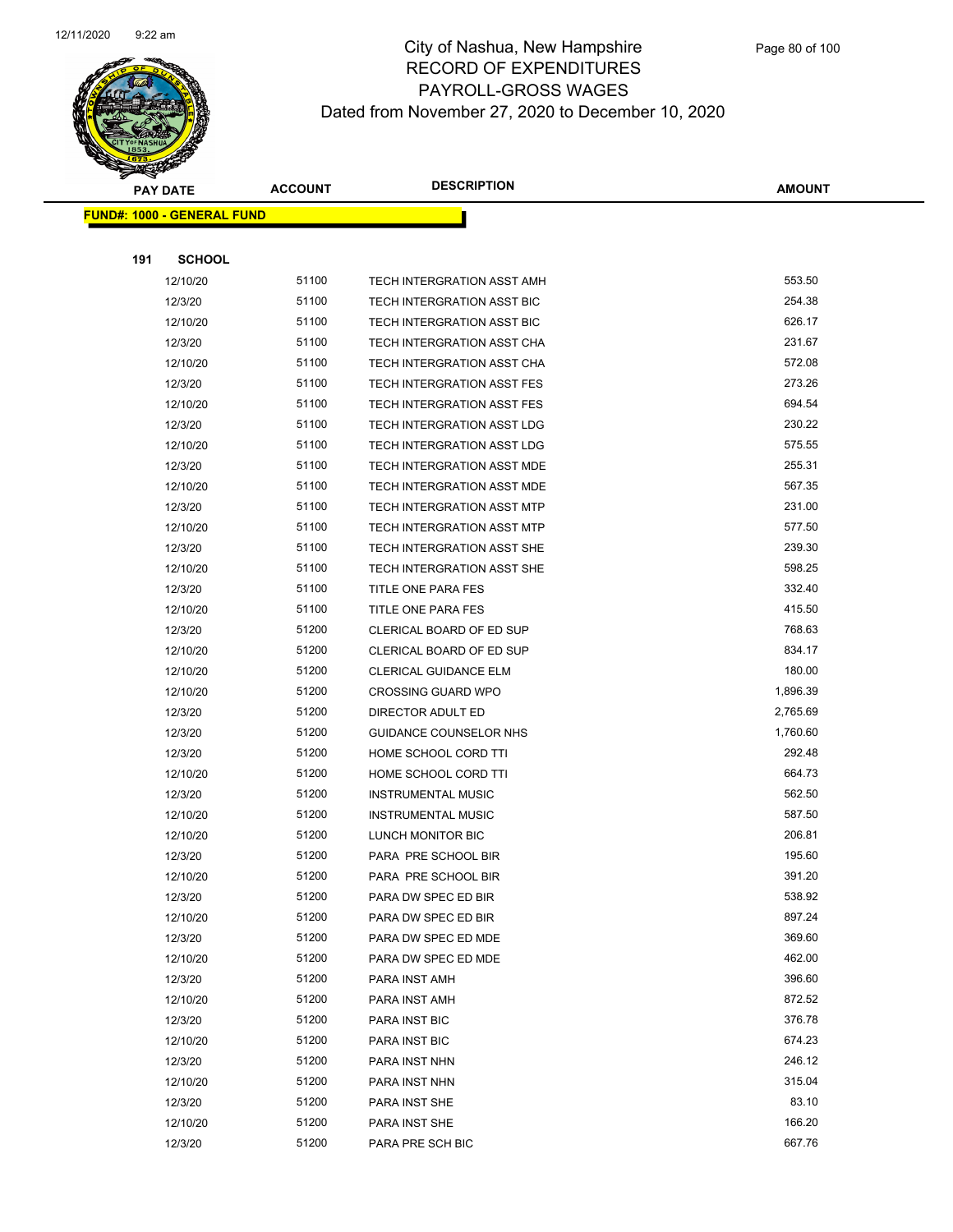# City of Nashua, New Hampshire
## RECORD OF EXPENDITURES
## PAYROLL-GROSS WAGES
## Dated from November 27, 2020 to December 10, 2020

| PAY DATE | ACCOUNT | DESCRIPTION | AMOUNT |
|---|---|---|---|

**FUND#: 1000 - GENERAL FUND**

**191 SCHOOL**

| PAY DATE | ACCOUNT | DESCRIPTION | AMOUNT |
|---|---|---|---|
| 12/10/20 | 51100 | TECH INTERGRATION ASST AMH | 553.50 |
| 12/3/20 | 51100 | TECH INTERGRATION ASST BIC | 254.38 |
| 12/10/20 | 51100 | TECH INTERGRATION ASST BIC | 626.17 |
| 12/3/20 | 51100 | TECH INTERGRATION ASST CHA | 231.67 |
| 12/10/20 | 51100 | TECH INTERGRATION ASST CHA | 572.08 |
| 12/3/20 | 51100 | TECH INTERGRATION ASST FES | 273.26 |
| 12/10/20 | 51100 | TECH INTERGRATION ASST FES | 694.54 |
| 12/3/20 | 51100 | TECH INTERGRATION ASST LDG | 230.22 |
| 12/10/20 | 51100 | TECH INTERGRATION ASST LDG | 575.55 |
| 12/3/20 | 51100 | TECH INTERGRATION ASST MDE | 255.31 |
| 12/10/20 | 51100 | TECH INTERGRATION ASST MDE | 567.35 |
| 12/3/20 | 51100 | TECH INTERGRATION ASST MTP | 231.00 |
| 12/10/20 | 51100 | TECH INTERGRATION ASST MTP | 577.50 |
| 12/3/20 | 51100 | TECH INTERGRATION ASST SHE | 239.30 |
| 12/10/20 | 51100 | TECH INTERGRATION ASST SHE | 598.25 |
| 12/3/20 | 51100 | TITLE ONE PARA FES | 332.40 |
| 12/10/20 | 51100 | TITLE ONE PARA FES | 415.50 |
| 12/3/20 | 51200 | CLERICAL BOARD OF ED SUP | 768.63 |
| 12/10/20 | 51200 | CLERICAL BOARD OF ED SUP | 834.17 |
| 12/10/20 | 51200 | CLERICAL GUIDANCE ELM | 180.00 |
| 12/10/20 | 51200 | CROSSING GUARD WPO | 1,896.39 |
| 12/3/20 | 51200 | DIRECTOR ADULT ED | 2,765.69 |
| 12/3/20 | 51200 | GUIDANCE COUNSELOR NHS | 1,760.60 |
| 12/3/20 | 51200 | HOME SCHOOL CORD TTI | 292.48 |
| 12/10/20 | 51200 | HOME SCHOOL CORD TTI | 664.73 |
| 12/3/20 | 51200 | INSTRUMENTAL MUSIC | 562.50 |
| 12/10/20 | 51200 | INSTRUMENTAL MUSIC | 587.50 |
| 12/10/20 | 51200 | LUNCH MONITOR BIC | 206.81 |
| 12/3/20 | 51200 | PARA PRE SCHOOL BIR | 195.60 |
| 12/10/20 | 51200 | PARA PRE SCHOOL BIR | 391.20 |
| 12/3/20 | 51200 | PARA DW SPEC ED BIR | 538.92 |
| 12/10/20 | 51200 | PARA DW SPEC ED BIR | 897.24 |
| 12/3/20 | 51200 | PARA DW SPEC ED MDE | 369.60 |
| 12/10/20 | 51200 | PARA DW SPEC ED MDE | 462.00 |
| 12/3/20 | 51200 | PARA INST AMH | 396.60 |
| 12/10/20 | 51200 | PARA INST AMH | 872.52 |
| 12/3/20 | 51200 | PARA INST BIC | 376.78 |
| 12/10/20 | 51200 | PARA INST BIC | 674.23 |
| 12/3/20 | 51200 | PARA INST NHN | 246.12 |
| 12/10/20 | 51200 | PARA INST NHN | 315.04 |
| 12/3/20 | 51200 | PARA INST SHE | 83.10 |
| 12/10/20 | 51200 | PARA INST SHE | 166.20 |
| 12/3/20 | 51200 | PARA PRE SCH BIC | 667.76 |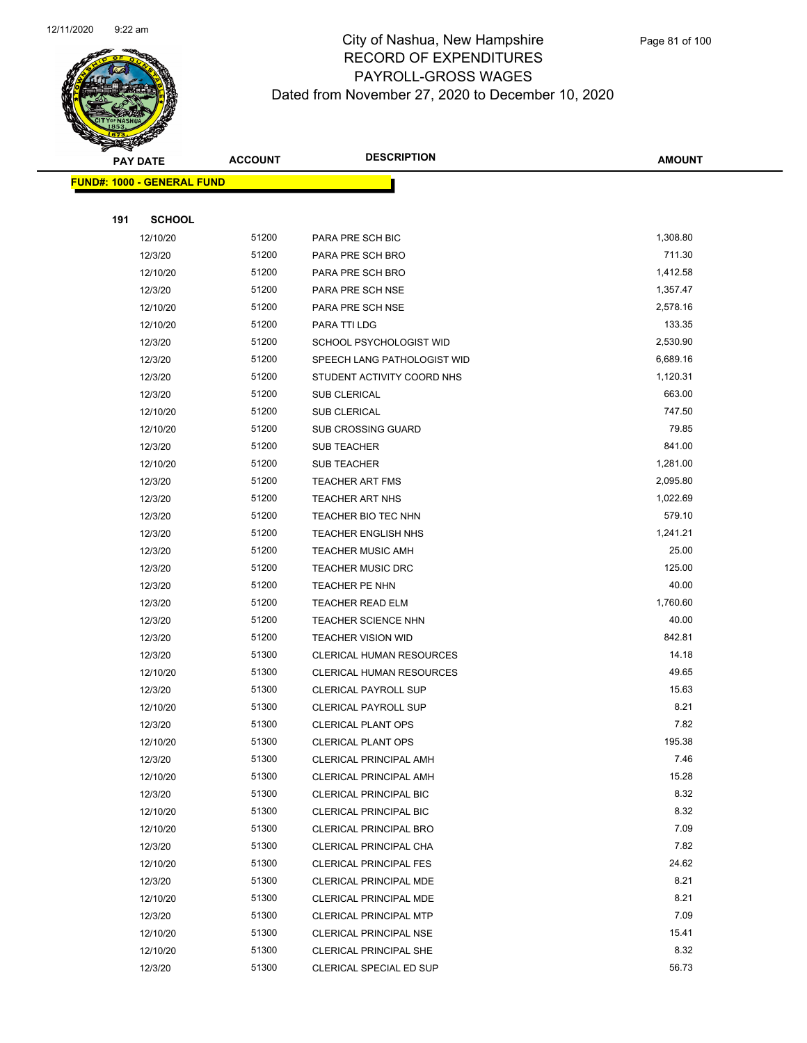# City of Nashua, New Hampshire
## RECORD OF EXPENDITURES
## PAYROLL-GROSS WAGES
### Dated from November 27, 2020 to December 10, 2020

| PAY DATE | ACCOUNT | DESCRIPTION | AMOUNT |
|---|---|---|---|
| **FUND#: 1000 - GENERAL FUND** | | | |
| **191 SCHOOL** | | | |
| 12/10/20 | 51200 | PARA PRE SCH BIC | 1,308.80 |
| 12/3/20 | 51200 | PARA PRE SCH BRO | 711.30 |
| 12/10/20 | 51200 | PARA PRE SCH BRO | 1,412.58 |
| 12/3/20 | 51200 | PARA PRE SCH NSE | 1,357.47 |
| 12/10/20 | 51200 | PARA PRE SCH NSE | 2,578.16 |
| 12/10/20 | 51200 | PARA TTI LDG | 133.35 |
| 12/3/20 | 51200 | SCHOOL PSYCHOLOGIST WID | 2,530.90 |
| 12/3/20 | 51200 | SPEECH LANG PATHOLOGIST WID | 6,689.16 |
| 12/3/20 | 51200 | STUDENT ACTIVITY COORD NHS | 1,120.31 |
| 12/3/20 | 51200 | SUB CLERICAL | 663.00 |
| 12/10/20 | 51200 | SUB CLERICAL | 747.50 |
| 12/10/20 | 51200 | SUB CROSSING GUARD | 79.85 |
| 12/3/20 | 51200 | SUB TEACHER | 841.00 |
| 12/10/20 | 51200 | SUB TEACHER | 1,281.00 |
| 12/3/20 | 51200 | TEACHER ART FMS | 2,095.80 |
| 12/3/20 | 51200 | TEACHER ART NHS | 1,022.69 |
| 12/3/20 | 51200 | TEACHER BIO TEC NHN | 579.10 |
| 12/3/20 | 51200 | TEACHER ENGLISH NHS | 1,241.21 |
| 12/3/20 | 51200 | TEACHER MUSIC AMH | 25.00 |
| 12/3/20 | 51200 | TEACHER MUSIC DRC | 125.00 |
| 12/3/20 | 51200 | TEACHER PE NHN | 40.00 |
| 12/3/20 | 51200 | TEACHER READ ELM | 1,760.60 |
| 12/3/20 | 51200 | TEACHER SCIENCE NHN | 40.00 |
| 12/3/20 | 51200 | TEACHER VISION WID | 842.81 |
| 12/3/20 | 51300 | CLERICAL HUMAN RESOURCES | 14.18 |
| 12/10/20 | 51300 | CLERICAL HUMAN RESOURCES | 49.65 |
| 12/3/20 | 51300 | CLERICAL PAYROLL SUP | 15.63 |
| 12/10/20 | 51300 | CLERICAL PAYROLL SUP | 8.21 |
| 12/3/20 | 51300 | CLERICAL PLANT OPS | 7.82 |
| 12/10/20 | 51300 | CLERICAL PLANT OPS | 195.38 |
| 12/3/20 | 51300 | CLERICAL PRINCIPAL AMH | 7.46 |
| 12/10/20 | 51300 | CLERICAL PRINCIPAL AMH | 15.28 |
| 12/3/20 | 51300 | CLERICAL PRINCIPAL BIC | 8.32 |
| 12/10/20 | 51300 | CLERICAL PRINCIPAL BIC | 8.32 |
| 12/10/20 | 51300 | CLERICAL PRINCIPAL BRO | 7.09 |
| 12/3/20 | 51300 | CLERICAL PRINCIPAL CHA | 7.82 |
| 12/10/20 | 51300 | CLERICAL PRINCIPAL FES | 24.62 |
| 12/3/20 | 51300 | CLERICAL PRINCIPAL MDE | 8.21 |
| 12/10/20 | 51300 | CLERICAL PRINCIPAL MDE | 8.21 |
| 12/3/20 | 51300 | CLERICAL PRINCIPAL MTP | 7.09 |
| 12/10/20 | 51300 | CLERICAL PRINCIPAL NSE | 15.41 |
| 12/10/20 | 51300 | CLERICAL PRINCIPAL SHE | 8.32 |
| 12/3/20 | 51300 | CLERICAL SPECIAL ED SUP | 56.73 |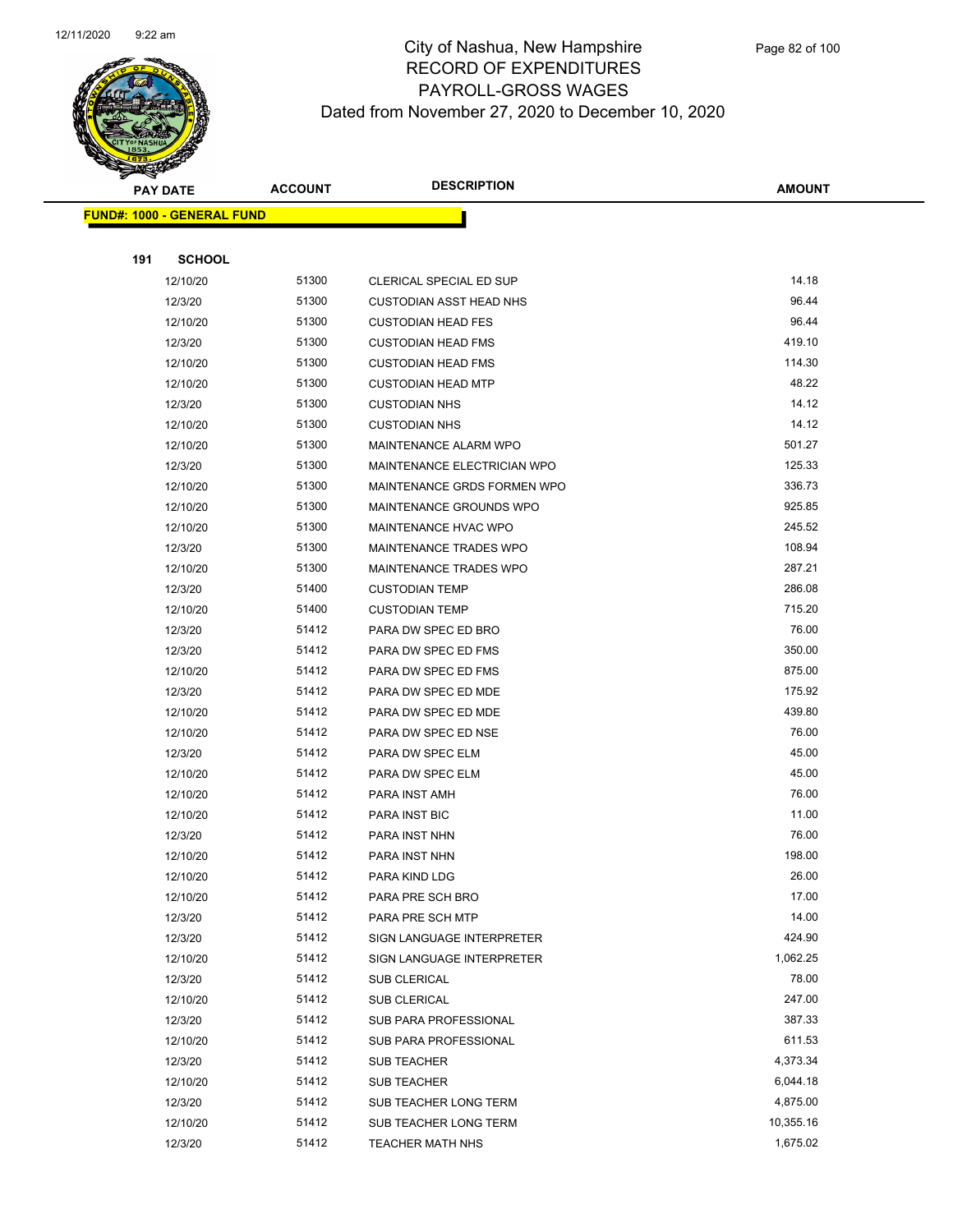# City of Nashua, New Hampshire
## RECORD OF EXPENDITURES
## PAYROLL-GROSS WAGES
### Dated from November 27, 2020 to December 10, 2020

**FUND#: 1000 - GENERAL FUND**

**191 SCHOOL**

| PAY DATE | ACCOUNT | DESCRIPTION | AMOUNT |
|---|---|---|---|
| 12/10/20 | 51300 | CLERICAL SPECIAL ED SUP | 14.18 |
| 12/3/20 | 51300 | CUSTODIAN ASST HEAD NHS | 96.44 |
| 12/10/20 | 51300 | CUSTODIAN HEAD FES | 96.44 |
| 12/3/20 | 51300 | CUSTODIAN HEAD FMS | 419.10 |
| 12/10/20 | 51300 | CUSTODIAN HEAD FMS | 114.30 |
| 12/10/20 | 51300 | CUSTODIAN HEAD MTP | 48.22 |
| 12/3/20 | 51300 | CUSTODIAN NHS | 14.12 |
| 12/10/20 | 51300 | CUSTODIAN NHS | 14.12 |
| 12/10/20 | 51300 | MAINTENANCE ALARM WPO | 501.27 |
| 12/3/20 | 51300 | MAINTENANCE ELECTRICIAN WPO | 125.33 |
| 12/10/20 | 51300 | MAINTENANCE GRDS FORMEN WPO | 336.73 |
| 12/10/20 | 51300 | MAINTENANCE GROUNDS WPO | 925.85 |
| 12/10/20 | 51300 | MAINTENANCE HVAC WPO | 245.52 |
| 12/3/20 | 51300 | MAINTENANCE TRADES WPO | 108.94 |
| 12/10/20 | 51300 | MAINTENANCE TRADES WPO | 287.21 |
| 12/3/20 | 51400 | CUSTODIAN TEMP | 286.08 |
| 12/10/20 | 51400 | CUSTODIAN TEMP | 715.20 |
| 12/3/20 | 51412 | PARA DW SPEC ED BRO | 76.00 |
| 12/3/20 | 51412 | PARA DW SPEC ED FMS | 350.00 |
| 12/10/20 | 51412 | PARA DW SPEC ED FMS | 875.00 |
| 12/3/20 | 51412 | PARA DW SPEC ED MDE | 175.92 |
| 12/10/20 | 51412 | PARA DW SPEC ED MDE | 439.80 |
| 12/10/20 | 51412 | PARA DW SPEC ED NSE | 76.00 |
| 12/3/20 | 51412 | PARA DW SPEC ELM | 45.00 |
| 12/10/20 | 51412 | PARA DW SPEC ELM | 45.00 |
| 12/10/20 | 51412 | PARA INST AMH | 76.00 |
| 12/10/20 | 51412 | PARA INST BIC | 11.00 |
| 12/3/20 | 51412 | PARA INST NHN | 76.00 |
| 12/10/20 | 51412 | PARA INST NHN | 198.00 |
| 12/10/20 | 51412 | PARA KIND LDG | 26.00 |
| 12/10/20 | 51412 | PARA PRE SCH BRO | 17.00 |
| 12/3/20 | 51412 | PARA PRE SCH MTP | 14.00 |
| 12/3/20 | 51412 | SIGN LANGUAGE INTERPRETER | 424.90 |
| 12/10/20 | 51412 | SIGN LANGUAGE INTERPRETER | 1,062.25 |
| 12/3/20 | 51412 | SUB CLERICAL | 78.00 |
| 12/10/20 | 51412 | SUB CLERICAL | 247.00 |
| 12/3/20 | 51412 | SUB PARA PROFESSIONAL | 387.33 |
| 12/10/20 | 51412 | SUB PARA PROFESSIONAL | 611.53 |
| 12/3/20 | 51412 | SUB TEACHER | 4,373.34 |
| 12/10/20 | 51412 | SUB TEACHER | 6,044.18 |
| 12/3/20 | 51412 | SUB TEACHER LONG TERM | 4,875.00 |
| 12/10/20 | 51412 | SUB TEACHER LONG TERM | 10,355.16 |
| 12/3/20 | 51412 | TEACHER MATH NHS | 1,675.02 |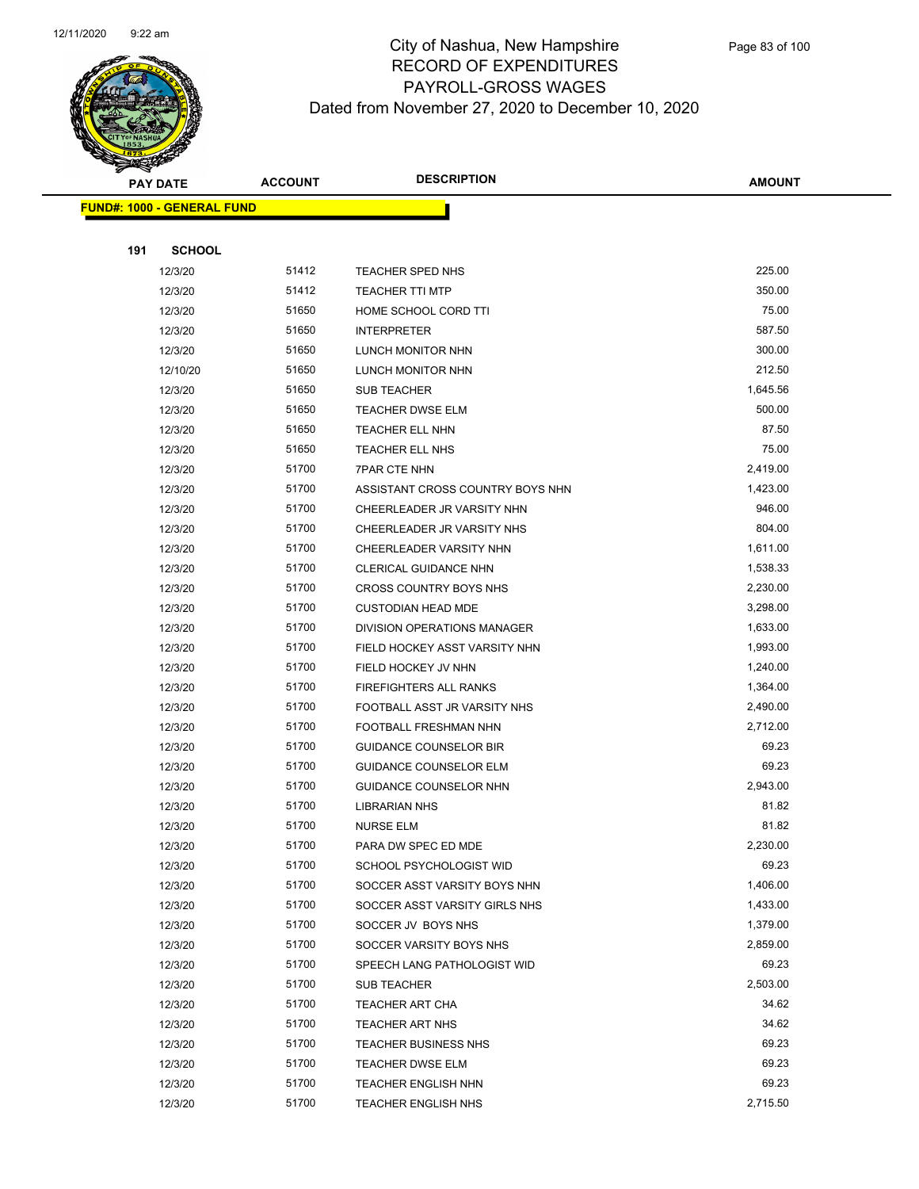# City of Nashua, New Hampshire
## RECORD OF EXPENDITURES
## PAYROLL-GROSS WAGES
### Dated from November 27, 2020 to December 10, 2020

**FUND#: 1000 - GENERAL FUND**

**191 SCHOOL**

| PAY DATE | ACCOUNT | DESCRIPTION | AMOUNT |
|---|---|---|---|
| 12/3/20 | 51412 | TEACHER SPED NHS | 225.00 |
| 12/3/20 | 51412 | TEACHER TTI MTP | 350.00 |
| 12/3/20 | 51650 | HOME SCHOOL CORD TTI | 75.00 |
| 12/3/20 | 51650 | INTERPRETER | 587.50 |
| 12/3/20 | 51650 | LUNCH MONITOR NHN | 300.00 |
| 12/10/20 | 51650 | LUNCH MONITOR NHN | 212.50 |
| 12/3/20 | 51650 | SUB TEACHER | 1,645.56 |
| 12/3/20 | 51650 | TEACHER DWSE ELM | 500.00 |
| 12/3/20 | 51650 | TEACHER ELL NHN | 87.50 |
| 12/3/20 | 51650 | TEACHER ELL NHS | 75.00 |
| 12/3/20 | 51700 | 7PAR CTE NHN | 2,419.00 |
| 12/3/20 | 51700 | ASSISTANT CROSS COUNTRY BOYS NHN | 1,423.00 |
| 12/3/20 | 51700 | CHEERLEADER JR VARSITY NHN | 946.00 |
| 12/3/20 | 51700 | CHEERLEADER JR VARSITY NHS | 804.00 |
| 12/3/20 | 51700 | CHEERLEADER VARSITY NHN | 1,611.00 |
| 12/3/20 | 51700 | CLERICAL GUIDANCE NHN | 1,538.33 |
| 12/3/20 | 51700 | CROSS COUNTRY BOYS NHS | 2,230.00 |
| 12/3/20 | 51700 | CUSTODIAN HEAD MDE | 3,298.00 |
| 12/3/20 | 51700 | DIVISION OPERATIONS MANAGER | 1,633.00 |
| 12/3/20 | 51700 | FIELD HOCKEY ASST VARSITY NHN | 1,993.00 |
| 12/3/20 | 51700 | FIELD HOCKEY JV NHN | 1,240.00 |
| 12/3/20 | 51700 | FIREFIGHTERS ALL RANKS | 1,364.00 |
| 12/3/20 | 51700 | FOOTBALL ASST JR VARSITY NHS | 2,490.00 |
| 12/3/20 | 51700 | FOOTBALL FRESHMAN NHN | 2,712.00 |
| 12/3/20 | 51700 | GUIDANCE COUNSELOR BIR | 69.23 |
| 12/3/20 | 51700 | GUIDANCE COUNSELOR ELM | 69.23 |
| 12/3/20 | 51700 | GUIDANCE COUNSELOR NHN | 2,943.00 |
| 12/3/20 | 51700 | LIBRARIAN NHS | 81.82 |
| 12/3/20 | 51700 | NURSE ELM | 81.82 |
| 12/3/20 | 51700 | PARA DW SPEC ED MDE | 2,230.00 |
| 12/3/20 | 51700 | SCHOOL PSYCHOLOGIST WID | 69.23 |
| 12/3/20 | 51700 | SOCCER ASST VARSITY BOYS NHN | 1,406.00 |
| 12/3/20 | 51700 | SOCCER ASST VARSITY GIRLS NHS | 1,433.00 |
| 12/3/20 | 51700 | SOCCER JV BOYS NHS | 1,379.00 |
| 12/3/20 | 51700 | SOCCER VARSITY BOYS NHS | 2,859.00 |
| 12/3/20 | 51700 | SPEECH LANG PATHOLOGIST WID | 69.23 |
| 12/3/20 | 51700 | SUB TEACHER | 2,503.00 |
| 12/3/20 | 51700 | TEACHER ART CHA | 34.62 |
| 12/3/20 | 51700 | TEACHER ART NHS | 34.62 |
| 12/3/20 | 51700 | TEACHER BUSINESS NHS | 69.23 |
| 12/3/20 | 51700 | TEACHER DWSE ELM | 69.23 |
| 12/3/20 | 51700 | TEACHER ENGLISH NHN | 69.23 |
| 12/3/20 | 51700 | TEACHER ENGLISH NHS | 2,715.50 |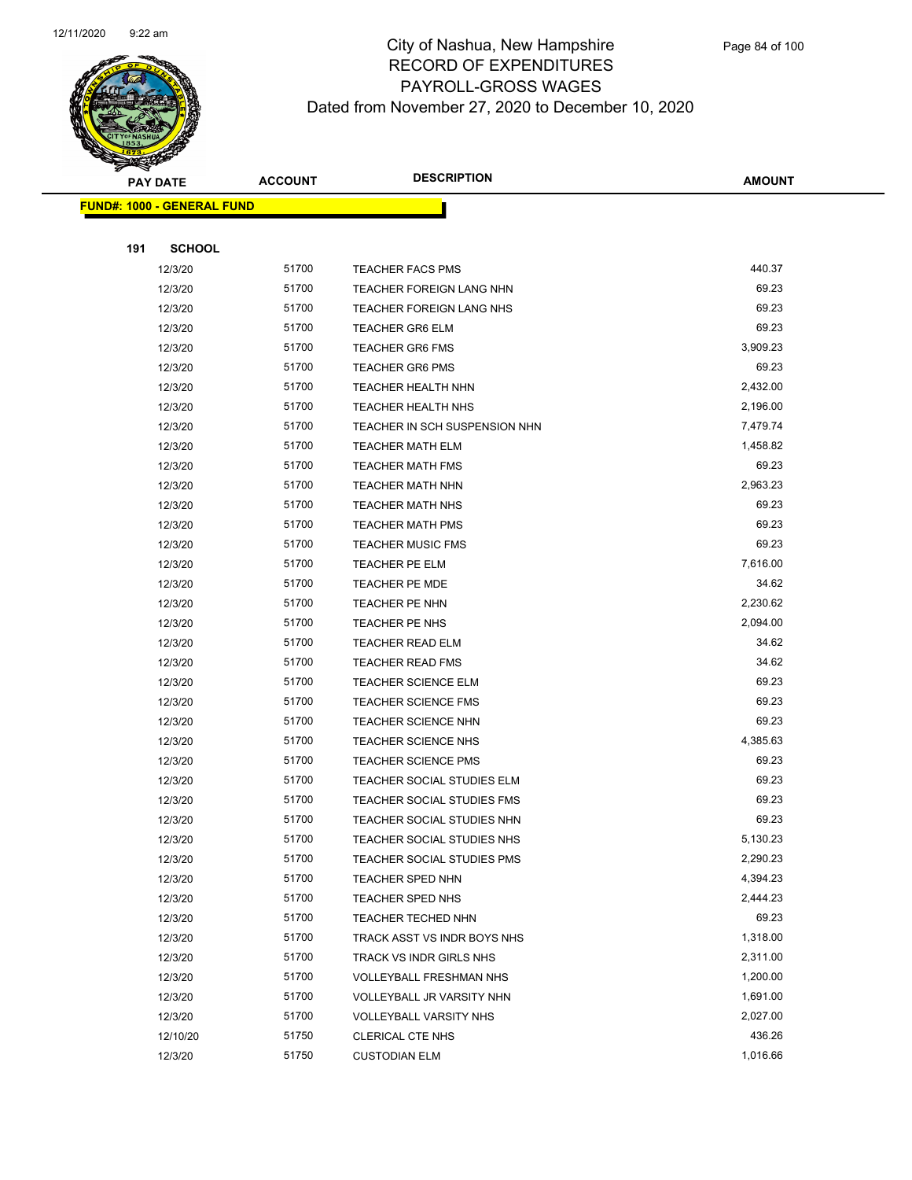# City of Nashua, New Hampshire
## RECORD OF EXPENDITURES
## PAYROLL-GROSS WAGES
### Dated from November 27, 2020 to December 10, 2020

| PAY DATE | ACCOUNT | DESCRIPTION | AMOUNT |
|---|---|---|---|
| **FUND#: 1000 - GENERAL FUND** | | | |
| **191 SCHOOL** | | | |
| 12/3/20 | 51700 | TEACHER FACS PMS | 440.37 |
| 12/3/20 | 51700 | TEACHER FOREIGN LANG NHN | 69.23 |
| 12/3/20 | 51700 | TEACHER FOREIGN LANG NHS | 69.23 |
| 12/3/20 | 51700 | TEACHER GR6 ELM | 69.23 |
| 12/3/20 | 51700 | TEACHER GR6 FMS | 3,909.23 |
| 12/3/20 | 51700 | TEACHER GR6 PMS | 69.23 |
| 12/3/20 | 51700 | TEACHER HEALTH NHN | 2,432.00 |
| 12/3/20 | 51700 | TEACHER HEALTH NHS | 2,196.00 |
| 12/3/20 | 51700 | TEACHER IN SCH SUSPENSION NHN | 7,479.74 |
| 12/3/20 | 51700 | TEACHER MATH ELM | 1,458.82 |
| 12/3/20 | 51700 | TEACHER MATH FMS | 69.23 |
| 12/3/20 | 51700 | TEACHER MATH NHN | 2,963.23 |
| 12/3/20 | 51700 | TEACHER MATH NHS | 69.23 |
| 12/3/20 | 51700 | TEACHER MATH PMS | 69.23 |
| 12/3/20 | 51700 | TEACHER MUSIC FMS | 69.23 |
| 12/3/20 | 51700 | TEACHER PE ELM | 7,616.00 |
| 12/3/20 | 51700 | TEACHER PE MDE | 34.62 |
| 12/3/20 | 51700 | TEACHER PE NHN | 2,230.62 |
| 12/3/20 | 51700 | TEACHER PE NHS | 2,094.00 |
| 12/3/20 | 51700 | TEACHER READ ELM | 34.62 |
| 12/3/20 | 51700 | TEACHER READ FMS | 34.62 |
| 12/3/20 | 51700 | TEACHER SCIENCE ELM | 69.23 |
| 12/3/20 | 51700 | TEACHER SCIENCE FMS | 69.23 |
| 12/3/20 | 51700 | TEACHER SCIENCE NHN | 69.23 |
| 12/3/20 | 51700 | TEACHER SCIENCE NHS | 4,385.63 |
| 12/3/20 | 51700 | TEACHER SCIENCE PMS | 69.23 |
| 12/3/20 | 51700 | TEACHER SOCIAL STUDIES ELM | 69.23 |
| 12/3/20 | 51700 | TEACHER SOCIAL STUDIES FMS | 69.23 |
| 12/3/20 | 51700 | TEACHER SOCIAL STUDIES NHN | 69.23 |
| 12/3/20 | 51700 | TEACHER SOCIAL STUDIES NHS | 5,130.23 |
| 12/3/20 | 51700 | TEACHER SOCIAL STUDIES PMS | 2,290.23 |
| 12/3/20 | 51700 | TEACHER SPED NHN | 4,394.23 |
| 12/3/20 | 51700 | TEACHER SPED NHS | 2,444.23 |
| 12/3/20 | 51700 | TEACHER TECHED NHN | 69.23 |
| 12/3/20 | 51700 | TRACK ASST VS INDR BOYS NHS | 1,318.00 |
| 12/3/20 | 51700 | TRACK VS INDR GIRLS NHS | 2,311.00 |
| 12/3/20 | 51700 | VOLLEYBALL FRESHMAN NHS | 1,200.00 |
| 12/3/20 | 51700 | VOLLEYBALL JR VARSITY NHN | 1,691.00 |
| 12/3/20 | 51700 | VOLLEYBALL VARSITY NHS | 2,027.00 |
| 12/10/20 | 51750 | CLERICAL CTE NHS | 436.26 |
| 12/3/20 | 51750 | CUSTODIAN ELM | 1,016.66 |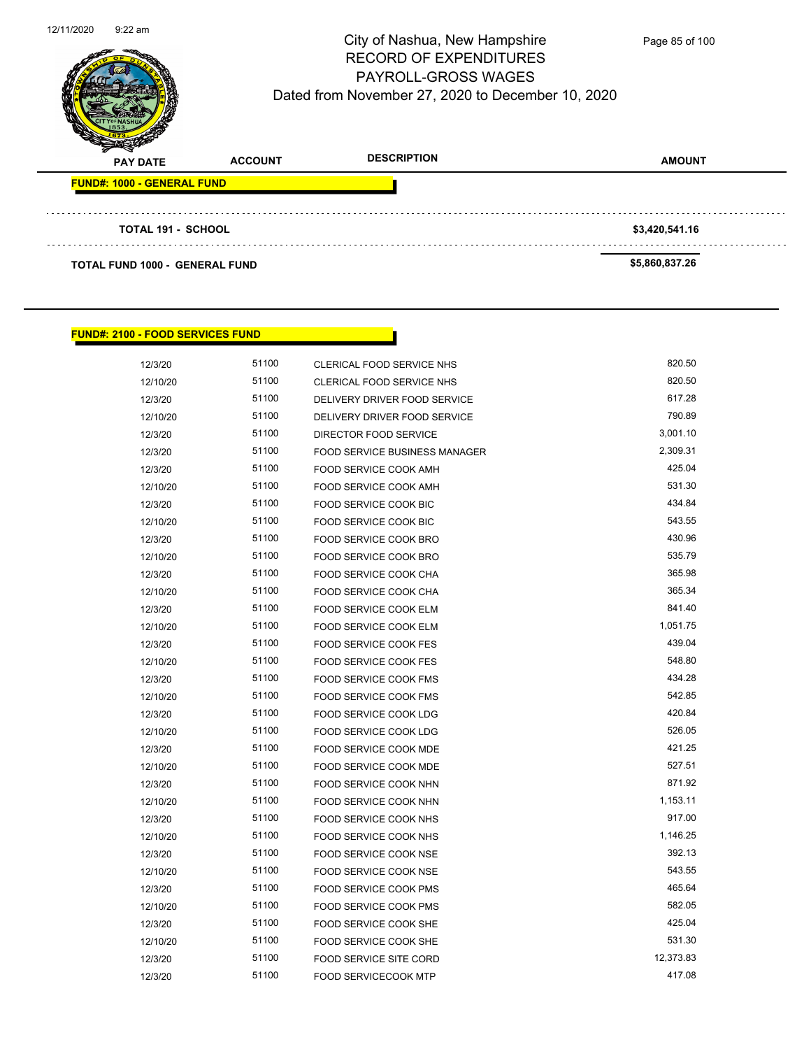# City of Nashua, New Hampshire
## RECORD OF EXPENDITURES
## PAYROLL-GROSS WAGES
### Dated from November 27, 2020 to December 10, 2020

| PAY DATE | ACCOUNT | DESCRIPTION | AMOUNT |
|---|---|---|---|

**FUND#: 1000 - GENERAL FUND**

| | | |
|---|---|---|
| TOTAL 191 - SCHOOL | | $3,420,541.16 |
| TOTAL FUND 1000 - GENERAL FUND | | $5,860,837.26 |

**FUND#: 2100 - FOOD SERVICES FUND**

| PAY DATE | ACCOUNT | DESCRIPTION | AMOUNT |
|---|---|---|---|
| 12/3/20 | 51100 | CLERICAL FOOD SERVICE NHS | 820.50 |
| 12/10/20 | 51100 | CLERICAL FOOD SERVICE NHS | 820.50 |
| 12/3/20 | 51100 | DELIVERY DRIVER FOOD SERVICE | 617.28 |
| 12/10/20 | 51100 | DELIVERY DRIVER FOOD SERVICE | 790.89 |
| 12/3/20 | 51100 | DIRECTOR FOOD SERVICE | 3,001.10 |
| 12/3/20 | 51100 | FOOD SERVICE BUSINESS MANAGER | 2,309.31 |
| 12/3/20 | 51100 | FOOD SERVICE COOK AMH | 425.04 |
| 12/10/20 | 51100 | FOOD SERVICE COOK AMH | 531.30 |
| 12/3/20 | 51100 | FOOD SERVICE COOK BIC | 434.84 |
| 12/10/20 | 51100 | FOOD SERVICE COOK BIC | 543.55 |
| 12/3/20 | 51100 | FOOD SERVICE COOK BRO | 430.96 |
| 12/10/20 | 51100 | FOOD SERVICE COOK BRO | 535.79 |
| 12/3/20 | 51100 | FOOD SERVICE COOK CHA | 365.98 |
| 12/10/20 | 51100 | FOOD SERVICE COOK CHA | 365.34 |
| 12/3/20 | 51100 | FOOD SERVICE COOK ELM | 841.40 |
| 12/10/20 | 51100 | FOOD SERVICE COOK ELM | 1,051.75 |
| 12/3/20 | 51100 | FOOD SERVICE COOK FES | 439.04 |
| 12/10/20 | 51100 | FOOD SERVICE COOK FES | 548.80 |
| 12/3/20 | 51100 | FOOD SERVICE COOK FMS | 434.28 |
| 12/10/20 | 51100 | FOOD SERVICE COOK FMS | 542.85 |
| 12/3/20 | 51100 | FOOD SERVICE COOK LDG | 420.84 |
| 12/10/20 | 51100 | FOOD SERVICE COOK LDG | 526.05 |
| 12/3/20 | 51100 | FOOD SERVICE COOK MDE | 421.25 |
| 12/10/20 | 51100 | FOOD SERVICE COOK MDE | 527.51 |
| 12/3/20 | 51100 | FOOD SERVICE COOK NHN | 871.92 |
| 12/10/20 | 51100 | FOOD SERVICE COOK NHN | 1,153.11 |
| 12/3/20 | 51100 | FOOD SERVICE COOK NHS | 917.00 |
| 12/10/20 | 51100 | FOOD SERVICE COOK NHS | 1,146.25 |
| 12/3/20 | 51100 | FOOD SERVICE COOK NSE | 392.13 |
| 12/10/20 | 51100 | FOOD SERVICE COOK NSE | 543.55 |
| 12/3/20 | 51100 | FOOD SERVICE COOK PMS | 465.64 |
| 12/10/20 | 51100 | FOOD SERVICE COOK PMS | 582.05 |
| 12/3/20 | 51100 | FOOD SERVICE COOK SHE | 425.04 |
| 12/10/20 | 51100 | FOOD SERVICE COOK SHE | 531.30 |
| 12/3/20 | 51100 | FOOD SERVICE SITE CORD | 12,373.83 |
| 12/3/20 | 51100 | FOOD SERVICECOOK MTP | 417.08 |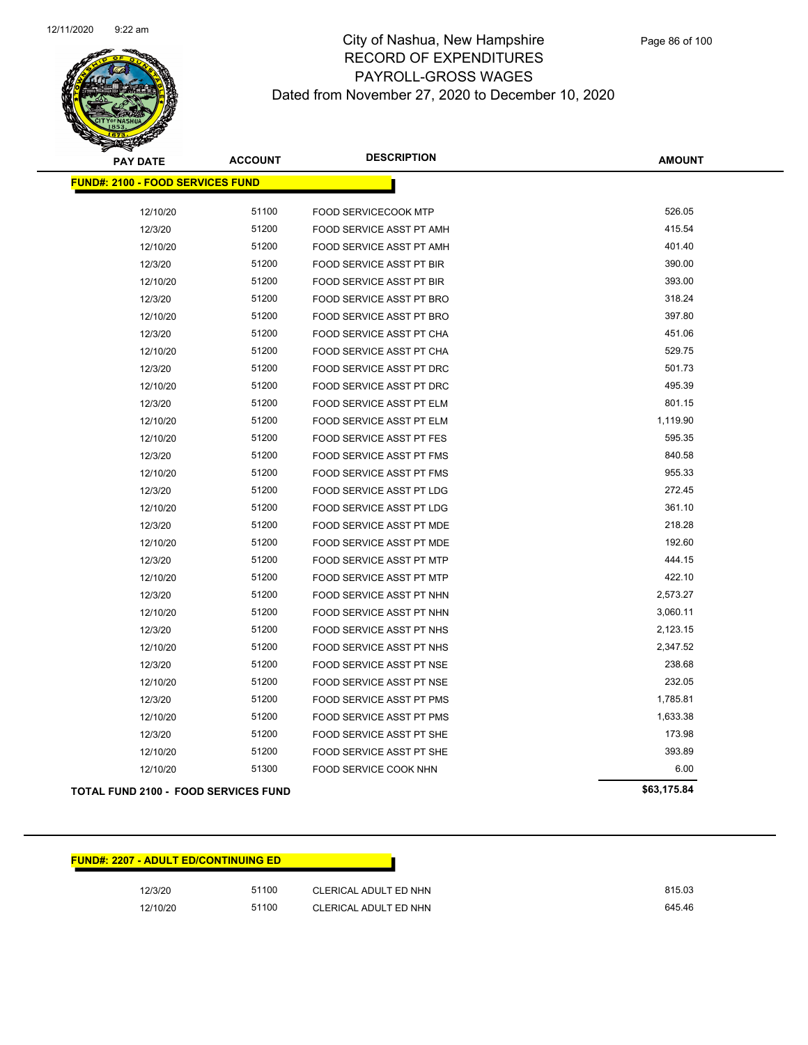# City of Nashua, New Hampshire
## RECORD OF EXPENDITURES
## PAYROLL-GROSS WAGES
### Dated from November 27, 2020 to December 10, 2020

| PAY DATE | ACCOUNT | DESCRIPTION | AMOUNT |
|---|---|---|---|
| **FUND#: 2100 - FOOD SERVICES FUND** | | | |
| 12/10/20 | 51100 | FOOD SERVICECOOK MTP | 526.05 |
| 12/3/20 | 51200 | FOOD SERVICE ASST PT AMH | 415.54 |
| 12/10/20 | 51200 | FOOD SERVICE ASST PT AMH | 401.40 |
| 12/3/20 | 51200 | FOOD SERVICE ASST PT BIR | 390.00 |
| 12/10/20 | 51200 | FOOD SERVICE ASST PT BIR | 393.00 |
| 12/3/20 | 51200 | FOOD SERVICE ASST PT BRO | 318.24 |
| 12/10/20 | 51200 | FOOD SERVICE ASST PT BRO | 397.80 |
| 12/3/20 | 51200 | FOOD SERVICE ASST PT CHA | 451.06 |
| 12/10/20 | 51200 | FOOD SERVICE ASST PT CHA | 529.75 |
| 12/3/20 | 51200 | FOOD SERVICE ASST PT DRC | 501.73 |
| 12/10/20 | 51200 | FOOD SERVICE ASST PT DRC | 495.39 |
| 12/3/20 | 51200 | FOOD SERVICE ASST PT ELM | 801.15 |
| 12/10/20 | 51200 | FOOD SERVICE ASST PT ELM | 1,119.90 |
| 12/10/20 | 51200 | FOOD SERVICE ASST PT FES | 595.35 |
| 12/3/20 | 51200 | FOOD SERVICE ASST PT FMS | 840.58 |
| 12/10/20 | 51200 | FOOD SERVICE ASST PT FMS | 955.33 |
| 12/3/20 | 51200 | FOOD SERVICE ASST PT LDG | 272.45 |
| 12/10/20 | 51200 | FOOD SERVICE ASST PT LDG | 361.10 |
| 12/3/20 | 51200 | FOOD SERVICE ASST PT MDE | 218.28 |
| 12/10/20 | 51200 | FOOD SERVICE ASST PT MDE | 192.60 |
| 12/3/20 | 51200 | FOOD SERVICE ASST PT MTP | 444.15 |
| 12/10/20 | 51200 | FOOD SERVICE ASST PT MTP | 422.10 |
| 12/3/20 | 51200 | FOOD SERVICE ASST PT NHN | 2,573.27 |
| 12/10/20 | 51200 | FOOD SERVICE ASST PT NHN | 3,060.11 |
| 12/3/20 | 51200 | FOOD SERVICE ASST PT NHS | 2,123.15 |
| 12/10/20 | 51200 | FOOD SERVICE ASST PT NHS | 2,347.52 |
| 12/3/20 | 51200 | FOOD SERVICE ASST PT NSE | 238.68 |
| 12/10/20 | 51200 | FOOD SERVICE ASST PT NSE | 232.05 |
| 12/3/20 | 51200 | FOOD SERVICE ASST PT PMS | 1,785.81 |
| 12/10/20 | 51200 | FOOD SERVICE ASST PT PMS | 1,633.38 |
| 12/3/20 | 51200 | FOOD SERVICE ASST PT SHE | 173.98 |
| 12/10/20 | 51200 | FOOD SERVICE ASST PT SHE | 393.89 |
| 12/10/20 | 51300 | FOOD SERVICE COOK NHN | 6.00 |
| **TOTAL FUND 2100 - FOOD SERVICES FUND** | | | **$63,175.84** |

| PAY DATE | ACCOUNT | DESCRIPTION | AMOUNT |
|---|---|---|---|
| **FUND#: 2207 - ADULT ED/CONTINUING ED** | | | |
| 12/3/20 | 51100 | CLERICAL ADULT ED NHN | 815.03 |
| 12/10/20 | 51100 | CLERICAL ADULT ED NHN | 645.46 |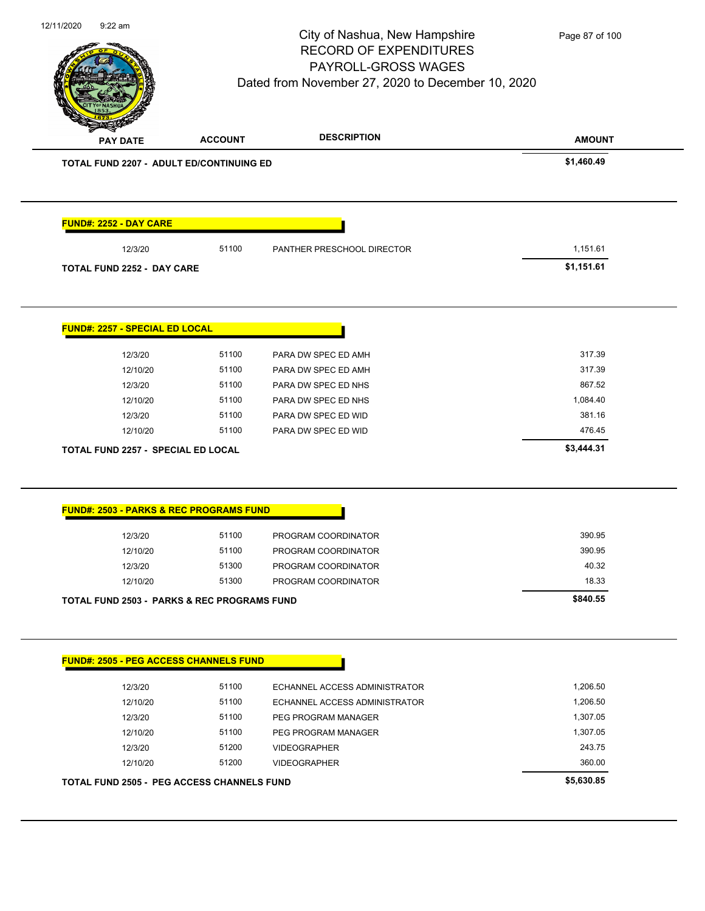# City of Nashua, New Hampshire
## RECORD OF EXPENDITURES
## PAYROLL-GROSS WAGES
### Dated from November 27, 2020 to December 10, 2020

| PAY DATE | ACCOUNT | DESCRIPTION | AMOUNT |
|---|---|---|---|
| **TOTAL FUND 2207 - ADULT ED/CONTINUING ED** | | | **$1,460.49** |

**FUND#: 2252 - DAY CARE**

| PAY DATE | ACCOUNT | DESCRIPTION | AMOUNT |
|---|---|---|---|
| 12/3/20 | 51100 | PANTHER PRESCHOOL DIRECTOR | 1,151.61 |
| **TOTAL FUND 2252 - DAY CARE** | | | **$1,151.61** |

**FUND#: 2257 - SPECIAL ED LOCAL**

| PAY DATE | ACCOUNT | DESCRIPTION | AMOUNT |
|---|---|---|---|
| 12/3/20 | 51100 | PARA DW SPEC ED AMH | 317.39 |
| 12/10/20 | 51100 | PARA DW SPEC ED AMH | 317.39 |
| 12/3/20 | 51100 | PARA DW SPEC ED NHS | 867.52 |
| 12/10/20 | 51100 | PARA DW SPEC ED NHS | 1,084.40 |
| 12/3/20 | 51100 | PARA DW SPEC ED WID | 381.16 |
| 12/10/20 | 51100 | PARA DW SPEC ED WID | 476.45 |
| **TOTAL FUND 2257 - SPECIAL ED LOCAL** | | | **$3,444.31** |

**FUND#: 2503 - PARKS & REC PROGRAMS FUND**

| PAY DATE | ACCOUNT | DESCRIPTION | AMOUNT |
|---|---|---|---|
| 12/3/20 | 51100 | PROGRAM COORDINATOR | 390.95 |
| 12/10/20 | 51100 | PROGRAM COORDINATOR | 390.95 |
| 12/3/20 | 51300 | PROGRAM COORDINATOR | 40.32 |
| 12/10/20 | 51300 | PROGRAM COORDINATOR | 18.33 |
| **TOTAL FUND 2503 - PARKS & REC PROGRAMS FUND** | | | **$840.55** |

**FUND#: 2505 - PEG ACCESS CHANNELS FUND**

| PAY DATE | ACCOUNT | DESCRIPTION | AMOUNT |
|---|---|---|---|
| 12/3/20 | 51100 | ECHANNEL ACCESS ADMINISTRATOR | 1,206.50 |
| 12/10/20 | 51100 | ECHANNEL ACCESS ADMINISTRATOR | 1,206.50 |
| 12/3/20 | 51100 | PEG PROGRAM MANAGER | 1,307.05 |
| 12/10/20 | 51100 | PEG PROGRAM MANAGER | 1,307.05 |
| 12/3/20 | 51200 | VIDEOGRAPHER | 243.75 |
| 12/10/20 | 51200 | VIDEOGRAPHER | 360.00 |
| **TOTAL FUND 2505 - PEG ACCESS CHANNELS FUND** | | | **$5,630.85** |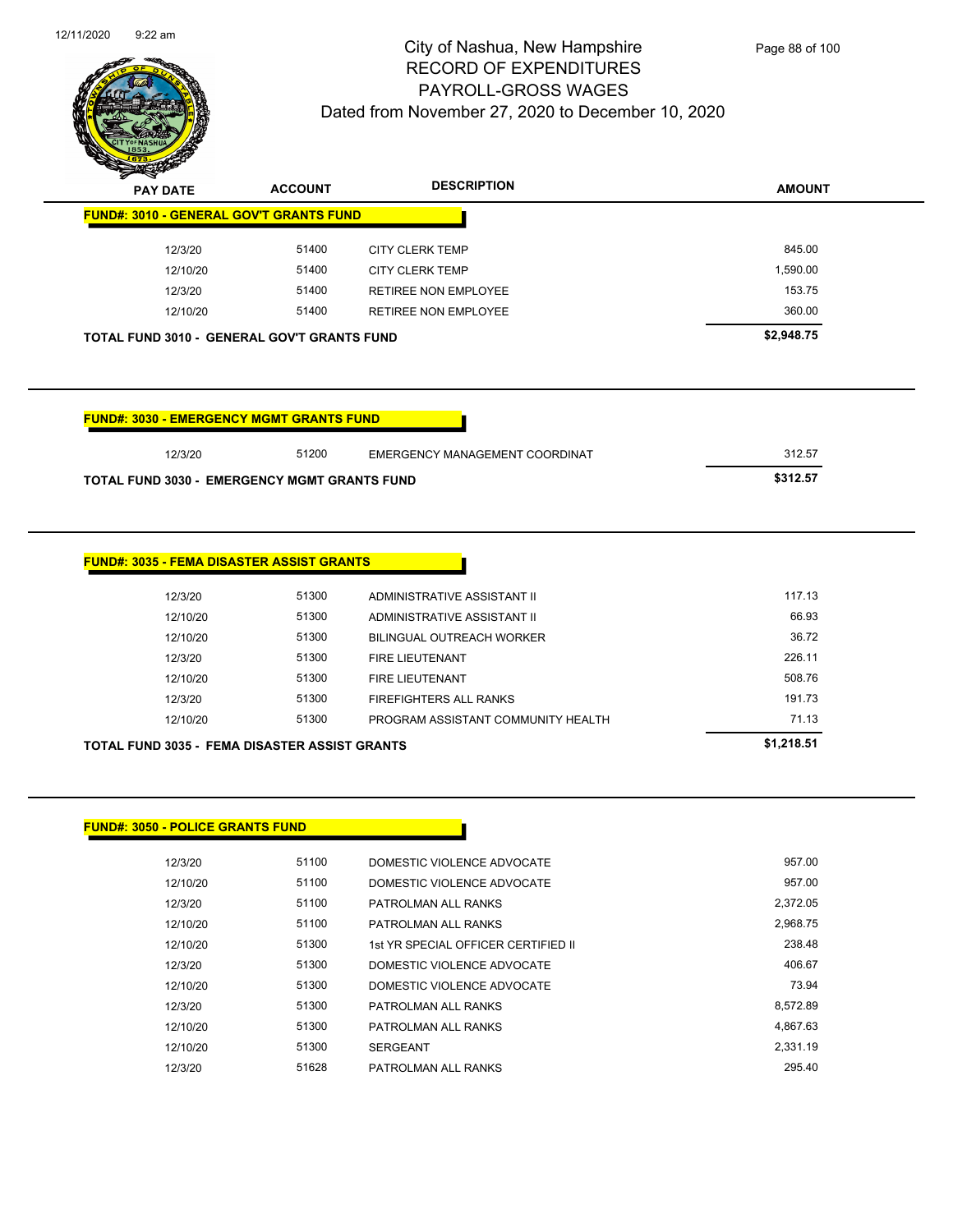# City of Nashua, New Hampshire
## RECORD OF EXPENDITURES
## PAYROLL-GROSS WAGES
### Dated from November 27, 2020 to December 10, 2020

| PAY DATE | ACCOUNT | DESCRIPTION | AMOUNT |
|---|---|---|---|
| **FUND#: 3010 - GENERAL GOV'T GRANTS FUND** | | | |
| 12/3/20 | 51400 | CITY CLERK TEMP | 845.00 |
| 12/10/20 | 51400 | CITY CLERK TEMP | 1,590.00 |
| 12/3/20 | 51400 | RETIREE NON EMPLOYEE | 153.75 |
| 12/10/20 | 51400 | RETIREE NON EMPLOYEE | 360.00 |
| **TOTAL FUND 3010 - GENERAL GOV'T GRANTS FUND** | | | **$2,948.75** |

| PAY DATE | ACCOUNT | DESCRIPTION | AMOUNT |
|---|---|---|---|
| **FUND#: 3030 - EMERGENCY MGMT GRANTS FUND** | | | |
| 12/3/20 | 51200 | EMERGENCY MANAGEMENT COORDINAT | 312.57 |
| **TOTAL FUND 3030 - EMERGENCY MGMT GRANTS FUND** | | | **$312.57** |

| PAY DATE | ACCOUNT | DESCRIPTION | AMOUNT |
|---|---|---|---|
| **FUND#: 3035 - FEMA DISASTER ASSIST GRANTS** | | | |
| 12/3/20 | 51300 | ADMINISTRATIVE ASSISTANT II | 117.13 |
| 12/10/20 | 51300 | ADMINISTRATIVE ASSISTANT II | 66.93 |
| 12/10/20 | 51300 | BILINGUAL OUTREACH WORKER | 36.72 |
| 12/3/20 | 51300 | FIRE LIEUTENANT | 226.11 |
| 12/10/20 | 51300 | FIRE LIEUTENANT | 508.76 |
| 12/3/20 | 51300 | FIREFIGHTERS ALL RANKS | 191.73 |
| 12/10/20 | 51300 | PROGRAM ASSISTANT COMMUNITY HEALTH | 71.13 |
| **TOTAL FUND 3035 - FEMA DISASTER ASSIST GRANTS** | | | **$1,218.51** |

| PAY DATE | ACCOUNT | DESCRIPTION | AMOUNT |
|---|---|---|---|
| **FUND#: 3050 - POLICE GRANTS FUND** | | | |
| 12/3/20 | 51100 | DOMESTIC VIOLENCE ADVOCATE | 957.00 |
| 12/10/20 | 51100 | DOMESTIC VIOLENCE ADVOCATE | 957.00 |
| 12/3/20 | 51100 | PATROLMAN ALL RANKS | 2,372.05 |
| 12/10/20 | 51100 | PATROLMAN ALL RANKS | 2,968.75 |
| 12/10/20 | 51300 | 1st YR SPECIAL OFFICER CERTIFIED II | 238.48 |
| 12/3/20 | 51300 | DOMESTIC VIOLENCE ADVOCATE | 406.67 |
| 12/10/20 | 51300 | DOMESTIC VIOLENCE ADVOCATE | 73.94 |
| 12/3/20 | 51300 | PATROLMAN ALL RANKS | 8,572.89 |
| 12/10/20 | 51300 | PATROLMAN ALL RANKS | 4,867.63 |
| 12/10/20 | 51300 | SERGEANT | 2,331.19 |
| 12/3/20 | 51628 | PATROLMAN ALL RANKS | 295.40 |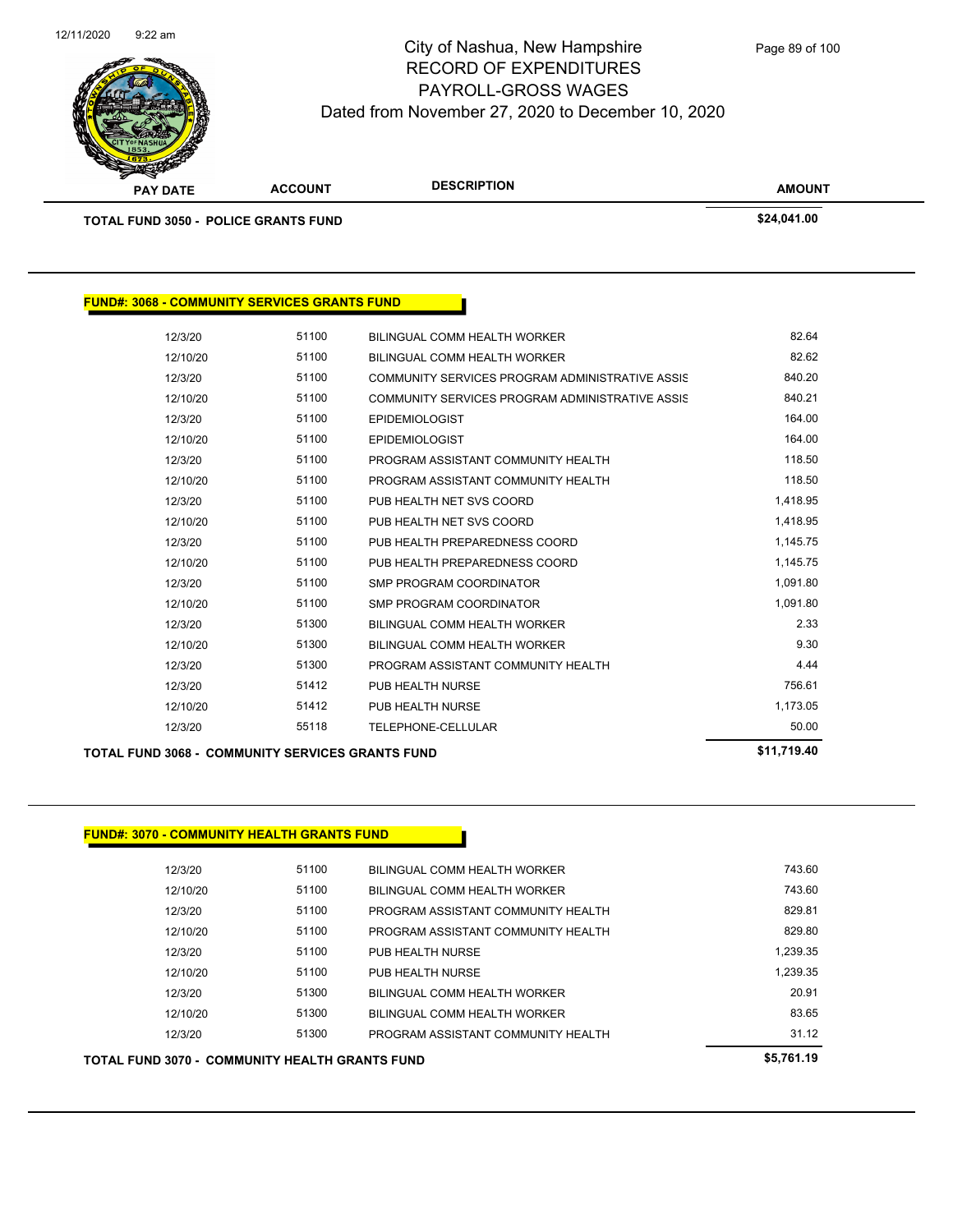# City of Nashua, New Hampshire
## RECORD OF EXPENDITURES
## PAYROLL-GROSS WAGES
### Dated from November 27, 2020 to December 10, 2020

| PAY DATE | ACCOUNT | DESCRIPTION | AMOUNT |
|---|---|---|---|
| **TOTAL FUND 3050 - POLICE GRANTS FUND** | | | **$24,041.00** |

**FUND#: 3068 - COMMUNITY SERVICES GRANTS FUND**

| PAY DATE | ACCOUNT | DESCRIPTION | AMOUNT |
|---|---|---|---|
| 12/3/20 | 51100 | BILINGUAL COMM HEALTH WORKER | 82.64 |
| 12/10/20 | 51100 | BILINGUAL COMM HEALTH WORKER | 82.62 |
| 12/3/20 | 51100 | COMMUNITY SERVICES PROGRAM ADMINISTRATIVE ASSIS | 840.20 |
| 12/10/20 | 51100 | COMMUNITY SERVICES PROGRAM ADMINISTRATIVE ASSIS | 840.21 |
| 12/3/20 | 51100 | EPIDEMIOLOGIST | 164.00 |
| 12/10/20 | 51100 | EPIDEMIOLOGIST | 164.00 |
| 12/3/20 | 51100 | PROGRAM ASSISTANT COMMUNITY HEALTH | 118.50 |
| 12/10/20 | 51100 | PROGRAM ASSISTANT COMMUNITY HEALTH | 118.50 |
| 12/3/20 | 51100 | PUB HEALTH NET SVS COORD | 1,418.95 |
| 12/10/20 | 51100 | PUB HEALTH NET SVS COORD | 1,418.95 |
| 12/3/20 | 51100 | PUB HEALTH PREPAREDNESS COORD | 1,145.75 |
| 12/10/20 | 51100 | PUB HEALTH PREPAREDNESS COORD | 1,145.75 |
| 12/3/20 | 51100 | SMP PROGRAM COORDINATOR | 1,091.80 |
| 12/10/20 | 51100 | SMP PROGRAM COORDINATOR | 1,091.80 |
| 12/3/20 | 51300 | BILINGUAL COMM HEALTH WORKER | 2.33 |
| 12/10/20 | 51300 | BILINGUAL COMM HEALTH WORKER | 9.30 |
| 12/3/20 | 51300 | PROGRAM ASSISTANT COMMUNITY HEALTH | 4.44 |
| 12/3/20 | 51412 | PUB HEALTH NURSE | 756.61 |
| 12/10/20 | 51412 | PUB HEALTH NURSE | 1,173.05 |
| 12/3/20 | 55118 | TELEPHONE-CELLULAR | 50.00 |
| **TOTAL FUND 3068 - COMMUNITY SERVICES GRANTS FUND** | | | **$11,719.40** |

**FUND#: 3070 - COMMUNITY HEALTH GRANTS FUND**

| PAY DATE | ACCOUNT | DESCRIPTION | AMOUNT |
|---|---|---|---|
| 12/3/20 | 51100 | BILINGUAL COMM HEALTH WORKER | 743.60 |
| 12/10/20 | 51100 | BILINGUAL COMM HEALTH WORKER | 743.60 |
| 12/3/20 | 51100 | PROGRAM ASSISTANT COMMUNITY HEALTH | 829.81 |
| 12/10/20 | 51100 | PROGRAM ASSISTANT COMMUNITY HEALTH | 829.80 |
| 12/3/20 | 51100 | PUB HEALTH NURSE | 1,239.35 |
| 12/10/20 | 51100 | PUB HEALTH NURSE | 1,239.35 |
| 12/3/20 | 51300 | BILINGUAL COMM HEALTH WORKER | 20.91 |
| 12/10/20 | 51300 | BILINGUAL COMM HEALTH WORKER | 83.65 |
| 12/3/20 | 51300 | PROGRAM ASSISTANT COMMUNITY HEALTH | 31.12 |
| **TOTAL FUND 3070 - COMMUNITY HEALTH GRANTS FUND** | | | **$5,761.19** |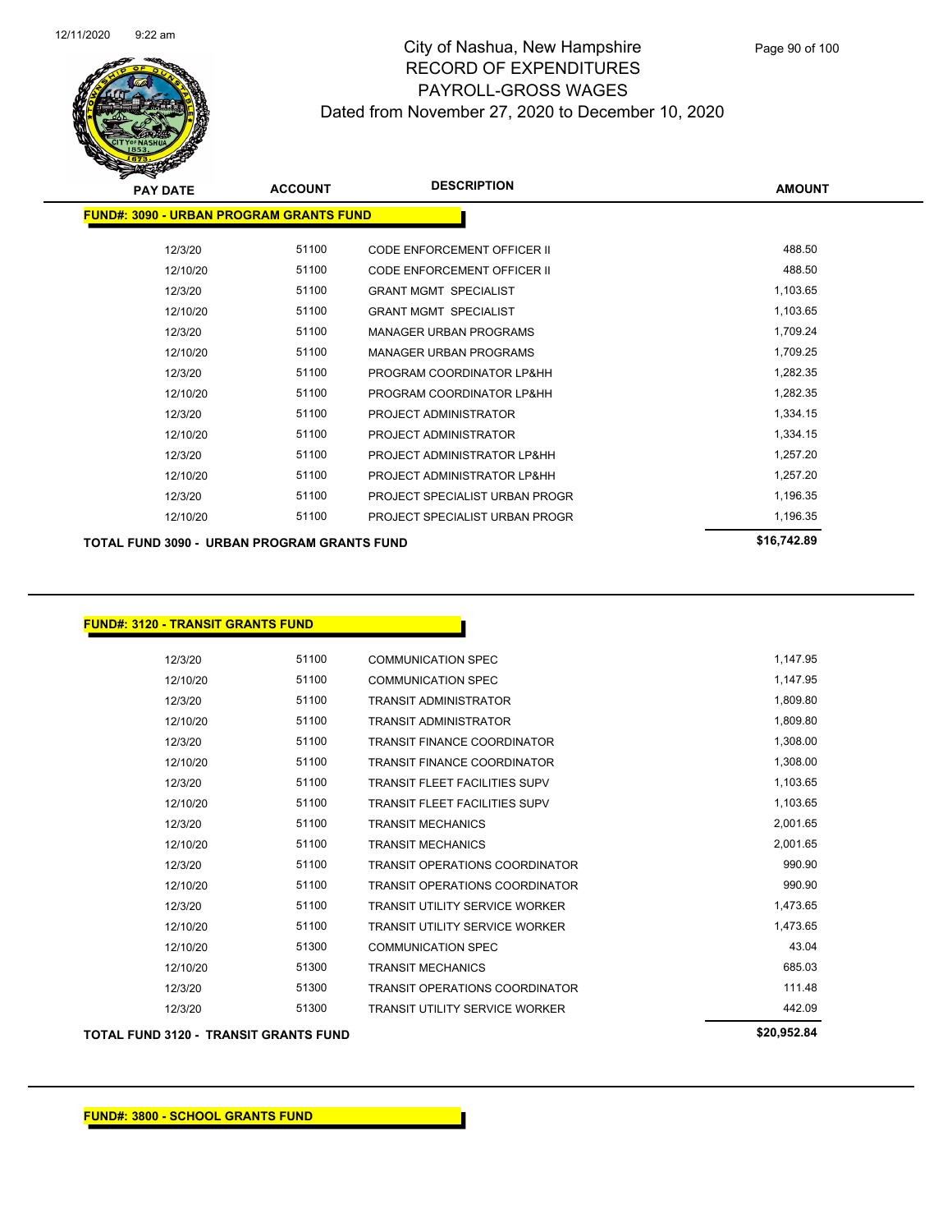# City of Nashua, New Hampshire
## RECORD OF EXPENDITURES
## PAYROLL-GROSS WAGES
### Dated from November 27, 2020 to December 10, 2020

| PAY DATE | ACCOUNT | DESCRIPTION | AMOUNT |
|---|---|---|---|
| **FUND#: 3090 - URBAN PROGRAM GRANTS FUND** | | | |
| 12/3/20 | 51100 | CODE ENFORCEMENT OFFICER II | 488.50 |
| 12/10/20 | 51100 | CODE ENFORCEMENT OFFICER II | 488.50 |
| 12/3/20 | 51100 | GRANT MGMT SPECIALIST | 1,103.65 |
| 12/10/20 | 51100 | GRANT MGMT SPECIALIST | 1,103.65 |
| 12/3/20 | 51100 | MANAGER URBAN PROGRAMS | 1,709.24 |
| 12/10/20 | 51100 | MANAGER URBAN PROGRAMS | 1,709.25 |
| 12/3/20 | 51100 | PROGRAM COORDINATOR LP&HH | 1,282.35 |
| 12/10/20 | 51100 | PROGRAM COORDINATOR LP&HH | 1,282.35 |
| 12/3/20 | 51100 | PROJECT ADMINISTRATOR | 1,334.15 |
| 12/10/20 | 51100 | PROJECT ADMINISTRATOR | 1,334.15 |
| 12/3/20 | 51100 | PROJECT ADMINISTRATOR LP&HH | 1,257.20 |
| 12/10/20 | 51100 | PROJECT ADMINISTRATOR LP&HH | 1,257.20 |
| 12/3/20 | 51100 | PROJECT SPECIALIST URBAN PROGR | 1,196.35 |
| 12/10/20 | 51100 | PROJECT SPECIALIST URBAN PROGR | 1,196.35 |
| **TOTAL FUND 3090 - URBAN PROGRAM GRANTS FUND** | | | **$16,742.89** |

| PAY DATE | ACCOUNT | DESCRIPTION | AMOUNT |
|---|---|---|---|
| **FUND#: 3120 - TRANSIT GRANTS FUND** | | | |
| 12/3/20 | 51100 | COMMUNICATION SPEC | 1,147.95 |
| 12/10/20 | 51100 | COMMUNICATION SPEC | 1,147.95 |
| 12/3/20 | 51100 | TRANSIT ADMINISTRATOR | 1,809.80 |
| 12/10/20 | 51100 | TRANSIT ADMINISTRATOR | 1,809.80 |
| 12/3/20 | 51100 | TRANSIT FINANCE COORDINATOR | 1,308.00 |
| 12/10/20 | 51100 | TRANSIT FINANCE COORDINATOR | 1,308.00 |
| 12/3/20 | 51100 | TRANSIT FLEET FACILITIES SUPV | 1,103.65 |
| 12/10/20 | 51100 | TRANSIT FLEET FACILITIES SUPV | 1,103.65 |
| 12/3/20 | 51100 | TRANSIT MECHANICS | 2,001.65 |
| 12/10/20 | 51100 | TRANSIT MECHANICS | 2,001.65 |
| 12/3/20 | 51100 | TRANSIT OPERATIONS COORDINATOR | 990.90 |
| 12/10/20 | 51100 | TRANSIT OPERATIONS COORDINATOR | 990.90 |
| 12/3/20 | 51100 | TRANSIT UTILITY SERVICE WORKER | 1,473.65 |
| 12/10/20 | 51100 | TRANSIT UTILITY SERVICE WORKER | 1,473.65 |
| 12/10/20 | 51300 | COMMUNICATION SPEC | 43.04 |
| 12/10/20 | 51300 | TRANSIT MECHANICS | 685.03 |
| 12/3/20 | 51300 | TRANSIT OPERATIONS COORDINATOR | 111.48 |
| 12/3/20 | 51300 | TRANSIT UTILITY SERVICE WORKER | 442.09 |
| **TOTAL FUND 3120 - TRANSIT GRANTS FUND** | | | **$20,952.84** |

**FUND#: 3800 - SCHOOL GRANTS FUND**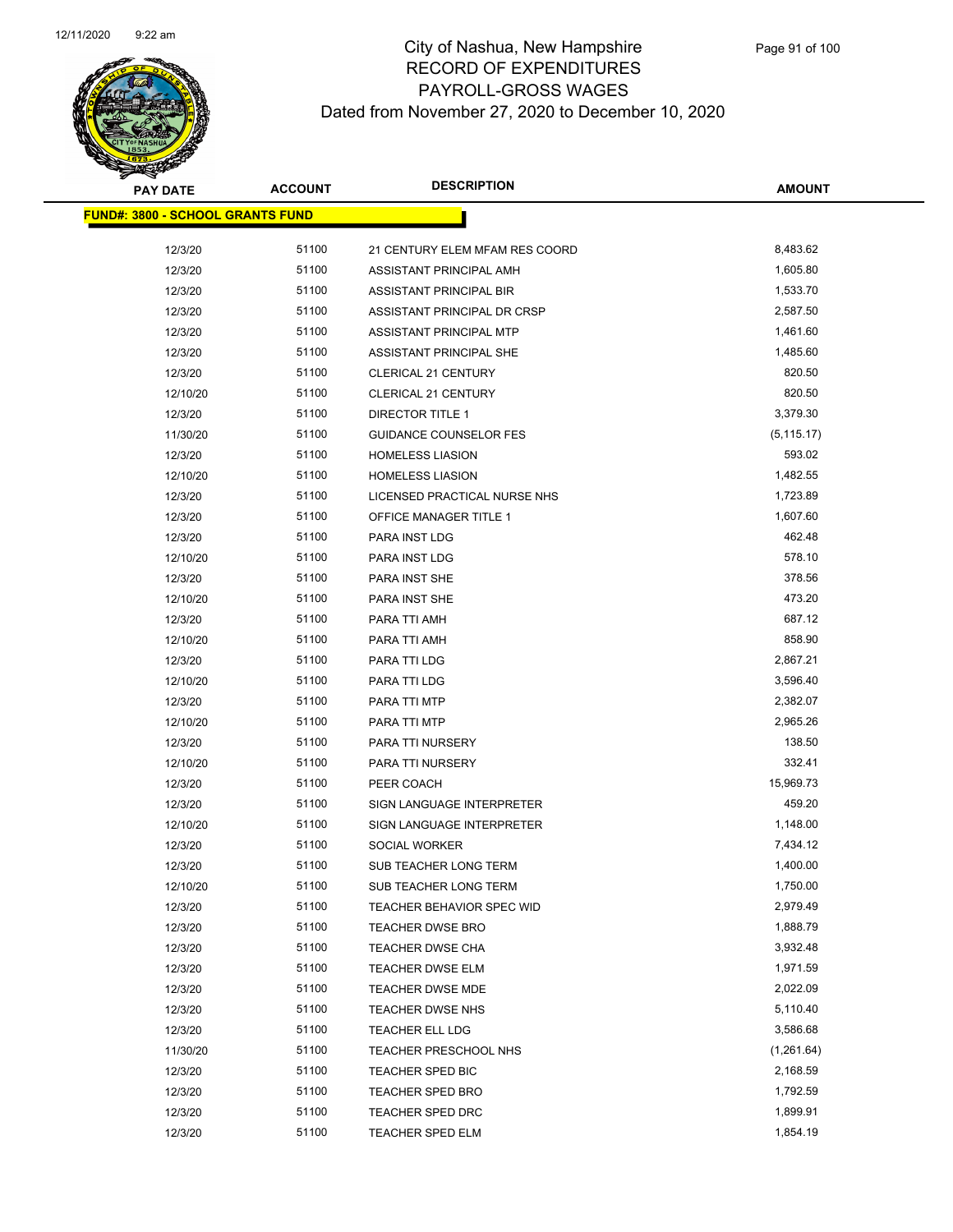# City of Nashua, New Hampshire
## RECORD OF EXPENDITURES
## PAYROLL-GROSS WAGES
### Dated from November 27, 2020 to December 10, 2020

**FUND#: 3800 - SCHOOL GRANTS FUND**

| PAY DATE | ACCOUNT | DESCRIPTION | AMOUNT |
|---|---|---|---|
| 12/3/20 | 51100 | 21 CENTURY ELEM MFAM RES COORD | 8,483.62 |
| 12/3/20 | 51100 | ASSISTANT PRINCIPAL AMH | 1,605.80 |
| 12/3/20 | 51100 | ASSISTANT PRINCIPAL BIR | 1,533.70 |
| 12/3/20 | 51100 | ASSISTANT PRINCIPAL DR CRSP | 2,587.50 |
| 12/3/20 | 51100 | ASSISTANT PRINCIPAL MTP | 1,461.60 |
| 12/3/20 | 51100 | ASSISTANT PRINCIPAL SHE | 1,485.60 |
| 12/3/20 | 51100 | CLERICAL 21 CENTURY | 820.50 |
| 12/10/20 | 51100 | CLERICAL 21 CENTURY | 820.50 |
| 12/3/20 | 51100 | DIRECTOR TITLE 1 | 3,379.30 |
| 11/30/20 | 51100 | GUIDANCE COUNSELOR FES | (5,115.17) |
| 12/3/20 | 51100 | HOMELESS LIASION | 593.02 |
| 12/10/20 | 51100 | HOMELESS LIASION | 1,482.55 |
| 12/3/20 | 51100 | LICENSED PRACTICAL NURSE NHS | 1,723.89 |
| 12/3/20 | 51100 | OFFICE MANAGER TITLE 1 | 1,607.60 |
| 12/3/20 | 51100 | PARA INST LDG | 462.48 |
| 12/10/20 | 51100 | PARA INST LDG | 578.10 |
| 12/3/20 | 51100 | PARA INST SHE | 378.56 |
| 12/10/20 | 51100 | PARA INST SHE | 473.20 |
| 12/3/20 | 51100 | PARA TTI AMH | 687.12 |
| 12/10/20 | 51100 | PARA TTI AMH | 858.90 |
| 12/3/20 | 51100 | PARA TTI LDG | 2,867.21 |
| 12/10/20 | 51100 | PARA TTI LDG | 3,596.40 |
| 12/3/20 | 51100 | PARA TTI MTP | 2,382.07 |
| 12/10/20 | 51100 | PARA TTI MTP | 2,965.26 |
| 12/3/20 | 51100 | PARA TTI NURSERY | 138.50 |
| 12/10/20 | 51100 | PARA TTI NURSERY | 332.41 |
| 12/3/20 | 51100 | PEER COACH | 15,969.73 |
| 12/3/20 | 51100 | SIGN LANGUAGE INTERPRETER | 459.20 |
| 12/10/20 | 51100 | SIGN LANGUAGE INTERPRETER | 1,148.00 |
| 12/3/20 | 51100 | SOCIAL WORKER | 7,434.12 |
| 12/3/20 | 51100 | SUB TEACHER LONG TERM | 1,400.00 |
| 12/10/20 | 51100 | SUB TEACHER LONG TERM | 1,750.00 |
| 12/3/20 | 51100 | TEACHER BEHAVIOR SPEC WID | 2,979.49 |
| 12/3/20 | 51100 | TEACHER DWSE BRO | 1,888.79 |
| 12/3/20 | 51100 | TEACHER DWSE CHA | 3,932.48 |
| 12/3/20 | 51100 | TEACHER DWSE ELM | 1,971.59 |
| 12/3/20 | 51100 | TEACHER DWSE MDE | 2,022.09 |
| 12/3/20 | 51100 | TEACHER DWSE NHS | 5,110.40 |
| 12/3/20 | 51100 | TEACHER ELL LDG | 3,586.68 |
| 11/30/20 | 51100 | TEACHER PRESCHOOL NHS | (1,261.64) |
| 12/3/20 | 51100 | TEACHER SPED BIC | 2,168.59 |
| 12/3/20 | 51100 | TEACHER SPED BRO | 1,792.59 |
| 12/3/20 | 51100 | TEACHER SPED DRC | 1,899.91 |
| 12/3/20 | 51100 | TEACHER SPED ELM | 1,854.19 |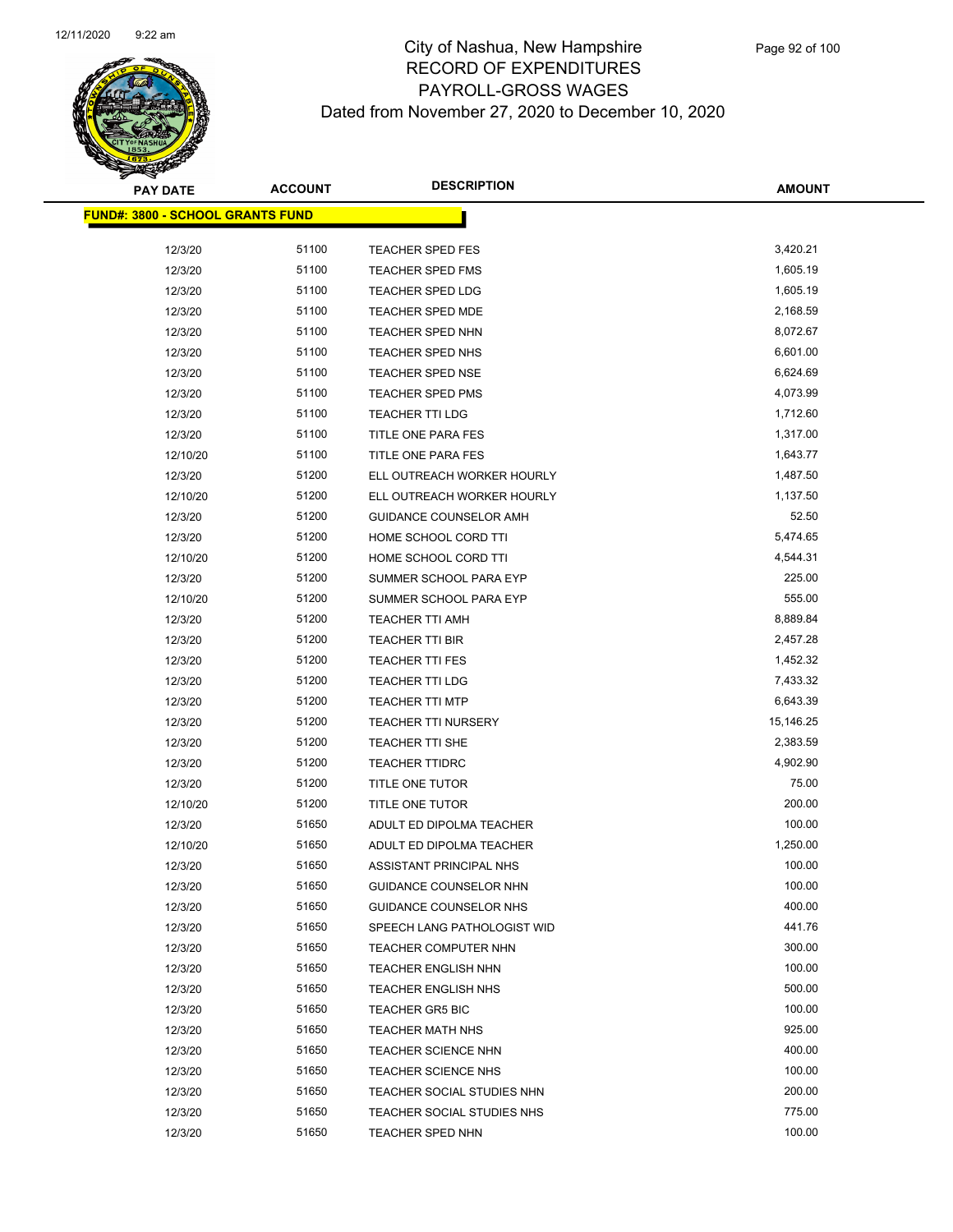# City of Nashua, New Hampshire
## RECORD OF EXPENDITURES
## PAYROLL-GROSS WAGES
Dated from November 27, 2020 to December 10, 2020

| PAY DATE | ACCOUNT | DESCRIPTION | AMOUNT |
|---|---|---|---|
| **FUND#: 3800 - SCHOOL GRANTS FUND** | | | |
| 12/3/20 | 51100 | TEACHER SPED FES | 3,420.21 |
| 12/3/20 | 51100 | TEACHER SPED FMS | 1,605.19 |
| 12/3/20 | 51100 | TEACHER SPED LDG | 1,605.19 |
| 12/3/20 | 51100 | TEACHER SPED MDE | 2,168.59 |
| 12/3/20 | 51100 | TEACHER SPED NHN | 8,072.67 |
| 12/3/20 | 51100 | TEACHER SPED NHS | 6,601.00 |
| 12/3/20 | 51100 | TEACHER SPED NSE | 6,624.69 |
| 12/3/20 | 51100 | TEACHER SPED PMS | 4,073.99 |
| 12/3/20 | 51100 | TEACHER TTI LDG | 1,712.60 |
| 12/3/20 | 51100 | TITLE ONE PARA FES | 1,317.00 |
| 12/10/20 | 51100 | TITLE ONE PARA FES | 1,643.77 |
| 12/3/20 | 51200 | ELL OUTREACH WORKER HOURLY | 1,487.50 |
| 12/10/20 | 51200 | ELL OUTREACH WORKER HOURLY | 1,137.50 |
| 12/3/20 | 51200 | GUIDANCE COUNSELOR AMH | 52.50 |
| 12/3/20 | 51200 | HOME SCHOOL CORD TTI | 5,474.65 |
| 12/10/20 | 51200 | HOME SCHOOL CORD TTI | 4,544.31 |
| 12/3/20 | 51200 | SUMMER SCHOOL PARA EYP | 225.00 |
| 12/10/20 | 51200 | SUMMER SCHOOL PARA EYP | 555.00 |
| 12/3/20 | 51200 | TEACHER TTI AMH | 8,889.84 |
| 12/3/20 | 51200 | TEACHER TTI BIR | 2,457.28 |
| 12/3/20 | 51200 | TEACHER TTI FES | 1,452.32 |
| 12/3/20 | 51200 | TEACHER TTI LDG | 7,433.32 |
| 12/3/20 | 51200 | TEACHER TTI MTP | 6,643.39 |
| 12/3/20 | 51200 | TEACHER TTI NURSERY | 15,146.25 |
| 12/3/20 | 51200 | TEACHER TTI SHE | 2,383.59 |
| 12/3/20 | 51200 | TEACHER TTIDRC | 4,902.90 |
| 12/3/20 | 51200 | TITLE ONE TUTOR | 75.00 |
| 12/10/20 | 51200 | TITLE ONE TUTOR | 200.00 |
| 12/3/20 | 51650 | ADULT ED DIPOLMA TEACHER | 100.00 |
| 12/10/20 | 51650 | ADULT ED DIPOLMA TEACHER | 1,250.00 |
| 12/3/20 | 51650 | ASSISTANT PRINCIPAL NHS | 100.00 |
| 12/3/20 | 51650 | GUIDANCE COUNSELOR NHN | 100.00 |
| 12/3/20 | 51650 | GUIDANCE COUNSELOR NHS | 400.00 |
| 12/3/20 | 51650 | SPEECH LANG PATHOLOGIST WID | 441.76 |
| 12/3/20 | 51650 | TEACHER COMPUTER NHN | 300.00 |
| 12/3/20 | 51650 | TEACHER ENGLISH NHN | 100.00 |
| 12/3/20 | 51650 | TEACHER ENGLISH NHS | 500.00 |
| 12/3/20 | 51650 | TEACHER GR5 BIC | 100.00 |
| 12/3/20 | 51650 | TEACHER MATH NHS | 925.00 |
| 12/3/20 | 51650 | TEACHER SCIENCE NHN | 400.00 |
| 12/3/20 | 51650 | TEACHER SCIENCE NHS | 100.00 |
| 12/3/20 | 51650 | TEACHER SOCIAL STUDIES NHN | 200.00 |
| 12/3/20 | 51650 | TEACHER SOCIAL STUDIES NHS | 775.00 |
| 12/3/20 | 51650 | TEACHER SPED NHN | 100.00 |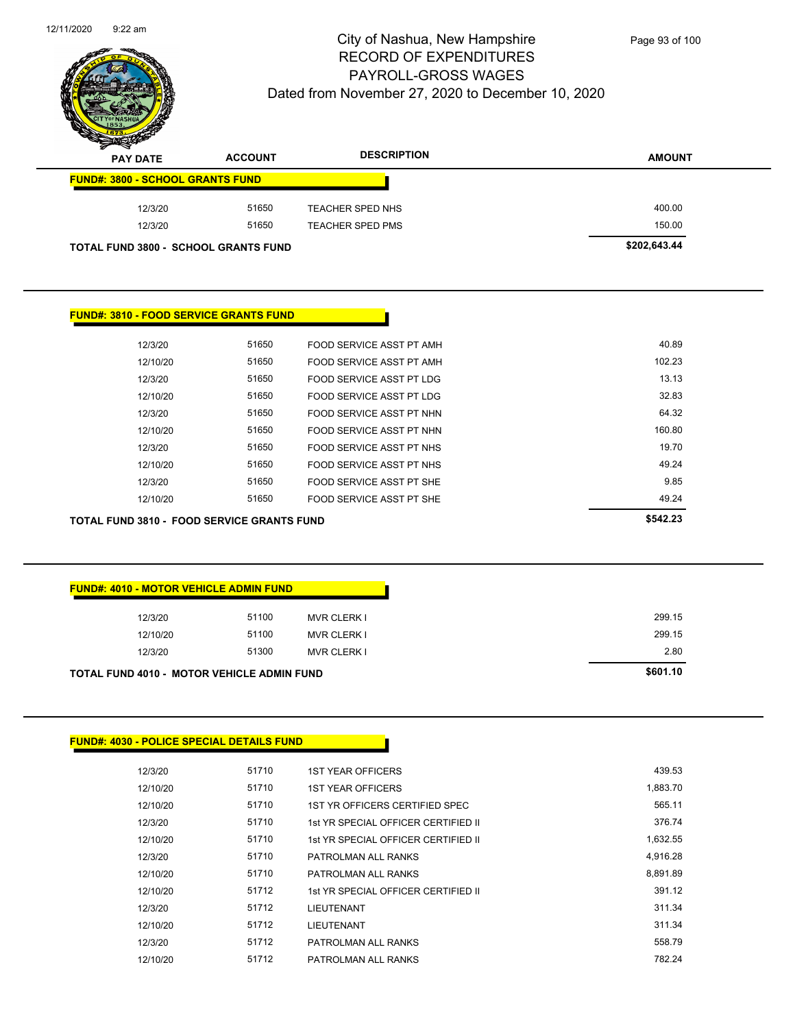# City of Nashua, New Hampshire
## RECORD OF EXPENDITURES
## PAYROLL-GROSS WAGES
### Dated from November 27, 2020 to December 10, 2020

**FUND#: 3800 - SCHOOL GRANTS FUND**

| PAY DATE | ACCOUNT | DESCRIPTION | AMOUNT |
|---|---|---|---|
| 12/3/20 | 51650 | TEACHER SPED NHS | 400.00 |
| 12/3/20 | 51650 | TEACHER SPED PMS | 150.00 |
| **TOTAL FUND 3800 - SCHOOL GRANTS FUND** | | | **$202,643.44** |

**FUND#: 3810 - FOOD SERVICE GRANTS FUND**

| PAY DATE | ACCOUNT | DESCRIPTION | AMOUNT |
|---|---|---|---|
| 12/3/20 | 51650 | FOOD SERVICE ASST PT AMH | 40.89 |
| 12/10/20 | 51650 | FOOD SERVICE ASST PT AMH | 102.23 |
| 12/3/20 | 51650 | FOOD SERVICE ASST PT LDG | 13.13 |
| 12/10/20 | 51650 | FOOD SERVICE ASST PT LDG | 32.83 |
| 12/3/20 | 51650 | FOOD SERVICE ASST PT NHN | 64.32 |
| 12/10/20 | 51650 | FOOD SERVICE ASST PT NHN | 160.80 |
| 12/3/20 | 51650 | FOOD SERVICE ASST PT NHS | 19.70 |
| 12/10/20 | 51650 | FOOD SERVICE ASST PT NHS | 49.24 |
| 12/3/20 | 51650 | FOOD SERVICE ASST PT SHE | 9.85 |
| 12/10/20 | 51650 | FOOD SERVICE ASST PT SHE | 49.24 |
| **TOTAL FUND 3810 - FOOD SERVICE GRANTS FUND** | | | **$542.23** |

**FUND#: 4010 - MOTOR VEHICLE ADMIN FUND**

| PAY DATE | ACCOUNT | DESCRIPTION | AMOUNT |
|---|---|---|---|
| 12/3/20 | 51100 | MVR CLERK I | 299.15 |
| 12/10/20 | 51100 | MVR CLERK I | 299.15 |
| 12/3/20 | 51300 | MVR CLERK I | 2.80 |
| **TOTAL FUND 4010 - MOTOR VEHICLE ADMIN FUND** | | | **$601.10** |

**FUND#: 4030 - POLICE SPECIAL DETAILS FUND**

| PAY DATE | ACCOUNT | DESCRIPTION | AMOUNT |
|---|---|---|---|
| 12/3/20 | 51710 | 1ST YEAR OFFICERS | 439.53 |
| 12/10/20 | 51710 | 1ST YEAR OFFICERS | 1,883.70 |
| 12/10/20 | 51710 | 1ST YR OFFICERS CERTIFIED SPEC | 565.11 |
| 12/3/20 | 51710 | 1st YR SPECIAL OFFICER CERTIFIED II | 376.74 |
| 12/10/20 | 51710 | 1st YR SPECIAL OFFICER CERTIFIED II | 1,632.55 |
| 12/3/20 | 51710 | PATROLMAN ALL RANKS | 4,916.28 |
| 12/10/20 | 51710 | PATROLMAN ALL RANKS | 8,891.89 |
| 12/10/20 | 51712 | 1st YR SPECIAL OFFICER CERTIFIED II | 391.12 |
| 12/3/20 | 51712 | LIEUTENANT | 311.34 |
| 12/10/20 | 51712 | LIEUTENANT | 311.34 |
| 12/3/20 | 51712 | PATROLMAN ALL RANKS | 558.79 |
| 12/10/20 | 51712 | PATROLMAN ALL RANKS | 782.24 |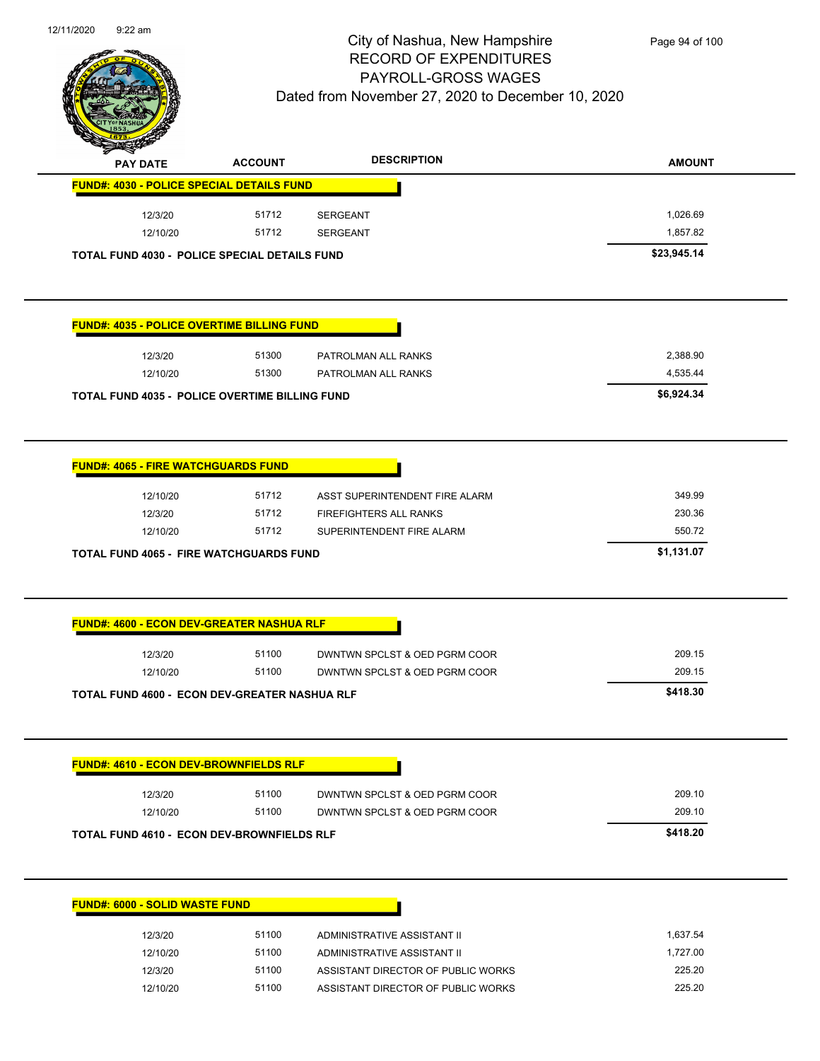# City of Nashua, New Hampshire
## RECORD OF EXPENDITURES
## PAYROLL-GROSS WAGES
### Dated from November 27, 2020 to December 10, 2020

| PAY DATE | ACCOUNT | DESCRIPTION | AMOUNT |
|---|---|---|---|
| **FUND#: 4030 - POLICE SPECIAL DETAILS FUND** | | | |
| 12/3/20 | 51712 | SERGEANT | 1,026.69 |
| 12/10/20 | 51712 | SERGEANT | 1,857.82 |
| **TOTAL FUND 4030 - POLICE SPECIAL DETAILS FUND** | | | **$23,945.14** |

| PAY DATE | ACCOUNT | DESCRIPTION | AMOUNT |
|---|---|---|---|
| **FUND#: 4035 - POLICE OVERTIME BILLING FUND** | | | |
| 12/3/20 | 51300 | PATROLMAN ALL RANKS | 2,388.90 |
| 12/10/20 | 51300 | PATROLMAN ALL RANKS | 4,535.44 |
| **TOTAL FUND 4035 - POLICE OVERTIME BILLING FUND** | | | **$6,924.34** |

| PAY DATE | ACCOUNT | DESCRIPTION | AMOUNT |
|---|---|---|---|
| **FUND#: 4065 - FIRE WATCHGUARDS FUND** | | | |
| 12/10/20 | 51712 | ASST SUPERINTENDENT FIRE ALARM | 349.99 |
| 12/3/20 | 51712 | FIREFIGHTERS ALL RANKS | 230.36 |
| 12/10/20 | 51712 | SUPERINTENDENT FIRE ALARM | 550.72 |
| **TOTAL FUND 4065 - FIRE WATCHGUARDS FUND** | | | **$1,131.07** |

| PAY DATE | ACCOUNT | DESCRIPTION | AMOUNT |
|---|---|---|---|
| **FUND#: 4600 - ECON DEV-GREATER NASHUA RLF** | | | |
| 12/3/20 | 51100 | DWNTWN SPCLST & OED PGRM COOR | 209.15 |
| 12/10/20 | 51100 | DWNTWN SPCLST & OED PGRM COOR | 209.15 |
| **TOTAL FUND 4600 - ECON DEV-GREATER NASHUA RLF** | | | **$418.30** |

| PAY DATE | ACCOUNT | DESCRIPTION | AMOUNT |
|---|---|---|---|
| **FUND#: 4610 - ECON DEV-BROWNFIELDS RLF** | | | |
| 12/3/20 | 51100 | DWNTWN SPCLST & OED PGRM COOR | 209.10 |
| 12/10/20 | 51100 | DWNTWN SPCLST & OED PGRM COOR | 209.10 |
| **TOTAL FUND 4610 - ECON DEV-BROWNFIELDS RLF** | | | **$418.20** |

| PAY DATE | ACCOUNT | DESCRIPTION | AMOUNT |
|---|---|---|---|
| **FUND#: 6000 - SOLID WASTE FUND** | | | |
| 12/3/20 | 51100 | ADMINISTRATIVE ASSISTANT II | 1,637.54 |
| 12/10/20 | 51100 | ADMINISTRATIVE ASSISTANT II | 1,727.00 |
| 12/3/20 | 51100 | ASSISTANT DIRECTOR OF PUBLIC WORKS | 225.20 |
| 12/10/20 | 51100 | ASSISTANT DIRECTOR OF PUBLIC WORKS | 225.20 |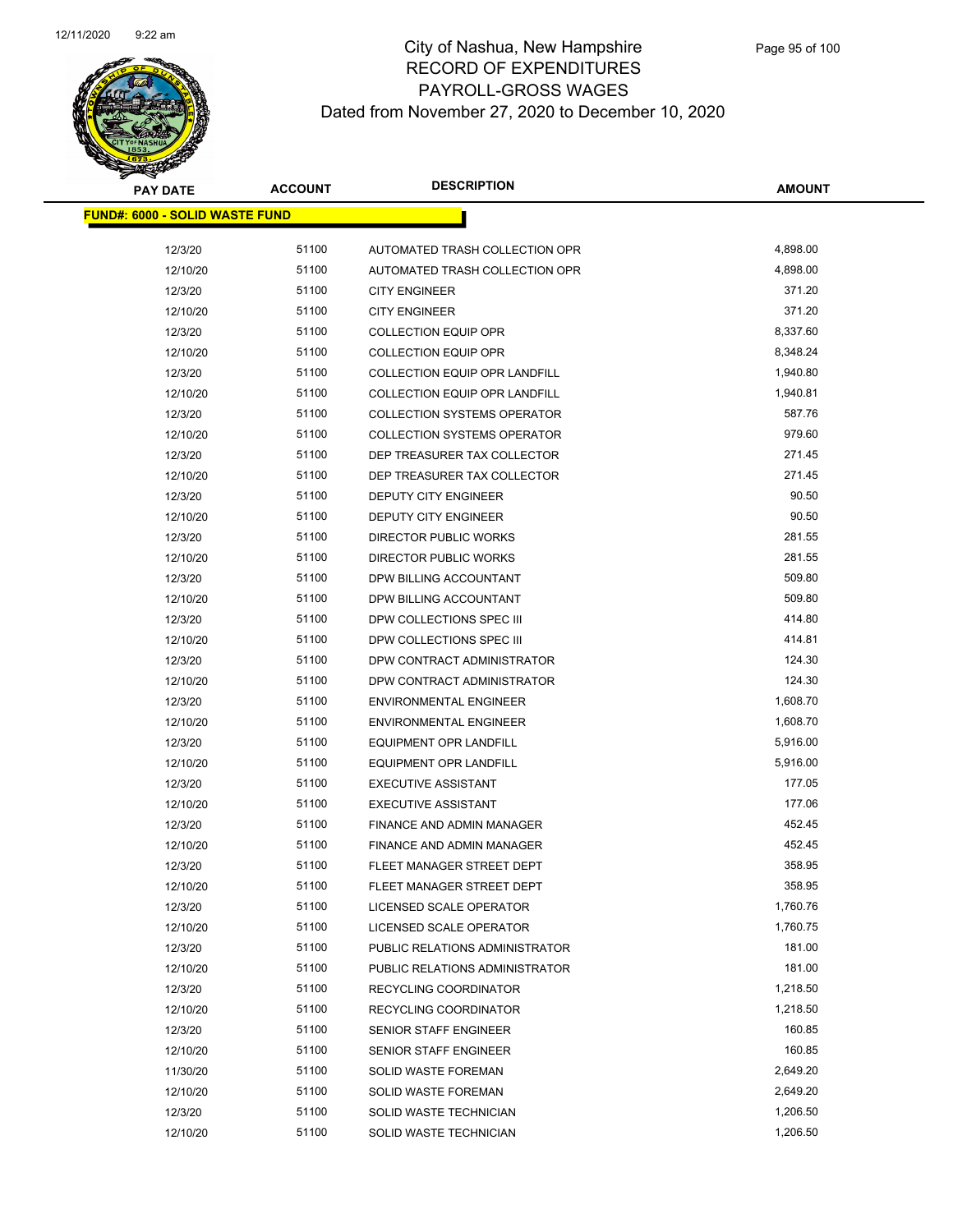# City of Nashua, New Hampshire
## RECORD OF EXPENDITURES
## PAYROLL-GROSS WAGES
### Dated from November 27, 2020 to December 10, 2020

| PAY DATE | ACCOUNT | DESCRIPTION | AMOUNT |
|---|---|---|---|
| **FUND#: 6000 - SOLID WASTE FUND** | | | |
| 12/3/20 | 51100 | AUTOMATED TRASH COLLECTION OPR | 4,898.00 |
| 12/10/20 | 51100 | AUTOMATED TRASH COLLECTION OPR | 4,898.00 |
| 12/3/20 | 51100 | CITY ENGINEER | 371.20 |
| 12/10/20 | 51100 | CITY ENGINEER | 371.20 |
| 12/3/20 | 51100 | COLLECTION EQUIP OPR | 8,337.60 |
| 12/10/20 | 51100 | COLLECTION EQUIP OPR | 8,348.24 |
| 12/3/20 | 51100 | COLLECTION EQUIP OPR LANDFILL | 1,940.80 |
| 12/10/20 | 51100 | COLLECTION EQUIP OPR LANDFILL | 1,940.81 |
| 12/3/20 | 51100 | COLLECTION SYSTEMS OPERATOR | 587.76 |
| 12/10/20 | 51100 | COLLECTION SYSTEMS OPERATOR | 979.60 |
| 12/3/20 | 51100 | DEP TREASURER TAX COLLECTOR | 271.45 |
| 12/10/20 | 51100 | DEP TREASURER TAX COLLECTOR | 271.45 |
| 12/3/20 | 51100 | DEPUTY CITY ENGINEER | 90.50 |
| 12/10/20 | 51100 | DEPUTY CITY ENGINEER | 90.50 |
| 12/3/20 | 51100 | DIRECTOR PUBLIC WORKS | 281.55 |
| 12/10/20 | 51100 | DIRECTOR PUBLIC WORKS | 281.55 |
| 12/3/20 | 51100 | DPW BILLING ACCOUNTANT | 509.80 |
| 12/10/20 | 51100 | DPW BILLING ACCOUNTANT | 509.80 |
| 12/3/20 | 51100 | DPW COLLECTIONS SPEC III | 414.80 |
| 12/10/20 | 51100 | DPW COLLECTIONS SPEC III | 414.81 |
| 12/3/20 | 51100 | DPW CONTRACT ADMINISTRATOR | 124.30 |
| 12/10/20 | 51100 | DPW CONTRACT ADMINISTRATOR | 124.30 |
| 12/3/20 | 51100 | ENVIRONMENTAL ENGINEER | 1,608.70 |
| 12/10/20 | 51100 | ENVIRONMENTAL ENGINEER | 1,608.70 |
| 12/3/20 | 51100 | EQUIPMENT OPR LANDFILL | 5,916.00 |
| 12/10/20 | 51100 | EQUIPMENT OPR LANDFILL | 5,916.00 |
| 12/3/20 | 51100 | EXECUTIVE ASSISTANT | 177.05 |
| 12/10/20 | 51100 | EXECUTIVE ASSISTANT | 177.06 |
| 12/3/20 | 51100 | FINANCE AND ADMIN MANAGER | 452.45 |
| 12/10/20 | 51100 | FINANCE AND ADMIN MANAGER | 452.45 |
| 12/3/20 | 51100 | FLEET MANAGER STREET DEPT | 358.95 |
| 12/10/20 | 51100 | FLEET MANAGER STREET DEPT | 358.95 |
| 12/3/20 | 51100 | LICENSED SCALE OPERATOR | 1,760.76 |
| 12/10/20 | 51100 | LICENSED SCALE OPERATOR | 1,760.75 |
| 12/3/20 | 51100 | PUBLIC RELATIONS ADMINISTRATOR | 181.00 |
| 12/10/20 | 51100 | PUBLIC RELATIONS ADMINISTRATOR | 181.00 |
| 12/3/20 | 51100 | RECYCLING COORDINATOR | 1,218.50 |
| 12/10/20 | 51100 | RECYCLING COORDINATOR | 1,218.50 |
| 12/3/20 | 51100 | SENIOR STAFF ENGINEER | 160.85 |
| 12/10/20 | 51100 | SENIOR STAFF ENGINEER | 160.85 |
| 11/30/20 | 51100 | SOLID WASTE FOREMAN | 2,649.20 |
| 12/10/20 | 51100 | SOLID WASTE FOREMAN | 2,649.20 |
| 12/3/20 | 51100 | SOLID WASTE TECHNICIAN | 1,206.50 |
| 12/10/20 | 51100 | SOLID WASTE TECHNICIAN | 1,206.50 |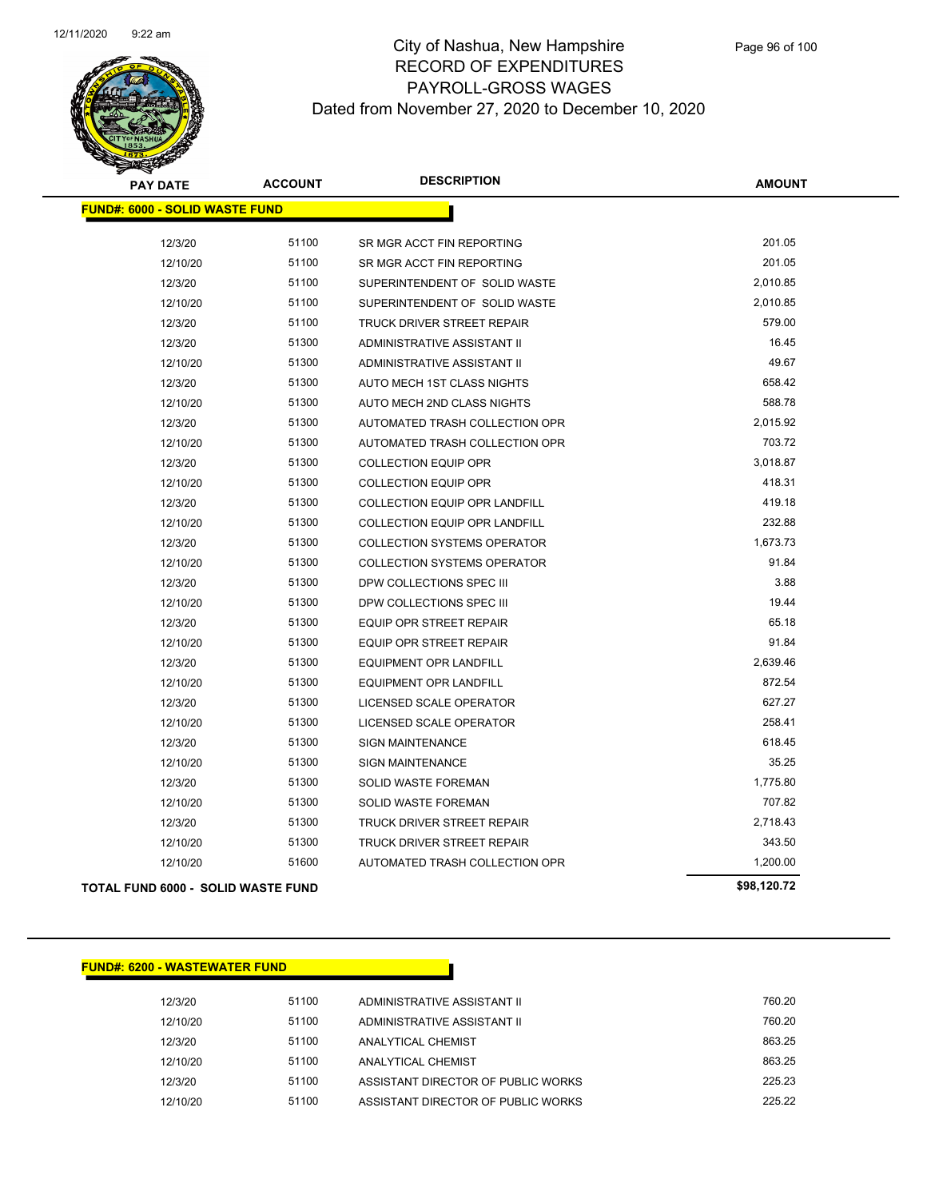# City of Nashua, New Hampshire
## RECORD OF EXPENDITURES
## PAYROLL-GROSS WAGES
## Dated from November 27, 2020 to December 10, 2020

| PAY DATE | ACCOUNT | DESCRIPTION | AMOUNT |
|---|---|---|---|
| **FUND#: 6000 - SOLID WASTE FUND** | | | |
| 12/3/20 | 51100 | SR MGR ACCT FIN REPORTING | 201.05 |
| 12/10/20 | 51100 | SR MGR ACCT FIN REPORTING | 201.05 |
| 12/3/20 | 51100 | SUPERINTENDENT OF SOLID WASTE | 2,010.85 |
| 12/10/20 | 51100 | SUPERINTENDENT OF SOLID WASTE | 2,010.85 |
| 12/3/20 | 51100 | TRUCK DRIVER STREET REPAIR | 579.00 |
| 12/3/20 | 51300 | ADMINISTRATIVE ASSISTANT II | 16.45 |
| 12/10/20 | 51300 | ADMINISTRATIVE ASSISTANT II | 49.67 |
| 12/3/20 | 51300 | AUTO MECH 1ST CLASS NIGHTS | 658.42 |
| 12/10/20 | 51300 | AUTO MECH 2ND CLASS NIGHTS | 588.78 |
| 12/3/20 | 51300 | AUTOMATED TRASH COLLECTION OPR | 2,015.92 |
| 12/10/20 | 51300 | AUTOMATED TRASH COLLECTION OPR | 703.72 |
| 12/3/20 | 51300 | COLLECTION EQUIP OPR | 3,018.87 |
| 12/10/20 | 51300 | COLLECTION EQUIP OPR | 418.31 |
| 12/3/20 | 51300 | COLLECTION EQUIP OPR LANDFILL | 419.18 |
| 12/10/20 | 51300 | COLLECTION EQUIP OPR LANDFILL | 232.88 |
| 12/3/20 | 51300 | COLLECTION SYSTEMS OPERATOR | 1,673.73 |
| 12/10/20 | 51300 | COLLECTION SYSTEMS OPERATOR | 91.84 |
| 12/3/20 | 51300 | DPW COLLECTIONS SPEC III | 3.88 |
| 12/10/20 | 51300 | DPW COLLECTIONS SPEC III | 19.44 |
| 12/3/20 | 51300 | EQUIP OPR STREET REPAIR | 65.18 |
| 12/10/20 | 51300 | EQUIP OPR STREET REPAIR | 91.84 |
| 12/3/20 | 51300 | EQUIPMENT OPR LANDFILL | 2,639.46 |
| 12/10/20 | 51300 | EQUIPMENT OPR LANDFILL | 872.54 |
| 12/3/20 | 51300 | LICENSED SCALE OPERATOR | 627.27 |
| 12/10/20 | 51300 | LICENSED SCALE OPERATOR | 258.41 |
| 12/3/20 | 51300 | SIGN MAINTENANCE | 618.45 |
| 12/10/20 | 51300 | SIGN MAINTENANCE | 35.25 |
| 12/3/20 | 51300 | SOLID WASTE FOREMAN | 1,775.80 |
| 12/10/20 | 51300 | SOLID WASTE FOREMAN | 707.82 |
| 12/3/20 | 51300 | TRUCK DRIVER STREET REPAIR | 2,718.43 |
| 12/10/20 | 51300 | TRUCK DRIVER STREET REPAIR | 343.50 |
| 12/10/20 | 51600 | AUTOMATED TRASH COLLECTION OPR | 1,200.00 |
| **TOTAL FUND 6000 - SOLID WASTE FUND** | | | **$98,120.72** |

| PAY DATE | ACCOUNT | DESCRIPTION | AMOUNT |
|---|---|---|---|
| **FUND#: 6200 - WASTEWATER FUND** | | | |
| 12/3/20 | 51100 | ADMINISTRATIVE ASSISTANT II | 760.20 |
| 12/10/20 | 51100 | ADMINISTRATIVE ASSISTANT II | 760.20 |
| 12/3/20 | 51100 | ANALYTICAL CHEMIST | 863.25 |
| 12/10/20 | 51100 | ANALYTICAL CHEMIST | 863.25 |
| 12/3/20 | 51100 | ASSISTANT DIRECTOR OF PUBLIC WORKS | 225.23 |
| 12/10/20 | 51100 | ASSISTANT DIRECTOR OF PUBLIC WORKS | 225.22 |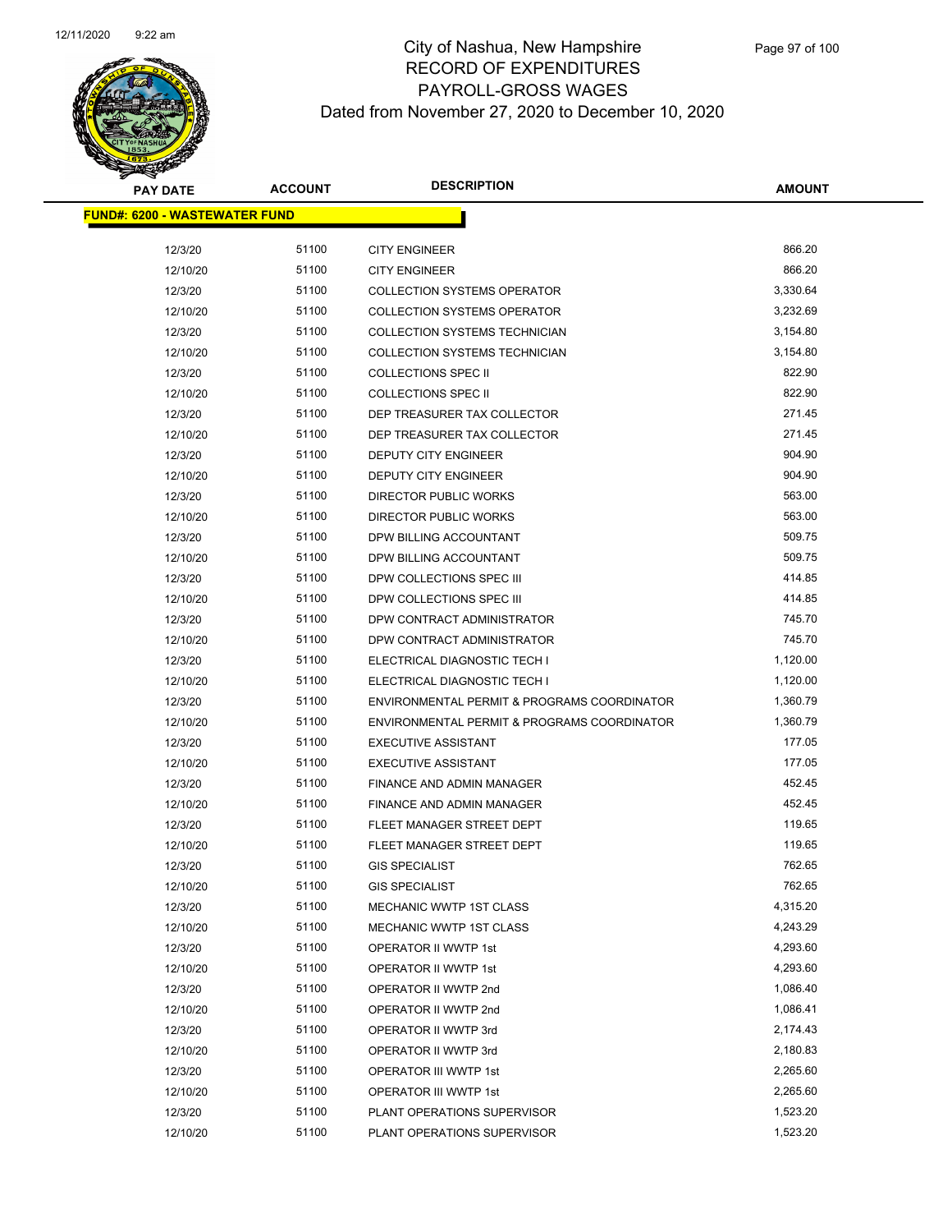# City of Nashua, New Hampshire
## RECORD OF EXPENDITURES
## PAYROLL-GROSS WAGES
### Dated from November 27, 2020 to December 10, 2020

| PAY DATE | ACCOUNT | DESCRIPTION | AMOUNT |
|---|---|---|---|
| **FUND#: 6200 - WASTEWATER FUND** | | | |
| 12/3/20 | 51100 | CITY ENGINEER | 866.20 |
| 12/10/20 | 51100 | CITY ENGINEER | 866.20 |
| 12/3/20 | 51100 | COLLECTION SYSTEMS OPERATOR | 3,330.64 |
| 12/10/20 | 51100 | COLLECTION SYSTEMS OPERATOR | 3,232.69 |
| 12/3/20 | 51100 | COLLECTION SYSTEMS TECHNICIAN | 3,154.80 |
| 12/10/20 | 51100 | COLLECTION SYSTEMS TECHNICIAN | 3,154.80 |
| 12/3/20 | 51100 | COLLECTIONS SPEC II | 822.90 |
| 12/10/20 | 51100 | COLLECTIONS SPEC II | 822.90 |
| 12/3/20 | 51100 | DEP TREASURER TAX COLLECTOR | 271.45 |
| 12/10/20 | 51100 | DEP TREASURER TAX COLLECTOR | 271.45 |
| 12/3/20 | 51100 | DEPUTY CITY ENGINEER | 904.90 |
| 12/10/20 | 51100 | DEPUTY CITY ENGINEER | 904.90 |
| 12/3/20 | 51100 | DIRECTOR PUBLIC WORKS | 563.00 |
| 12/10/20 | 51100 | DIRECTOR PUBLIC WORKS | 563.00 |
| 12/3/20 | 51100 | DPW BILLING ACCOUNTANT | 509.75 |
| 12/10/20 | 51100 | DPW BILLING ACCOUNTANT | 509.75 |
| 12/3/20 | 51100 | DPW COLLECTIONS SPEC III | 414.85 |
| 12/10/20 | 51100 | DPW COLLECTIONS SPEC III | 414.85 |
| 12/3/20 | 51100 | DPW CONTRACT ADMINISTRATOR | 745.70 |
| 12/10/20 | 51100 | DPW CONTRACT ADMINISTRATOR | 745.70 |
| 12/3/20 | 51100 | ELECTRICAL DIAGNOSTIC TECH I | 1,120.00 |
| 12/10/20 | 51100 | ELECTRICAL DIAGNOSTIC TECH I | 1,120.00 |
| 12/3/20 | 51100 | ENVIRONMENTAL PERMIT & PROGRAMS COORDINATOR | 1,360.79 |
| 12/10/20 | 51100 | ENVIRONMENTAL PERMIT & PROGRAMS COORDINATOR | 1,360.79 |
| 12/3/20 | 51100 | EXECUTIVE ASSISTANT | 177.05 |
| 12/10/20 | 51100 | EXECUTIVE ASSISTANT | 177.05 |
| 12/3/20 | 51100 | FINANCE AND ADMIN MANAGER | 452.45 |
| 12/10/20 | 51100 | FINANCE AND ADMIN MANAGER | 452.45 |
| 12/3/20 | 51100 | FLEET MANAGER STREET DEPT | 119.65 |
| 12/10/20 | 51100 | FLEET MANAGER STREET DEPT | 119.65 |
| 12/3/20 | 51100 | GIS SPECIALIST | 762.65 |
| 12/10/20 | 51100 | GIS SPECIALIST | 762.65 |
| 12/3/20 | 51100 | MECHANIC WWTP 1ST CLASS | 4,315.20 |
| 12/10/20 | 51100 | MECHANIC WWTP 1ST CLASS | 4,243.29 |
| 12/3/20 | 51100 | OPERATOR II WWTP 1st | 4,293.60 |
| 12/10/20 | 51100 | OPERATOR II WWTP 1st | 4,293.60 |
| 12/3/20 | 51100 | OPERATOR II WWTP 2nd | 1,086.40 |
| 12/10/20 | 51100 | OPERATOR II WWTP 2nd | 1,086.41 |
| 12/3/20 | 51100 | OPERATOR II WWTP 3rd | 2,174.43 |
| 12/10/20 | 51100 | OPERATOR II WWTP 3rd | 2,180.83 |
| 12/3/20 | 51100 | OPERATOR III WWTP 1st | 2,265.60 |
| 12/10/20 | 51100 | OPERATOR III WWTP 1st | 2,265.60 |
| 12/3/20 | 51100 | PLANT OPERATIONS SUPERVISOR | 1,523.20 |
| 12/10/20 | 51100 | PLANT OPERATIONS SUPERVISOR | 1,523.20 |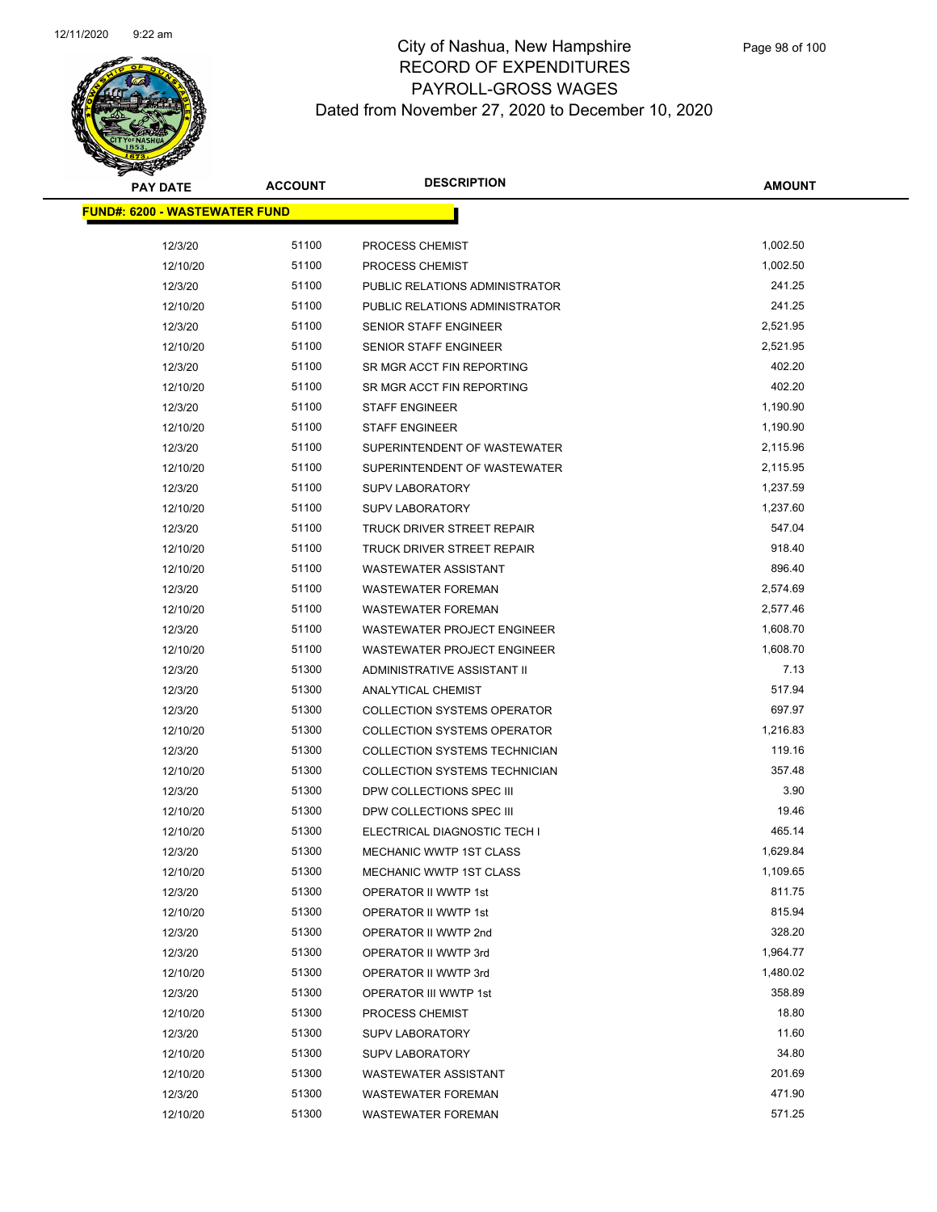# City of Nashua, New Hampshire
## RECORD OF EXPENDITURES
## PAYROLL-GROSS WAGES
## Dated from November 27, 2020 to December 10, 2020

| PAY DATE | ACCOUNT | DESCRIPTION | AMOUNT |
|---|---|---|---|
| **FUND#: 6200 - WASTEWATER FUND** | | | |
| 12/3/20 | 51100 | PROCESS CHEMIST | 1,002.50 |
| 12/10/20 | 51100 | PROCESS CHEMIST | 1,002.50 |
| 12/3/20 | 51100 | PUBLIC RELATIONS ADMINISTRATOR | 241.25 |
| 12/10/20 | 51100 | PUBLIC RELATIONS ADMINISTRATOR | 241.25 |
| 12/3/20 | 51100 | SENIOR STAFF ENGINEER | 2,521.95 |
| 12/10/20 | 51100 | SENIOR STAFF ENGINEER | 2,521.95 |
| 12/3/20 | 51100 | SR MGR ACCT FIN REPORTING | 402.20 |
| 12/10/20 | 51100 | SR MGR ACCT FIN REPORTING | 402.20 |
| 12/3/20 | 51100 | STAFF ENGINEER | 1,190.90 |
| 12/10/20 | 51100 | STAFF ENGINEER | 1,190.90 |
| 12/3/20 | 51100 | SUPERINTENDENT OF WASTEWATER | 2,115.96 |
| 12/10/20 | 51100 | SUPERINTENDENT OF WASTEWATER | 2,115.95 |
| 12/3/20 | 51100 | SUPV LABORATORY | 1,237.59 |
| 12/10/20 | 51100 | SUPV LABORATORY | 1,237.60 |
| 12/3/20 | 51100 | TRUCK DRIVER STREET REPAIR | 547.04 |
| 12/10/20 | 51100 | TRUCK DRIVER STREET REPAIR | 918.40 |
| 12/10/20 | 51100 | WASTEWATER ASSISTANT | 896.40 |
| 12/3/20 | 51100 | WASTEWATER FOREMAN | 2,574.69 |
| 12/10/20 | 51100 | WASTEWATER FOREMAN | 2,577.46 |
| 12/3/20 | 51100 | WASTEWATER PROJECT ENGINEER | 1,608.70 |
| 12/10/20 | 51100 | WASTEWATER PROJECT ENGINEER | 1,608.70 |
| 12/3/20 | 51300 | ADMINISTRATIVE ASSISTANT II | 7.13 |
| 12/3/20 | 51300 | ANALYTICAL CHEMIST | 517.94 |
| 12/3/20 | 51300 | COLLECTION SYSTEMS OPERATOR | 697.97 |
| 12/10/20 | 51300 | COLLECTION SYSTEMS OPERATOR | 1,216.83 |
| 12/3/20 | 51300 | COLLECTION SYSTEMS TECHNICIAN | 119.16 |
| 12/10/20 | 51300 | COLLECTION SYSTEMS TECHNICIAN | 357.48 |
| 12/3/20 | 51300 | DPW COLLECTIONS SPEC III | 3.90 |
| 12/10/20 | 51300 | DPW COLLECTIONS SPEC III | 19.46 |
| 12/10/20 | 51300 | ELECTRICAL DIAGNOSTIC TECH I | 465.14 |
| 12/3/20 | 51300 | MECHANIC WWTP 1ST CLASS | 1,629.84 |
| 12/10/20 | 51300 | MECHANIC WWTP 1ST CLASS | 1,109.65 |
| 12/3/20 | 51300 | OPERATOR II WWTP 1st | 811.75 |
| 12/10/20 | 51300 | OPERATOR II WWTP 1st | 815.94 |
| 12/3/20 | 51300 | OPERATOR II WWTP 2nd | 328.20 |
| 12/3/20 | 51300 | OPERATOR II WWTP 3rd | 1,964.77 |
| 12/10/20 | 51300 | OPERATOR II WWTP 3rd | 1,480.02 |
| 12/3/20 | 51300 | OPERATOR III WWTP 1st | 358.89 |
| 12/10/20 | 51300 | PROCESS CHEMIST | 18.80 |
| 12/3/20 | 51300 | SUPV LABORATORY | 11.60 |
| 12/10/20 | 51300 | SUPV LABORATORY | 34.80 |
| 12/10/20 | 51300 | WASTEWATER ASSISTANT | 201.69 |
| 12/3/20 | 51300 | WASTEWATER FOREMAN | 471.90 |
| 12/10/20 | 51300 | WASTEWATER FOREMAN | 571.25 |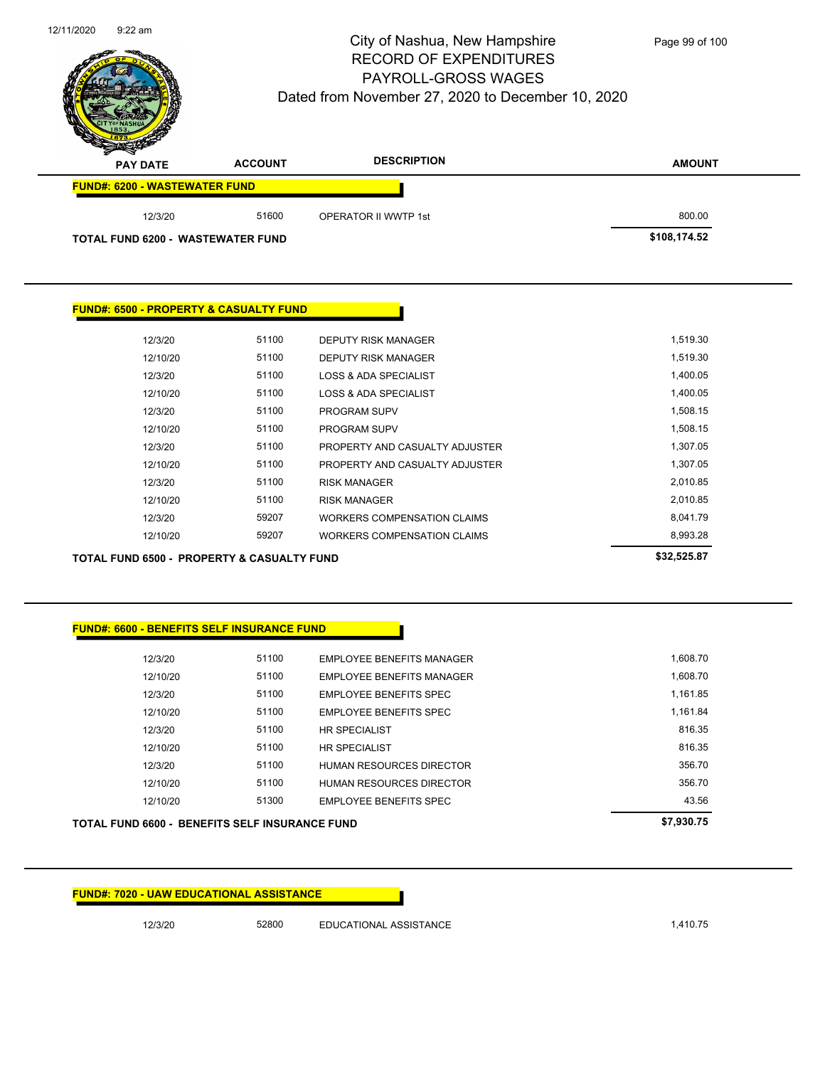# City of Nashua, New Hampshire
## RECORD OF EXPENDITURES
## PAYROLL-GROSS WAGES
### Dated from November 27, 2020 to December 10, 2020

| PAY DATE | ACCOUNT | DESCRIPTION | AMOUNT |
|---|---|---|---|
| **FUND#: 6200 - WASTEWATER FUND** | | | |
| 12/3/20 | 51600 | OPERATOR II WWTP 1st | 800.00 |
| **TOTAL FUND 6200 - WASTEWATER FUND** | | | **$108,174.52** |

| PAY DATE | ACCOUNT | DESCRIPTION | AMOUNT |
|---|---|---|---|
| **FUND#: 6500 - PROPERTY & CASUALTY FUND** | | | |
| 12/3/20 | 51100 | DEPUTY RISK MANAGER | 1,519.30 |
| 12/10/20 | 51100 | DEPUTY RISK MANAGER | 1,519.30 |
| 12/3/20 | 51100 | LOSS & ADA SPECIALIST | 1,400.05 |
| 12/10/20 | 51100 | LOSS & ADA SPECIALIST | 1,400.05 |
| 12/3/20 | 51100 | PROGRAM SUPV | 1,508.15 |
| 12/10/20 | 51100 | PROGRAM SUPV | 1,508.15 |
| 12/3/20 | 51100 | PROPERTY AND CASUALTY ADJUSTER | 1,307.05 |
| 12/10/20 | 51100 | PROPERTY AND CASUALTY ADJUSTER | 1,307.05 |
| 12/3/20 | 51100 | RISK MANAGER | 2,010.85 |
| 12/10/20 | 51100 | RISK MANAGER | 2,010.85 |
| 12/3/20 | 59207 | WORKERS COMPENSATION CLAIMS | 8,041.79 |
| 12/10/20 | 59207 | WORKERS COMPENSATION CLAIMS | 8,993.28 |
| **TOTAL FUND 6500 - PROPERTY & CASUALTY FUND** | | | **$32,525.87** |

| PAY DATE | ACCOUNT | DESCRIPTION | AMOUNT |
|---|---|---|---|
| **FUND#: 6600 - BENEFITS SELF INSURANCE FUND** | | | |
| 12/3/20 | 51100 | EMPLOYEE BENEFITS MANAGER | 1,608.70 |
| 12/10/20 | 51100 | EMPLOYEE BENEFITS MANAGER | 1,608.70 |
| 12/3/20 | 51100 | EMPLOYEE BENEFITS SPEC | 1,161.85 |
| 12/10/20 | 51100 | EMPLOYEE BENEFITS SPEC | 1,161.84 |
| 12/3/20 | 51100 | HR SPECIALIST | 816.35 |
| 12/10/20 | 51100 | HR SPECIALIST | 816.35 |
| 12/3/20 | 51100 | HUMAN RESOURCES DIRECTOR | 356.70 |
| 12/10/20 | 51100 | HUMAN RESOURCES DIRECTOR | 356.70 |
| 12/10/20 | 51300 | EMPLOYEE BENEFITS SPEC | 43.56 |
| **TOTAL FUND 6600 - BENEFITS SELF INSURANCE FUND** | | | **$7,930.75** |

| PAY DATE | ACCOUNT | DESCRIPTION | AMOUNT |
|---|---|---|---|
| **FUND#: 7020 - UAW EDUCATIONAL ASSISTANCE** | | | |
| 12/3/20 | 52800 | EDUCATIONAL ASSISTANCE | 1,410.75 |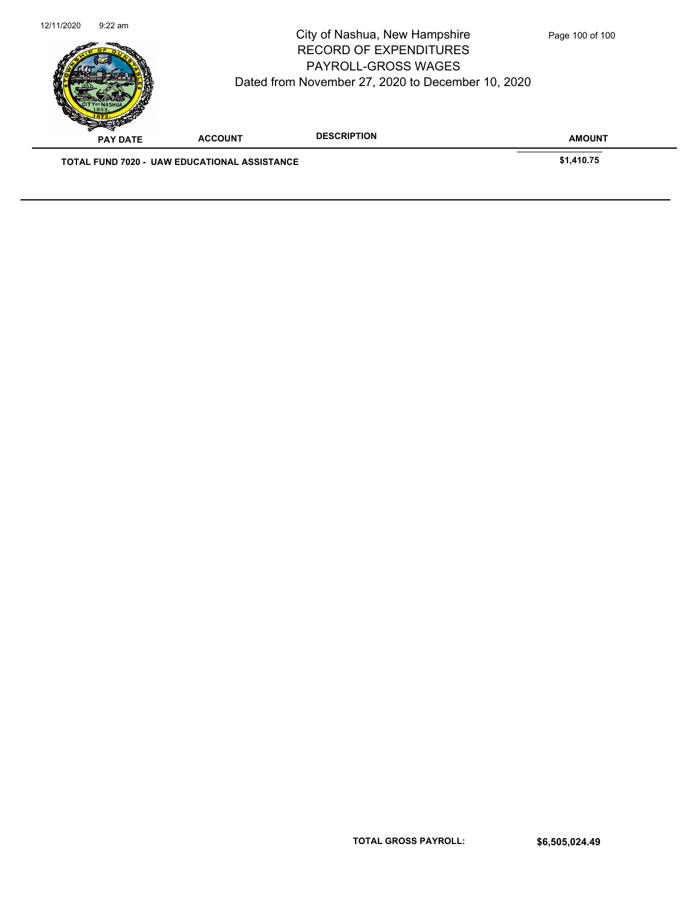| PAY DATE | ACCOUNT | DESCRIPTION | AMOUNT |
|---|---|---|---|
| **TOTAL FUND 7020 - UAW EDUCATIONAL ASSISTANCE** | | | **$1,410.75** |

**TOTAL GROSS PAYROLL:** **$6,505,024.49**